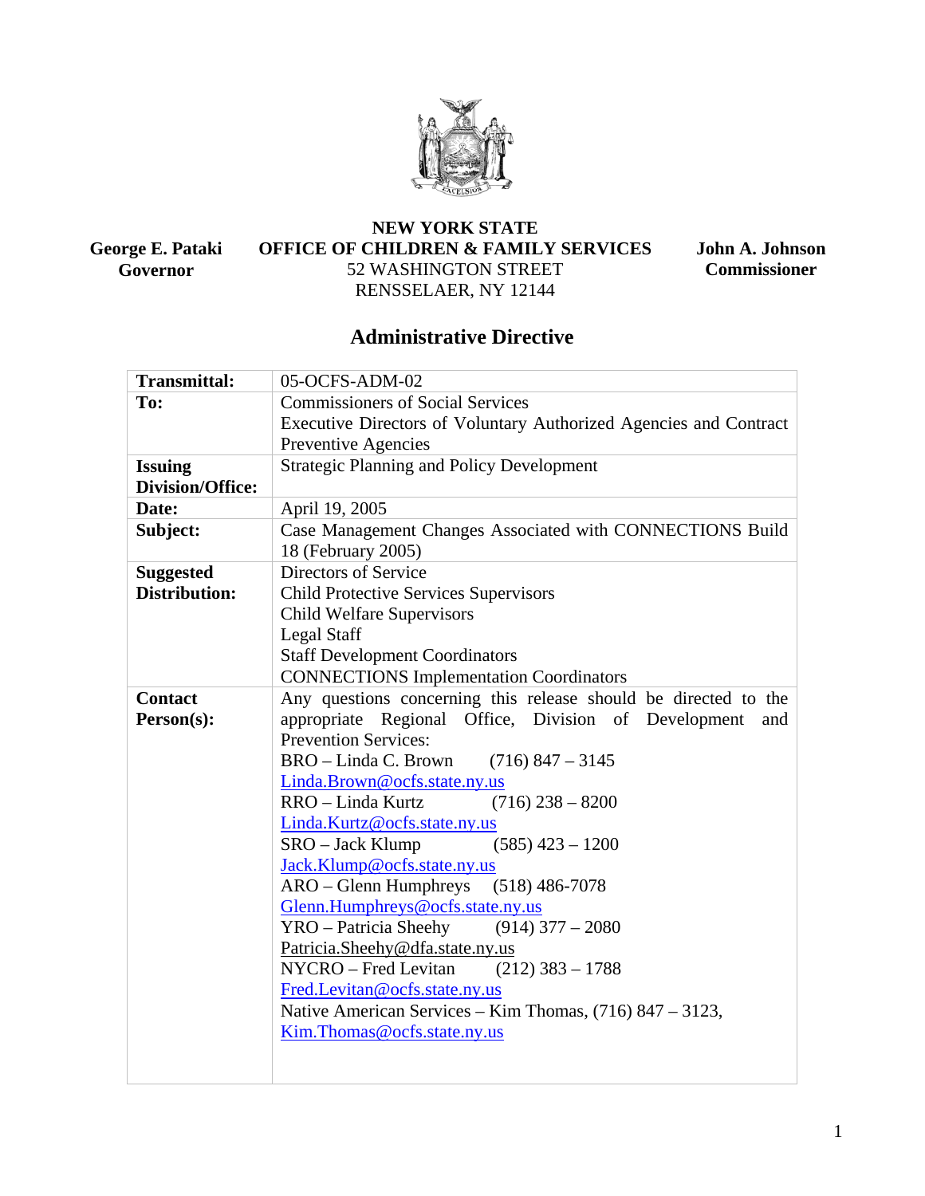**George E. Pataki**
**Governor**

**NEW YORK STATE**
**OFFICE OF CHILDREN & FAMILY SERVICES**
52 WASHINGTON STREET
RENSSELAER, NY 12144

**John A. Johnson**
**Commissioner**

## Administrative Directive

| | |
|---|---|
| **Transmittal:** | 05-OCFS-ADM-02 |
| **To:** | Commissioners of Social Services<br>Executive Directors of Voluntary Authorized Agencies and Contract Preventive Agencies |
| **Issuing Division/Office:** | Strategic Planning and Policy Development |
| **Date:** | April 19, 2005 |
| **Subject:** | Case Management Changes Associated with CONNECTIONS Build 18 (February 2005) |
| **Suggested Distribution:** | Directors of Service<br>Child Protective Services Supervisors<br>Child Welfare Supervisors<br>Legal Staff<br>Staff Development Coordinators<br>CONNECTIONS Implementation Coordinators |
| **Contact Person(s):** | Any questions concerning this release should be directed to the appropriate Regional Office, Division of Development and Prevention Services:<br>BRO – Linda C. Brown (716) 847 – 3145<br>Linda.Brown@ocfs.state.ny.us<br>RRO – Linda Kurtz (716) 238 – 8200<br>Linda.Kurtz@ocfs.state.ny.us<br>SRO – Jack Klump (585) 423 – 1200<br>Jack.Klump@ocfs.state.ny.us<br>ARO – Glenn Humphreys (518) 486-7078<br>Glenn.Humphreys@ocfs.state.ny.us<br>YRO – Patricia Sheehy (914) 377 – 2080<br>Patricia.Sheehy@dfa.state.ny.us<br>NYCRO – Fred Levitan (212) 383 – 1788<br>Fred.Levitan@ocfs.state.ny.us<br>Native American Services – Kim Thomas, (716) 847 – 3123,<br>Kim.Thomas@ocfs.state.ny.us |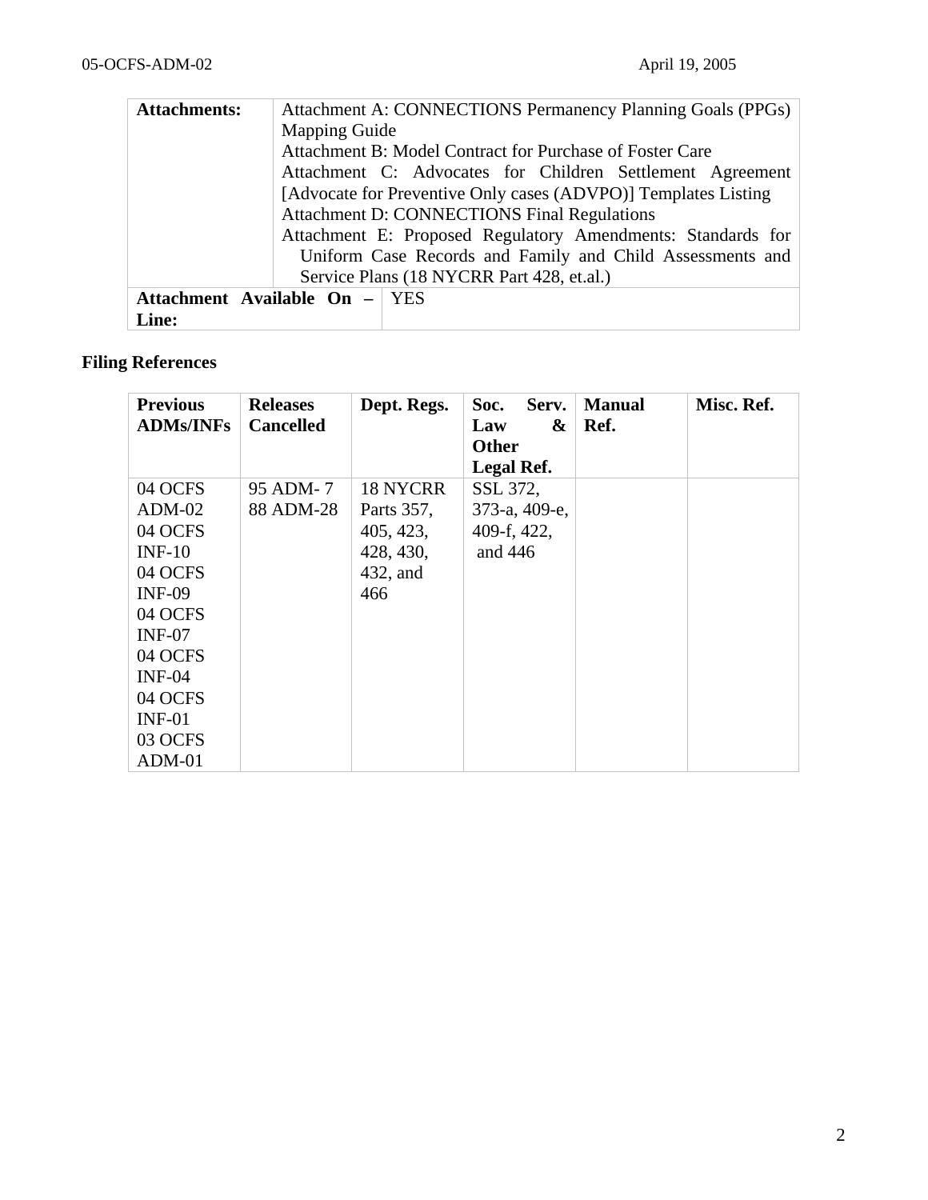| **Attachments:** | Attachment A: CONNECTIONS Permanency Planning Goals (PPGs) Mapping Guide<br>Attachment B: Model Contract for Purchase of Foster Care<br>Attachment C: Advocates for Children Settlement Agreement [Advocate for Preventive Only cases (ADVPO)] Templates Listing<br>Attachment D: CONNECTIONS Final Regulations<br>Attachment E: Proposed Regulatory Amendments: Standards for Uniform Case Records and Family and Child Assessments and Service Plans (18 NYCRR Part 428, et.al.) |
|---|---|
| **Attachment Available On – Line:** | YES |

**Filing References**

| Previous ADMs/INFs | Releases Cancelled | Dept. Regs. | Soc. Serv. Law & Other Legal Ref. | Manual Ref. | Misc. Ref. |
|---|---|---|---|---|---|
| 04 OCFS ADM-02<br>04 OCFS INF-10<br>04 OCFS INF-09<br>04 OCFS INF-07<br>04 OCFS INF-04<br>04 OCFS INF-01<br>03 OCFS ADM-01 | 95 ADM- 7<br>88 ADM-28 | 18 NYCRR Parts 357, 405, 423, 428, 430, 432, and 466 | SSL 372, 373-a, 409-e, 409-f, 422, and 446 | | |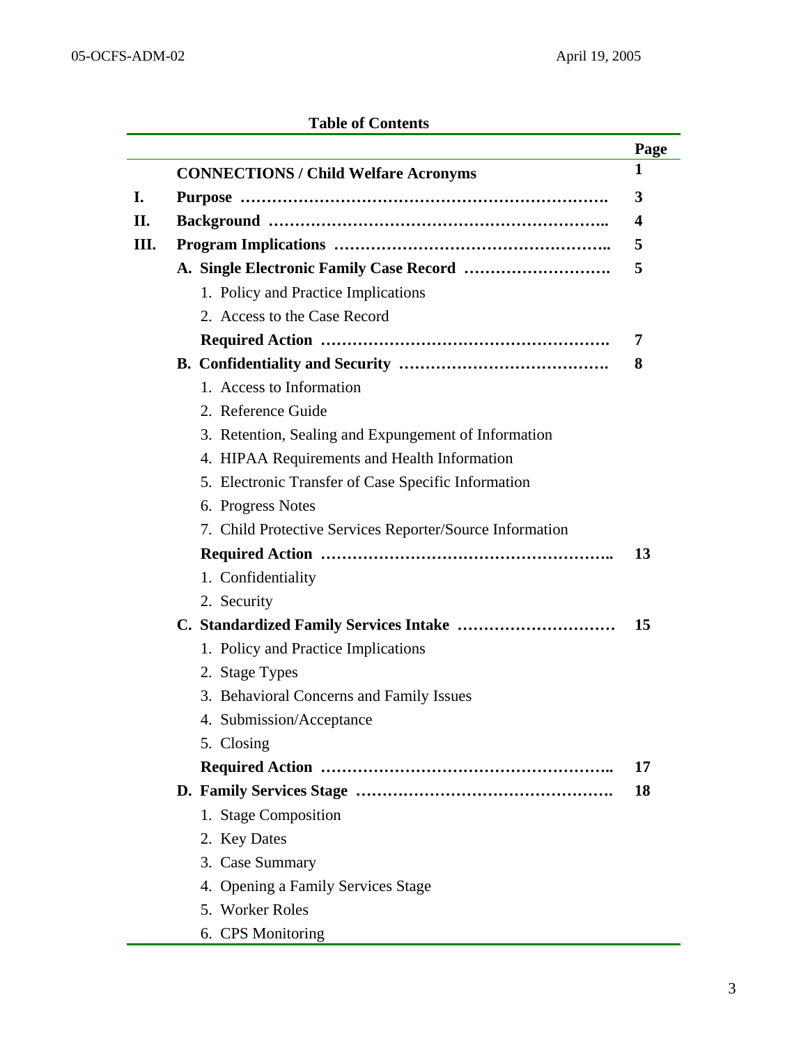## Table of Contents

| | | Page |
|---|---|---|
| | **CONNECTIONS / Child Welfare Acronyms** | **1** |
| **I.** | **Purpose ……………………………………………………………** | **3** |
| **II.** | **Background ………………………………………………………..** | **4** |
| **III.** | **Program Implications ……………………………………………..** | **5** |
| | **A. Single Electronic Family Case Record ……………………….** | **5** |
| | 1. Policy and Practice Implications | |
| | 2. Access to the Case Record | |
| | **Required Action ……………………………………………….** | **7** |
| | **B. Confidentiality and Security ………………………………….** | **8** |
| | 1. Access to Information | |
| | 2. Reference Guide | |
| | 3. Retention, Sealing and Expungement of Information | |
| | 4. HIPAA Requirements and Health Information | |
| | 5. Electronic Transfer of Case Specific Information | |
| | 6. Progress Notes | |
| | 7. Child Protective Services Reporter/Source Information | |
| | **Required Action ………………………………………………..** | **13** |
| | 1. Confidentiality | |
| | 2. Security | |
| | **C. Standardized Family Services Intake …………………………** | **15** |
| | 1. Policy and Practice Implications | |
| | 2. Stage Types | |
| | 3. Behavioral Concerns and Family Issues | |
| | 4. Submission/Acceptance | |
| | 5. Closing | |
| | **Required Action ………………………………………………..** | **17** |
| | **D. Family Services Stage ………………………………………….** | **18** |
| | 1. Stage Composition | |
| | 2. Key Dates | |
| | 3. Case Summary | |
| | 4. Opening a Family Services Stage | |
| | 5. Worker Roles | |
| | 6. CPS Monitoring | |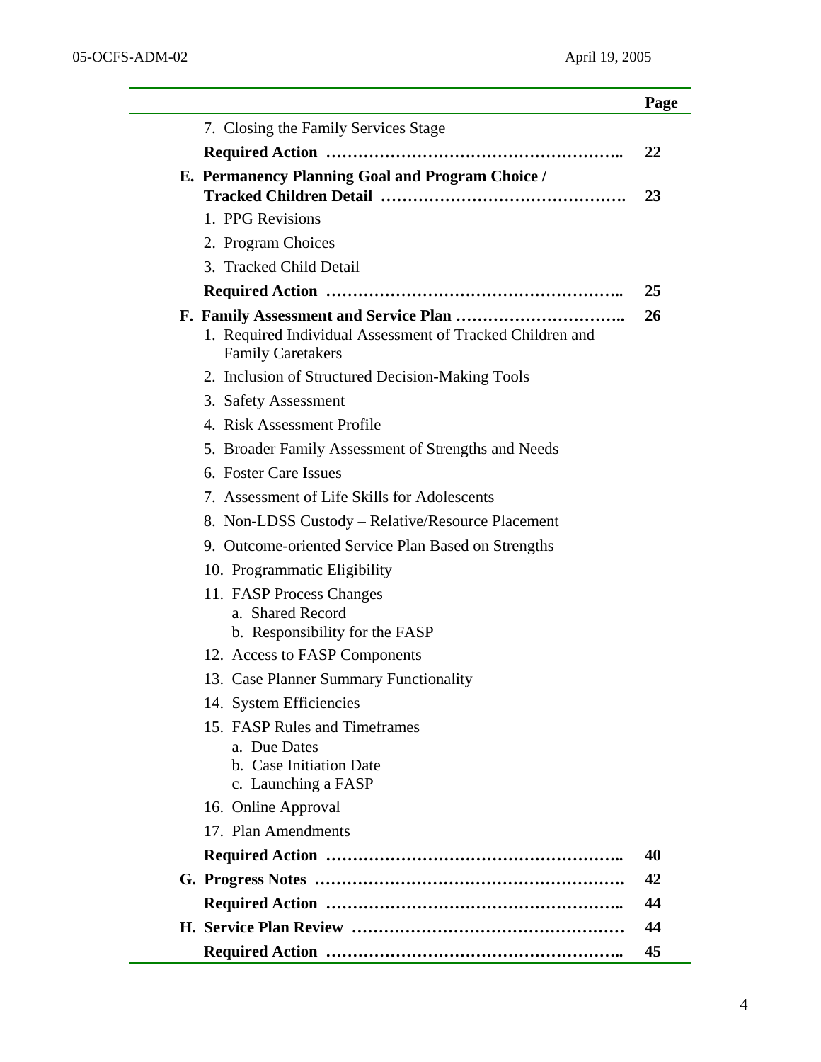| | Page |
|---|---|
| 7. Closing the Family Services Stage | |
| **Required Action** ……………………………………………….. | **22** |
| **E. Permanency Planning Goal and Program Choice / Tracked Children Detail** ………………………………………. | **23** |
| 1. PPG Revisions | |
| 2. Program Choices | |
| 3. Tracked Child Detail | |
| **Required Action** ……………………………………………….. | **25** |
| **F. Family Assessment and Service Plan** ………………………….. | **26** |
| 1. Required Individual Assessment of Tracked Children and Family Caretakers | |
| 2. Inclusion of Structured Decision-Making Tools | |
| 3. Safety Assessment | |
| 4. Risk Assessment Profile | |
| 5. Broader Family Assessment of Strengths and Needs | |
| 6. Foster Care Issues | |
| 7. Assessment of Life Skills for Adolescents | |
| 8. Non-LDSS Custody – Relative/Resource Placement | |
| 9. Outcome-oriented Service Plan Based on Strengths | |
| 10. Programmatic Eligibility | |
| 11. FASP Process Changes<br>a. Shared Record<br>b. Responsibility for the FASP | |
| 12. Access to FASP Components | |
| 13. Case Planner Summary Functionality | |
| 14. System Efficiencies | |
| 15. FASP Rules and Timeframes<br>a. Due Dates<br>b. Case Initiation Date<br>c. Launching a FASP | |
| 16. Online Approval | |
| 17. Plan Amendments | |
| **Required Action** ……………………………………………….. | **40** |
| **G. Progress Notes** …………………………………………………. | **42** |
| **Required Action** ……………………………………………….. | **44** |
| **H. Service Plan Review** …………………………………………… | **44** |
| **Required Action** ……………………………………………….. | **45** |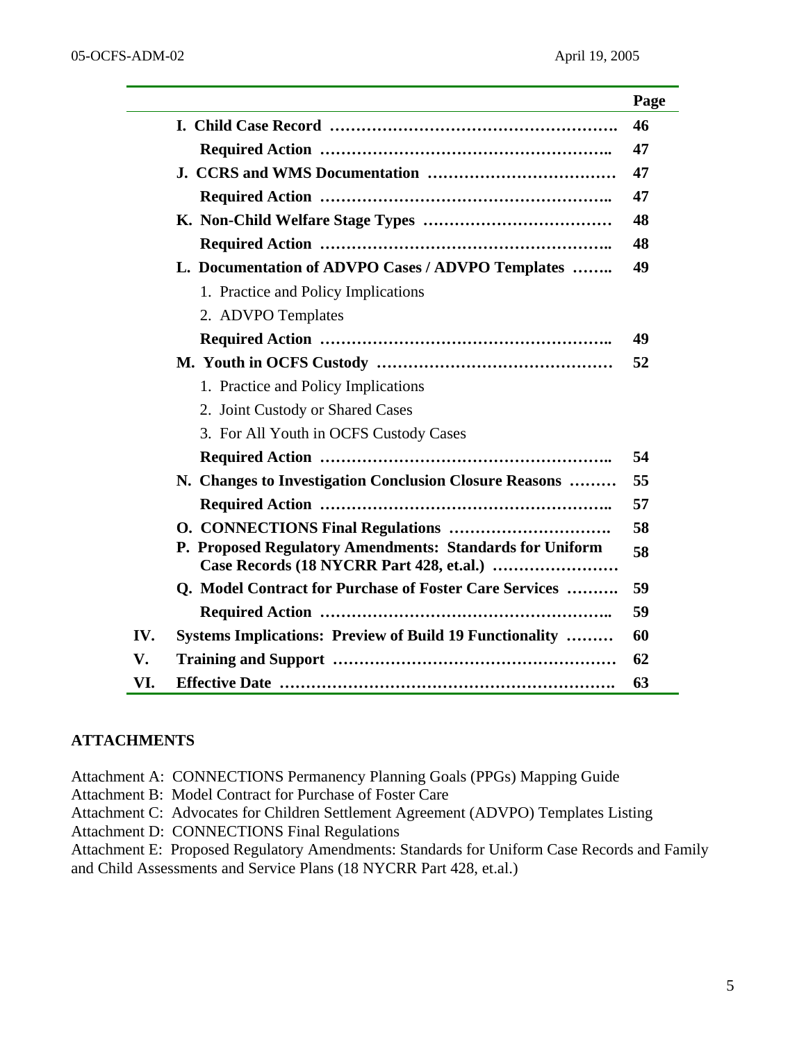| | | Page |
|---|---|---|
| | **I. Child Case Record ………………………………………………** | **46** |
| | **Required Action ………………………………………………..** | **47** |
| | **J. CCRS and WMS Documentation ………………………………** | **47** |
| | **Required Action ………………………………………………..** | **47** |
| | **K. Non-Child Welfare Stage Types ………………………………** | **48** |
| | **Required Action ………………………………………………..** | **48** |
| | **L. Documentation of ADVPO Cases / ADVPO Templates ……..** | **49** |
| | 1. Practice and Policy Implications | |
| | 2. ADVPO Templates | |
| | **Required Action ………………………………………………..** | **49** |
| | **M. Youth in OCFS Custody ………………………………………** | **52** |
| | 1. Practice and Policy Implications | |
| | 2. Joint Custody or Shared Cases | |
| | 3. For All Youth in OCFS Custody Cases | |
| | **Required Action ………………………………………………..** | **54** |
| | **N. Changes to Investigation Conclusion Closure Reasons ………** | **55** |
| | **Required Action ………………………………………………..** | **57** |
| | **O. CONNECTIONS Final Regulations ………………………….** | **58** |
| | **P. Proposed Regulatory Amendments: Standards for Uniform Case Records (18 NYCRR Part 428, et.al.) ……………………** | **58** |
| | **Q. Model Contract for Purchase of Foster Care Services ……….** | **59** |
| | **Required Action ………………………………………………..** | **59** |
| **IV.** | **Systems Implications: Preview of Build 19 Functionality ………** | **60** |
| **V.** | **Training and Support ………………………………………………** | **62** |
| **VI.** | **Effective Date ……………………………………………………….** | **63** |

**ATTACHMENTS**

Attachment A: CONNECTIONS Permanency Planning Goals (PPGs) Mapping Guide
Attachment B: Model Contract for Purchase of Foster Care
Attachment C: Advocates for Children Settlement Agreement (ADVPO) Templates Listing
Attachment D: CONNECTIONS Final Regulations
Attachment E: Proposed Regulatory Amendments: Standards for Uniform Case Records and Family and Child Assessments and Service Plans (18 NYCRR Part 428, et.al.)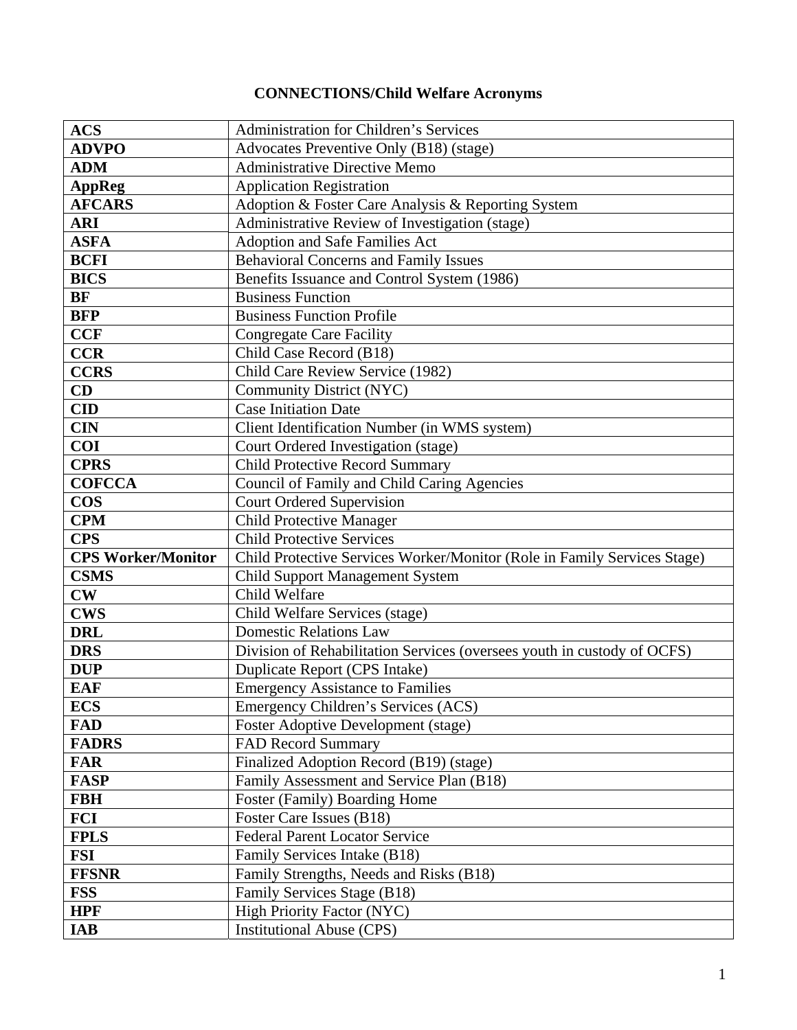# CONNECTIONS/Child Welfare Acronyms

| | |
|---|---|
| **ACS** | Administration for Children's Services |
| **ADVPO** | Advocates Preventive Only (B18) (stage) |
| **ADM** | Administrative Directive Memo |
| **AppReg** | Application Registration |
| **AFCARS** | Adoption & Foster Care Analysis & Reporting System |
| **ARI** | Administrative Review of Investigation (stage) |
| **ASFA** | Adoption and Safe Families Act |
| **BCFI** | Behavioral Concerns and Family Issues |
| **BICS** | Benefits Issuance and Control System (1986) |
| **BF** | Business Function |
| **BFP** | Business Function Profile |
| **CCF** | Congregate Care Facility |
| **CCR** | Child Case Record (B18) |
| **CCRS** | Child Care Review Service (1982) |
| **CD** | Community District (NYC) |
| **CID** | Case Initiation Date |
| **CIN** | Client Identification Number (in WMS system) |
| **COI** | Court Ordered Investigation (stage) |
| **CPRS** | Child Protective Record Summary |
| **COFCCA** | Council of Family and Child Caring Agencies |
| **COS** | Court Ordered Supervision |
| **CPM** | Child Protective Manager |
| **CPS** | Child Protective Services |
| **CPS Worker/Monitor** | Child Protective Services Worker/Monitor (Role in Family Services Stage) |
| **CSMS** | Child Support Management System |
| **CW** | Child Welfare |
| **CWS** | Child Welfare Services (stage) |
| **DRL** | Domestic Relations Law |
| **DRS** | Division of Rehabilitation Services (oversees youth in custody of OCFS) |
| **DUP** | Duplicate Report (CPS Intake) |
| **EAF** | Emergency Assistance to Families |
| **ECS** | Emergency Children's Services (ACS) |
| **FAD** | Foster Adoptive Development (stage) |
| **FADRS** | FAD Record Summary |
| **FAR** | Finalized Adoption Record (B19) (stage) |
| **FASP** | Family Assessment and Service Plan (B18) |
| **FBH** | Foster (Family) Boarding Home |
| **FCI** | Foster Care Issues (B18) |
| **FPLS** | Federal Parent Locator Service |
| **FSI** | Family Services Intake (B18) |
| **FFSNR** | Family Strengths, Needs and Risks (B18) |
| **FSS** | Family Services Stage (B18) |
| **HPF** | High Priority Factor (NYC) |
| **IAB** | Institutional Abuse (CPS) |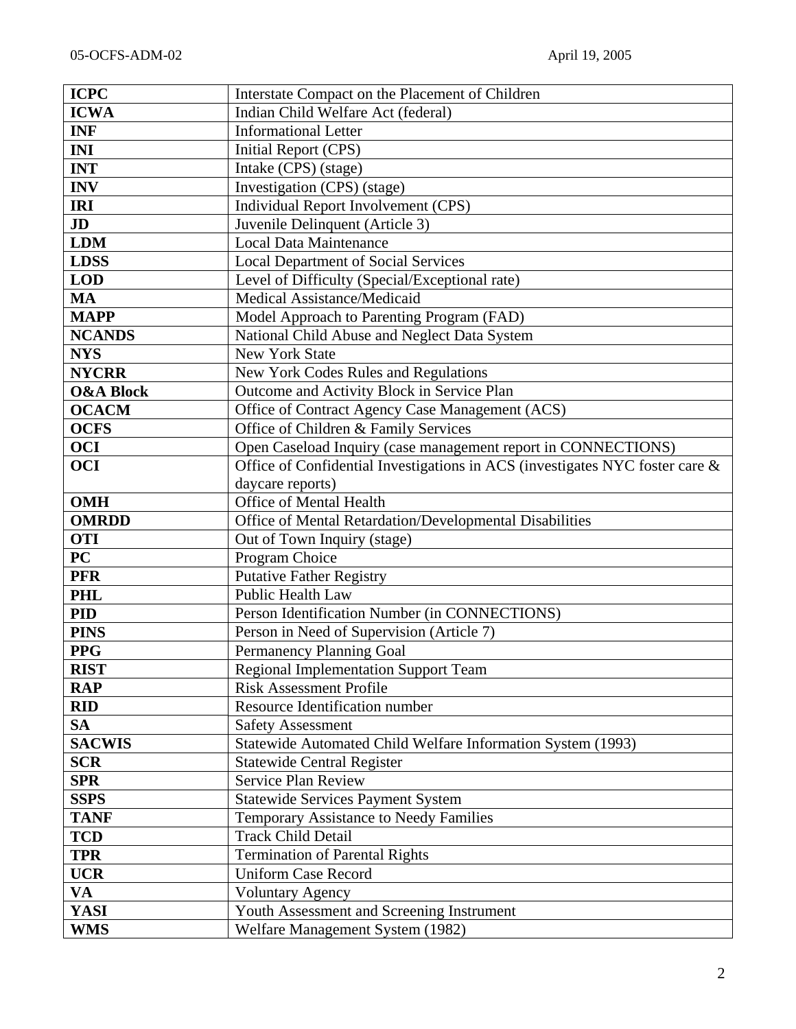| | |
|---|---|
| **ICPC** | Interstate Compact on the Placement of Children |
| **ICWA** | Indian Child Welfare Act (federal) |
| **INF** | Informational Letter |
| **INI** | Initial Report (CPS) |
| **INT** | Intake (CPS) (stage) |
| **INV** | Investigation (CPS) (stage) |
| **IRI** | Individual Report Involvement (CPS) |
| **JD** | Juvenile Delinquent (Article 3) |
| **LDM** | Local Data Maintenance |
| **LDSS** | Local Department of Social Services |
| **LOD** | Level of Difficulty (Special/Exceptional rate) |
| **MA** | Medical Assistance/Medicaid |
| **MAPP** | Model Approach to Parenting Program (FAD) |
| **NCANDS** | National Child Abuse and Neglect Data System |
| **NYS** | New York State |
| **NYCRR** | New York Codes Rules and Regulations |
| **O&A Block** | Outcome and Activity Block in Service Plan |
| **OCACM** | Office of Contract Agency Case Management (ACS) |
| **OCFS** | Office of Children & Family Services |
| **OCI** | Open Caseload Inquiry (case management report in CONNECTIONS) |
| **OCI** | Office of Confidential Investigations in ACS (investigates NYC foster care & daycare reports) |
| **OMH** | Office of Mental Health |
| **OMRDD** | Office of Mental Retardation/Developmental Disabilities |
| **OTI** | Out of Town Inquiry (stage) |
| **PC** | Program Choice |
| **PFR** | Putative Father Registry |
| **PHL** | Public Health Law |
| **PID** | Person Identification Number (in CONNECTIONS) |
| **PINS** | Person in Need of Supervision (Article 7) |
| **PPG** | Permanency Planning Goal |
| **RIST** | Regional Implementation Support Team |
| **RAP** | Risk Assessment Profile |
| **RID** | Resource Identification number |
| **SA** | Safety Assessment |
| **SACWIS** | Statewide Automated Child Welfare Information System (1993) |
| **SCR** | Statewide Central Register |
| **SPR** | Service Plan Review |
| **SSPS** | Statewide Services Payment System |
| **TANF** | Temporary Assistance to Needy Families |
| **TCD** | Track Child Detail |
| **TPR** | Termination of Parental Rights |
| **UCR** | Uniform Case Record |
| **VA** | Voluntary Agency |
| **YASI** | Youth Assessment and Screening Instrument |
| **WMS** | Welfare Management System (1982) |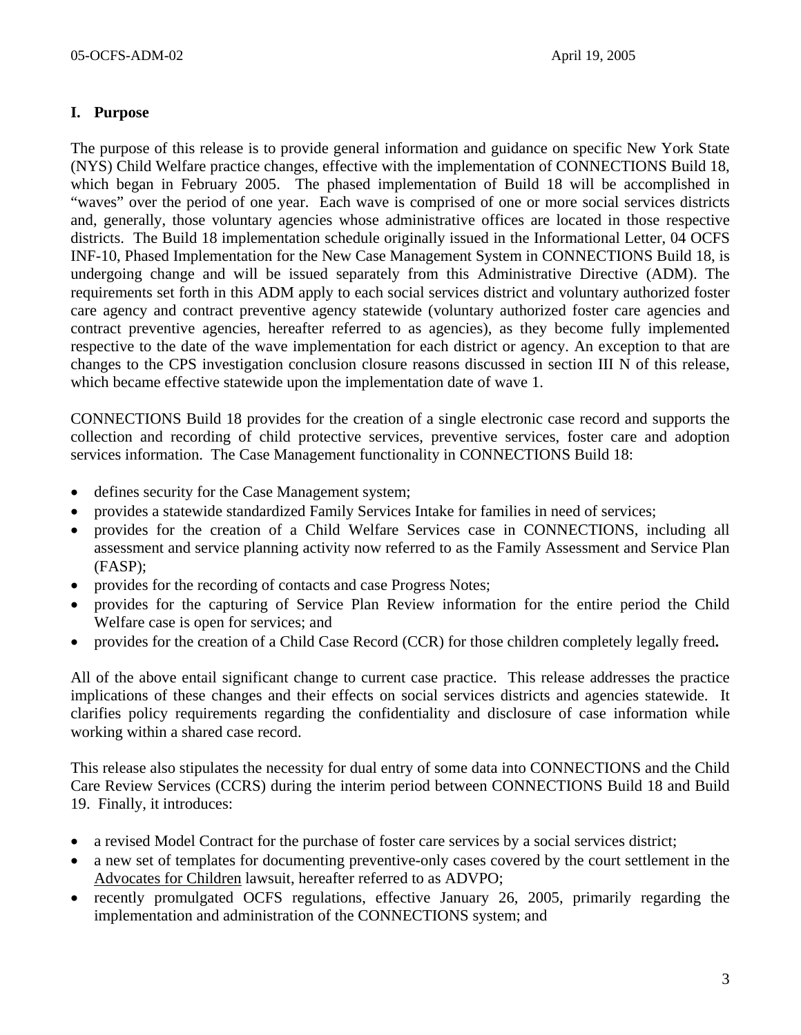## I. Purpose

The purpose of this release is to provide general information and guidance on specific New York State (NYS) Child Welfare practice changes, effective with the implementation of CONNECTIONS Build 18, which began in February 2005. The phased implementation of Build 18 will be accomplished in "waves" over the period of one year. Each wave is comprised of one or more social services districts and, generally, those voluntary agencies whose administrative offices are located in those respective districts. The Build 18 implementation schedule originally issued in the Informational Letter, 04 OCFS INF-10, Phased Implementation for the New Case Management System in CONNECTIONS Build 18, is undergoing change and will be issued separately from this Administrative Directive (ADM). The requirements set forth in this ADM apply to each social services district and voluntary authorized foster care agency and contract preventive agency statewide (voluntary authorized foster care agencies and contract preventive agencies, hereafter referred to as agencies), as they become fully implemented respective to the date of the wave implementation for each district or agency. An exception to that are changes to the CPS investigation conclusion closure reasons discussed in section III N of this release, which became effective statewide upon the implementation date of wave 1.

CONNECTIONS Build 18 provides for the creation of a single electronic case record and supports the collection and recording of child protective services, preventive services, foster care and adoption services information. The Case Management functionality in CONNECTIONS Build 18:

- defines security for the Case Management system;
- provides a statewide standardized Family Services Intake for families in need of services;
- provides for the creation of a Child Welfare Services case in CONNECTIONS, including all assessment and service planning activity now referred to as the Family Assessment and Service Plan (FASP);
- provides for the recording of contacts and case Progress Notes;
- provides for the capturing of Service Plan Review information for the entire period the Child Welfare case is open for services; and
- provides for the creation of a Child Case Record (CCR) for those children completely legally freed**.**

All of the above entail significant change to current case practice. This release addresses the practice implications of these changes and their effects on social services districts and agencies statewide. It clarifies policy requirements regarding the confidentiality and disclosure of case information while working within a shared case record.

This release also stipulates the necessity for dual entry of some data into CONNECTIONS and the Child Care Review Services (CCRS) during the interim period between CONNECTIONS Build 18 and Build 19. Finally, it introduces:

- a revised Model Contract for the purchase of foster care services by a social services district;
- a new set of templates for documenting preventive-only cases covered by the court settlement in the Advocates for Children lawsuit, hereafter referred to as ADVPO;
- recently promulgated OCFS regulations, effective January 26, 2005, primarily regarding the implementation and administration of the CONNECTIONS system; and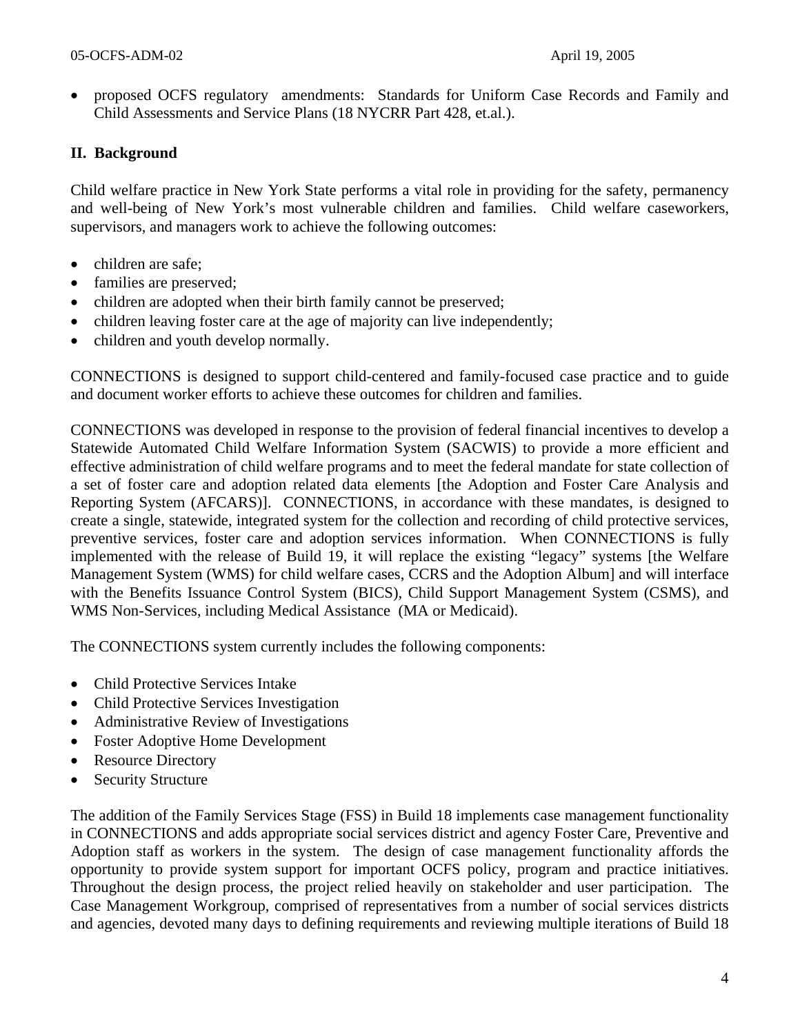- proposed OCFS regulatory amendments: Standards for Uniform Case Records and Family and Child Assessments and Service Plans (18 NYCRR Part 428, et.al.).

## II. Background

Child welfare practice in New York State performs a vital role in providing for the safety, permanency and well-being of New York's most vulnerable children and families. Child welfare caseworkers, supervisors, and managers work to achieve the following outcomes:

- children are safe;
- families are preserved;
- children are adopted when their birth family cannot be preserved;
- children leaving foster care at the age of majority can live independently;
- children and youth develop normally.

CONNECTIONS is designed to support child-centered and family-focused case practice and to guide and document worker efforts to achieve these outcomes for children and families.

CONNECTIONS was developed in response to the provision of federal financial incentives to develop a Statewide Automated Child Welfare Information System (SACWIS) to provide a more efficient and effective administration of child welfare programs and to meet the federal mandate for state collection of a set of foster care and adoption related data elements [the Adoption and Foster Care Analysis and Reporting System (AFCARS)]. CONNECTIONS, in accordance with these mandates, is designed to create a single, statewide, integrated system for the collection and recording of child protective services, preventive services, foster care and adoption services information. When CONNECTIONS is fully implemented with the release of Build 19, it will replace the existing "legacy" systems [the Welfare Management System (WMS) for child welfare cases, CCRS and the Adoption Album] and will interface with the Benefits Issuance Control System (BICS), Child Support Management System (CSMS), and WMS Non-Services, including Medical Assistance (MA or Medicaid).

The CONNECTIONS system currently includes the following components:

- Child Protective Services Intake
- Child Protective Services Investigation
- Administrative Review of Investigations
- Foster Adoptive Home Development
- Resource Directory
- Security Structure

The addition of the Family Services Stage (FSS) in Build 18 implements case management functionality in CONNECTIONS and adds appropriate social services district and agency Foster Care, Preventive and Adoption staff as workers in the system. The design of case management functionality affords the opportunity to provide system support for important OCFS policy, program and practice initiatives. Throughout the design process, the project relied heavily on stakeholder and user participation. The Case Management Workgroup, comprised of representatives from a number of social services districts and agencies, devoted many days to defining requirements and reviewing multiple iterations of Build 18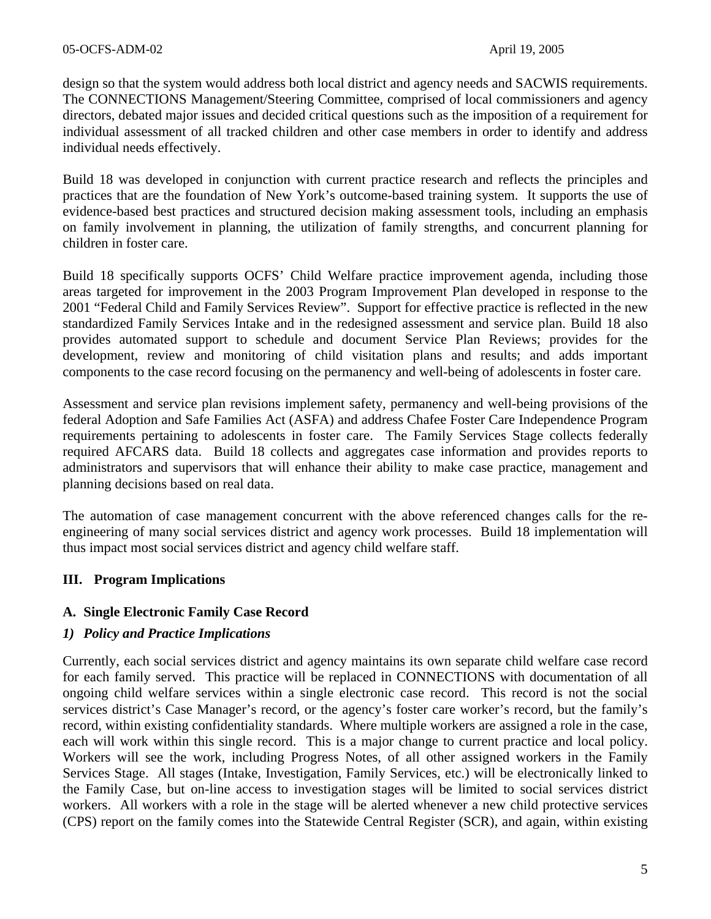design so that the system would address both local district and agency needs and SACWIS requirements. The CONNECTIONS Management/Steering Committee, comprised of local commissioners and agency directors, debated major issues and decided critical questions such as the imposition of a requirement for individual assessment of all tracked children and other case members in order to identify and address individual needs effectively.

Build 18 was developed in conjunction with current practice research and reflects the principles and practices that are the foundation of New York's outcome-based training system. It supports the use of evidence-based best practices and structured decision making assessment tools, including an emphasis on family involvement in planning, the utilization of family strengths, and concurrent planning for children in foster care.

Build 18 specifically supports OCFS' Child Welfare practice improvement agenda, including those areas targeted for improvement in the 2003 Program Improvement Plan developed in response to the 2001 "Federal Child and Family Services Review". Support for effective practice is reflected in the new standardized Family Services Intake and in the redesigned assessment and service plan. Build 18 also provides automated support to schedule and document Service Plan Reviews; provides for the development, review and monitoring of child visitation plans and results; and adds important components to the case record focusing on the permanency and well-being of adolescents in foster care.

Assessment and service plan revisions implement safety, permanency and well-being provisions of the federal Adoption and Safe Families Act (ASFA) and address Chafee Foster Care Independence Program requirements pertaining to adolescents in foster care. The Family Services Stage collects federally required AFCARS data. Build 18 collects and aggregates case information and provides reports to administrators and supervisors that will enhance their ability to make case practice, management and planning decisions based on real data.

The automation of case management concurrent with the above referenced changes calls for the re-engineering of many social services district and agency work processes. Build 18 implementation will thus impact most social services district and agency child welfare staff.

## III. Program Implications

### A. Single Electronic Family Case Record

#### *1) Policy and Practice Implications*

Currently, each social services district and agency maintains its own separate child welfare case record for each family served. This practice will be replaced in CONNECTIONS with documentation of all ongoing child welfare services within a single electronic case record. This record is not the social services district's Case Manager's record, or the agency's foster care worker's record, but the family's record, within existing confidentiality standards. Where multiple workers are assigned a role in the case, each will work within this single record. This is a major change to current practice and local policy. Workers will see the work, including Progress Notes, of all other assigned workers in the Family Services Stage. All stages (Intake, Investigation, Family Services, etc.) will be electronically linked to the Family Case, but on-line access to investigation stages will be limited to social services district workers. All workers with a role in the stage will be alerted whenever a new child protective services (CPS) report on the family comes into the Statewide Central Register (SCR), and again, within existing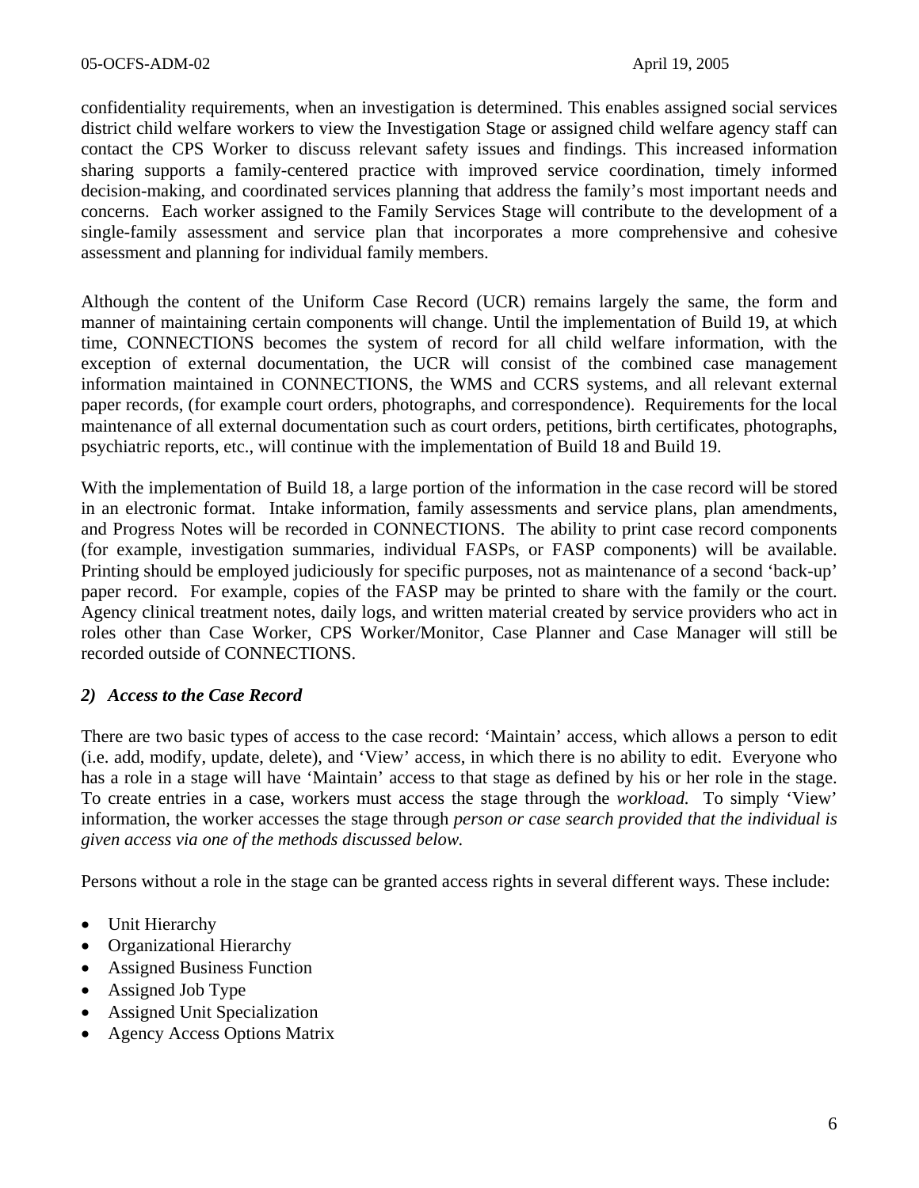confidentiality requirements, when an investigation is determined. This enables assigned social services district child welfare workers to view the Investigation Stage or assigned child welfare agency staff can contact the CPS Worker to discuss relevant safety issues and findings. This increased information sharing supports a family-centered practice with improved service coordination, timely informed decision-making, and coordinated services planning that address the family's most important needs and concerns. Each worker assigned to the Family Services Stage will contribute to the development of a single-family assessment and service plan that incorporates a more comprehensive and cohesive assessment and planning for individual family members.

Although the content of the Uniform Case Record (UCR) remains largely the same, the form and manner of maintaining certain components will change. Until the implementation of Build 19, at which time, CONNECTIONS becomes the system of record for all child welfare information, with the exception of external documentation, the UCR will consist of the combined case management information maintained in CONNECTIONS, the WMS and CCRS systems, and all relevant external paper records, (for example court orders, photographs, and correspondence). Requirements for the local maintenance of all external documentation such as court orders, petitions, birth certificates, photographs, psychiatric reports, etc., will continue with the implementation of Build 18 and Build 19.

With the implementation of Build 18, a large portion of the information in the case record will be stored in an electronic format. Intake information, family assessments and service plans, plan amendments, and Progress Notes will be recorded in CONNECTIONS. The ability to print case record components (for example, investigation summaries, individual FASPs, or FASP components) will be available. Printing should be employed judiciously for specific purposes, not as maintenance of a second 'back-up' paper record. For example, copies of the FASP may be printed to share with the family or the court. Agency clinical treatment notes, daily logs, and written material created by service providers who act in roles other than Case Worker, CPS Worker/Monitor, Case Planner and Case Manager will still be recorded outside of CONNECTIONS.

### *2) Access to the Case Record*

There are two basic types of access to the case record: 'Maintain' access, which allows a person to edit (i.e. add, modify, update, delete), and 'View' access, in which there is no ability to edit. Everyone who has a role in a stage will have 'Maintain' access to that stage as defined by his or her role in the stage. To create entries in a case, workers must access the stage through the *workload.* To simply 'View' information, the worker accesses the stage through *person or case search provided that the individual is given access via one of the methods discussed below.*

Persons without a role in the stage can be granted access rights in several different ways. These include:

- Unit Hierarchy
- Organizational Hierarchy
- Assigned Business Function
- Assigned Job Type
- Assigned Unit Specialization
- Agency Access Options Matrix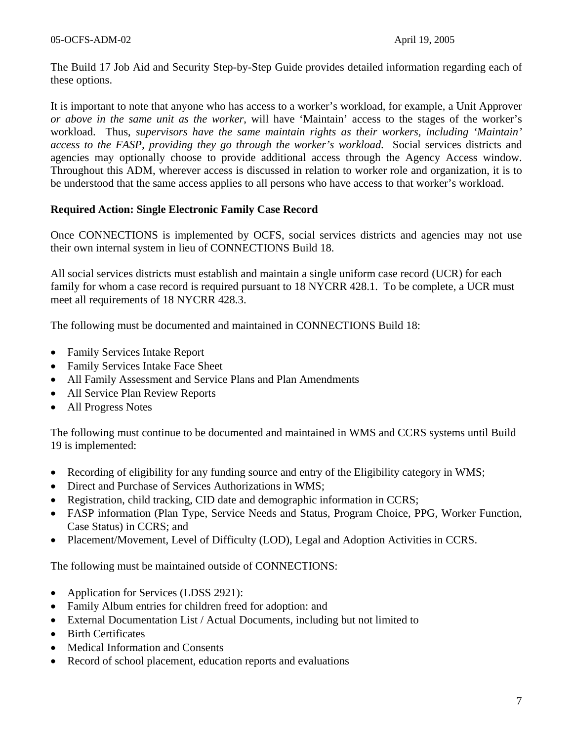The Build 17 Job Aid and Security Step-by-Step Guide provides detailed information regarding each of these options.

It is important to note that anyone who has access to a worker's workload, for example, a Unit Approver *or above in the same unit as the worker*, will have 'Maintain' access to the stages of the worker's workload. Thus, *supervisors have the same maintain rights as their workers, including 'Maintain' access to the FASP, providing they go through the worker's workload.* Social services districts and agencies may optionally choose to provide additional access through the Agency Access window. Throughout this ADM, wherever access is discussed in relation to worker role and organization, it is to be understood that the same access applies to all persons who have access to that worker's workload.

**Required Action: Single Electronic Family Case Record**

Once CONNECTIONS is implemented by OCFS, social services districts and agencies may not use their own internal system in lieu of CONNECTIONS Build 18.

All social services districts must establish and maintain a single uniform case record (UCR) for each family for whom a case record is required pursuant to 18 NYCRR 428.1. To be complete, a UCR must meet all requirements of 18 NYCRR 428.3.

The following must be documented and maintained in CONNECTIONS Build 18:

- Family Services Intake Report
- Family Services Intake Face Sheet
- All Family Assessment and Service Plans and Plan Amendments
- All Service Plan Review Reports
- All Progress Notes

The following must continue to be documented and maintained in WMS and CCRS systems until Build 19 is implemented:

- Recording of eligibility for any funding source and entry of the Eligibility category in WMS;
- Direct and Purchase of Services Authorizations in WMS;
- Registration, child tracking, CID date and demographic information in CCRS;
- FASP information (Plan Type, Service Needs and Status, Program Choice, PPG, Worker Function, Case Status) in CCRS; and
- Placement/Movement, Level of Difficulty (LOD), Legal and Adoption Activities in CCRS.

The following must be maintained outside of CONNECTIONS:

- Application for Services (LDSS 2921):
- Family Album entries for children freed for adoption: and
- External Documentation List / Actual Documents, including but not limited to
- Birth Certificates
- Medical Information and Consents
- Record of school placement, education reports and evaluations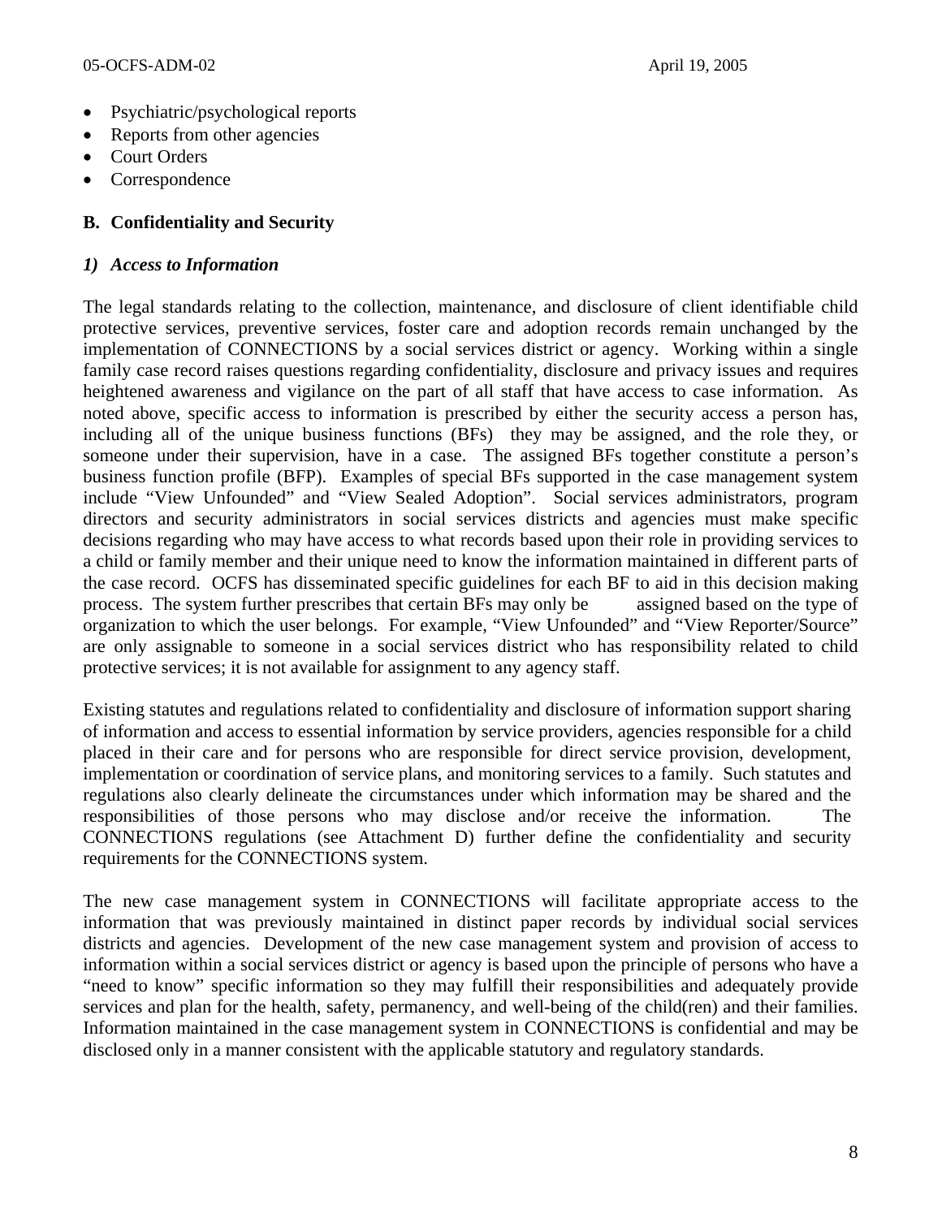- Psychiatric/psychological reports
- Reports from other agencies
- Court Orders
- Correspondence

## B. Confidentiality and Security

### *1) Access to Information*

The legal standards relating to the collection, maintenance, and disclosure of client identifiable child protective services, preventive services, foster care and adoption records remain unchanged by the implementation of CONNECTIONS by a social services district or agency. Working within a single family case record raises questions regarding confidentiality, disclosure and privacy issues and requires heightened awareness and vigilance on the part of all staff that have access to case information. As noted above, specific access to information is prescribed by either the security access a person has, including all of the unique business functions (BFs) they may be assigned, and the role they, or someone under their supervision, have in a case. The assigned BFs together constitute a person's business function profile (BFP). Examples of special BFs supported in the case management system include "View Unfounded" and "View Sealed Adoption". Social services administrators, program directors and security administrators in social services districts and agencies must make specific decisions regarding who may have access to what records based upon their role in providing services to a child or family member and their unique need to know the information maintained in different parts of the case record. OCFS has disseminated specific guidelines for each BF to aid in this decision making process. The system further prescribes that certain BFs may only be assigned based on the type of organization to which the user belongs. For example, "View Unfounded" and "View Reporter/Source" are only assignable to someone in a social services district who has responsibility related to child protective services; it is not available for assignment to any agency staff.

Existing statutes and regulations related to confidentiality and disclosure of information support sharing of information and access to essential information by service providers, agencies responsible for a child placed in their care and for persons who are responsible for direct service provision, development, implementation or coordination of service plans, and monitoring services to a family. Such statutes and regulations also clearly delineate the circumstances under which information may be shared and the responsibilities of those persons who may disclose and/or receive the information. The CONNECTIONS regulations (see Attachment D) further define the confidentiality and security requirements for the CONNECTIONS system.

The new case management system in CONNECTIONS will facilitate appropriate access to the information that was previously maintained in distinct paper records by individual social services districts and agencies. Development of the new case management system and provision of access to information within a social services district or agency is based upon the principle of persons who have a "need to know" specific information so they may fulfill their responsibilities and adequately provide services and plan for the health, safety, permanency, and well-being of the child(ren) and their families. Information maintained in the case management system in CONNECTIONS is confidential and may be disclosed only in a manner consistent with the applicable statutory and regulatory standards.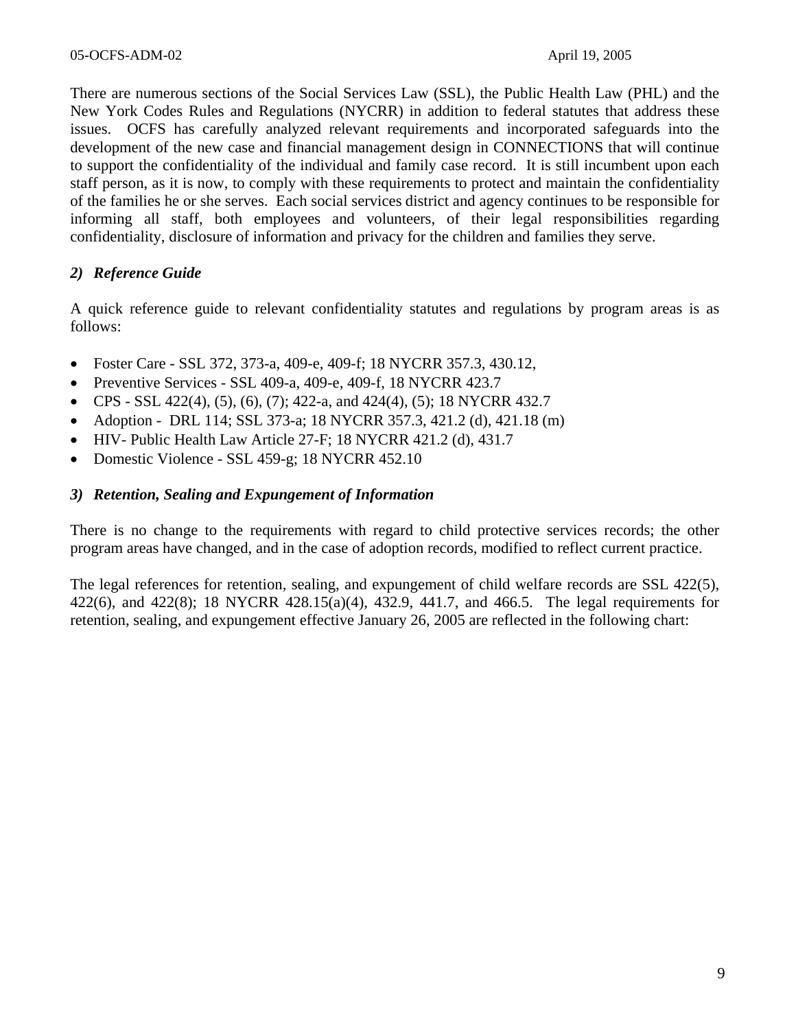There are numerous sections of the Social Services Law (SSL), the Public Health Law (PHL) and the New York Codes Rules and Regulations (NYCRR) in addition to federal statutes that address these issues. OCFS has carefully analyzed relevant requirements and incorporated safeguards into the development of the new case and financial management design in CONNECTIONS that will continue to support the confidentiality of the individual and family case record. It is still incumbent upon each staff person, as it is now, to comply with these requirements to protect and maintain the confidentiality of the families he or she serves. Each social services district and agency continues to be responsible for informing all staff, both employees and volunteers, of their legal responsibilities regarding confidentiality, disclosure of information and privacy for the children and families they serve.

### *2) Reference Guide*

A quick reference guide to relevant confidentiality statutes and regulations by program areas is as follows:

- Foster Care - SSL 372, 373-a, 409-e, 409-f; 18 NYCRR 357.3, 430.12,
- Preventive Services - SSL 409-a, 409-e, 409-f, 18 NYCRR 423.7
- CPS - SSL 422(4), (5), (6), (7); 422-a, and 424(4), (5); 18 NYCRR 432.7
- Adoption - DRL 114; SSL 373-a; 18 NYCRR 357.3, 421.2 (d), 421.18 (m)
- HIV- Public Health Law Article 27-F; 18 NYCRR 421.2 (d), 431.7
- Domestic Violence - SSL 459-g; 18 NYCRR 452.10

### *3) Retention, Sealing and Expungement of Information*

There is no change to the requirements with regard to child protective services records; the other program areas have changed, and in the case of adoption records, modified to reflect current practice.

The legal references for retention, sealing, and expungement of child welfare records are SSL 422(5), 422(6), and 422(8); 18 NYCRR 428.15(a)(4), 432.9, 441.7, and 466.5. The legal requirements for retention, sealing, and expungement effective January 26, 2005 are reflected in the following chart: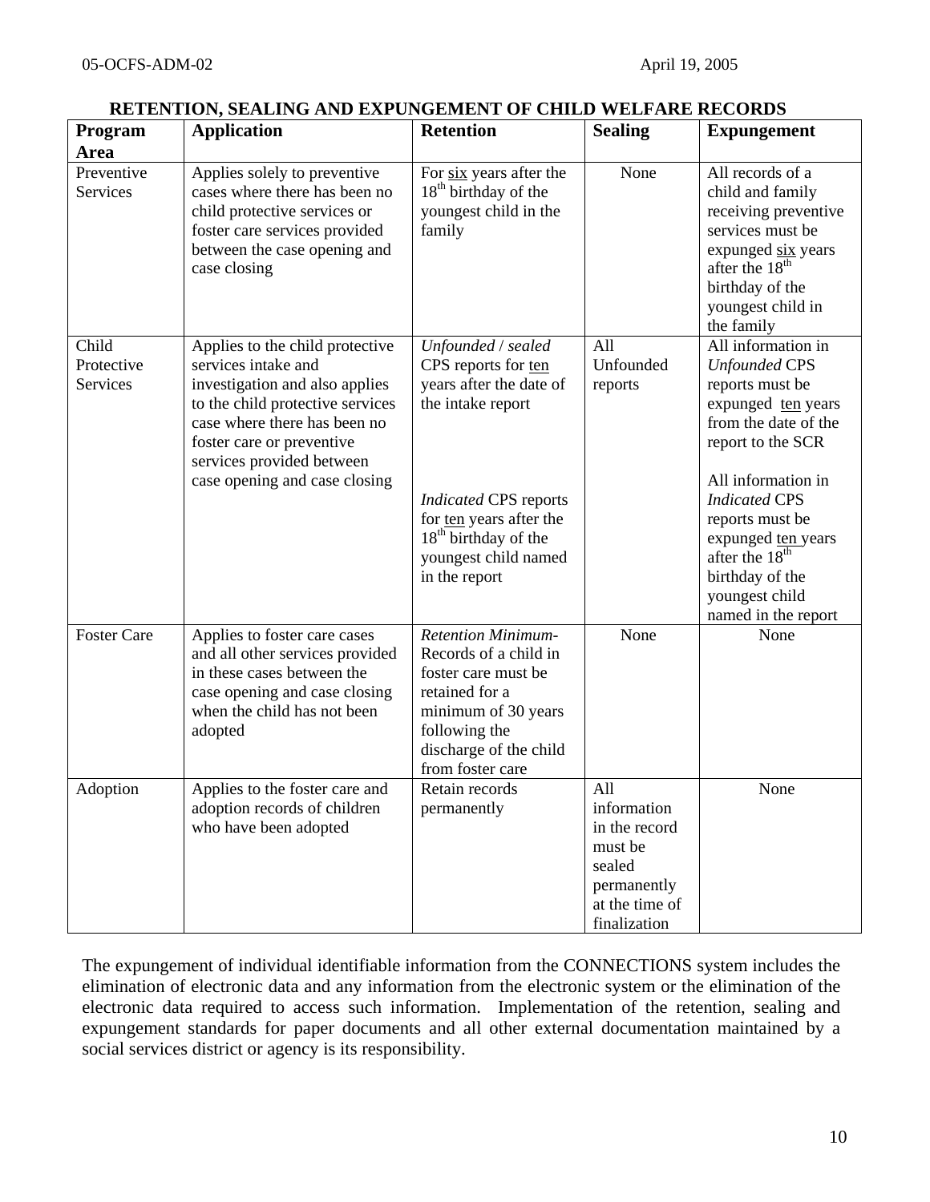**RETENTION, SEALING AND EXPUNGEMENT OF CHILD WELFARE RECORDS**

| Program Area | Application | Retention | Sealing | Expungement |
|---|---|---|---|---|
| Preventive Services | Applies solely to preventive cases where there has been no child protective services or foster care services provided between the case opening and case closing | For six years after the 18th birthday of the youngest child in the family | None | All records of a child and family receiving preventive services must be expunged six years after the 18th birthday of the youngest child in the family |
| Child Protective Services | Applies to the child protective services intake and investigation and also applies to the child protective services case where there has been no foster care or preventive services provided between case opening and case closing | *Unfounded* / *sealed* CPS reports for ten years after the date of the intake report<br><br>*Indicated* CPS reports for ten years after the 18th birthday of the youngest child named in the report | All Unfounded reports | All information in *Unfounded* CPS reports must be expunged ten years from the date of the report to the SCR<br><br>All information in *Indicated* CPS reports must be expunged ten years after the 18th birthday of the youngest child named in the report |
| Foster Care | Applies to foster care cases and all other services provided in these cases between the case opening and case closing when the child has not been adopted | *Retention Minimum-* Records of a child in foster care must be retained for a minimum of 30 years following the discharge of the child from foster care | None | None |
| Adoption | Applies to the foster care and adoption records of children who have been adopted | Retain records permanently | All information in the record must be sealed permanently at the time of finalization | None |

The expungement of individual identifiable information from the CONNECTIONS system includes the elimination of electronic data and any information from the electronic system or the elimination of the electronic data required to access such information. Implementation of the retention, sealing and expungement standards for paper documents and all other external documentation maintained by a social services district or agency is its responsibility.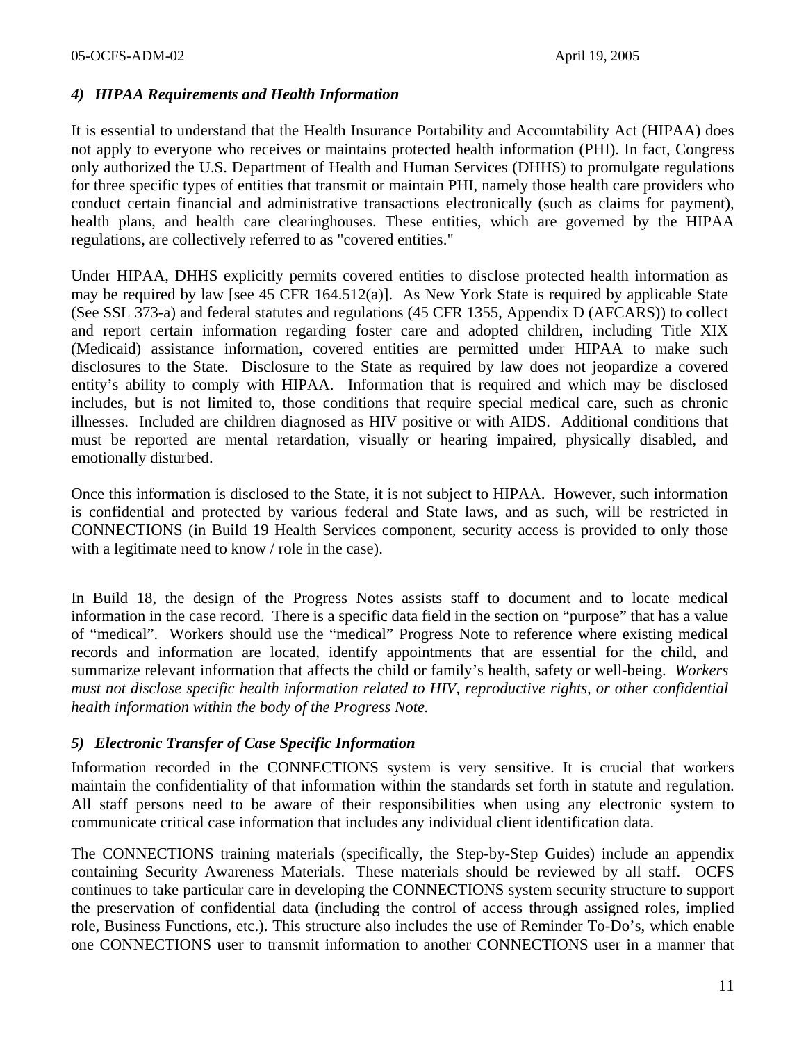#### *4) HIPAA Requirements and Health Information*

It is essential to understand that the Health Insurance Portability and Accountability Act (HIPAA) does not apply to everyone who receives or maintains protected health information (PHI). In fact, Congress only authorized the U.S. Department of Health and Human Services (DHHS) to promulgate regulations for three specific types of entities that transmit or maintain PHI, namely those health care providers who conduct certain financial and administrative transactions electronically (such as claims for payment), health plans, and health care clearinghouses. These entities, which are governed by the HIPAA regulations, are collectively referred to as "covered entities."

Under HIPAA, DHHS explicitly permits covered entities to disclose protected health information as may be required by law [see 45 CFR 164.512(a)]. As New York State is required by applicable State (See SSL 373-a) and federal statutes and regulations (45 CFR 1355, Appendix D (AFCARS)) to collect and report certain information regarding foster care and adopted children, including Title XIX (Medicaid) assistance information, covered entities are permitted under HIPAA to make such disclosures to the State. Disclosure to the State as required by law does not jeopardize a covered entity's ability to comply with HIPAA. Information that is required and which may be disclosed includes, but is not limited to, those conditions that require special medical care, such as chronic illnesses. Included are children diagnosed as HIV positive or with AIDS. Additional conditions that must be reported are mental retardation, visually or hearing impaired, physically disabled, and emotionally disturbed.

Once this information is disclosed to the State, it is not subject to HIPAA. However, such information is confidential and protected by various federal and State laws, and as such, will be restricted in CONNECTIONS (in Build 19 Health Services component, security access is provided to only those with a legitimate need to know / role in the case).

In Build 18, the design of the Progress Notes assists staff to document and to locate medical information in the case record. There is a specific data field in the section on "purpose" that has a value of "medical". Workers should use the "medical" Progress Note to reference where existing medical records and information are located, identify appointments that are essential for the child, and summarize relevant information that affects the child or family's health, safety or well-being. *Workers must not disclose specific health information related to HIV, reproductive rights, or other confidential health information within the body of the Progress Note.*

#### *5) Electronic Transfer of Case Specific Information*

Information recorded in the CONNECTIONS system is very sensitive. It is crucial that workers maintain the confidentiality of that information within the standards set forth in statute and regulation. All staff persons need to be aware of their responsibilities when using any electronic system to communicate critical case information that includes any individual client identification data.

The CONNECTIONS training materials (specifically, the Step-by-Step Guides) include an appendix containing Security Awareness Materials. These materials should be reviewed by all staff. OCFS continues to take particular care in developing the CONNECTIONS system security structure to support the preservation of confidential data (including the control of access through assigned roles, implied role, Business Functions, etc.). This structure also includes the use of Reminder To-Do's, which enable one CONNECTIONS user to transmit information to another CONNECTIONS user in a manner that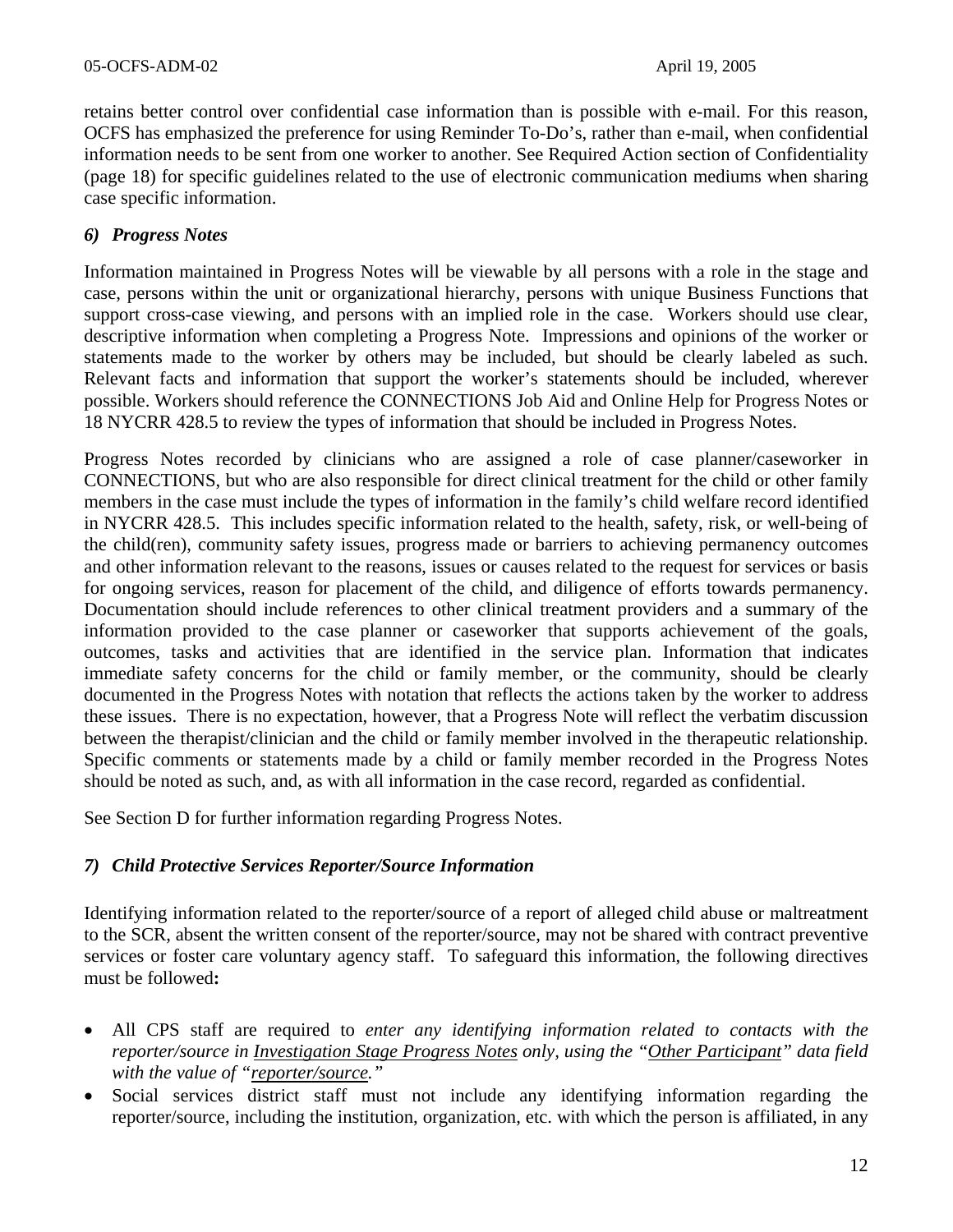retains better control over confidential case information than is possible with e-mail. For this reason, OCFS has emphasized the preference for using Reminder To-Do's, rather than e-mail, when confidential information needs to be sent from one worker to another. See Required Action section of Confidentiality (page 18) for specific guidelines related to the use of electronic communication mediums when sharing case specific information.

### *6) Progress Notes*

Information maintained in Progress Notes will be viewable by all persons with a role in the stage and case, persons within the unit or organizational hierarchy, persons with unique Business Functions that support cross-case viewing, and persons with an implied role in the case. Workers should use clear, descriptive information when completing a Progress Note. Impressions and opinions of the worker or statements made to the worker by others may be included, but should be clearly labeled as such. Relevant facts and information that support the worker's statements should be included, wherever possible. Workers should reference the CONNECTIONS Job Aid and Online Help for Progress Notes or 18 NYCRR 428.5 to review the types of information that should be included in Progress Notes.

Progress Notes recorded by clinicians who are assigned a role of case planner/caseworker in CONNECTIONS, but who are also responsible for direct clinical treatment for the child or other family members in the case must include the types of information in the family's child welfare record identified in NYCRR 428.5. This includes specific information related to the health, safety, risk, or well-being of the child(ren), community safety issues, progress made or barriers to achieving permanency outcomes and other information relevant to the reasons, issues or causes related to the request for services or basis for ongoing services, reason for placement of the child, and diligence of efforts towards permanency. Documentation should include references to other clinical treatment providers and a summary of the information provided to the case planner or caseworker that supports achievement of the goals, outcomes, tasks and activities that are identified in the service plan. Information that indicates immediate safety concerns for the child or family member, or the community, should be clearly documented in the Progress Notes with notation that reflects the actions taken by the worker to address these issues. There is no expectation, however, that a Progress Note will reflect the verbatim discussion between the therapist/clinician and the child or family member involved in the therapeutic relationship. Specific comments or statements made by a child or family member recorded in the Progress Notes should be noted as such, and, as with all information in the case record, regarded as confidential.

See Section D for further information regarding Progress Notes.

### *7) Child Protective Services Reporter/Source Information*

Identifying information related to the reporter/source of a report of alleged child abuse or maltreatment to the SCR, absent the written consent of the reporter/source, may not be shared with contract preventive services or foster care voluntary agency staff. To safeguard this information, the following directives must be followed**:**

- All CPS staff are required to *enter any identifying information related to contacts with the reporter/source in <u>Investigation Stage Progress Notes</u> only, using the "<u>Other Participant</u>" data field with the value of "<u>reporter/source</u>."*
- Social services district staff must not include any identifying information regarding the reporter/source, including the institution, organization, etc. with which the person is affiliated, in any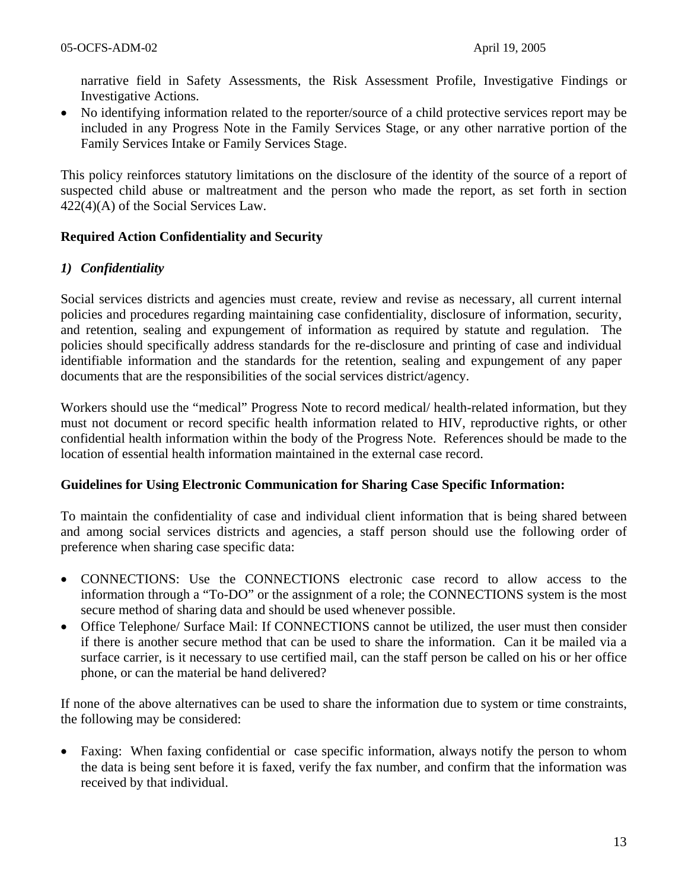narrative field in Safety Assessments, the Risk Assessment Profile, Investigative Findings or Investigative Actions.

- No identifying information related to the reporter/source of a child protective services report may be included in any Progress Note in the Family Services Stage, or any other narrative portion of the Family Services Intake or Family Services Stage.

This policy reinforces statutory limitations on the disclosure of the identity of the source of a report of suspected child abuse or maltreatment and the person who made the report, as set forth in section 422(4)(A) of the Social Services Law.

**Required Action Confidentiality and Security**

***1) Confidentiality***

Social services districts and agencies must create, review and revise as necessary, all current internal policies and procedures regarding maintaining case confidentiality, disclosure of information, security, and retention, sealing and expungement of information as required by statute and regulation. The policies should specifically address standards for the re-disclosure and printing of case and individual identifiable information and the standards for the retention, sealing and expungement of any paper documents that are the responsibilities of the social services district/agency.

Workers should use the "medical" Progress Note to record medical/ health-related information, but they must not document or record specific health information related to HIV, reproductive rights, or other confidential health information within the body of the Progress Note. References should be made to the location of essential health information maintained in the external case record.

**Guidelines for Using Electronic Communication for Sharing Case Specific Information:**

To maintain the confidentiality of case and individual client information that is being shared between and among social services districts and agencies, a staff person should use the following order of preference when sharing case specific data:

- CONNECTIONS: Use the CONNECTIONS electronic case record to allow access to the information through a "To-DO" or the assignment of a role; the CONNECTIONS system is the most secure method of sharing data and should be used whenever possible.
- Office Telephone/ Surface Mail: If CONNECTIONS cannot be utilized, the user must then consider if there is another secure method that can be used to share the information. Can it be mailed via a surface carrier, is it necessary to use certified mail, can the staff person be called on his or her office phone, or can the material be hand delivered?

If none of the above alternatives can be used to share the information due to system or time constraints, the following may be considered:

- Faxing: When faxing confidential or case specific information, always notify the person to whom the data is being sent before it is faxed, verify the fax number, and confirm that the information was received by that individual.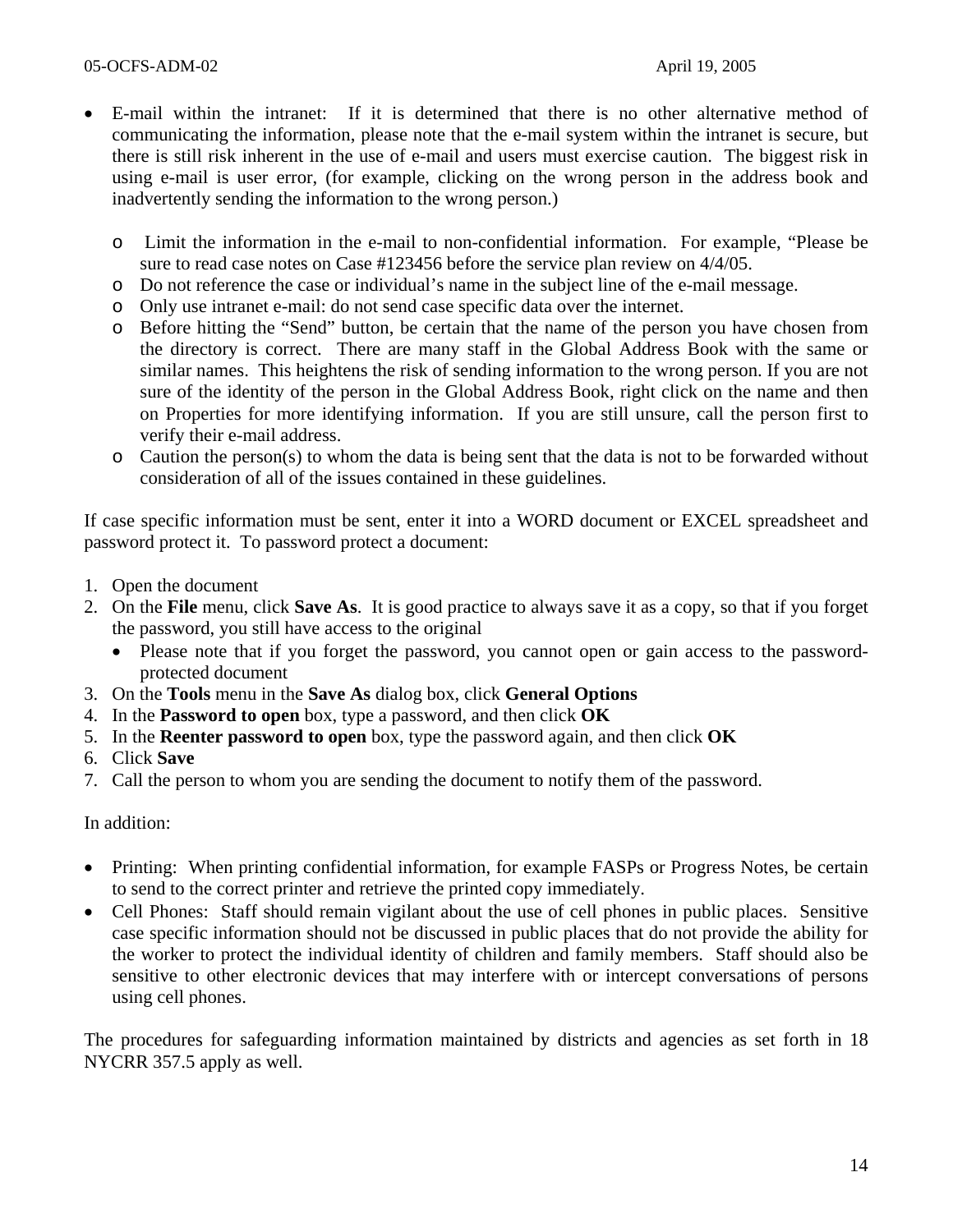- E-mail within the intranet: If it is determined that there is no other alternative method of communicating the information, please note that the e-mail system within the intranet is secure, but there is still risk inherent in the use of e-mail and users must exercise caution. The biggest risk in using e-mail is user error, (for example, clicking on the wrong person in the address book and inadvertently sending the information to the wrong person.)

  - Limit the information in the e-mail to non-confidential information. For example, "Please be sure to read case notes on Case #123456 before the service plan review on 4/4/05.
  - Do not reference the case or individual's name in the subject line of the e-mail message.
  - Only use intranet e-mail: do not send case specific data over the internet.
  - Before hitting the "Send" button, be certain that the name of the person you have chosen from the directory is correct. There are many staff in the Global Address Book with the same or similar names. This heightens the risk of sending information to the wrong person. If you are not sure of the identity of the person in the Global Address Book, right click on the name and then on Properties for more identifying information. If you are still unsure, call the person first to verify their e-mail address.
  - Caution the person(s) to whom the data is being sent that the data is not to be forwarded without consideration of all of the issues contained in these guidelines.

If case specific information must be sent, enter it into a WORD document or EXCEL spreadsheet and password protect it. To password protect a document:

1. Open the document
2. On the **File** menu, click **Save As**. It is good practice to always save it as a copy, so that if you forget the password, you still have access to the original
   - Please note that if you forget the password, you cannot open or gain access to the password-protected document
3. On the **Tools** menu in the **Save As** dialog box, click **General Options**
4. In the **Password to open** box, type a password, and then click **OK**
5. In the **Reenter password to open** box, type the password again, and then click **OK**
6. Click **Save**
7. Call the person to whom you are sending the document to notify them of the password.

In addition:

- Printing: When printing confidential information, for example FASPs or Progress Notes, be certain to send to the correct printer and retrieve the printed copy immediately.
- Cell Phones: Staff should remain vigilant about the use of cell phones in public places. Sensitive case specific information should not be discussed in public places that do not provide the ability for the worker to protect the individual identity of children and family members. Staff should also be sensitive to other electronic devices that may interfere with or intercept conversations of persons using cell phones.

The procedures for safeguarding information maintained by districts and agencies as set forth in 18 NYCRR 357.5 apply as well.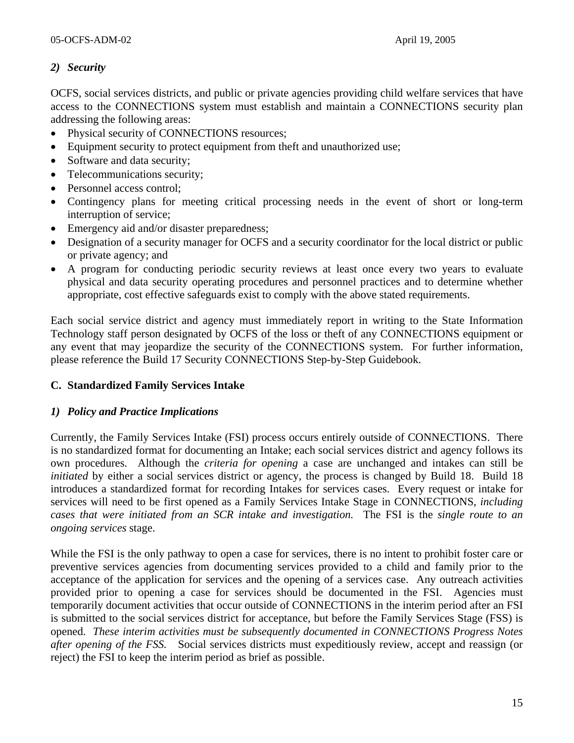### *2) Security*

OCFS, social services districts, and public or private agencies providing child welfare services that have access to the CONNECTIONS system must establish and maintain a CONNECTIONS security plan addressing the following areas:

- Physical security of CONNECTIONS resources;
- Equipment security to protect equipment from theft and unauthorized use;
- Software and data security;
- Telecommunications security;
- Personnel access control;
- Contingency plans for meeting critical processing needs in the event of short or long-term interruption of service;
- Emergency aid and/or disaster preparedness;
- Designation of a security manager for OCFS and a security coordinator for the local district or public or private agency; and
- A program for conducting periodic security reviews at least once every two years to evaluate physical and data security operating procedures and personnel practices and to determine whether appropriate, cost effective safeguards exist to comply with the above stated requirements.

Each social service district and agency must immediately report in writing to the State Information Technology staff person designated by OCFS of the loss or theft of any CONNECTIONS equipment or any event that may jeopardize the security of the CONNECTIONS system. For further information, please reference the Build 17 Security CONNECTIONS Step-by-Step Guidebook.

## C. Standardized Family Services Intake

### *1) Policy and Practice Implications*

Currently, the Family Services Intake (FSI) process occurs entirely outside of CONNECTIONS. There is no standardized format for documenting an Intake; each social services district and agency follows its own procedures. Although the *criteria for opening* a case are unchanged and intakes can still be *initiated* by either a social services district or agency, the process is changed by Build 18. Build 18 introduces a standardized format for recording Intakes for services cases. Every request or intake for services will need to be first opened as a Family Services Intake Stage in CONNECTIONS, *including cases that were initiated from an SCR intake and investigation.* The FSI is the *single route to an ongoing services* stage.

While the FSI is the only pathway to open a case for services, there is no intent to prohibit foster care or preventive services agencies from documenting services provided to a child and family prior to the acceptance of the application for services and the opening of a services case. Any outreach activities provided prior to opening a case for services should be documented in the FSI. Agencies must temporarily document activities that occur outside of CONNECTIONS in the interim period after an FSI is submitted to the social services district for acceptance, but before the Family Services Stage (FSS) is opened. *These interim activities must be subsequently documented in CONNECTIONS Progress Notes after opening of the FSS.* Social services districts must expeditiously review, accept and reassign (or reject) the FSI to keep the interim period as brief as possible.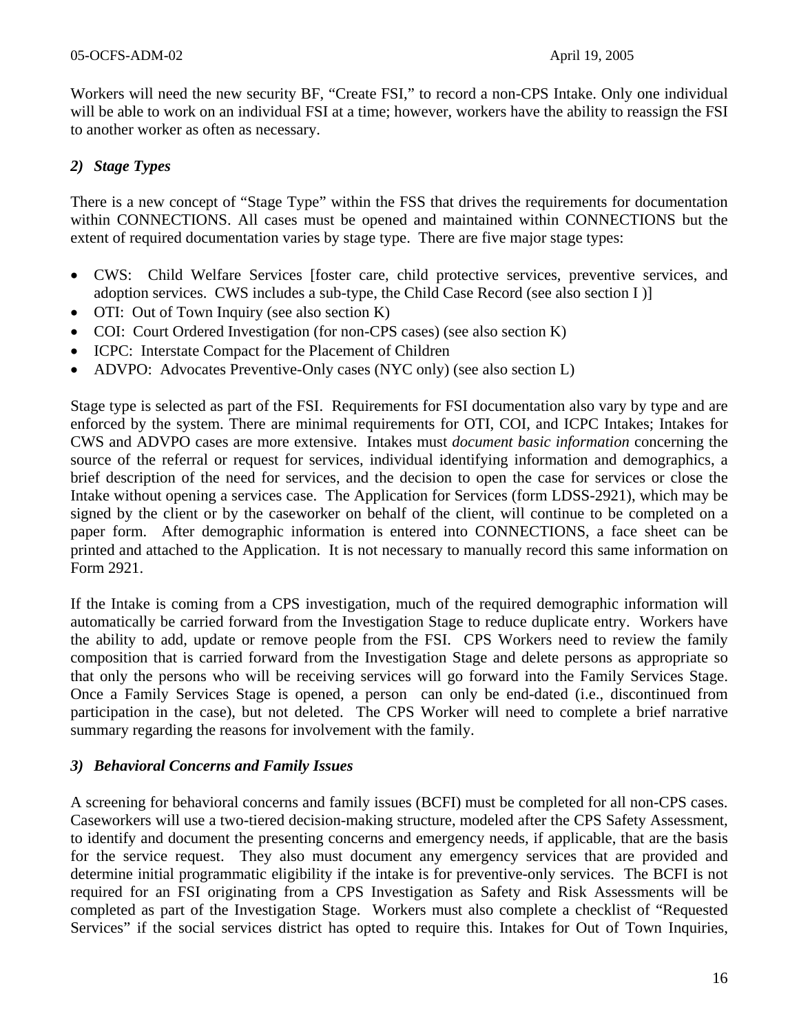Workers will need the new security BF, "Create FSI," to record a non-CPS Intake. Only one individual will be able to work on an individual FSI at a time; however, workers have the ability to reassign the FSI to another worker as often as necessary.

### *2) Stage Types*

There is a new concept of "Stage Type" within the FSS that drives the requirements for documentation within CONNECTIONS. All cases must be opened and maintained within CONNECTIONS but the extent of required documentation varies by stage type. There are five major stage types:

- CWS: Child Welfare Services [foster care, child protective services, preventive services, and adoption services. CWS includes a sub-type, the Child Case Record (see also section I )]
- OTI: Out of Town Inquiry (see also section K)
- COI: Court Ordered Investigation (for non-CPS cases) (see also section K)
- ICPC: Interstate Compact for the Placement of Children
- ADVPO: Advocates Preventive-Only cases (NYC only) (see also section L)

Stage type is selected as part of the FSI. Requirements for FSI documentation also vary by type and are enforced by the system. There are minimal requirements for OTI, COI, and ICPC Intakes; Intakes for CWS and ADVPO cases are more extensive. Intakes must *document basic information* concerning the source of the referral or request for services, individual identifying information and demographics, a brief description of the need for services, and the decision to open the case for services or close the Intake without opening a services case. The Application for Services (form LDSS-2921), which may be signed by the client or by the caseworker on behalf of the client, will continue to be completed on a paper form. After demographic information is entered into CONNECTIONS, a face sheet can be printed and attached to the Application. It is not necessary to manually record this same information on Form 2921.

If the Intake is coming from a CPS investigation, much of the required demographic information will automatically be carried forward from the Investigation Stage to reduce duplicate entry. Workers have the ability to add, update or remove people from the FSI. CPS Workers need to review the family composition that is carried forward from the Investigation Stage and delete persons as appropriate so that only the persons who will be receiving services will go forward into the Family Services Stage. Once a Family Services Stage is opened, a person can only be end-dated (i.e., discontinued from participation in the case), but not deleted. The CPS Worker will need to complete a brief narrative summary regarding the reasons for involvement with the family.

### *3) Behavioral Concerns and Family Issues*

A screening for behavioral concerns and family issues (BCFI) must be completed for all non-CPS cases. Caseworkers will use a two-tiered decision-making structure, modeled after the CPS Safety Assessment, to identify and document the presenting concerns and emergency needs, if applicable, that are the basis for the service request. They also must document any emergency services that are provided and determine initial programmatic eligibility if the intake is for preventive-only services. The BCFI is not required for an FSI originating from a CPS Investigation as Safety and Risk Assessments will be completed as part of the Investigation Stage. Workers must also complete a checklist of "Requested Services" if the social services district has opted to require this. Intakes for Out of Town Inquiries,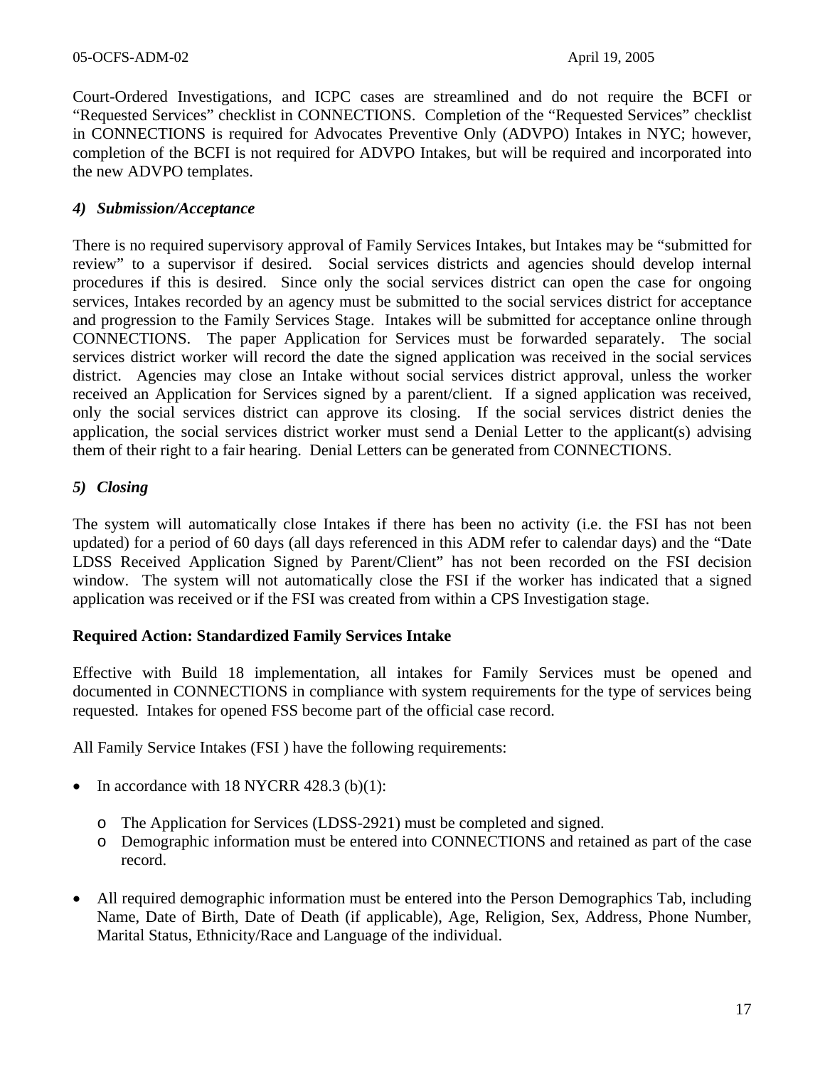Court-Ordered Investigations, and ICPC cases are streamlined and do not require the BCFI or "Requested Services" checklist in CONNECTIONS. Completion of the "Requested Services" checklist in CONNECTIONS is required for Advocates Preventive Only (ADVPO) Intakes in NYC; however, completion of the BCFI is not required for ADVPO Intakes, but will be required and incorporated into the new ADVPO templates.

*4) Submission/Acceptance*

There is no required supervisory approval of Family Services Intakes, but Intakes may be "submitted for review" to a supervisor if desired. Social services districts and agencies should develop internal procedures if this is desired. Since only the social services district can open the case for ongoing services, Intakes recorded by an agency must be submitted to the social services district for acceptance and progression to the Family Services Stage. Intakes will be submitted for acceptance online through CONNECTIONS. The paper Application for Services must be forwarded separately. The social services district worker will record the date the signed application was received in the social services district. Agencies may close an Intake without social services district approval, unless the worker received an Application for Services signed by a parent/client. If a signed application was received, only the social services district can approve its closing. If the social services district denies the application, the social services district worker must send a Denial Letter to the applicant(s) advising them of their right to a fair hearing. Denial Letters can be generated from CONNECTIONS.

*5) Closing*

The system will automatically close Intakes if there has been no activity (i.e. the FSI has not been updated) for a period of 60 days (all days referenced in this ADM refer to calendar days) and the "Date LDSS Received Application Signed by Parent/Client" has not been recorded on the FSI decision window. The system will not automatically close the FSI if the worker has indicated that a signed application was received or if the FSI was created from within a CPS Investigation stage.

**Required Action: Standardized Family Services Intake**

Effective with Build 18 implementation, all intakes for Family Services must be opened and documented in CONNECTIONS in compliance with system requirements for the type of services being requested. Intakes for opened FSS become part of the official case record.

All Family Service Intakes (FSI ) have the following requirements:

- In accordance with 18 NYCRR 428.3 (b)(1):
  - The Application for Services (LDSS-2921) must be completed and signed.
  - Demographic information must be entered into CONNECTIONS and retained as part of the case record.

- All required demographic information must be entered into the Person Demographics Tab, including Name, Date of Birth, Date of Death (if applicable), Age, Religion, Sex, Address, Phone Number, Marital Status, Ethnicity/Race and Language of the individual.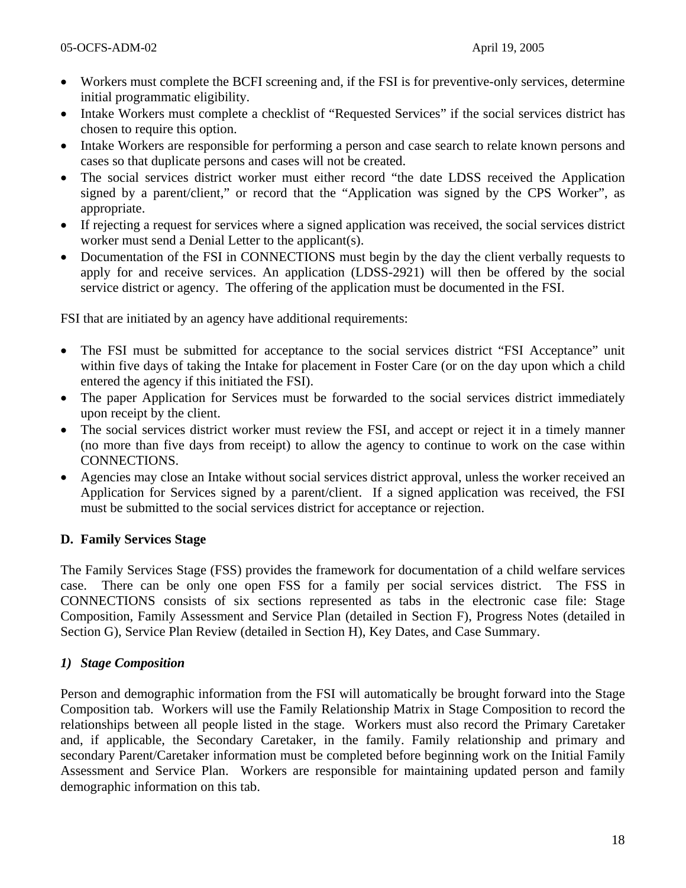- Workers must complete the BCFI screening and, if the FSI is for preventive-only services, determine initial programmatic eligibility.
- Intake Workers must complete a checklist of "Requested Services" if the social services district has chosen to require this option.
- Intake Workers are responsible for performing a person and case search to relate known persons and cases so that duplicate persons and cases will not be created.
- The social services district worker must either record "the date LDSS received the Application signed by a parent/client," or record that the "Application was signed by the CPS Worker", as appropriate.
- If rejecting a request for services where a signed application was received, the social services district worker must send a Denial Letter to the applicant(s).
- Documentation of the FSI in CONNECTIONS must begin by the day the client verbally requests to apply for and receive services. An application (LDSS-2921) will then be offered by the social service district or agency. The offering of the application must be documented in the FSI.

FSI that are initiated by an agency have additional requirements:

- The FSI must be submitted for acceptance to the social services district "FSI Acceptance" unit within five days of taking the Intake for placement in Foster Care (or on the day upon which a child entered the agency if this initiated the FSI).
- The paper Application for Services must be forwarded to the social services district immediately upon receipt by the client.
- The social services district worker must review the FSI, and accept or reject it in a timely manner (no more than five days from receipt) to allow the agency to continue to work on the case within CONNECTIONS.
- Agencies may close an Intake without social services district approval, unless the worker received an Application for Services signed by a parent/client. If a signed application was received, the FSI must be submitted to the social services district for acceptance or rejection.

## D. Family Services Stage

The Family Services Stage (FSS) provides the framework for documentation of a child welfare services case. There can be only one open FSS for a family per social services district. The FSS in CONNECTIONS consists of six sections represented as tabs in the electronic case file: Stage Composition, Family Assessment and Service Plan (detailed in Section F), Progress Notes (detailed in Section G), Service Plan Review (detailed in Section H), Key Dates, and Case Summary.

### *1) Stage Composition*

Person and demographic information from the FSI will automatically be brought forward into the Stage Composition tab. Workers will use the Family Relationship Matrix in Stage Composition to record the relationships between all people listed in the stage. Workers must also record the Primary Caretaker and, if applicable, the Secondary Caretaker, in the family. Family relationship and primary and secondary Parent/Caretaker information must be completed before beginning work on the Initial Family Assessment and Service Plan. Workers are responsible for maintaining updated person and family demographic information on this tab.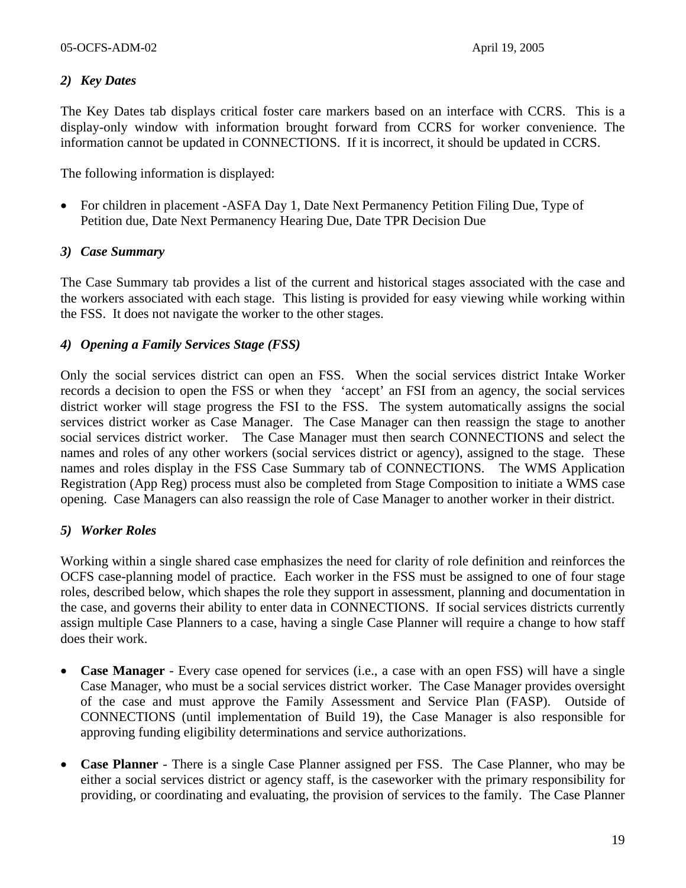*2) Key Dates*

The Key Dates tab displays critical foster care markers based on an interface with CCRS. This is a display-only window with information brought forward from CCRS for worker convenience. The information cannot be updated in CONNECTIONS. If it is incorrect, it should be updated in CCRS.

The following information is displayed:

- For children in placement -ASFA Day 1, Date Next Permanency Petition Filing Due, Type of Petition due, Date Next Permanency Hearing Due, Date TPR Decision Due

*3) Case Summary*

The Case Summary tab provides a list of the current and historical stages associated with the case and the workers associated with each stage. This listing is provided for easy viewing while working within the FSS. It does not navigate the worker to the other stages.

*4) Opening a Family Services Stage (FSS)*

Only the social services district can open an FSS. When the social services district Intake Worker records a decision to open the FSS or when they 'accept' an FSI from an agency, the social services district worker will stage progress the FSI to the FSS. The system automatically assigns the social services district worker as Case Manager. The Case Manager can then reassign the stage to another social services district worker. The Case Manager must then search CONNECTIONS and select the names and roles of any other workers (social services district or agency), assigned to the stage. These names and roles display in the FSS Case Summary tab of CONNECTIONS. The WMS Application Registration (App Reg) process must also be completed from Stage Composition to initiate a WMS case opening. Case Managers can also reassign the role of Case Manager to another worker in their district.

*5) Worker Roles*

Working within a single shared case emphasizes the need for clarity of role definition and reinforces the OCFS case-planning model of practice. Each worker in the FSS must be assigned to one of four stage roles, described below, which shapes the role they support in assessment, planning and documentation in the case, and governs their ability to enter data in CONNECTIONS. If social services districts currently assign multiple Case Planners to a case, having a single Case Planner will require a change to how staff does their work.

- **Case Manager** - Every case opened for services (i.e., a case with an open FSS) will have a single Case Manager, who must be a social services district worker. The Case Manager provides oversight of the case and must approve the Family Assessment and Service Plan (FASP). Outside of CONNECTIONS (until implementation of Build 19), the Case Manager is also responsible for approving funding eligibility determinations and service authorizations.

- **Case Planner** - There is a single Case Planner assigned per FSS. The Case Planner, who may be either a social services district or agency staff, is the caseworker with the primary responsibility for providing, or coordinating and evaluating, the provision of services to the family. The Case Planner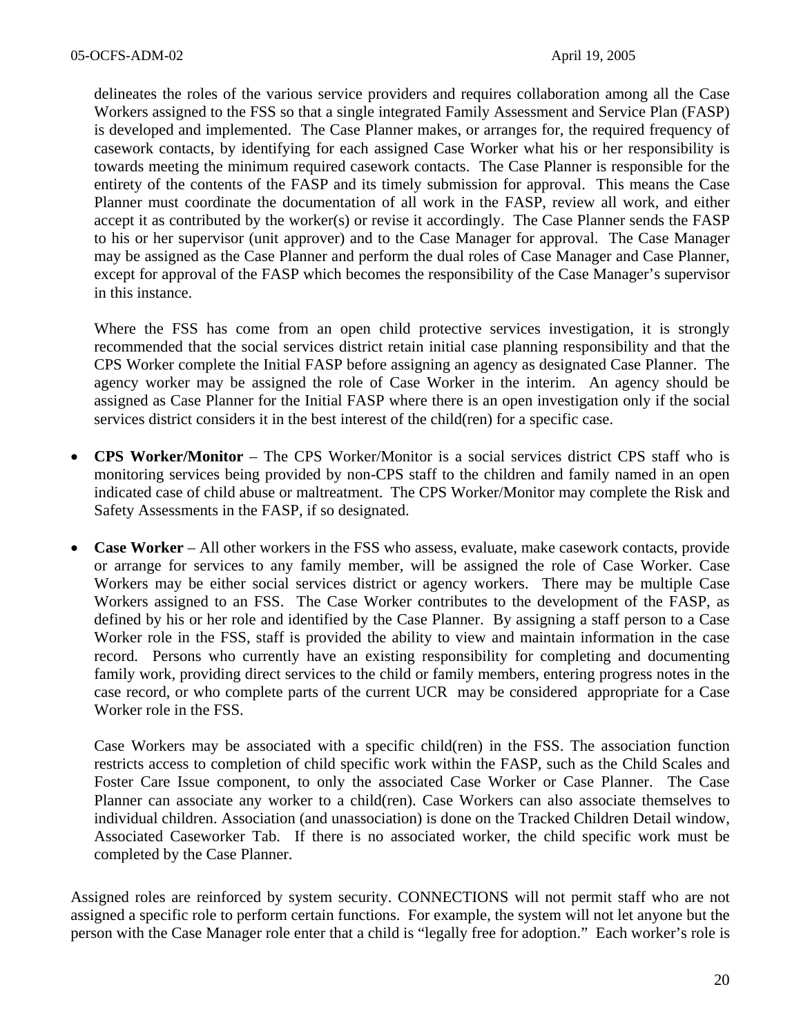delineates the roles of the various service providers and requires collaboration among all the Case Workers assigned to the FSS so that a single integrated Family Assessment and Service Plan (FASP) is developed and implemented. The Case Planner makes, or arranges for, the required frequency of casework contacts, by identifying for each assigned Case Worker what his or her responsibility is towards meeting the minimum required casework contacts. The Case Planner is responsible for the entirety of the contents of the FASP and its timely submission for approval. This means the Case Planner must coordinate the documentation of all work in the FASP, review all work, and either accept it as contributed by the worker(s) or revise it accordingly. The Case Planner sends the FASP to his or her supervisor (unit approver) and to the Case Manager for approval. The Case Manager may be assigned as the Case Planner and perform the dual roles of Case Manager and Case Planner, except for approval of the FASP which becomes the responsibility of the Case Manager's supervisor in this instance.

Where the FSS has come from an open child protective services investigation, it is strongly recommended that the social services district retain initial case planning responsibility and that the CPS Worker complete the Initial FASP before assigning an agency as designated Case Planner. The agency worker may be assigned the role of Case Worker in the interim. An agency should be assigned as Case Planner for the Initial FASP where there is an open investigation only if the social services district considers it in the best interest of the child(ren) for a specific case.

- **CPS Worker/Monitor** – The CPS Worker/Monitor is a social services district CPS staff who is monitoring services being provided by non-CPS staff to the children and family named in an open indicated case of child abuse or maltreatment. The CPS Worker/Monitor may complete the Risk and Safety Assessments in the FASP, if so designated.

- **Case Worker** – All other workers in the FSS who assess, evaluate, make casework contacts, provide or arrange for services to any family member, will be assigned the role of Case Worker. Case Workers may be either social services district or agency workers. There may be multiple Case Workers assigned to an FSS. The Case Worker contributes to the development of the FASP, as defined by his or her role and identified by the Case Planner. By assigning a staff person to a Case Worker role in the FSS, staff is provided the ability to view and maintain information in the case record. Persons who currently have an existing responsibility for completing and documenting family work, providing direct services to the child or family members, entering progress notes in the case record, or who complete parts of the current UCR may be considered appropriate for a Case Worker role in the FSS.

  Case Workers may be associated with a specific child(ren) in the FSS. The association function restricts access to completion of child specific work within the FASP, such as the Child Scales and Foster Care Issue component, to only the associated Case Worker or Case Planner. The Case Planner can associate any worker to a child(ren). Case Workers can also associate themselves to individual children. Association (and unassociation) is done on the Tracked Children Detail window, Associated Caseworker Tab. If there is no associated worker, the child specific work must be completed by the Case Planner.

Assigned roles are reinforced by system security. CONNECTIONS will not permit staff who are not assigned a specific role to perform certain functions. For example, the system will not let anyone but the person with the Case Manager role enter that a child is "legally free for adoption." Each worker's role is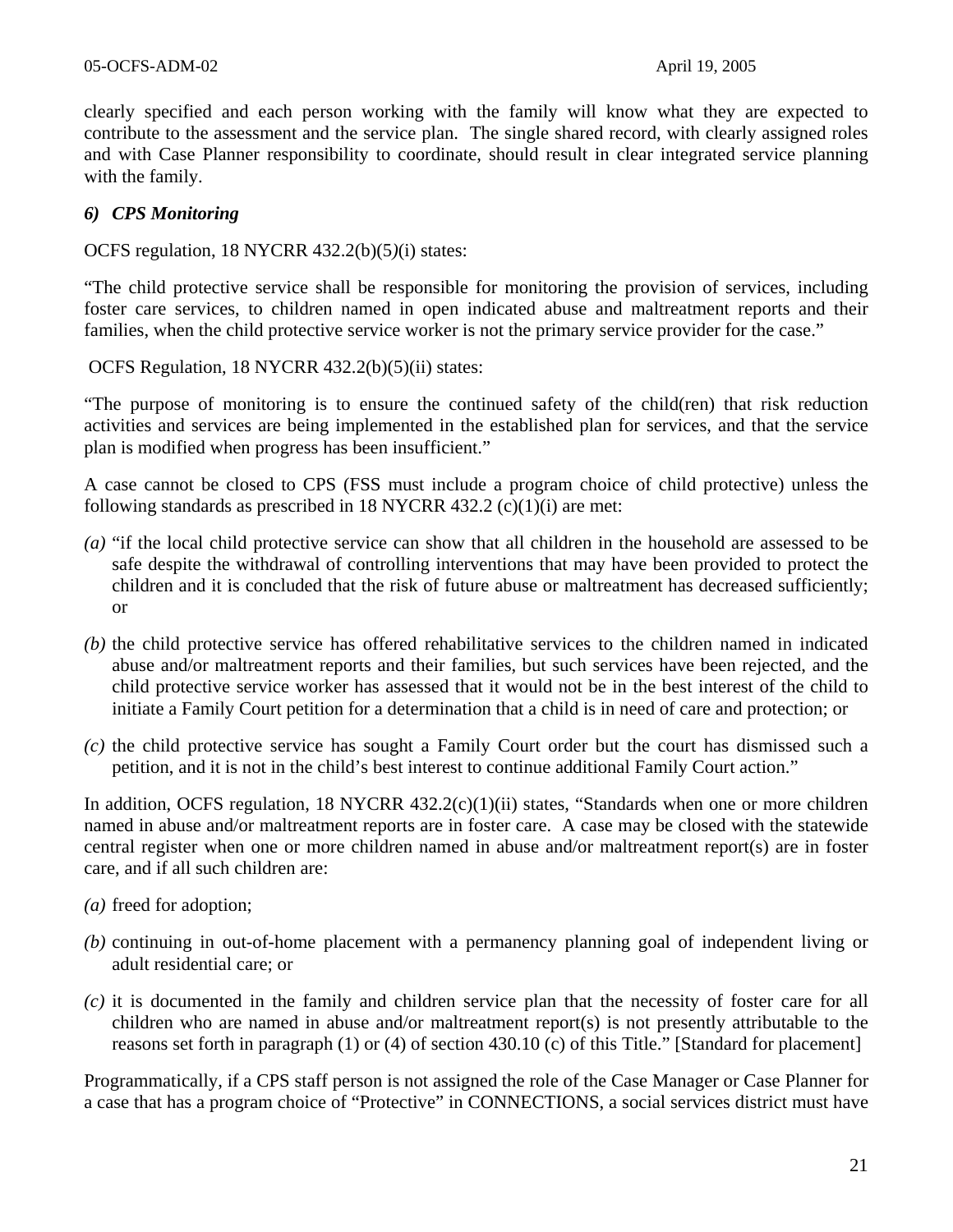clearly specified and each person working with the family will know what they are expected to contribute to the assessment and the service plan. The single shared record, with clearly assigned roles and with Case Planner responsibility to coordinate, should result in clear integrated service planning with the family.

### *6) CPS Monitoring*

OCFS regulation, 18 NYCRR 432.2(b)(5)(i) states:

"The child protective service shall be responsible for monitoring the provision of services, including foster care services, to children named in open indicated abuse and maltreatment reports and their families, when the child protective service worker is not the primary service provider for the case."

OCFS Regulation, 18 NYCRR 432.2(b)(5)(ii) states:

"The purpose of monitoring is to ensure the continued safety of the child(ren) that risk reduction activities and services are being implemented in the established plan for services, and that the service plan is modified when progress has been insufficient."

A case cannot be closed to CPS (FSS must include a program choice of child protective) unless the following standards as prescribed in 18 NYCRR 432.2 (c)(1)(i) are met:

*(a)* "if the local child protective service can show that all children in the household are assessed to be safe despite the withdrawal of controlling interventions that may have been provided to protect the children and it is concluded that the risk of future abuse or maltreatment has decreased sufficiently; or

*(b)* the child protective service has offered rehabilitative services to the children named in indicated abuse and/or maltreatment reports and their families, but such services have been rejected, and the child protective service worker has assessed that it would not be in the best interest of the child to initiate a Family Court petition for a determination that a child is in need of care and protection; or

*(c)* the child protective service has sought a Family Court order but the court has dismissed such a petition, and it is not in the child's best interest to continue additional Family Court action."

In addition, OCFS regulation, 18 NYCRR 432.2(c)(1)(ii) states, "Standards when one or more children named in abuse and/or maltreatment reports are in foster care. A case may be closed with the statewide central register when one or more children named in abuse and/or maltreatment report(s) are in foster care, and if all such children are:

*(a)* freed for adoption;

*(b)* continuing in out-of-home placement with a permanency planning goal of independent living or adult residential care; or

*(c)* it is documented in the family and children service plan that the necessity of foster care for all children who are named in abuse and/or maltreatment report(s) is not presently attributable to the reasons set forth in paragraph (1) or (4) of section 430.10 (c) of this Title." [Standard for placement]

Programmatically, if a CPS staff person is not assigned the role of the Case Manager or Case Planner for a case that has a program choice of "Protective" in CONNECTIONS, a social services district must have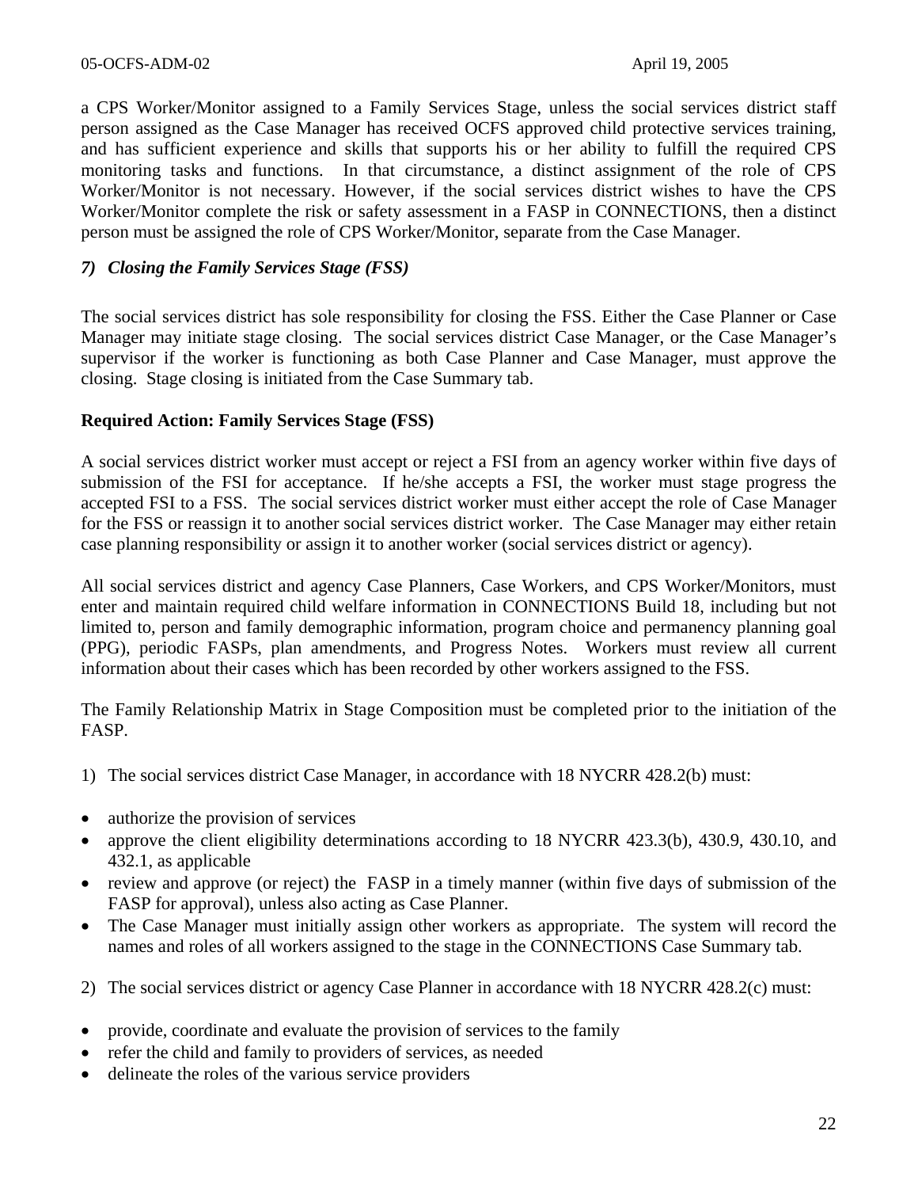a CPS Worker/Monitor assigned to a Family Services Stage, unless the social services district staff person assigned as the Case Manager has received OCFS approved child protective services training, and has sufficient experience and skills that supports his or her ability to fulfill the required CPS monitoring tasks and functions. In that circumstance, a distinct assignment of the role of CPS Worker/Monitor is not necessary. However, if the social services district wishes to have the CPS Worker/Monitor complete the risk or safety assessment in a FASP in CONNECTIONS, then a distinct person must be assigned the role of CPS Worker/Monitor, separate from the Case Manager.

### *7) Closing the Family Services Stage (FSS)*

The social services district has sole responsibility for closing the FSS. Either the Case Planner or Case Manager may initiate stage closing. The social services district Case Manager, or the Case Manager's supervisor if the worker is functioning as both Case Planner and Case Manager, must approve the closing. Stage closing is initiated from the Case Summary tab.

### **Required Action: Family Services Stage (FSS)**

A social services district worker must accept or reject a FSI from an agency worker within five days of submission of the FSI for acceptance. If he/she accepts a FSI, the worker must stage progress the accepted FSI to a FSS. The social services district worker must either accept the role of Case Manager for the FSS or reassign it to another social services district worker. The Case Manager may either retain case planning responsibility or assign it to another worker (social services district or agency).

All social services district and agency Case Planners, Case Workers, and CPS Worker/Monitors, must enter and maintain required child welfare information in CONNECTIONS Build 18, including but not limited to, person and family demographic information, program choice and permanency planning goal (PPG), periodic FASPs, plan amendments, and Progress Notes. Workers must review all current information about their cases which has been recorded by other workers assigned to the FSS.

The Family Relationship Matrix in Stage Composition must be completed prior to the initiation of the FASP.

1) The social services district Case Manager, in accordance with 18 NYCRR 428.2(b) must:

- authorize the provision of services
- approve the client eligibility determinations according to 18 NYCRR 423.3(b), 430.9, 430.10, and 432.1, as applicable
- review and approve (or reject) the FASP in a timely manner (within five days of submission of the FASP for approval), unless also acting as Case Planner.
- The Case Manager must initially assign other workers as appropriate. The system will record the names and roles of all workers assigned to the stage in the CONNECTIONS Case Summary tab.

2) The social services district or agency Case Planner in accordance with 18 NYCRR 428.2(c) must:

- provide, coordinate and evaluate the provision of services to the family
- refer the child and family to providers of services, as needed
- delineate the roles of the various service providers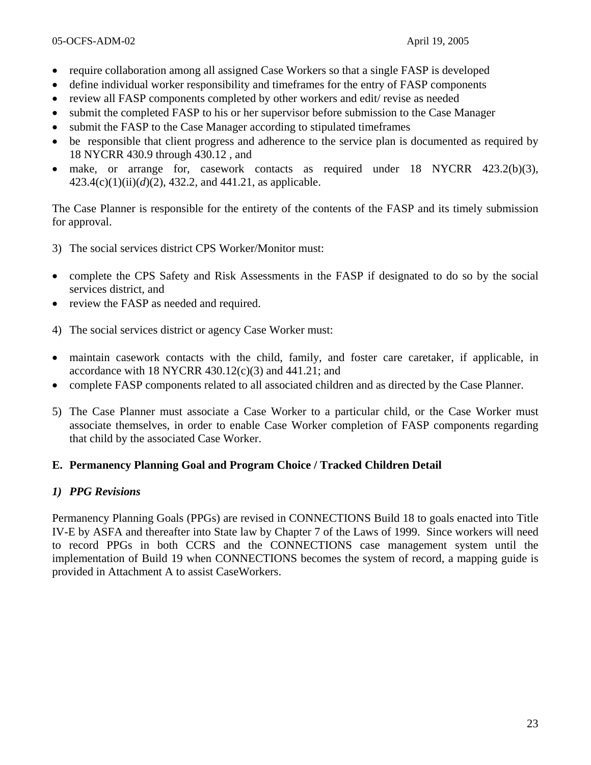- require collaboration among all assigned Case Workers so that a single FASP is developed
- define individual worker responsibility and timeframes for the entry of FASP components
- review all FASP components completed by other workers and edit/ revise as needed
- submit the completed FASP to his or her supervisor before submission to the Case Manager
- submit the FASP to the Case Manager according to stipulated timeframes
- be responsible that client progress and adherence to the service plan is documented as required by 18 NYCRR 430.9 through 430.12 , and
- make, or arrange for, casework contacts as required under 18 NYCRR 423.2(b)(3), 423.4(c)(1)(ii)(*d*)(2), 432.2, and 441.21, as applicable.

The Case Planner is responsible for the entirety of the contents of the FASP and its timely submission for approval.

3) The social services district CPS Worker/Monitor must:

- complete the CPS Safety and Risk Assessments in the FASP if designated to do so by the social services district, and
- review the FASP as needed and required.

4) The social services district or agency Case Worker must:

- maintain casework contacts with the child, family, and foster care caretaker, if applicable, in accordance with 18 NYCRR 430.12(c)(3) and 441.21; and
- complete FASP components related to all associated children and as directed by the Case Planner.

5) The Case Planner must associate a Case Worker to a particular child, or the Case Worker must associate themselves, in order to enable Case Worker completion of FASP components regarding that child by the associated Case Worker.

## E. Permanency Planning Goal and Program Choice / Tracked Children Detail

### *1) PPG Revisions*

Permanency Planning Goals (PPGs) are revised in CONNECTIONS Build 18 to goals enacted into Title IV-E by ASFA and thereafter into State law by Chapter 7 of the Laws of 1999. Since workers will need to record PPGs in both CCRS and the CONNECTIONS case management system until the implementation of Build 19 when CONNECTIONS becomes the system of record, a mapping guide is provided in Attachment A to assist CaseWorkers.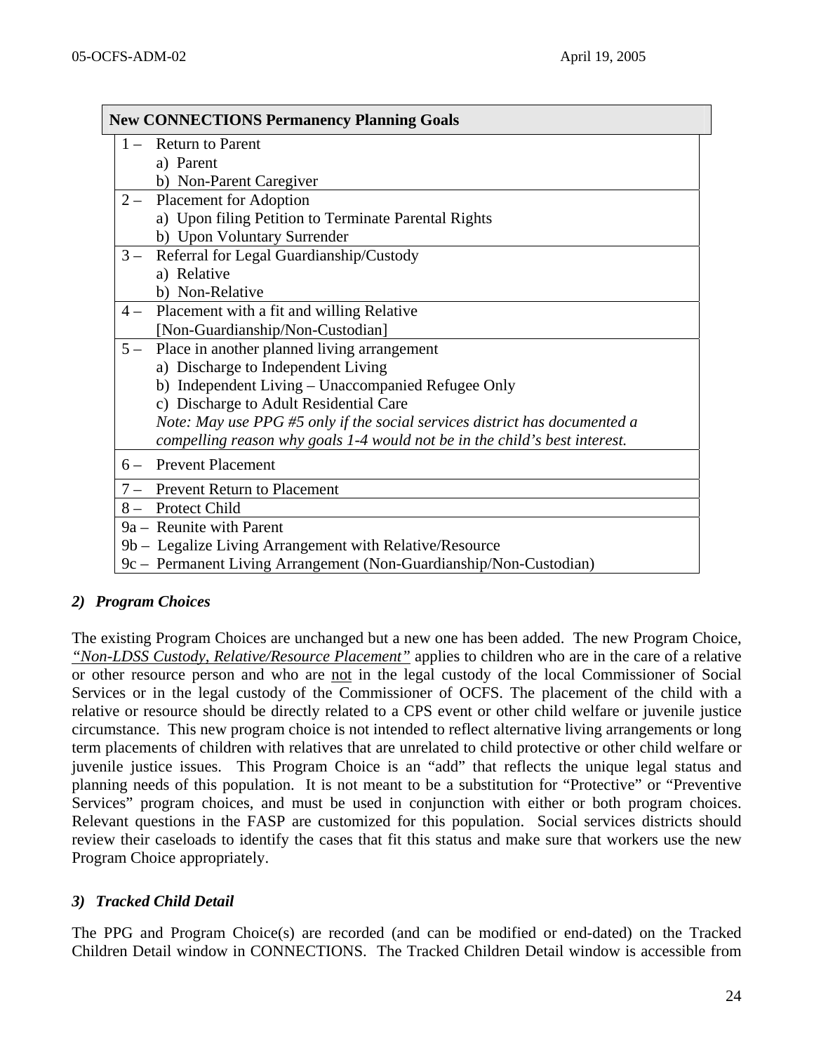| New CONNECTIONS Permanency Planning Goals |
|---|
| 1 – Return to Parent<br>a) Parent<br>b) Non-Parent Caregiver |
| 2 – Placement for Adoption<br>a) Upon filing Petition to Terminate Parental Rights<br>b) Upon Voluntary Surrender |
| 3 – Referral for Legal Guardianship/Custody<br>a) Relative<br>b) Non-Relative |
| 4 – Placement with a fit and willing Relative<br>[Non-Guardianship/Non-Custodian] |
| 5 – Place in another planned living arrangement<br>a) Discharge to Independent Living<br>b) Independent Living – Unaccompanied Refugee Only<br>c) Discharge to Adult Residential Care<br>*Note: May use PPG #5 only if the social services district has documented a compelling reason why goals 1-4 would not be in the child's best interest.* |
| 6 – Prevent Placement |
| 7 – Prevent Return to Placement |
| 8 – Protect Child |
| 9a – Reunite with Parent<br>9b – Legalize Living Arrangement with Relative/Resource<br>9c – Permanent Living Arrangement (Non-Guardianship/Non-Custodian) |

### *2) Program Choices*

The existing Program Choices are unchanged but a new one has been added. The new Program Choice, *"Non-LDSS Custody, Relative/Resource Placement"* applies to children who are in the care of a relative or other resource person and who are not in the legal custody of the local Commissioner of Social Services or in the legal custody of the Commissioner of OCFS. The placement of the child with a relative or resource should be directly related to a CPS event or other child welfare or juvenile justice circumstance. This new program choice is not intended to reflect alternative living arrangements or long term placements of children with relatives that are unrelated to child protective or other child welfare or juvenile justice issues. This Program Choice is an "add" that reflects the unique legal status and planning needs of this population. It is not meant to be a substitution for "Protective" or "Preventive Services" program choices, and must be used in conjunction with either or both program choices. Relevant questions in the FASP are customized for this population. Social services districts should review their caseloads to identify the cases that fit this status and make sure that workers use the new Program Choice appropriately.

### *3) Tracked Child Detail*

The PPG and Program Choice(s) are recorded (and can be modified or end-dated) on the Tracked Children Detail window in CONNECTIONS. The Tracked Children Detail window is accessible from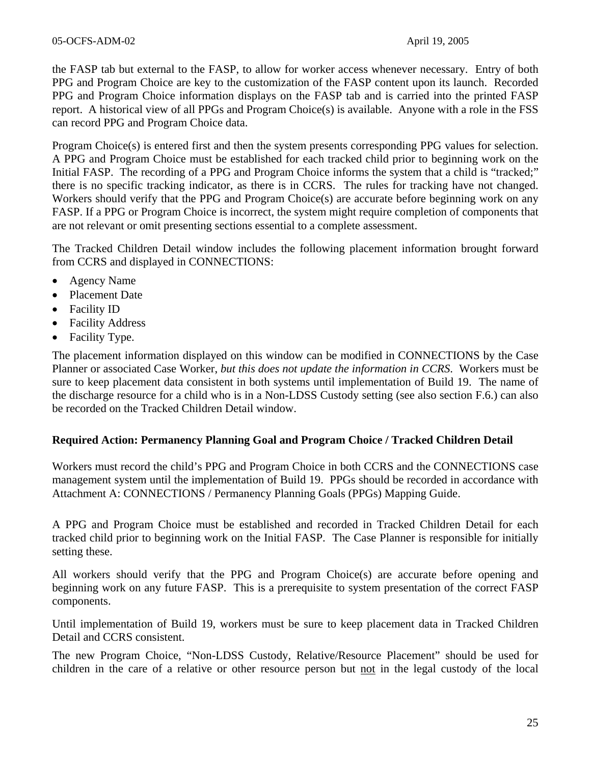the FASP tab but external to the FASP, to allow for worker access whenever necessary. Entry of both PPG and Program Choice are key to the customization of the FASP content upon its launch. Recorded PPG and Program Choice information displays on the FASP tab and is carried into the printed FASP report. A historical view of all PPGs and Program Choice(s) is available. Anyone with a role in the FSS can record PPG and Program Choice data.

Program Choice(s) is entered first and then the system presents corresponding PPG values for selection. A PPG and Program Choice must be established for each tracked child prior to beginning work on the Initial FASP. The recording of a PPG and Program Choice informs the system that a child is "tracked;" there is no specific tracking indicator, as there is in CCRS. The rules for tracking have not changed. Workers should verify that the PPG and Program Choice(s) are accurate before beginning work on any FASP. If a PPG or Program Choice is incorrect, the system might require completion of components that are not relevant or omit presenting sections essential to a complete assessment.

The Tracked Children Detail window includes the following placement information brought forward from CCRS and displayed in CONNECTIONS:

- Agency Name
- Placement Date
- Facility ID
- Facility Address
- Facility Type.

The placement information displayed on this window can be modified in CONNECTIONS by the Case Planner or associated Case Worker, *but this does not update the information in CCRS*. Workers must be sure to keep placement data consistent in both systems until implementation of Build 19. The name of the discharge resource for a child who is in a Non-LDSS Custody setting (see also section F.6.) can also be recorded on the Tracked Children Detail window.

**Required Action: Permanency Planning Goal and Program Choice / Tracked Children Detail**

Workers must record the child's PPG and Program Choice in both CCRS and the CONNECTIONS case management system until the implementation of Build 19. PPGs should be recorded in accordance with Attachment A: CONNECTIONS / Permanency Planning Goals (PPGs) Mapping Guide.

A PPG and Program Choice must be established and recorded in Tracked Children Detail for each tracked child prior to beginning work on the Initial FASP. The Case Planner is responsible for initially setting these.

All workers should verify that the PPG and Program Choice(s) are accurate before opening and beginning work on any future FASP. This is a prerequisite to system presentation of the correct FASP components.

Until implementation of Build 19, workers must be sure to keep placement data in Tracked Children Detail and CCRS consistent.

The new Program Choice, "Non-LDSS Custody, Relative/Resource Placement" should be used for children in the care of a relative or other resource person but <u>not</u> in the legal custody of the local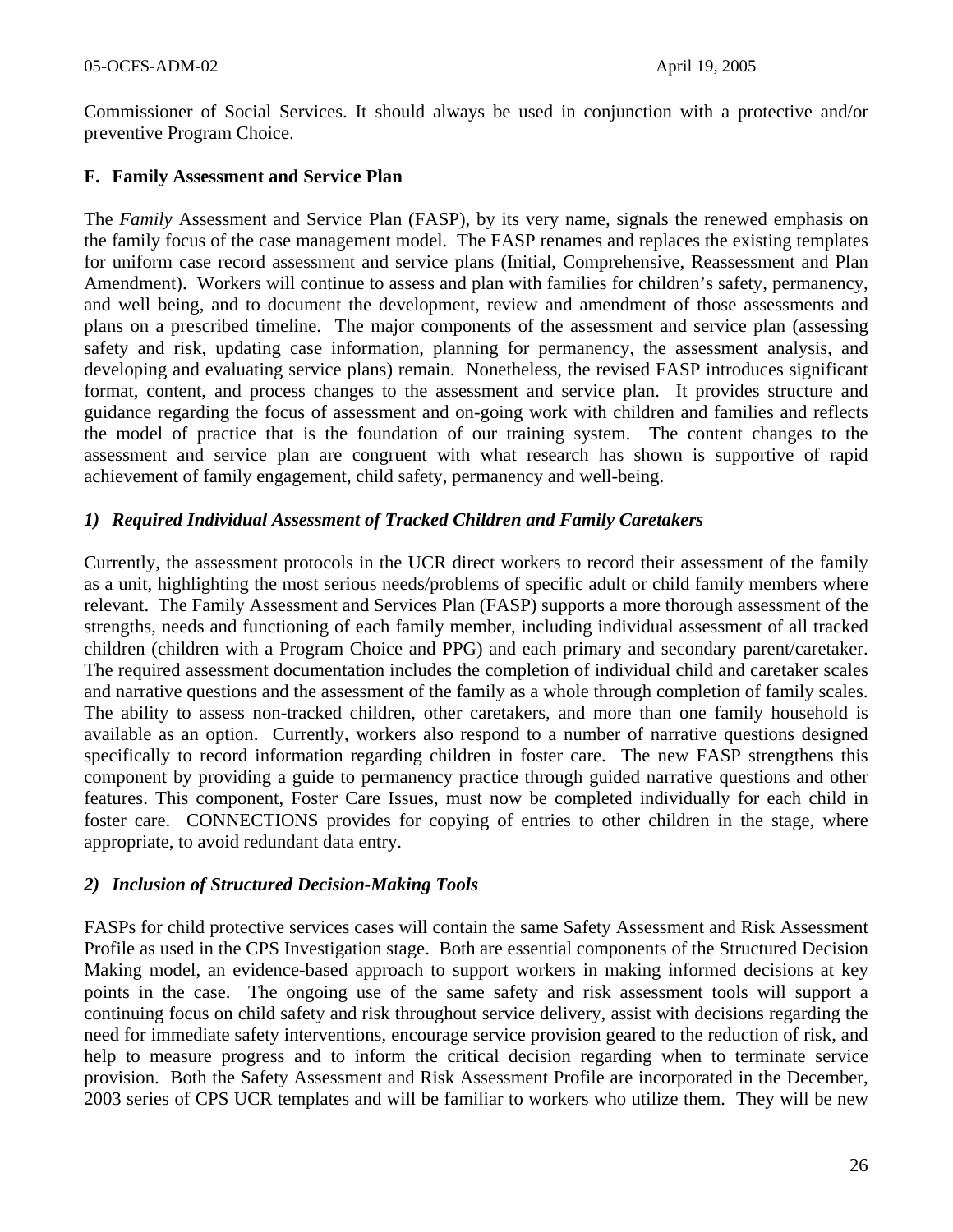Commissioner of Social Services. It should always be used in conjunction with a protective and/or preventive Program Choice.

### F. Family Assessment and Service Plan

The *Family* Assessment and Service Plan (FASP), by its very name, signals the renewed emphasis on the family focus of the case management model. The FASP renames and replaces the existing templates for uniform case record assessment and service plans (Initial, Comprehensive, Reassessment and Plan Amendment). Workers will continue to assess and plan with families for children's safety, permanency, and well being, and to document the development, review and amendment of those assessments and plans on a prescribed timeline. The major components of the assessment and service plan (assessing safety and risk, updating case information, planning for permanency, the assessment analysis, and developing and evaluating service plans) remain. Nonetheless, the revised FASP introduces significant format, content, and process changes to the assessment and service plan. It provides structure and guidance regarding the focus of assessment and on-going work with children and families and reflects the model of practice that is the foundation of our training system. The content changes to the assessment and service plan are congruent with what research has shown is supportive of rapid achievement of family engagement, child safety, permanency and well-being.

#### *1) Required Individual Assessment of Tracked Children and Family Caretakers*

Currently, the assessment protocols in the UCR direct workers to record their assessment of the family as a unit, highlighting the most serious needs/problems of specific adult or child family members where relevant. The Family Assessment and Services Plan (FASP) supports a more thorough assessment of the strengths, needs and functioning of each family member, including individual assessment of all tracked children (children with a Program Choice and PPG) and each primary and secondary parent/caretaker. The required assessment documentation includes the completion of individual child and caretaker scales and narrative questions and the assessment of the family as a whole through completion of family scales. The ability to assess non-tracked children, other caretakers, and more than one family household is available as an option. Currently, workers also respond to a number of narrative questions designed specifically to record information regarding children in foster care. The new FASP strengthens this component by providing a guide to permanency practice through guided narrative questions and other features. This component, Foster Care Issues, must now be completed individually for each child in foster care. CONNECTIONS provides for copying of entries to other children in the stage, where appropriate, to avoid redundant data entry.

#### *2) Inclusion of Structured Decision-Making Tools*

FASPs for child protective services cases will contain the same Safety Assessment and Risk Assessment Profile as used in the CPS Investigation stage. Both are essential components of the Structured Decision Making model, an evidence-based approach to support workers in making informed decisions at key points in the case. The ongoing use of the same safety and risk assessment tools will support a continuing focus on child safety and risk throughout service delivery, assist with decisions regarding the need for immediate safety interventions, encourage service provision geared to the reduction of risk, and help to measure progress and to inform the critical decision regarding when to terminate service provision. Both the Safety Assessment and Risk Assessment Profile are incorporated in the December, 2003 series of CPS UCR templates and will be familiar to workers who utilize them. They will be new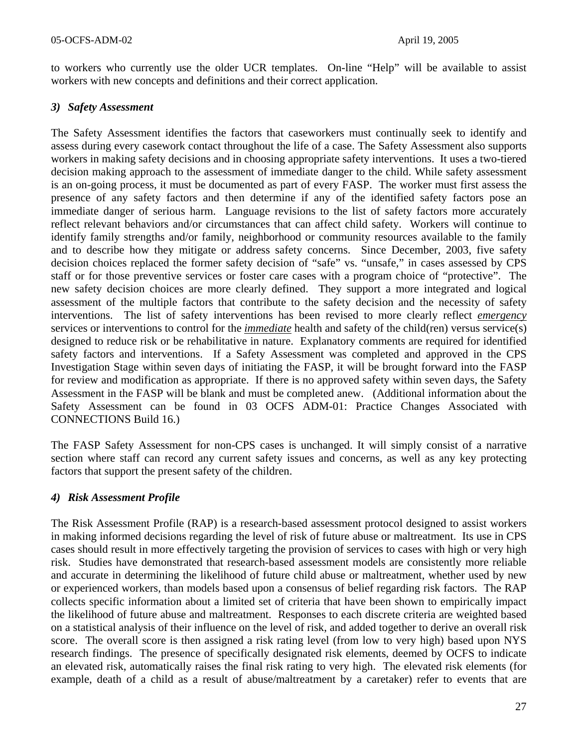to workers who currently use the older UCR templates. On-line "Help" will be available to assist workers with new concepts and definitions and their correct application.

### *3) Safety Assessment*

The Safety Assessment identifies the factors that caseworkers must continually seek to identify and assess during every casework contact throughout the life of a case. The Safety Assessment also supports workers in making safety decisions and in choosing appropriate safety interventions. It uses a two-tiered decision making approach to the assessment of immediate danger to the child. While safety assessment is an on-going process, it must be documented as part of every FASP. The worker must first assess the presence of any safety factors and then determine if any of the identified safety factors pose an immediate danger of serious harm. Language revisions to the list of safety factors more accurately reflect relevant behaviors and/or circumstances that can affect child safety. Workers will continue to identify family strengths and/or family, neighborhood or community resources available to the family and to describe how they mitigate or address safety concerns. Since December, 2003, five safety decision choices replaced the former safety decision of "safe" vs. "unsafe," in cases assessed by CPS staff or for those preventive services or foster care cases with a program choice of "protective". The new safety decision choices are more clearly defined. They support a more integrated and logical assessment of the multiple factors that contribute to the safety decision and the necessity of safety interventions. The list of safety interventions has been revised to more clearly reflect ***emergency*** services or interventions to control for the ***immediate*** health and safety of the child(ren) versus service(s) designed to reduce risk or be rehabilitative in nature. Explanatory comments are required for identified safety factors and interventions. If a Safety Assessment was completed and approved in the CPS Investigation Stage within seven days of initiating the FASP, it will be brought forward into the FASP for review and modification as appropriate. If there is no approved safety within seven days, the Safety Assessment in the FASP will be blank and must be completed anew. (Additional information about the Safety Assessment can be found in 03 OCFS ADM-01: Practice Changes Associated with CONNECTIONS Build 16.)

The FASP Safety Assessment for non-CPS cases is unchanged. It will simply consist of a narrative section where staff can record any current safety issues and concerns, as well as any key protecting factors that support the present safety of the children.

### *4) Risk Assessment Profile*

The Risk Assessment Profile (RAP) is a research-based assessment protocol designed to assist workers in making informed decisions regarding the level of risk of future abuse or maltreatment. Its use in CPS cases should result in more effectively targeting the provision of services to cases with high or very high risk. Studies have demonstrated that research-based assessment models are consistently more reliable and accurate in determining the likelihood of future child abuse or maltreatment, whether used by new or experienced workers, than models based upon a consensus of belief regarding risk factors. The RAP collects specific information about a limited set of criteria that have been shown to empirically impact the likelihood of future abuse and maltreatment. Responses to each discrete criteria are weighted based on a statistical analysis of their influence on the level of risk, and added together to derive an overall risk score. The overall score is then assigned a risk rating level (from low to very high) based upon NYS research findings. The presence of specifically designated risk elements, deemed by OCFS to indicate an elevated risk, automatically raises the final risk rating to very high. The elevated risk elements (for example, death of a child as a result of abuse/maltreatment by a caretaker) refer to events that are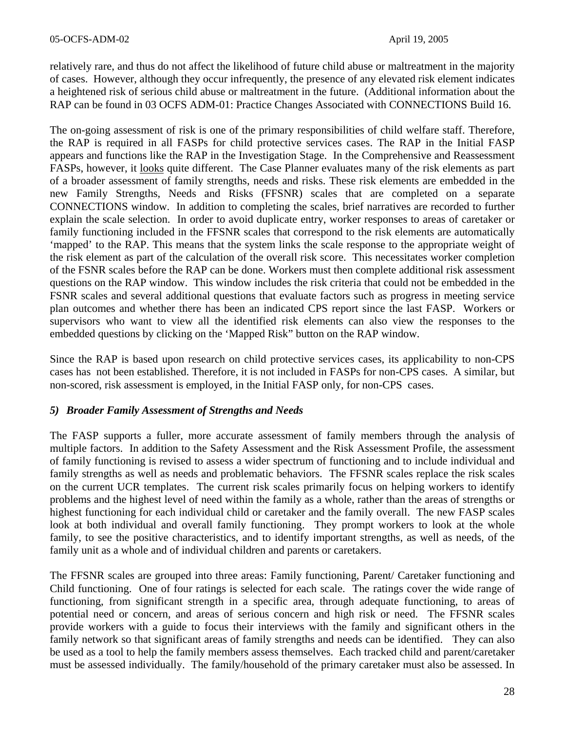relatively rare, and thus do not affect the likelihood of future child abuse or maltreatment in the majority of cases. However, although they occur infrequently, the presence of any elevated risk element indicates a heightened risk of serious child abuse or maltreatment in the future. (Additional information about the RAP can be found in 03 OCFS ADM-01: Practice Changes Associated with CONNECTIONS Build 16.

The on-going assessment of risk is one of the primary responsibilities of child welfare staff. Therefore, the RAP is required in all FASPs for child protective services cases. The RAP in the Initial FASP appears and functions like the RAP in the Investigation Stage. In the Comprehensive and Reassessment FASPs, however, it looks quite different. The Case Planner evaluates many of the risk elements as part of a broader assessment of family strengths, needs and risks. These risk elements are embedded in the new Family Strengths, Needs and Risks (FFSNR) scales that are completed on a separate CONNECTIONS window. In addition to completing the scales, brief narratives are recorded to further explain the scale selection. In order to avoid duplicate entry, worker responses to areas of caretaker or family functioning included in the FFSNR scales that correspond to the risk elements are automatically 'mapped' to the RAP. This means that the system links the scale response to the appropriate weight of the risk element as part of the calculation of the overall risk score. This necessitates worker completion of the FSNR scales before the RAP can be done. Workers must then complete additional risk assessment questions on the RAP window. This window includes the risk criteria that could not be embedded in the FSNR scales and several additional questions that evaluate factors such as progress in meeting service plan outcomes and whether there has been an indicated CPS report since the last FASP. Workers or supervisors who want to view all the identified risk elements can also view the responses to the embedded questions by clicking on the 'Mapped Risk" button on the RAP window.

Since the RAP is based upon research on child protective services cases, its applicability to non-CPS cases has not been established. Therefore, it is not included in FASPs for non-CPS cases. A similar, but non-scored, risk assessment is employed, in the Initial FASP only, for non-CPS cases.

### *5) Broader Family Assessment of Strengths and Needs*

The FASP supports a fuller, more accurate assessment of family members through the analysis of multiple factors. In addition to the Safety Assessment and the Risk Assessment Profile, the assessment of family functioning is revised to assess a wider spectrum of functioning and to include individual and family strengths as well as needs and problematic behaviors. The FFSNR scales replace the risk scales on the current UCR templates. The current risk scales primarily focus on helping workers to identify problems and the highest level of need within the family as a whole, rather than the areas of strengths or highest functioning for each individual child or caretaker and the family overall. The new FASP scales look at both individual and overall family functioning. They prompt workers to look at the whole family, to see the positive characteristics, and to identify important strengths, as well as needs, of the family unit as a whole and of individual children and parents or caretakers.

The FFSNR scales are grouped into three areas: Family functioning, Parent/ Caretaker functioning and Child functioning. One of four ratings is selected for each scale. The ratings cover the wide range of functioning, from significant strength in a specific area, through adequate functioning, to areas of potential need or concern, and areas of serious concern and high risk or need. The FFSNR scales provide workers with a guide to focus their interviews with the family and significant others in the family network so that significant areas of family strengths and needs can be identified. They can also be used as a tool to help the family members assess themselves. Each tracked child and parent/caretaker must be assessed individually. The family/household of the primary caretaker must also be assessed. In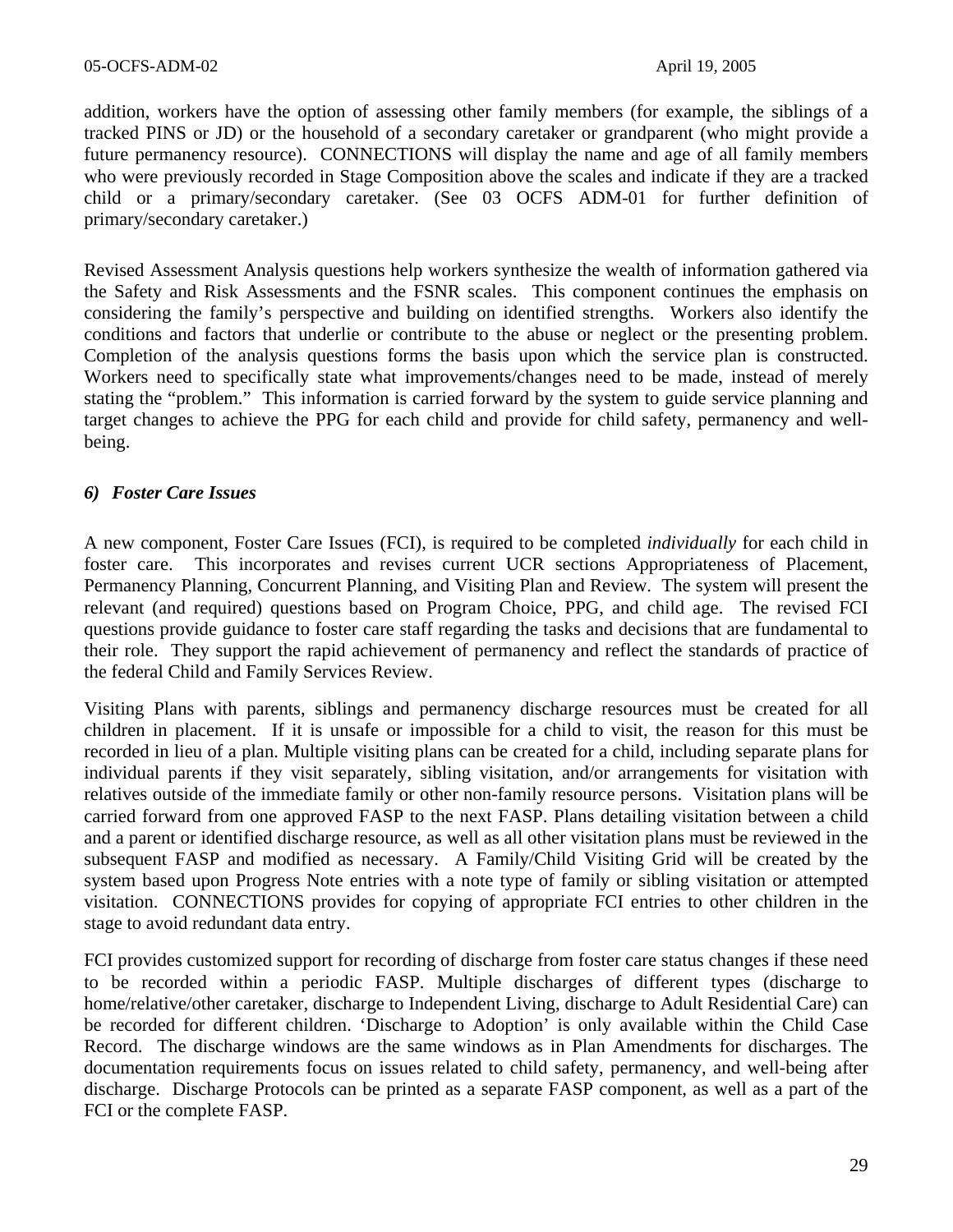addition, workers have the option of assessing other family members (for example, the siblings of a tracked PINS or JD) or the household of a secondary caretaker or grandparent (who might provide a future permanency resource). CONNECTIONS will display the name and age of all family members who were previously recorded in Stage Composition above the scales and indicate if they are a tracked child or a primary/secondary caretaker. (See 03 OCFS ADM-01 for further definition of primary/secondary caretaker.)

Revised Assessment Analysis questions help workers synthesize the wealth of information gathered via the Safety and Risk Assessments and the FSNR scales. This component continues the emphasis on considering the family's perspective and building on identified strengths. Workers also identify the conditions and factors that underlie or contribute to the abuse or neglect or the presenting problem. Completion of the analysis questions forms the basis upon which the service plan is constructed. Workers need to specifically state what improvements/changes need to be made, instead of merely stating the "problem." This information is carried forward by the system to guide service planning and target changes to achieve the PPG for each child and provide for child safety, permanency and well-being.

### *6) Foster Care Issues*

A new component, Foster Care Issues (FCI), is required to be completed *individually* for each child in foster care. This incorporates and revises current UCR sections Appropriateness of Placement, Permanency Planning, Concurrent Planning, and Visiting Plan and Review. The system will present the relevant (and required) questions based on Program Choice, PPG, and child age. The revised FCI questions provide guidance to foster care staff regarding the tasks and decisions that are fundamental to their role. They support the rapid achievement of permanency and reflect the standards of practice of the federal Child and Family Services Review.

Visiting Plans with parents, siblings and permanency discharge resources must be created for all children in placement. If it is unsafe or impossible for a child to visit, the reason for this must be recorded in lieu of a plan. Multiple visiting plans can be created for a child, including separate plans for individual parents if they visit separately, sibling visitation, and/or arrangements for visitation with relatives outside of the immediate family or other non-family resource persons. Visitation plans will be carried forward from one approved FASP to the next FASP. Plans detailing visitation between a child and a parent or identified discharge resource, as well as all other visitation plans must be reviewed in the subsequent FASP and modified as necessary. A Family/Child Visiting Grid will be created by the system based upon Progress Note entries with a note type of family or sibling visitation or attempted visitation. CONNECTIONS provides for copying of appropriate FCI entries to other children in the stage to avoid redundant data entry.

FCI provides customized support for recording of discharge from foster care status changes if these need to be recorded within a periodic FASP. Multiple discharges of different types (discharge to home/relative/other caretaker, discharge to Independent Living, discharge to Adult Residential Care) can be recorded for different children. 'Discharge to Adoption' is only available within the Child Case Record. The discharge windows are the same windows as in Plan Amendments for discharges. The documentation requirements focus on issues related to child safety, permanency, and well-being after discharge. Discharge Protocols can be printed as a separate FASP component, as well as a part of the FCI or the complete FASP.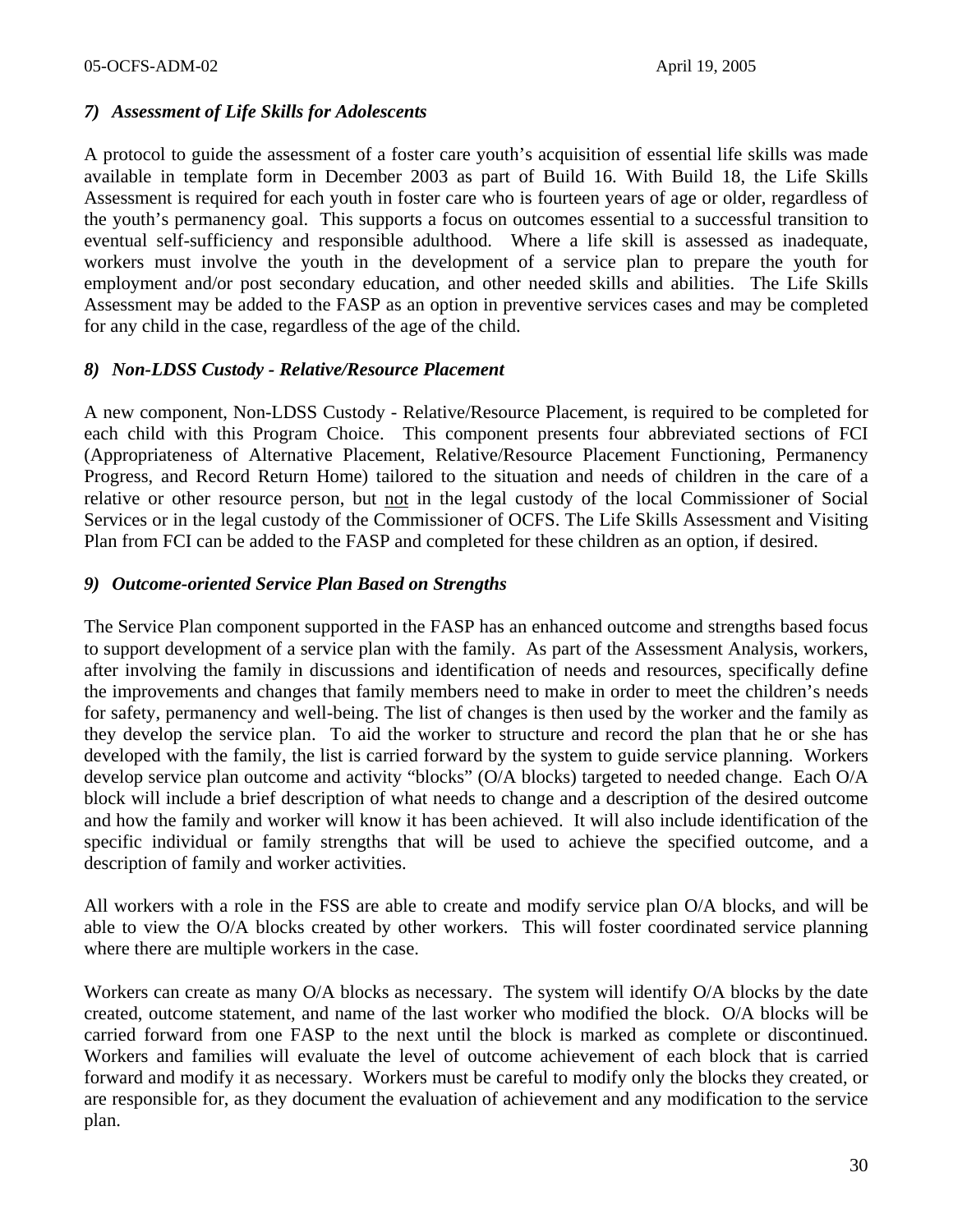### *7) Assessment of Life Skills for Adolescents*

A protocol to guide the assessment of a foster care youth's acquisition of essential life skills was made available in template form in December 2003 as part of Build 16. With Build 18, the Life Skills Assessment is required for each youth in foster care who is fourteen years of age or older, regardless of the youth's permanency goal. This supports a focus on outcomes essential to a successful transition to eventual self-sufficiency and responsible adulthood. Where a life skill is assessed as inadequate, workers must involve the youth in the development of a service plan to prepare the youth for employment and/or post secondary education, and other needed skills and abilities. The Life Skills Assessment may be added to the FASP as an option in preventive services cases and may be completed for any child in the case, regardless of the age of the child.

### *8) Non-LDSS Custody - Relative/Resource Placement*

A new component, Non-LDSS Custody - Relative/Resource Placement, is required to be completed for each child with this Program Choice. This component presents four abbreviated sections of FCI (Appropriateness of Alternative Placement, Relative/Resource Placement Functioning, Permanency Progress, and Record Return Home) tailored to the situation and needs of children in the care of a relative or other resource person, but <u>not</u> in the legal custody of the local Commissioner of Social Services or in the legal custody of the Commissioner of OCFS. The Life Skills Assessment and Visiting Plan from FCI can be added to the FASP and completed for these children as an option, if desired.

### *9) Outcome-oriented Service Plan Based on Strengths*

The Service Plan component supported in the FASP has an enhanced outcome and strengths based focus to support development of a service plan with the family. As part of the Assessment Analysis, workers, after involving the family in discussions and identification of needs and resources, specifically define the improvements and changes that family members need to make in order to meet the children's needs for safety, permanency and well-being. The list of changes is then used by the worker and the family as they develop the service plan. To aid the worker to structure and record the plan that he or she has developed with the family, the list is carried forward by the system to guide service planning. Workers develop service plan outcome and activity "blocks" (O/A blocks) targeted to needed change. Each O/A block will include a brief description of what needs to change and a description of the desired outcome and how the family and worker will know it has been achieved. It will also include identification of the specific individual or family strengths that will be used to achieve the specified outcome, and a description of family and worker activities.

All workers with a role in the FSS are able to create and modify service plan O/A blocks, and will be able to view the O/A blocks created by other workers. This will foster coordinated service planning where there are multiple workers in the case.

Workers can create as many O/A blocks as necessary. The system will identify O/A blocks by the date created, outcome statement, and name of the last worker who modified the block. O/A blocks will be carried forward from one FASP to the next until the block is marked as complete or discontinued. Workers and families will evaluate the level of outcome achievement of each block that is carried forward and modify it as necessary. Workers must be careful to modify only the blocks they created, or are responsible for, as they document the evaluation of achievement and any modification to the service plan.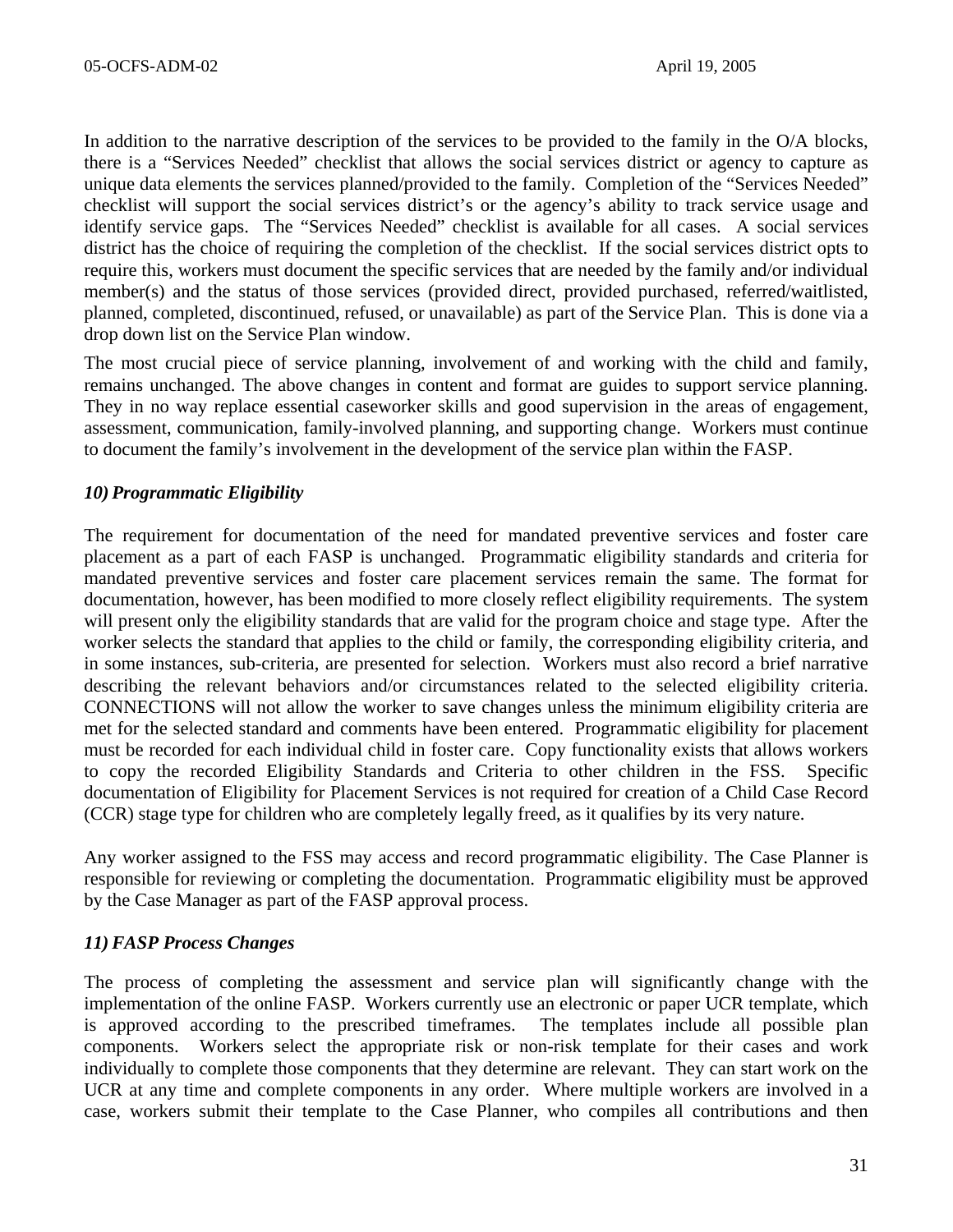In addition to the narrative description of the services to be provided to the family in the O/A blocks, there is a "Services Needed" checklist that allows the social services district or agency to capture as unique data elements the services planned/provided to the family. Completion of the "Services Needed" checklist will support the social services district's or the agency's ability to track service usage and identify service gaps. The "Services Needed" checklist is available for all cases. A social services district has the choice of requiring the completion of the checklist. If the social services district opts to require this, workers must document the specific services that are needed by the family and/or individual member(s) and the status of those services (provided direct, provided purchased, referred/waitlisted, planned, completed, discontinued, refused, or unavailable) as part of the Service Plan. This is done via a drop down list on the Service Plan window.

The most crucial piece of service planning, involvement of and working with the child and family, remains unchanged. The above changes in content and format are guides to support service planning. They in no way replace essential caseworker skills and good supervision in the areas of engagement, assessment, communication, family-involved planning, and supporting change. Workers must continue to document the family's involvement in the development of the service plan within the FASP.

### *10) Programmatic Eligibility*

The requirement for documentation of the need for mandated preventive services and foster care placement as a part of each FASP is unchanged. Programmatic eligibility standards and criteria for mandated preventive services and foster care placement services remain the same. The format for documentation, however, has been modified to more closely reflect eligibility requirements. The system will present only the eligibility standards that are valid for the program choice and stage type. After the worker selects the standard that applies to the child or family, the corresponding eligibility criteria, and in some instances, sub-criteria, are presented for selection. Workers must also record a brief narrative describing the relevant behaviors and/or circumstances related to the selected eligibility criteria. CONNECTIONS will not allow the worker to save changes unless the minimum eligibility criteria are met for the selected standard and comments have been entered. Programmatic eligibility for placement must be recorded for each individual child in foster care. Copy functionality exists that allows workers to copy the recorded Eligibility Standards and Criteria to other children in the FSS. Specific documentation of Eligibility for Placement Services is not required for creation of a Child Case Record (CCR) stage type for children who are completely legally freed, as it qualifies by its very nature.

Any worker assigned to the FSS may access and record programmatic eligibility. The Case Planner is responsible for reviewing or completing the documentation. Programmatic eligibility must be approved by the Case Manager as part of the FASP approval process.

### *11) FASP Process Changes*

The process of completing the assessment and service plan will significantly change with the implementation of the online FASP. Workers currently use an electronic or paper UCR template, which is approved according to the prescribed timeframes. The templates include all possible plan components. Workers select the appropriate risk or non-risk template for their cases and work individually to complete those components that they determine are relevant. They can start work on the UCR at any time and complete components in any order. Where multiple workers are involved in a case, workers submit their template to the Case Planner, who compiles all contributions and then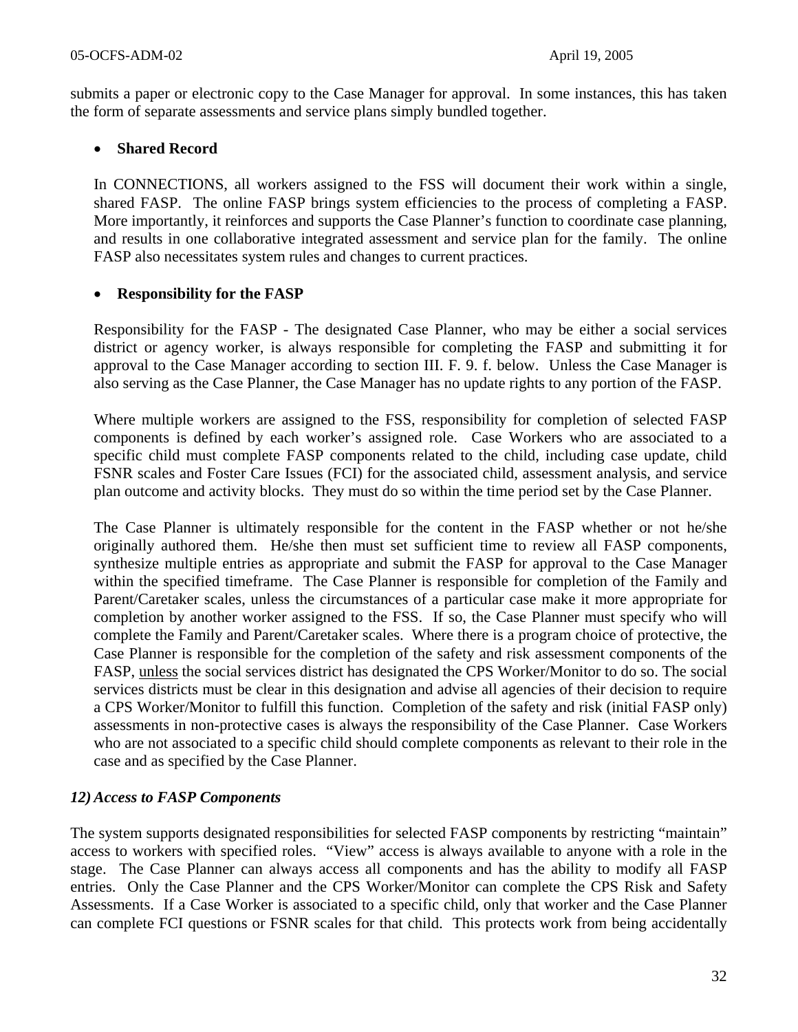submits a paper or electronic copy to the Case Manager for approval. In some instances, this has taken the form of separate assessments and service plans simply bundled together.

- **Shared Record**

  In CONNECTIONS, all workers assigned to the FSS will document their work within a single, shared FASP. The online FASP brings system efficiencies to the process of completing a FASP. More importantly, it reinforces and supports the Case Planner's function to coordinate case planning, and results in one collaborative integrated assessment and service plan for the family. The online FASP also necessitates system rules and changes to current practices.

- **Responsibility for the FASP**

  Responsibility for the FASP - The designated Case Planner, who may be either a social services district or agency worker, is always responsible for completing the FASP and submitting it for approval to the Case Manager according to section III. F. 9. f. below. Unless the Case Manager is also serving as the Case Planner, the Case Manager has no update rights to any portion of the FASP.

  Where multiple workers are assigned to the FSS, responsibility for completion of selected FASP components is defined by each worker's assigned role. Case Workers who are associated to a specific child must complete FASP components related to the child, including case update, child FSNR scales and Foster Care Issues (FCI) for the associated child, assessment analysis, and service plan outcome and activity blocks. They must do so within the time period set by the Case Planner.

  The Case Planner is ultimately responsible for the content in the FASP whether or not he/she originally authored them. He/she then must set sufficient time to review all FASP components, synthesize multiple entries as appropriate and submit the FASP for approval to the Case Manager within the specified timeframe. The Case Planner is responsible for completion of the Family and Parent/Caretaker scales, unless the circumstances of a particular case make it more appropriate for completion by another worker assigned to the FSS. If so, the Case Planner must specify who will complete the Family and Parent/Caretaker scales. Where there is a program choice of protective, the Case Planner is responsible for the completion of the safety and risk assessment components of the FASP, <u>unless</u> the social services district has designated the CPS Worker/Monitor to do so. The social services districts must be clear in this designation and advise all agencies of their decision to require a CPS Worker/Monitor to fulfill this function. Completion of the safety and risk (initial FASP only) assessments in non-protective cases is always the responsibility of the Case Planner. Case Workers who are not associated to a specific child should complete components as relevant to their role in the case and as specified by the Case Planner.

### *12) Access to FASP Components*

The system supports designated responsibilities for selected FASP components by restricting "maintain" access to workers with specified roles. "View" access is always available to anyone with a role in the stage. The Case Planner can always access all components and has the ability to modify all FASP entries. Only the Case Planner and the CPS Worker/Monitor can complete the CPS Risk and Safety Assessments. If a Case Worker is associated to a specific child, only that worker and the Case Planner can complete FCI questions or FSNR scales for that child. This protects work from being accidentally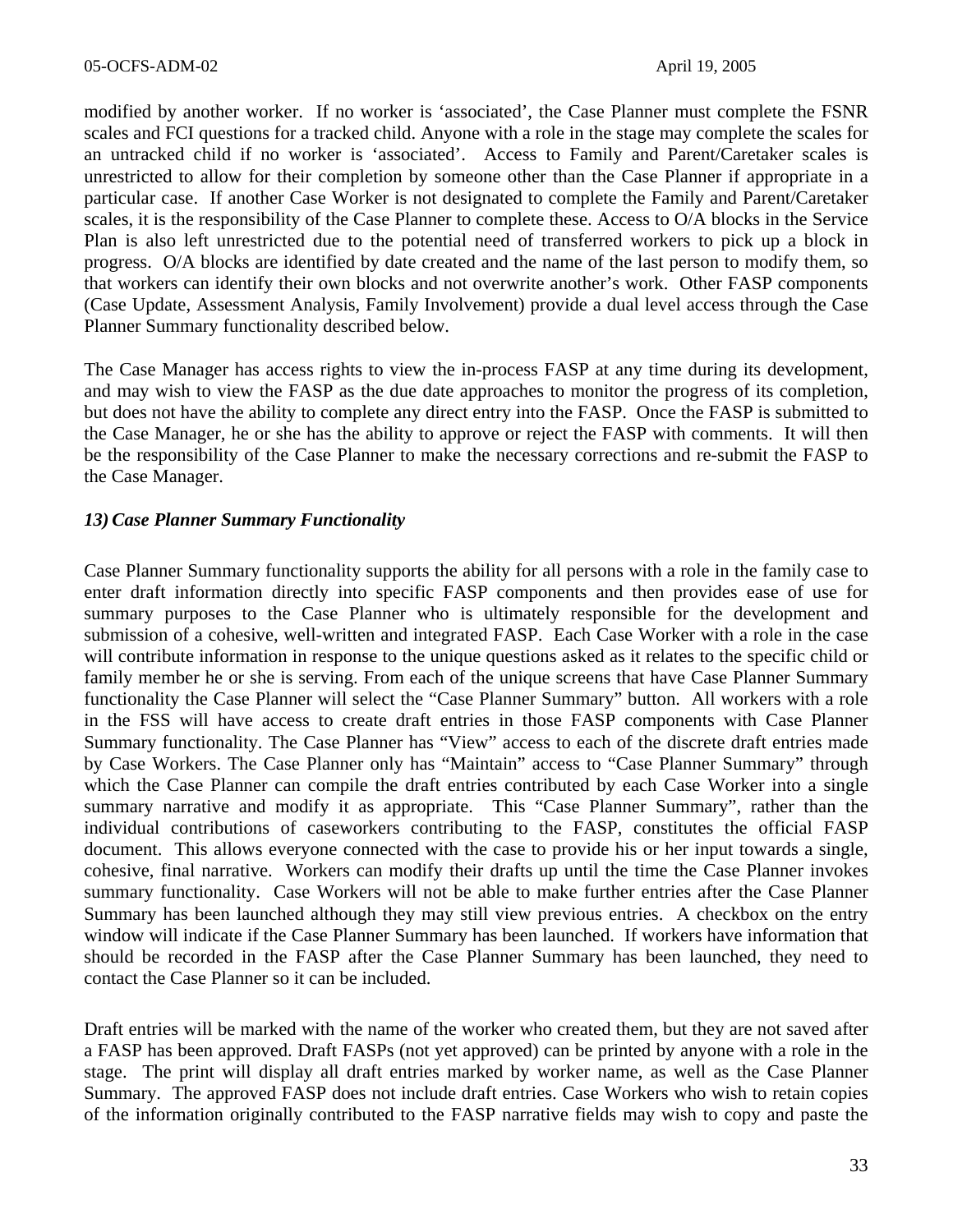modified by another worker. If no worker is 'associated', the Case Planner must complete the FSNR scales and FCI questions for a tracked child. Anyone with a role in the stage may complete the scales for an untracked child if no worker is 'associated'. Access to Family and Parent/Caretaker scales is unrestricted to allow for their completion by someone other than the Case Planner if appropriate in a particular case. If another Case Worker is not designated to complete the Family and Parent/Caretaker scales, it is the responsibility of the Case Planner to complete these. Access to O/A blocks in the Service Plan is also left unrestricted due to the potential need of transferred workers to pick up a block in progress. O/A blocks are identified by date created and the name of the last person to modify them, so that workers can identify their own blocks and not overwrite another's work. Other FASP components (Case Update, Assessment Analysis, Family Involvement) provide a dual level access through the Case Planner Summary functionality described below.

The Case Manager has access rights to view the in-process FASP at any time during its development, and may wish to view the FASP as the due date approaches to monitor the progress of its completion, but does not have the ability to complete any direct entry into the FASP. Once the FASP is submitted to the Case Manager, he or she has the ability to approve or reject the FASP with comments. It will then be the responsibility of the Case Planner to make the necessary corrections and re-submit the FASP to the Case Manager.

### *13) Case Planner Summary Functionality*

Case Planner Summary functionality supports the ability for all persons with a role in the family case to enter draft information directly into specific FASP components and then provides ease of use for summary purposes to the Case Planner who is ultimately responsible for the development and submission of a cohesive, well-written and integrated FASP. Each Case Worker with a role in the case will contribute information in response to the unique questions asked as it relates to the specific child or family member he or she is serving. From each of the unique screens that have Case Planner Summary functionality the Case Planner will select the "Case Planner Summary" button. All workers with a role in the FSS will have access to create draft entries in those FASP components with Case Planner Summary functionality. The Case Planner has "View" access to each of the discrete draft entries made by Case Workers. The Case Planner only has "Maintain" access to "Case Planner Summary" through which the Case Planner can compile the draft entries contributed by each Case Worker into a single summary narrative and modify it as appropriate. This "Case Planner Summary", rather than the individual contributions of caseworkers contributing to the FASP, constitutes the official FASP document. This allows everyone connected with the case to provide his or her input towards a single, cohesive, final narrative. Workers can modify their drafts up until the time the Case Planner invokes summary functionality. Case Workers will not be able to make further entries after the Case Planner Summary has been launched although they may still view previous entries. A checkbox on the entry window will indicate if the Case Planner Summary has been launched. If workers have information that should be recorded in the FASP after the Case Planner Summary has been launched, they need to contact the Case Planner so it can be included.

Draft entries will be marked with the name of the worker who created them, but they are not saved after a FASP has been approved. Draft FASPs (not yet approved) can be printed by anyone with a role in the stage. The print will display all draft entries marked by worker name, as well as the Case Planner Summary. The approved FASP does not include draft entries. Case Workers who wish to retain copies of the information originally contributed to the FASP narrative fields may wish to copy and paste the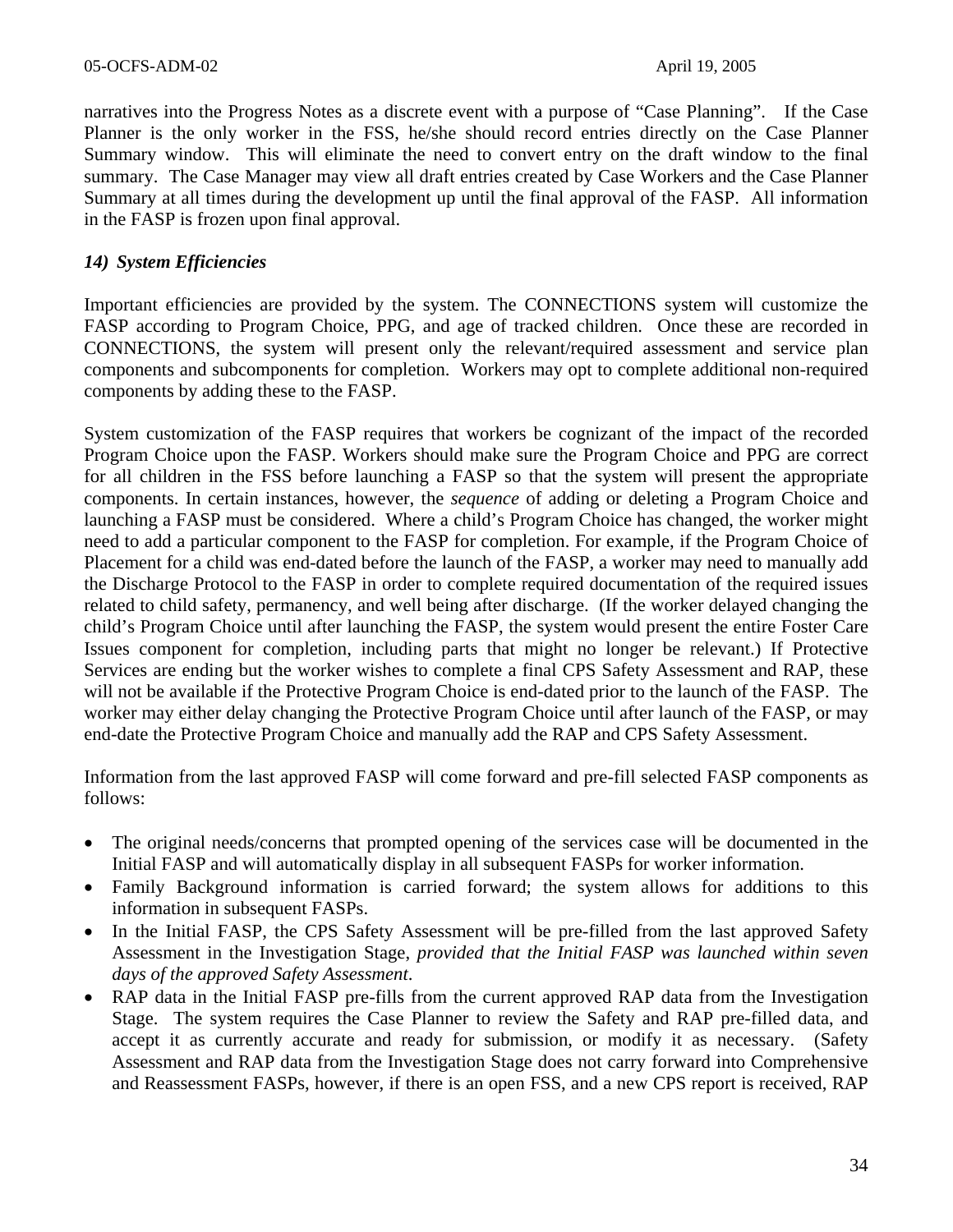narratives into the Progress Notes as a discrete event with a purpose of "Case Planning". If the Case Planner is the only worker in the FSS, he/she should record entries directly on the Case Planner Summary window. This will eliminate the need to convert entry on the draft window to the final summary. The Case Manager may view all draft entries created by Case Workers and the Case Planner Summary at all times during the development up until the final approval of the FASP. All information in the FASP is frozen upon final approval.

### *14) System Efficiencies*

Important efficiencies are provided by the system. The CONNECTIONS system will customize the FASP according to Program Choice, PPG, and age of tracked children. Once these are recorded in CONNECTIONS, the system will present only the relevant/required assessment and service plan components and subcomponents for completion. Workers may opt to complete additional non-required components by adding these to the FASP.

System customization of the FASP requires that workers be cognizant of the impact of the recorded Program Choice upon the FASP. Workers should make sure the Program Choice and PPG are correct for all children in the FSS before launching a FASP so that the system will present the appropriate components. In certain instances, however, the *sequence* of adding or deleting a Program Choice and launching a FASP must be considered. Where a child's Program Choice has changed, the worker might need to add a particular component to the FASP for completion. For example, if the Program Choice of Placement for a child was end-dated before the launch of the FASP, a worker may need to manually add the Discharge Protocol to the FASP in order to complete required documentation of the required issues related to child safety, permanency, and well being after discharge. (If the worker delayed changing the child's Program Choice until after launching the FASP, the system would present the entire Foster Care Issues component for completion, including parts that might no longer be relevant.) If Protective Services are ending but the worker wishes to complete a final CPS Safety Assessment and RAP, these will not be available if the Protective Program Choice is end-dated prior to the launch of the FASP. The worker may either delay changing the Protective Program Choice until after launch of the FASP, or may end-date the Protective Program Choice and manually add the RAP and CPS Safety Assessment.

Information from the last approved FASP will come forward and pre-fill selected FASP components as follows:

- The original needs/concerns that prompted opening of the services case will be documented in the Initial FASP and will automatically display in all subsequent FASPs for worker information.
- Family Background information is carried forward; the system allows for additions to this information in subsequent FASPs.
- In the Initial FASP, the CPS Safety Assessment will be pre-filled from the last approved Safety Assessment in the Investigation Stage, *provided that the Initial FASP was launched within seven days of the approved Safety Assessment*.
- RAP data in the Initial FASP pre-fills from the current approved RAP data from the Investigation Stage. The system requires the Case Planner to review the Safety and RAP pre-filled data, and accept it as currently accurate and ready for submission, or modify it as necessary. (Safety Assessment and RAP data from the Investigation Stage does not carry forward into Comprehensive and Reassessment FASPs, however, if there is an open FSS, and a new CPS report is received, RAP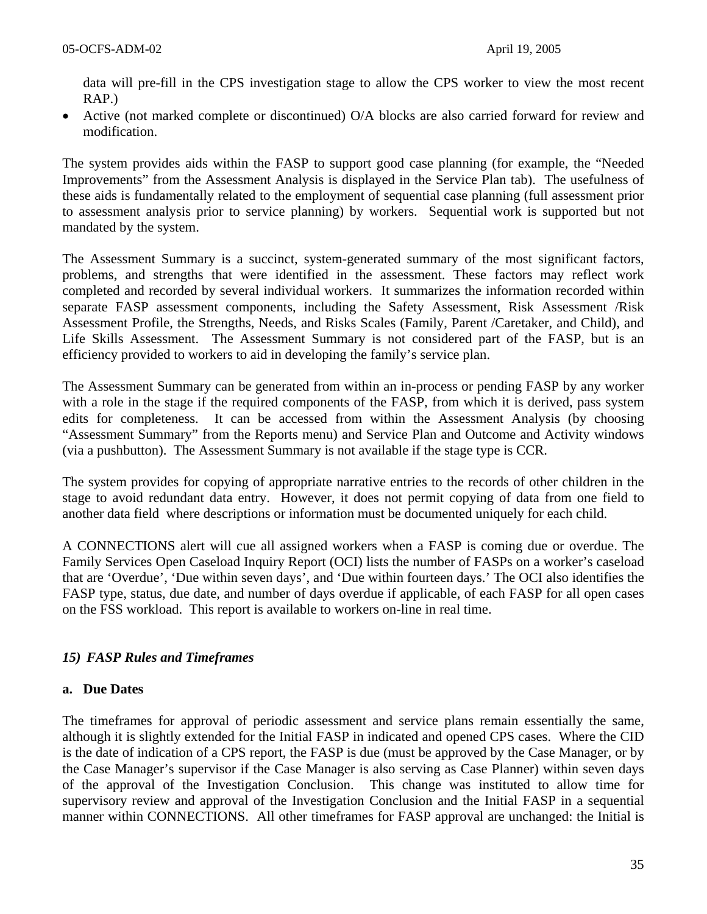data will pre-fill in the CPS investigation stage to allow the CPS worker to view the most recent RAP.)

- Active (not marked complete or discontinued) O/A blocks are also carried forward for review and modification.

The system provides aids within the FASP to support good case planning (for example, the "Needed Improvements" from the Assessment Analysis is displayed in the Service Plan tab). The usefulness of these aids is fundamentally related to the employment of sequential case planning (full assessment prior to assessment analysis prior to service planning) by workers. Sequential work is supported but not mandated by the system.

The Assessment Summary is a succinct, system-generated summary of the most significant factors, problems, and strengths that were identified in the assessment. These factors may reflect work completed and recorded by several individual workers. It summarizes the information recorded within separate FASP assessment components, including the Safety Assessment, Risk Assessment /Risk Assessment Profile, the Strengths, Needs, and Risks Scales (Family, Parent /Caretaker, and Child), and Life Skills Assessment. The Assessment Summary is not considered part of the FASP, but is an efficiency provided to workers to aid in developing the family's service plan.

The Assessment Summary can be generated from within an in-process or pending FASP by any worker with a role in the stage if the required components of the FASP, from which it is derived, pass system edits for completeness. It can be accessed from within the Assessment Analysis (by choosing "Assessment Summary" from the Reports menu) and Service Plan and Outcome and Activity windows (via a pushbutton). The Assessment Summary is not available if the stage type is CCR.

The system provides for copying of appropriate narrative entries to the records of other children in the stage to avoid redundant data entry. However, it does not permit copying of data from one field to another data field where descriptions or information must be documented uniquely for each child.

A CONNECTIONS alert will cue all assigned workers when a FASP is coming due or overdue. The Family Services Open Caseload Inquiry Report (OCI) lists the number of FASPs on a worker's caseload that are 'Overdue', 'Due within seven days', and 'Due within fourteen days.' The OCI also identifies the FASP type, status, due date, and number of days overdue if applicable, of each FASP for all open cases on the FSS workload. This report is available to workers on-line in real time.

### *15) FASP Rules and Timeframes*

#### a. Due Dates

The timeframes for approval of periodic assessment and service plans remain essentially the same, although it is slightly extended for the Initial FASP in indicated and opened CPS cases. Where the CID is the date of indication of a CPS report, the FASP is due (must be approved by the Case Manager, or by the Case Manager's supervisor if the Case Manager is also serving as Case Planner) within seven days of the approval of the Investigation Conclusion. This change was instituted to allow time for supervisory review and approval of the Investigation Conclusion and the Initial FASP in a sequential manner within CONNECTIONS. All other timeframes for FASP approval are unchanged: the Initial is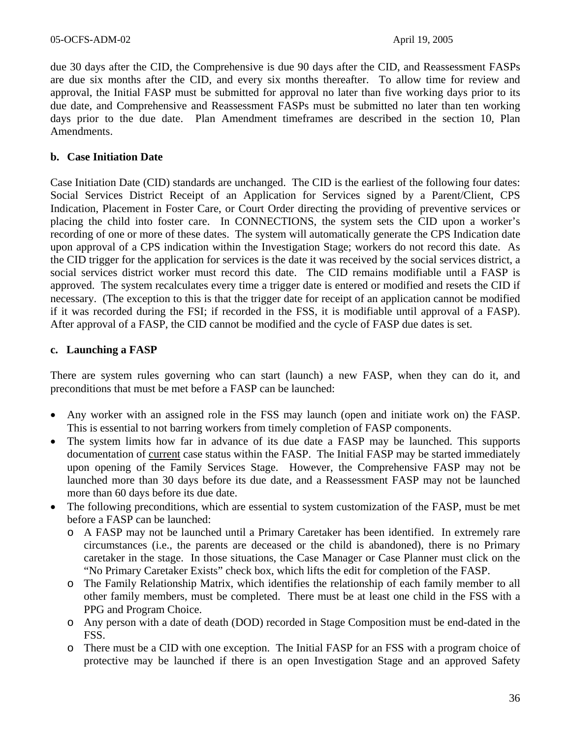due 30 days after the CID, the Comprehensive is due 90 days after the CID, and Reassessment FASPs are due six months after the CID, and every six months thereafter. To allow time for review and approval, the Initial FASP must be submitted for approval no later than five working days prior to its due date, and Comprehensive and Reassessment FASPs must be submitted no later than ten working days prior to the due date. Plan Amendment timeframes are described in the section 10, Plan Amendments.

**b. Case Initiation Date**

Case Initiation Date (CID) standards are unchanged. The CID is the earliest of the following four dates: Social Services District Receipt of an Application for Services signed by a Parent/Client, CPS Indication, Placement in Foster Care, or Court Order directing the providing of preventive services or placing the child into foster care. In CONNECTIONS, the system sets the CID upon a worker's recording of one or more of these dates. The system will automatically generate the CPS Indication date upon approval of a CPS indication within the Investigation Stage; workers do not record this date. As the CID trigger for the application for services is the date it was received by the social services district, a social services district worker must record this date. The CID remains modifiable until a FASP is approved. The system recalculates every time a trigger date is entered or modified and resets the CID if necessary. (The exception to this is that the trigger date for receipt of an application cannot be modified if it was recorded during the FSI; if recorded in the FSS, it is modifiable until approval of a FASP). After approval of a FASP, the CID cannot be modified and the cycle of FASP due dates is set.

**c. Launching a FASP**

There are system rules governing who can start (launch) a new FASP, when they can do it, and preconditions that must be met before a FASP can be launched:

- Any worker with an assigned role in the FSS may launch (open and initiate work on) the FASP. This is essential to not barring workers from timely completion of FASP components.
- The system limits how far in advance of its due date a FASP may be launched. This supports documentation of <u>current</u> case status within the FASP. The Initial FASP may be started immediately upon opening of the Family Services Stage. However, the Comprehensive FASP may not be launched more than 30 days before its due date, and a Reassessment FASP may not be launched more than 60 days before its due date.
- The following preconditions, which are essential to system customization of the FASP, must be met before a FASP can be launched:
  - A FASP may not be launched until a Primary Caretaker has been identified. In extremely rare circumstances (i.e., the parents are deceased or the child is abandoned), there is no Primary caretaker in the stage. In those situations, the Case Manager or Case Planner must click on the "No Primary Caretaker Exists" check box, which lifts the edit for completion of the FASP.
  - The Family Relationship Matrix, which identifies the relationship of each family member to all other family members, must be completed. There must be at least one child in the FSS with a PPG and Program Choice.
  - Any person with a date of death (DOD) recorded in Stage Composition must be end-dated in the FSS.
  - There must be a CID with one exception. The Initial FASP for an FSS with a program choice of protective may be launched if there is an open Investigation Stage and an approved Safety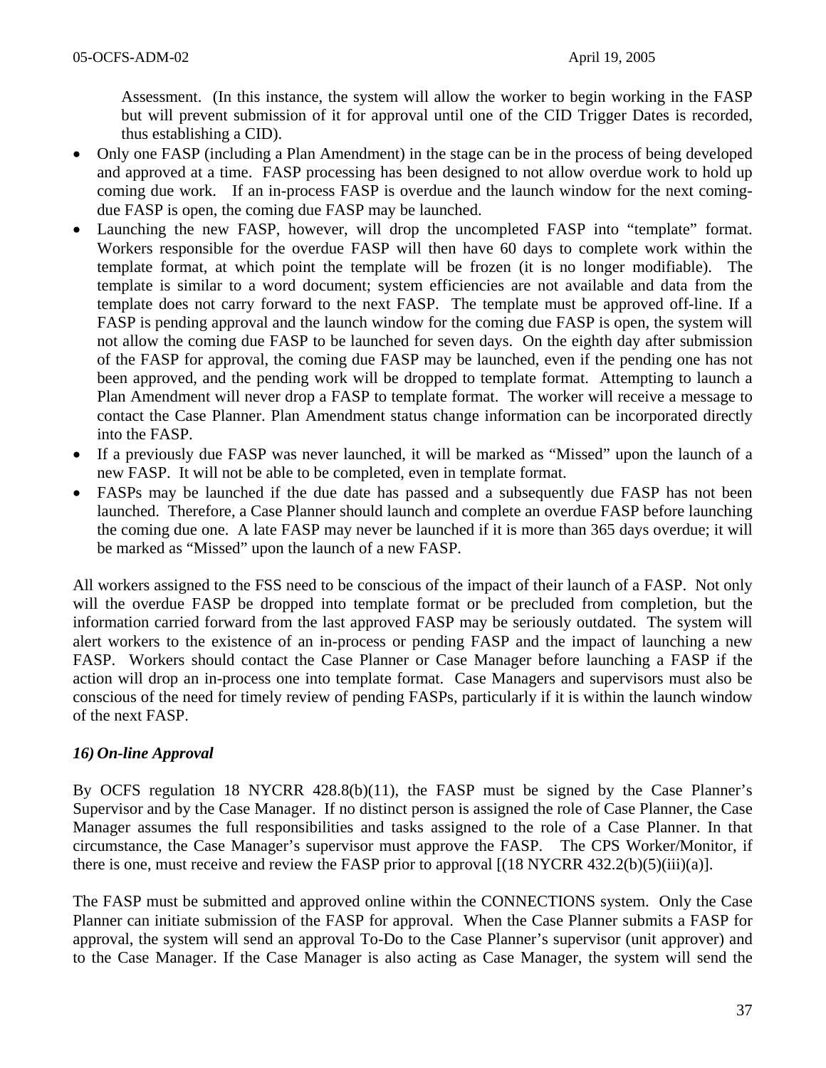Assessment. (In this instance, the system will allow the worker to begin working in the FASP but will prevent submission of it for approval until one of the CID Trigger Dates is recorded, thus establishing a CID).

- Only one FASP (including a Plan Amendment) in the stage can be in the process of being developed and approved at a time. FASP processing has been designed to not allow overdue work to hold up coming due work. If an in-process FASP is overdue and the launch window for the next coming-due FASP is open, the coming due FASP may be launched.
- Launching the new FASP, however, will drop the uncompleted FASP into "template" format. Workers responsible for the overdue FASP will then have 60 days to complete work within the template format, at which point the template will be frozen (it is no longer modifiable). The template is similar to a word document; system efficiencies are not available and data from the template does not carry forward to the next FASP. The template must be approved off-line. If a FASP is pending approval and the launch window for the coming due FASP is open, the system will not allow the coming due FASP to be launched for seven days. On the eighth day after submission of the FASP for approval, the coming due FASP may be launched, even if the pending one has not been approved, and the pending work will be dropped to template format. Attempting to launch a Plan Amendment will never drop a FASP to template format. The worker will receive a message to contact the Case Planner. Plan Amendment status change information can be incorporated directly into the FASP.
- If a previously due FASP was never launched, it will be marked as "Missed" upon the launch of a new FASP. It will not be able to be completed, even in template format.
- FASPs may be launched if the due date has passed and a subsequently due FASP has not been launched. Therefore, a Case Planner should launch and complete an overdue FASP before launching the coming due one. A late FASP may never be launched if it is more than 365 days overdue; it will be marked as "Missed" upon the launch of a new FASP.

All workers assigned to the FSS need to be conscious of the impact of their launch of a FASP. Not only will the overdue FASP be dropped into template format or be precluded from completion, but the information carried forward from the last approved FASP may be seriously outdated. The system will alert workers to the existence of an in-process or pending FASP and the impact of launching a new FASP. Workers should contact the Case Planner or Case Manager before launching a FASP if the action will drop an in-process one into template format. Case Managers and supervisors must also be conscious of the need for timely review of pending FASPs, particularly if it is within the launch window of the next FASP.

### *16) On-line Approval*

By OCFS regulation 18 NYCRR 428.8(b)(11), the FASP must be signed by the Case Planner's Supervisor and by the Case Manager. If no distinct person is assigned the role of Case Planner, the Case Manager assumes the full responsibilities and tasks assigned to the role of a Case Planner. In that circumstance, the Case Manager's supervisor must approve the FASP. The CPS Worker/Monitor, if there is one, must receive and review the FASP prior to approval [(18 NYCRR 432.2(b)(5)(iii)(a)].

The FASP must be submitted and approved online within the CONNECTIONS system. Only the Case Planner can initiate submission of the FASP for approval. When the Case Planner submits a FASP for approval, the system will send an approval To-Do to the Case Planner's supervisor (unit approver) and to the Case Manager. If the Case Manager is also acting as Case Manager, the system will send the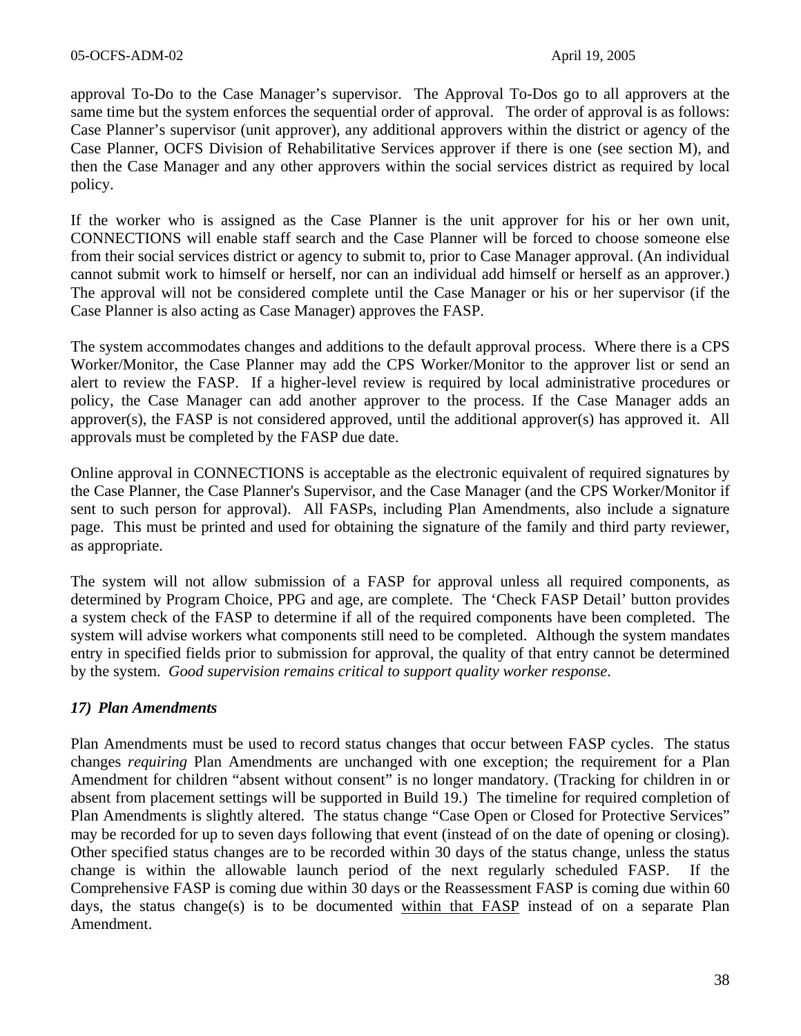approval To-Do to the Case Manager's supervisor. The Approval To-Dos go to all approvers at the same time but the system enforces the sequential order of approval. The order of approval is as follows: Case Planner's supervisor (unit approver), any additional approvers within the district or agency of the Case Planner, OCFS Division of Rehabilitative Services approver if there is one (see section M), and then the Case Manager and any other approvers within the social services district as required by local policy.

If the worker who is assigned as the Case Planner is the unit approver for his or her own unit, CONNECTIONS will enable staff search and the Case Planner will be forced to choose someone else from their social services district or agency to submit to, prior to Case Manager approval. (An individual cannot submit work to himself or herself, nor can an individual add himself or herself as an approver.) The approval will not be considered complete until the Case Manager or his or her supervisor (if the Case Planner is also acting as Case Manager) approves the FASP.

The system accommodates changes and additions to the default approval process. Where there is a CPS Worker/Monitor, the Case Planner may add the CPS Worker/Monitor to the approver list or send an alert to review the FASP. If a higher-level review is required by local administrative procedures or policy, the Case Manager can add another approver to the process. If the Case Manager adds an approver(s), the FASP is not considered approved, until the additional approver(s) has approved it. All approvals must be completed by the FASP due date.

Online approval in CONNECTIONS is acceptable as the electronic equivalent of required signatures by the Case Planner, the Case Planner's Supervisor, and the Case Manager (and the CPS Worker/Monitor if sent to such person for approval). All FASPs, including Plan Amendments, also include a signature page. This must be printed and used for obtaining the signature of the family and third party reviewer, as appropriate.

The system will not allow submission of a FASP for approval unless all required components, as determined by Program Choice, PPG and age, are complete. The 'Check FASP Detail' button provides a system check of the FASP to determine if all of the required components have been completed. The system will advise workers what components still need to be completed. Although the system mandates entry in specified fields prior to submission for approval, the quality of that entry cannot be determined by the system. *Good supervision remains critical to support quality worker response*.

### *17) Plan Amendments*

Plan Amendments must be used to record status changes that occur between FASP cycles. The status changes *requiring* Plan Amendments are unchanged with one exception; the requirement for a Plan Amendment for children "absent without consent" is no longer mandatory. (Tracking for children in or absent from placement settings will be supported in Build 19.) The timeline for required completion of Plan Amendments is slightly altered. The status change "Case Open or Closed for Protective Services" may be recorded for up to seven days following that event (instead of on the date of opening or closing). Other specified status changes are to be recorded within 30 days of the status change, unless the status change is within the allowable launch period of the next regularly scheduled FASP. If the Comprehensive FASP is coming due within 30 days or the Reassessment FASP is coming due within 60 days, the status change(s) is to be documented <u>within that FASP</u> instead of on a separate Plan Amendment.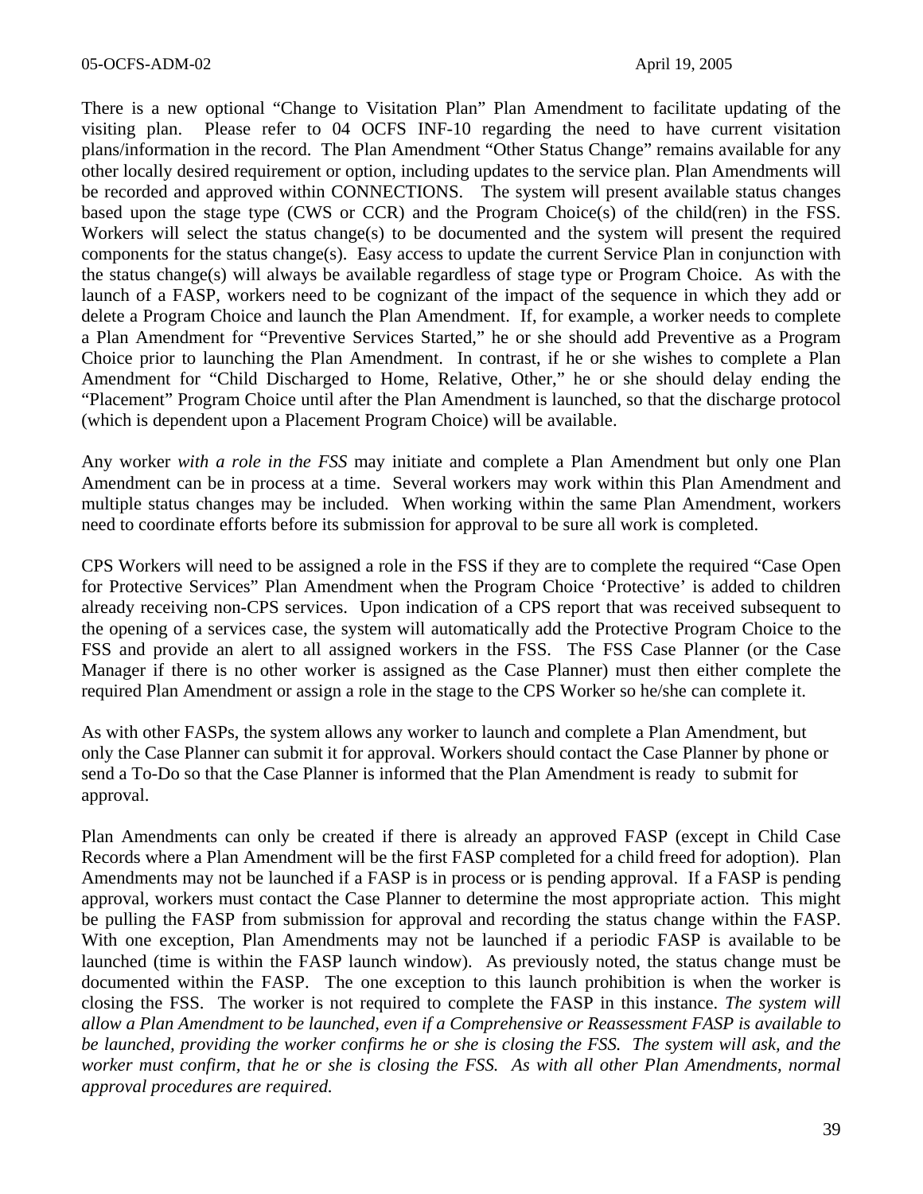There is a new optional "Change to Visitation Plan" Plan Amendment to facilitate updating of the visiting plan. Please refer to 04 OCFS INF-10 regarding the need to have current visitation plans/information in the record. The Plan Amendment "Other Status Change" remains available for any other locally desired requirement or option, including updates to the service plan. Plan Amendments will be recorded and approved within CONNECTIONS. The system will present available status changes based upon the stage type (CWS or CCR) and the Program Choice(s) of the child(ren) in the FSS. Workers will select the status change(s) to be documented and the system will present the required components for the status change(s). Easy access to update the current Service Plan in conjunction with the status change(s) will always be available regardless of stage type or Program Choice. As with the launch of a FASP, workers need to be cognizant of the impact of the sequence in which they add or delete a Program Choice and launch the Plan Amendment. If, for example, a worker needs to complete a Plan Amendment for "Preventive Services Started," he or she should add Preventive as a Program Choice prior to launching the Plan Amendment. In contrast, if he or she wishes to complete a Plan Amendment for "Child Discharged to Home, Relative, Other," he or she should delay ending the "Placement" Program Choice until after the Plan Amendment is launched, so that the discharge protocol (which is dependent upon a Placement Program Choice) will be available.

Any worker *with a role in the FSS* may initiate and complete a Plan Amendment but only one Plan Amendment can be in process at a time. Several workers may work within this Plan Amendment and multiple status changes may be included. When working within the same Plan Amendment, workers need to coordinate efforts before its submission for approval to be sure all work is completed.

CPS Workers will need to be assigned a role in the FSS if they are to complete the required "Case Open for Protective Services" Plan Amendment when the Program Choice 'Protective' is added to children already receiving non-CPS services. Upon indication of a CPS report that was received subsequent to the opening of a services case, the system will automatically add the Protective Program Choice to the FSS and provide an alert to all assigned workers in the FSS. The FSS Case Planner (or the Case Manager if there is no other worker is assigned as the Case Planner) must then either complete the required Plan Amendment or assign a role in the stage to the CPS Worker so he/she can complete it.

As with other FASPs, the system allows any worker to launch and complete a Plan Amendment, but only the Case Planner can submit it for approval. Workers should contact the Case Planner by phone or send a To-Do so that the Case Planner is informed that the Plan Amendment is ready to submit for approval.

Plan Amendments can only be created if there is already an approved FASP (except in Child Case Records where a Plan Amendment will be the first FASP completed for a child freed for adoption). Plan Amendments may not be launched if a FASP is in process or is pending approval. If a FASP is pending approval, workers must contact the Case Planner to determine the most appropriate action. This might be pulling the FASP from submission for approval and recording the status change within the FASP. With one exception, Plan Amendments may not be launched if a periodic FASP is available to be launched (time is within the FASP launch window). As previously noted, the status change must be documented within the FASP. The one exception to this launch prohibition is when the worker is closing the FSS. The worker is not required to complete the FASP in this instance. *The system will allow a Plan Amendment to be launched, even if a Comprehensive or Reassessment FASP is available to be launched, providing the worker confirms he or she is closing the FSS. The system will ask, and the worker must confirm, that he or she is closing the FSS. As with all other Plan Amendments, normal approval procedures are required.*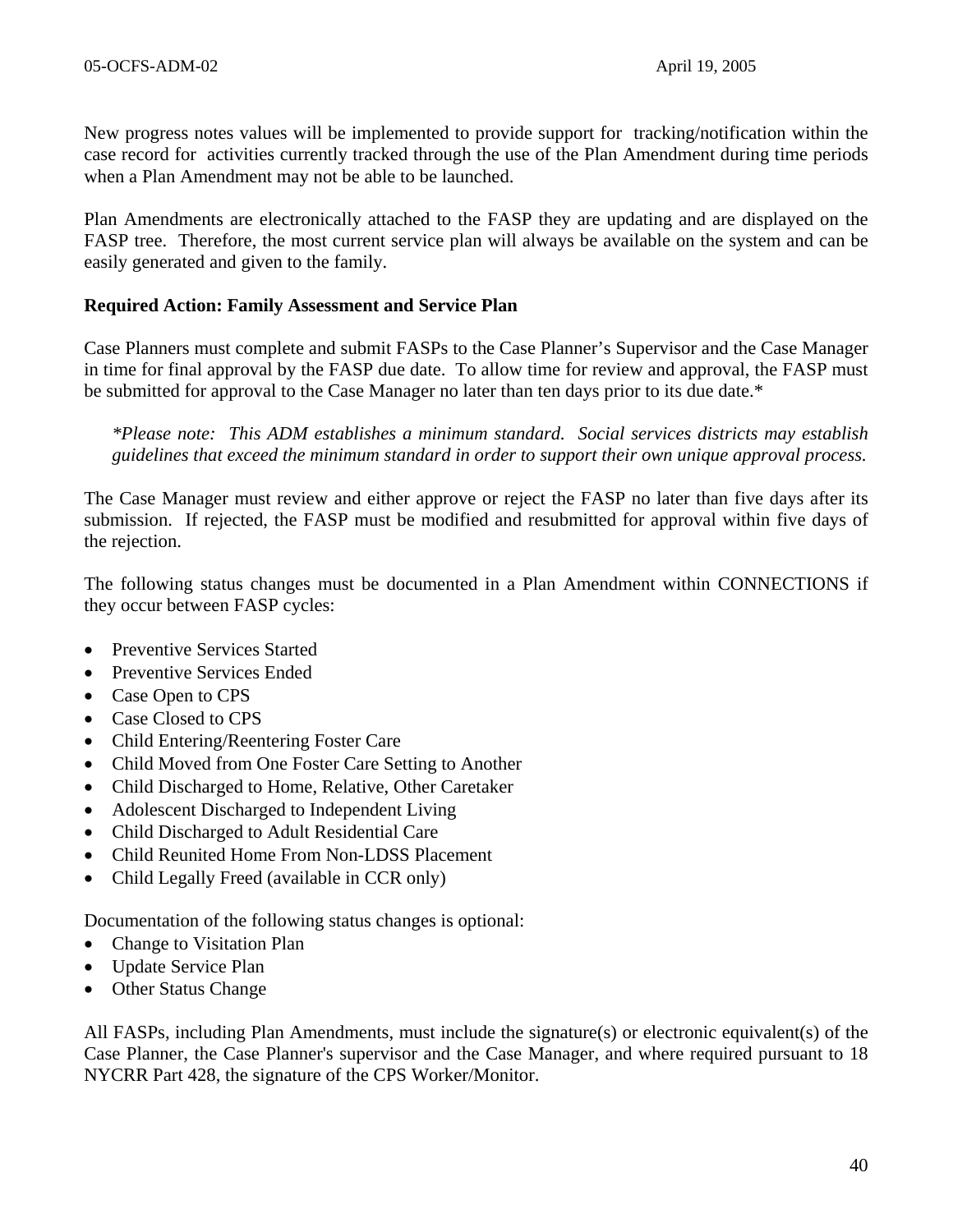New progress notes values will be implemented to provide support for tracking/notification within the case record for activities currently tracked through the use of the Plan Amendment during time periods when a Plan Amendment may not be able to be launched.

Plan Amendments are electronically attached to the FASP they are updating and are displayed on the FASP tree. Therefore, the most current service plan will always be available on the system and can be easily generated and given to the family.

**Required Action: Family Assessment and Service Plan**

Case Planners must complete and submit FASPs to the Case Planner's Supervisor and the Case Manager in time for final approval by the FASP due date. To allow time for review and approval, the FASP must be submitted for approval to the Case Manager no later than ten days prior to its due date.*

> *\*Please note: This ADM establishes a minimum standard. Social services districts may establish guidelines that exceed the minimum standard in order to support their own unique approval process.*

The Case Manager must review and either approve or reject the FASP no later than five days after its submission. If rejected, the FASP must be modified and resubmitted for approval within five days of the rejection.

The following status changes must be documented in a Plan Amendment within CONNECTIONS if they occur between FASP cycles:

- Preventive Services Started
- Preventive Services Ended
- Case Open to CPS
- Case Closed to CPS
- Child Entering/Reentering Foster Care
- Child Moved from One Foster Care Setting to Another
- Child Discharged to Home, Relative, Other Caretaker
- Adolescent Discharged to Independent Living
- Child Discharged to Adult Residential Care
- Child Reunited Home From Non-LDSS Placement
- Child Legally Freed (available in CCR only)

Documentation of the following status changes is optional:

- Change to Visitation Plan
- Update Service Plan
- Other Status Change

All FASPs, including Plan Amendments, must include the signature(s) or electronic equivalent(s) of the Case Planner, the Case Planner's supervisor and the Case Manager, and where required pursuant to 18 NYCRR Part 428, the signature of the CPS Worker/Monitor.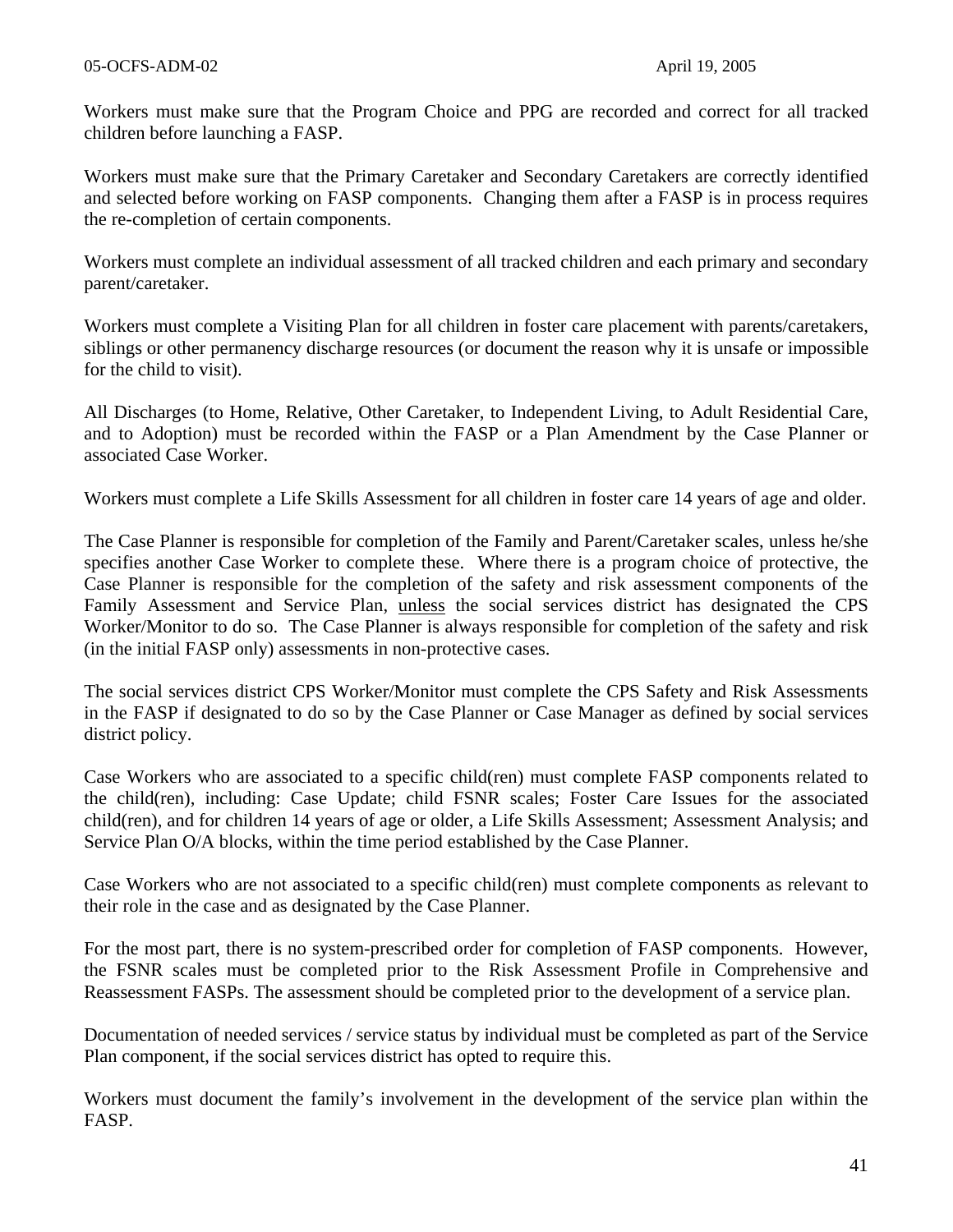Workers must make sure that the Program Choice and PPG are recorded and correct for all tracked children before launching a FASP.

Workers must make sure that the Primary Caretaker and Secondary Caretakers are correctly identified and selected before working on FASP components. Changing them after a FASP is in process requires the re-completion of certain components.

Workers must complete an individual assessment of all tracked children and each primary and secondary parent/caretaker.

Workers must complete a Visiting Plan for all children in foster care placement with parents/caretakers, siblings or other permanency discharge resources (or document the reason why it is unsafe or impossible for the child to visit).

All Discharges (to Home, Relative, Other Caretaker, to Independent Living, to Adult Residential Care, and to Adoption) must be recorded within the FASP or a Plan Amendment by the Case Planner or associated Case Worker.

Workers must complete a Life Skills Assessment for all children in foster care 14 years of age and older.

The Case Planner is responsible for completion of the Family and Parent/Caretaker scales, unless he/she specifies another Case Worker to complete these. Where there is a program choice of protective, the Case Planner is responsible for the completion of the safety and risk assessment components of the Family Assessment and Service Plan, <u>unless</u> the social services district has designated the CPS Worker/Monitor to do so. The Case Planner is always responsible for completion of the safety and risk (in the initial FASP only) assessments in non-protective cases.

The social services district CPS Worker/Monitor must complete the CPS Safety and Risk Assessments in the FASP if designated to do so by the Case Planner or Case Manager as defined by social services district policy.

Case Workers who are associated to a specific child(ren) must complete FASP components related to the child(ren), including: Case Update; child FSNR scales; Foster Care Issues for the associated child(ren), and for children 14 years of age or older, a Life Skills Assessment; Assessment Analysis; and Service Plan O/A blocks, within the time period established by the Case Planner.

Case Workers who are not associated to a specific child(ren) must complete components as relevant to their role in the case and as designated by the Case Planner.

For the most part, there is no system-prescribed order for completion of FASP components. However, the FSNR scales must be completed prior to the Risk Assessment Profile in Comprehensive and Reassessment FASPs. The assessment should be completed prior to the development of a service plan.

Documentation of needed services / service status by individual must be completed as part of the Service Plan component, if the social services district has opted to require this.

Workers must document the family's involvement in the development of the service plan within the FASP.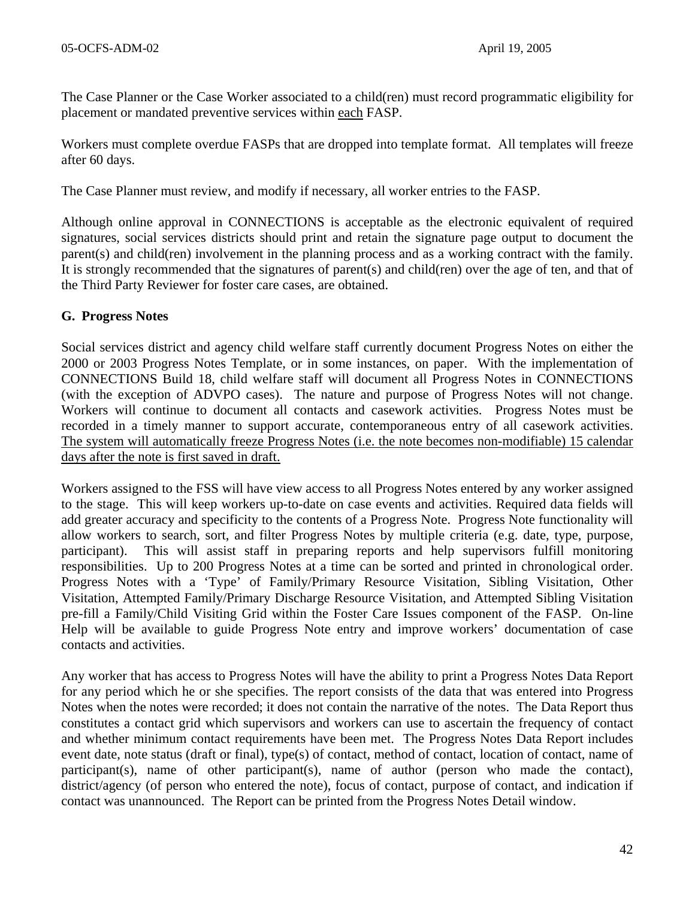The Case Planner or the Case Worker associated to a child(ren) must record programmatic eligibility for placement or mandated preventive services within <u>each</u> FASP.

Workers must complete overdue FASPs that are dropped into template format. All templates will freeze after 60 days.

The Case Planner must review, and modify if necessary, all worker entries to the FASP.

Although online approval in CONNECTIONS is acceptable as the electronic equivalent of required signatures, social services districts should print and retain the signature page output to document the parent(s) and child(ren) involvement in the planning process and as a working contract with the family. It is strongly recommended that the signatures of parent(s) and child(ren) over the age of ten, and that of the Third Party Reviewer for foster care cases, are obtained.

**G. Progress Notes**

Social services district and agency child welfare staff currently document Progress Notes on either the 2000 or 2003 Progress Notes Template, or in some instances, on paper. With the implementation of CONNECTIONS Build 18, child welfare staff will document all Progress Notes in CONNECTIONS (with the exception of ADVPO cases). The nature and purpose of Progress Notes will not change. Workers will continue to document all contacts and casework activities. Progress Notes must be recorded in a timely manner to support accurate, contemporaneous entry of all casework activities. <u>The system will automatically freeze Progress Notes (i.e. the note becomes non-modifiable) 15 calendar days after the note is first saved in draft.</u>

Workers assigned to the FSS will have view access to all Progress Notes entered by any worker assigned to the stage. This will keep workers up-to-date on case events and activities. Required data fields will add greater accuracy and specificity to the contents of a Progress Note. Progress Note functionality will allow workers to search, sort, and filter Progress Notes by multiple criteria (e.g. date, type, purpose, participant). This will assist staff in preparing reports and help supervisors fulfill monitoring responsibilities. Up to 200 Progress Notes at a time can be sorted and printed in chronological order. Progress Notes with a 'Type' of Family/Primary Resource Visitation, Sibling Visitation, Other Visitation, Attempted Family/Primary Discharge Resource Visitation, and Attempted Sibling Visitation pre-fill a Family/Child Visiting Grid within the Foster Care Issues component of the FASP. On-line Help will be available to guide Progress Note entry and improve workers' documentation of case contacts and activities.

Any worker that has access to Progress Notes will have the ability to print a Progress Notes Data Report for any period which he or she specifies. The report consists of the data that was entered into Progress Notes when the notes were recorded; it does not contain the narrative of the notes. The Data Report thus constitutes a contact grid which supervisors and workers can use to ascertain the frequency of contact and whether minimum contact requirements have been met. The Progress Notes Data Report includes event date, note status (draft or final), type(s) of contact, method of contact, location of contact, name of participant(s), name of other participant(s), name of author (person who made the contact), district/agency (of person who entered the note), focus of contact, purpose of contact, and indication if contact was unannounced. The Report can be printed from the Progress Notes Detail window.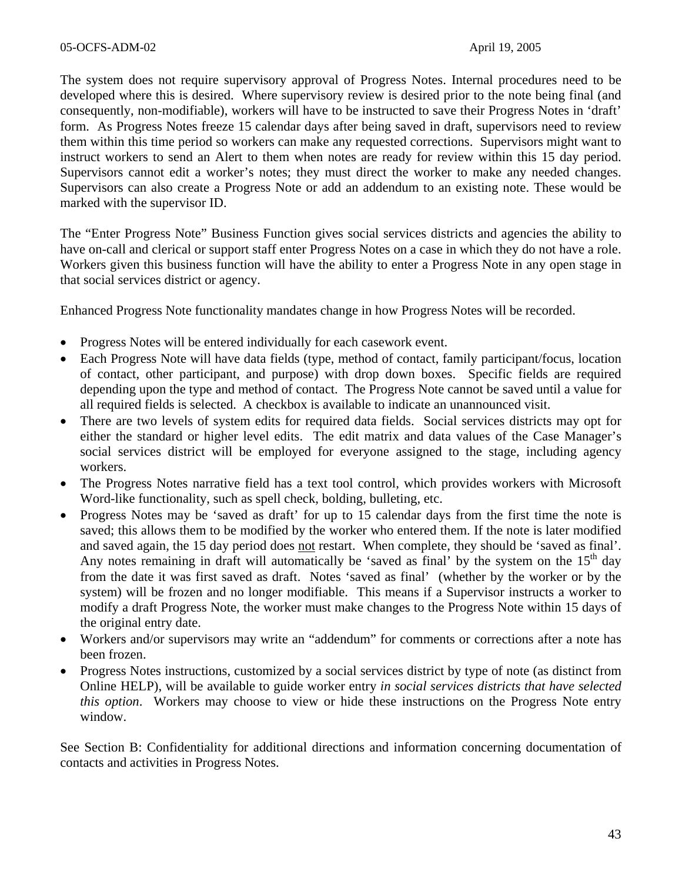The system does not require supervisory approval of Progress Notes. Internal procedures need to be developed where this is desired. Where supervisory review is desired prior to the note being final (and consequently, non-modifiable), workers will have to be instructed to save their Progress Notes in 'draft' form. As Progress Notes freeze 15 calendar days after being saved in draft, supervisors need to review them within this time period so workers can make any requested corrections. Supervisors might want to instruct workers to send an Alert to them when notes are ready for review within this 15 day period. Supervisors cannot edit a worker's notes; they must direct the worker to make any needed changes. Supervisors can also create a Progress Note or add an addendum to an existing note. These would be marked with the supervisor ID.

The "Enter Progress Note" Business Function gives social services districts and agencies the ability to have on-call and clerical or support staff enter Progress Notes on a case in which they do not have a role. Workers given this business function will have the ability to enter a Progress Note in any open stage in that social services district or agency.

Enhanced Progress Note functionality mandates change in how Progress Notes will be recorded.

- Progress Notes will be entered individually for each casework event.
- Each Progress Note will have data fields (type, method of contact, family participant/focus, location of contact, other participant, and purpose) with drop down boxes. Specific fields are required depending upon the type and method of contact. The Progress Note cannot be saved until a value for all required fields is selected. A checkbox is available to indicate an unannounced visit.
- There are two levels of system edits for required data fields. Social services districts may opt for either the standard or higher level edits. The edit matrix and data values of the Case Manager's social services district will be employed for everyone assigned to the stage, including agency workers.
- The Progress Notes narrative field has a text tool control, which provides workers with Microsoft Word-like functionality, such as spell check, bolding, bulleting, etc.
- Progress Notes may be 'saved as draft' for up to 15 calendar days from the first time the note is saved; this allows them to be modified by the worker who entered them. If the note is later modified and saved again, the 15 day period does <u>not</u> restart. When complete, they should be 'saved as final'. Any notes remaining in draft will automatically be 'saved as final' by the system on the 15th day from the date it was first saved as draft. Notes 'saved as final' (whether by the worker or by the system) will be frozen and no longer modifiable. This means if a Supervisor instructs a worker to modify a draft Progress Note, the worker must make changes to the Progress Note within 15 days of the original entry date.
- Workers and/or supervisors may write an "addendum" for comments or corrections after a note has been frozen.
- Progress Notes instructions, customized by a social services district by type of note (as distinct from Online HELP), will be available to guide worker entry *in social services districts that have selected this option*. Workers may choose to view or hide these instructions on the Progress Note entry window.

See Section B: Confidentiality for additional directions and information concerning documentation of contacts and activities in Progress Notes.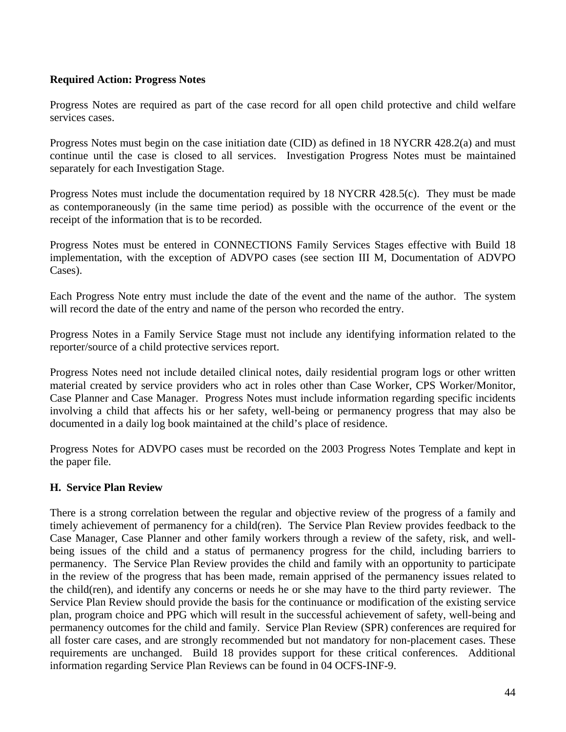**Required Action: Progress Notes**

Progress Notes are required as part of the case record for all open child protective and child welfare services cases.

Progress Notes must begin on the case initiation date (CID) as defined in 18 NYCRR 428.2(a) and must continue until the case is closed to all services. Investigation Progress Notes must be maintained separately for each Investigation Stage.

Progress Notes must include the documentation required by 18 NYCRR 428.5(c). They must be made as contemporaneously (in the same time period) as possible with the occurrence of the event or the receipt of the information that is to be recorded.

Progress Notes must be entered in CONNECTIONS Family Services Stages effective with Build 18 implementation, with the exception of ADVPO cases (see section III M, Documentation of ADVPO Cases).

Each Progress Note entry must include the date of the event and the name of the author. The system will record the date of the entry and name of the person who recorded the entry.

Progress Notes in a Family Service Stage must not include any identifying information related to the reporter/source of a child protective services report.

Progress Notes need not include detailed clinical notes, daily residential program logs or other written material created by service providers who act in roles other than Case Worker, CPS Worker/Monitor, Case Planner and Case Manager. Progress Notes must include information regarding specific incidents involving a child that affects his or her safety, well-being or permanency progress that may also be documented in a daily log book maintained at the child's place of residence.

Progress Notes for ADVPO cases must be recorded on the 2003 Progress Notes Template and kept in the paper file.

## H. Service Plan Review

There is a strong correlation between the regular and objective review of the progress of a family and timely achievement of permanency for a child(ren). The Service Plan Review provides feedback to the Case Manager, Case Planner and other family workers through a review of the safety, risk, and well-being issues of the child and a status of permanency progress for the child, including barriers to permanency. The Service Plan Review provides the child and family with an opportunity to participate in the review of the progress that has been made, remain apprised of the permanency issues related to the child(ren), and identify any concerns or needs he or she may have to the third party reviewer. The Service Plan Review should provide the basis for the continuance or modification of the existing service plan, program choice and PPG which will result in the successful achievement of safety, well-being and permanency outcomes for the child and family. Service Plan Review (SPR) conferences are required for all foster care cases, and are strongly recommended but not mandatory for non-placement cases. These requirements are unchanged. Build 18 provides support for these critical conferences. Additional information regarding Service Plan Reviews can be found in 04 OCFS-INF-9.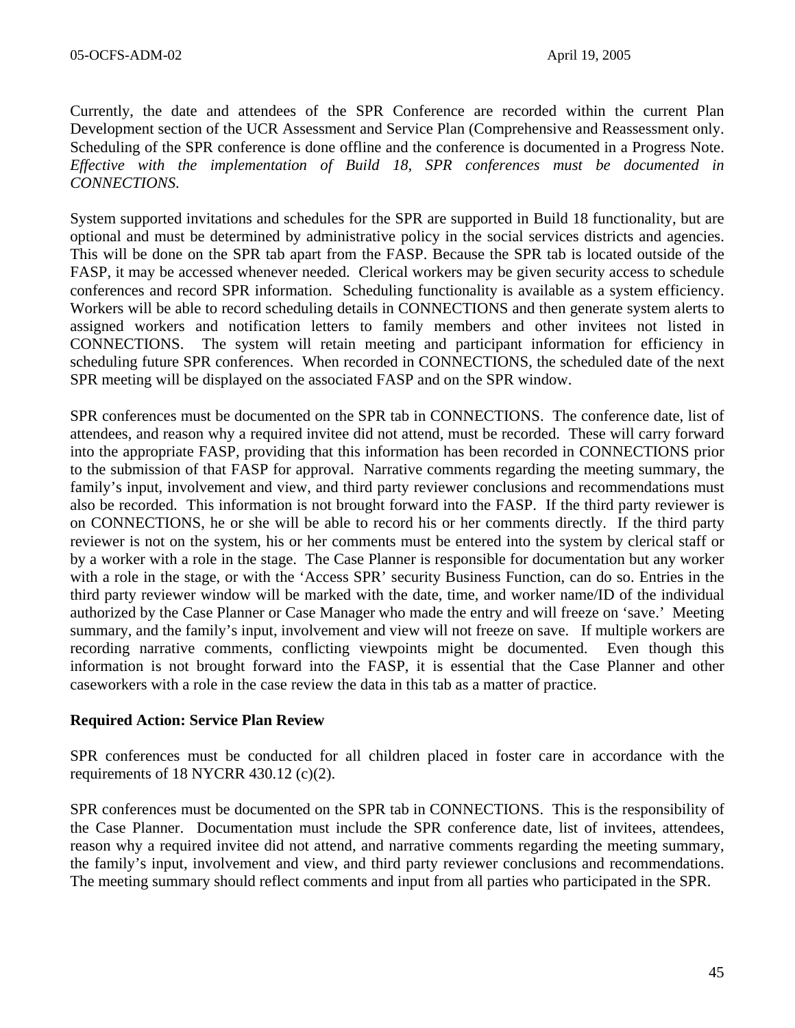Currently, the date and attendees of the SPR Conference are recorded within the current Plan Development section of the UCR Assessment and Service Plan (Comprehensive and Reassessment only. Scheduling of the SPR conference is done offline and the conference is documented in a Progress Note. *Effective with the implementation of Build 18, SPR conferences must be documented in CONNECTIONS.*

System supported invitations and schedules for the SPR are supported in Build 18 functionality, but are optional and must be determined by administrative policy in the social services districts and agencies. This will be done on the SPR tab apart from the FASP. Because the SPR tab is located outside of the FASP, it may be accessed whenever needed. Clerical workers may be given security access to schedule conferences and record SPR information. Scheduling functionality is available as a system efficiency. Workers will be able to record scheduling details in CONNECTIONS and then generate system alerts to assigned workers and notification letters to family members and other invitees not listed in CONNECTIONS. The system will retain meeting and participant information for efficiency in scheduling future SPR conferences. When recorded in CONNECTIONS, the scheduled date of the next SPR meeting will be displayed on the associated FASP and on the SPR window.

SPR conferences must be documented on the SPR tab in CONNECTIONS. The conference date, list of attendees, and reason why a required invitee did not attend, must be recorded. These will carry forward into the appropriate FASP, providing that this information has been recorded in CONNECTIONS prior to the submission of that FASP for approval. Narrative comments regarding the meeting summary, the family's input, involvement and view, and third party reviewer conclusions and recommendations must also be recorded. This information is not brought forward into the FASP. If the third party reviewer is on CONNECTIONS, he or she will be able to record his or her comments directly. If the third party reviewer is not on the system, his or her comments must be entered into the system by clerical staff or by a worker with a role in the stage. The Case Planner is responsible for documentation but any worker with a role in the stage, or with the 'Access SPR' security Business Function, can do so. Entries in the third party reviewer window will be marked with the date, time, and worker name/ID of the individual authorized by the Case Planner or Case Manager who made the entry and will freeze on 'save.' Meeting summary, and the family's input, involvement and view will not freeze on save. If multiple workers are recording narrative comments, conflicting viewpoints might be documented. Even though this information is not brought forward into the FASP, it is essential that the Case Planner and other caseworkers with a role in the case review the data in this tab as a matter of practice.

**Required Action: Service Plan Review**

SPR conferences must be conducted for all children placed in foster care in accordance with the requirements of 18 NYCRR 430.12 (c)(2).

SPR conferences must be documented on the SPR tab in CONNECTIONS. This is the responsibility of the Case Planner. Documentation must include the SPR conference date, list of invitees, attendees, reason why a required invitee did not attend, and narrative comments regarding the meeting summary, the family's input, involvement and view, and third party reviewer conclusions and recommendations. The meeting summary should reflect comments and input from all parties who participated in the SPR.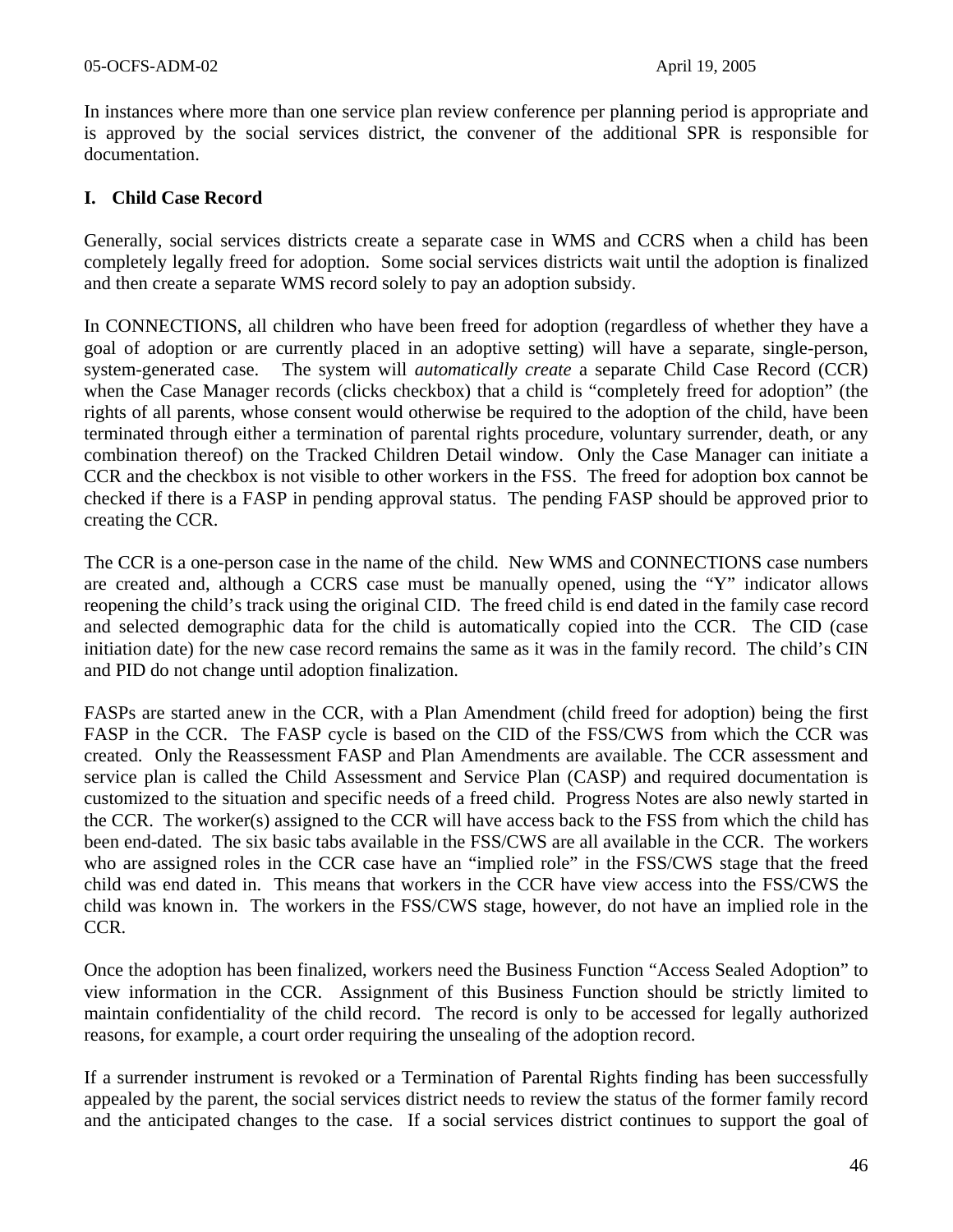In instances where more than one service plan review conference per planning period is appropriate and is approved by the social services district, the convener of the additional SPR is responsible for documentation.

## I. Child Case Record

Generally, social services districts create a separate case in WMS and CCRS when a child has been completely legally freed for adoption. Some social services districts wait until the adoption is finalized and then create a separate WMS record solely to pay an adoption subsidy.

In CONNECTIONS, all children who have been freed for adoption (regardless of whether they have a goal of adoption or are currently placed in an adoptive setting) will have a separate, single-person, system-generated case. The system will *automatically create* a separate Child Case Record (CCR) when the Case Manager records (clicks checkbox) that a child is "completely freed for adoption" (the rights of all parents, whose consent would otherwise be required to the adoption of the child, have been terminated through either a termination of parental rights procedure, voluntary surrender, death, or any combination thereof) on the Tracked Children Detail window. Only the Case Manager can initiate a CCR and the checkbox is not visible to other workers in the FSS. The freed for adoption box cannot be checked if there is a FASP in pending approval status. The pending FASP should be approved prior to creating the CCR.

The CCR is a one-person case in the name of the child. New WMS and CONNECTIONS case numbers are created and, although a CCRS case must be manually opened, using the "Y" indicator allows reopening the child's track using the original CID. The freed child is end dated in the family case record and selected demographic data for the child is automatically copied into the CCR. The CID (case initiation date) for the new case record remains the same as it was in the family record. The child's CIN and PID do not change until adoption finalization.

FASPs are started anew in the CCR, with a Plan Amendment (child freed for adoption) being the first FASP in the CCR. The FASP cycle is based on the CID of the FSS/CWS from which the CCR was created. Only the Reassessment FASP and Plan Amendments are available. The CCR assessment and service plan is called the Child Assessment and Service Plan (CASP) and required documentation is customized to the situation and specific needs of a freed child. Progress Notes are also newly started in the CCR. The worker(s) assigned to the CCR will have access back to the FSS from which the child has been end-dated. The six basic tabs available in the FSS/CWS are all available in the CCR. The workers who are assigned roles in the CCR case have an "implied role" in the FSS/CWS stage that the freed child was end dated in. This means that workers in the CCR have view access into the FSS/CWS the child was known in. The workers in the FSS/CWS stage, however, do not have an implied role in the CCR.

Once the adoption has been finalized, workers need the Business Function "Access Sealed Adoption" to view information in the CCR. Assignment of this Business Function should be strictly limited to maintain confidentiality of the child record. The record is only to be accessed for legally authorized reasons, for example, a court order requiring the unsealing of the adoption record.

If a surrender instrument is revoked or a Termination of Parental Rights finding has been successfully appealed by the parent, the social services district needs to review the status of the former family record and the anticipated changes to the case. If a social services district continues to support the goal of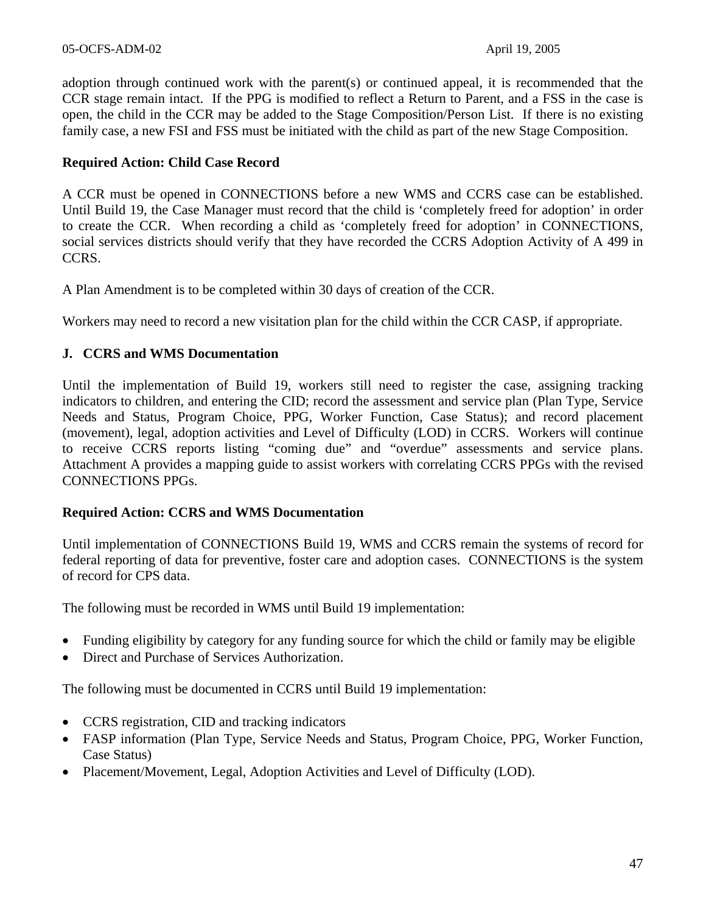adoption through continued work with the parent(s) or continued appeal, it is recommended that the CCR stage remain intact. If the PPG is modified to reflect a Return to Parent, and a FSS in the case is open, the child in the CCR may be added to the Stage Composition/Person List. If there is no existing family case, a new FSI and FSS must be initiated with the child as part of the new Stage Composition.

**Required Action: Child Case Record**

A CCR must be opened in CONNECTIONS before a new WMS and CCRS case can be established. Until Build 19, the Case Manager must record that the child is 'completely freed for adoption' in order to create the CCR. When recording a child as 'completely freed for adoption' in CONNECTIONS, social services districts should verify that they have recorded the CCRS Adoption Activity of A 499 in CCRS.

A Plan Amendment is to be completed within 30 days of creation of the CCR.

Workers may need to record a new visitation plan for the child within the CCR CASP, if appropriate.

## J. CCRS and WMS Documentation

Until the implementation of Build 19, workers still need to register the case, assigning tracking indicators to children, and entering the CID; record the assessment and service plan (Plan Type, Service Needs and Status, Program Choice, PPG, Worker Function, Case Status); and record placement (movement), legal, adoption activities and Level of Difficulty (LOD) in CCRS. Workers will continue to receive CCRS reports listing "coming due" and "overdue" assessments and service plans. Attachment A provides a mapping guide to assist workers with correlating CCRS PPGs with the revised CONNECTIONS PPGs.

**Required Action: CCRS and WMS Documentation**

Until implementation of CONNECTIONS Build 19, WMS and CCRS remain the systems of record for federal reporting of data for preventive, foster care and adoption cases. CONNECTIONS is the system of record for CPS data.

The following must be recorded in WMS until Build 19 implementation:

- Funding eligibility by category for any funding source for which the child or family may be eligible
- Direct and Purchase of Services Authorization.

The following must be documented in CCRS until Build 19 implementation:

- CCRS registration, CID and tracking indicators
- FASP information (Plan Type, Service Needs and Status, Program Choice, PPG, Worker Function, Case Status)
- Placement/Movement, Legal, Adoption Activities and Level of Difficulty (LOD).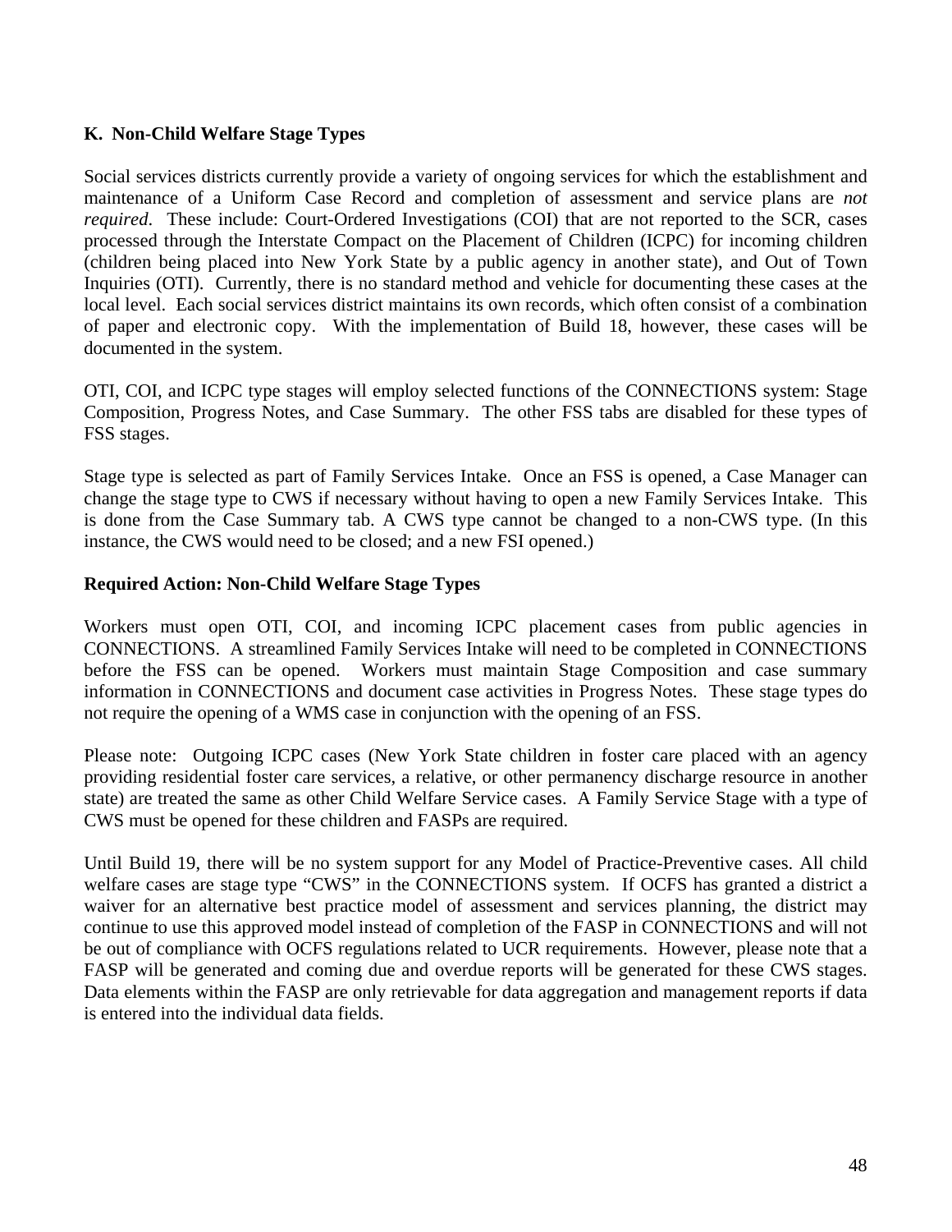**K. Non-Child Welfare Stage Types**

Social services districts currently provide a variety of ongoing services for which the establishment and maintenance of a Uniform Case Record and completion of assessment and service plans are *not required*. These include: Court-Ordered Investigations (COI) that are not reported to the SCR, cases processed through the Interstate Compact on the Placement of Children (ICPC) for incoming children (children being placed into New York State by a public agency in another state), and Out of Town Inquiries (OTI). Currently, there is no standard method and vehicle for documenting these cases at the local level. Each social services district maintains its own records, which often consist of a combination of paper and electronic copy. With the implementation of Build 18, however, these cases will be documented in the system.

OTI, COI, and ICPC type stages will employ selected functions of the CONNECTIONS system: Stage Composition, Progress Notes, and Case Summary. The other FSS tabs are disabled for these types of FSS stages.

Stage type is selected as part of Family Services Intake. Once an FSS is opened, a Case Manager can change the stage type to CWS if necessary without having to open a new Family Services Intake. This is done from the Case Summary tab. A CWS type cannot be changed to a non-CWS type. (In this instance, the CWS would need to be closed; and a new FSI opened.)

**Required Action: Non-Child Welfare Stage Types**

Workers must open OTI, COI, and incoming ICPC placement cases from public agencies in CONNECTIONS. A streamlined Family Services Intake will need to be completed in CONNECTIONS before the FSS can be opened. Workers must maintain Stage Composition and case summary information in CONNECTIONS and document case activities in Progress Notes. These stage types do not require the opening of a WMS case in conjunction with the opening of an FSS.

Please note: Outgoing ICPC cases (New York State children in foster care placed with an agency providing residential foster care services, a relative, or other permanency discharge resource in another state) are treated the same as other Child Welfare Service cases. A Family Service Stage with a type of CWS must be opened for these children and FASPs are required.

Until Build 19, there will be no system support for any Model of Practice-Preventive cases. All child welfare cases are stage type "CWS" in the CONNECTIONS system. If OCFS has granted a district a waiver for an alternative best practice model of assessment and services planning, the district may continue to use this approved model instead of completion of the FASP in CONNECTIONS and will not be out of compliance with OCFS regulations related to UCR requirements. However, please note that a FASP will be generated and coming due and overdue reports will be generated for these CWS stages. Data elements within the FASP are only retrievable for data aggregation and management reports if data is entered into the individual data fields.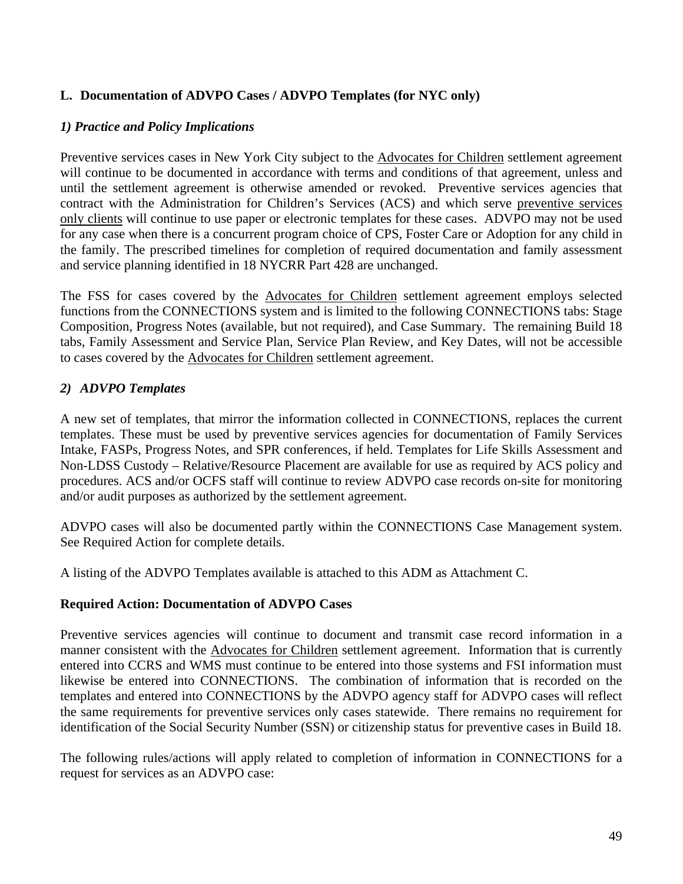### L. Documentation of ADVPO Cases / ADVPO Templates (for NYC only)

#### *1) Practice and Policy Implications*

Preventive services cases in New York City subject to the Advocates for Children settlement agreement will continue to be documented in accordance with terms and conditions of that agreement, unless and until the settlement agreement is otherwise amended or revoked. Preventive services agencies that contract with the Administration for Children's Services (ACS) and which serve preventive services only clients will continue to use paper or electronic templates for these cases. ADVPO may not be used for any case when there is a concurrent program choice of CPS, Foster Care or Adoption for any child in the family. The prescribed timelines for completion of required documentation and family assessment and service planning identified in 18 NYCRR Part 428 are unchanged.

The FSS for cases covered by the Advocates for Children settlement agreement employs selected functions from the CONNECTIONS system and is limited to the following CONNECTIONS tabs: Stage Composition, Progress Notes (available, but not required), and Case Summary. The remaining Build 18 tabs, Family Assessment and Service Plan, Service Plan Review, and Key Dates, will not be accessible to cases covered by the Advocates for Children settlement agreement.

#### *2) ADVPO Templates*

A new set of templates, that mirror the information collected in CONNECTIONS, replaces the current templates. These must be used by preventive services agencies for documentation of Family Services Intake, FASPs, Progress Notes, and SPR conferences, if held. Templates for Life Skills Assessment and Non-LDSS Custody – Relative/Resource Placement are available for use as required by ACS policy and procedures. ACS and/or OCFS staff will continue to review ADVPO case records on-site for monitoring and/or audit purposes as authorized by the settlement agreement.

ADVPO cases will also be documented partly within the CONNECTIONS Case Management system. See Required Action for complete details.

A listing of the ADVPO Templates available is attached to this ADM as Attachment C.

**Required Action: Documentation of ADVPO Cases**

Preventive services agencies will continue to document and transmit case record information in a manner consistent with the Advocates for Children settlement agreement. Information that is currently entered into CCRS and WMS must continue to be entered into those systems and FSI information must likewise be entered into CONNECTIONS. The combination of information that is recorded on the templates and entered into CONNECTIONS by the ADVPO agency staff for ADVPO cases will reflect the same requirements for preventive services only cases statewide. There remains no requirement for identification of the Social Security Number (SSN) or citizenship status for preventive cases in Build 18.

The following rules/actions will apply related to completion of information in CONNECTIONS for a request for services as an ADVPO case: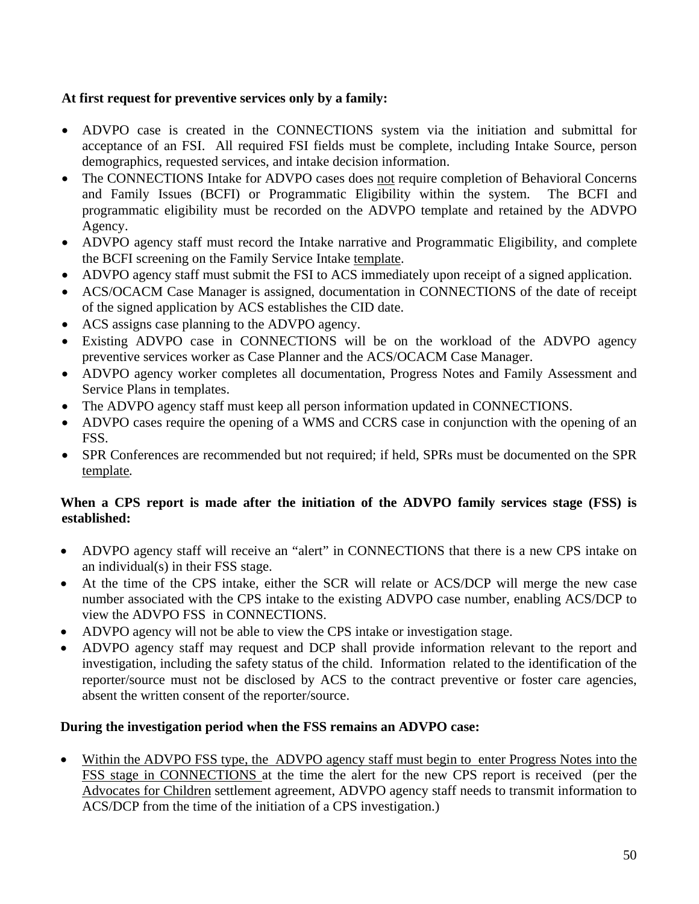**At first request for preventive services only by a family:**

- ADVPO case is created in the CONNECTIONS system via the initiation and submittal for acceptance of an FSI. All required FSI fields must be complete, including Intake Source, person demographics, requested services, and intake decision information.
- The CONNECTIONS Intake for ADVPO cases does <u>not</u> require completion of Behavioral Concerns and Family Issues (BCFI) or Programmatic Eligibility within the system. The BCFI and programmatic eligibility must be recorded on the ADVPO template and retained by the ADVPO Agency.
- ADVPO agency staff must record the Intake narrative and Programmatic Eligibility, and complete the BCFI screening on the Family Service Intake <u>template</u>.
- ADVPO agency staff must submit the FSI to ACS immediately upon receipt of a signed application.
- ACS/OCACM Case Manager is assigned, documentation in CONNECTIONS of the date of receipt of the signed application by ACS establishes the CID date.
- ACS assigns case planning to the ADVPO agency.
- Existing ADVPO case in CONNECTIONS will be on the workload of the ADVPO agency preventive services worker as Case Planner and the ACS/OCACM Case Manager.
- ADVPO agency worker completes all documentation, Progress Notes and Family Assessment and Service Plans in templates.
- The ADVPO agency staff must keep all person information updated in CONNECTIONS.
- ADVPO cases require the opening of a WMS and CCRS case in conjunction with the opening of an FSS.
- SPR Conferences are recommended but not required; if held, SPRs must be documented on the SPR <u>template</u>.

**When a CPS report is made after the initiation of the ADVPO family services stage (FSS) is established:**

- ADVPO agency staff will receive an "alert" in CONNECTIONS that there is a new CPS intake on an individual(s) in their FSS stage.
- At the time of the CPS intake, either the SCR will relate or ACS/DCP will merge the new case number associated with the CPS intake to the existing ADVPO case number, enabling ACS/DCP to view the ADVPO FSS in CONNECTIONS.
- ADVPO agency will not be able to view the CPS intake or investigation stage.
- ADVPO agency staff may request and DCP shall provide information relevant to the report and investigation, including the safety status of the child. Information related to the identification of the reporter/source must not be disclosed by ACS to the contract preventive or foster care agencies, absent the written consent of the reporter/source.

**During the investigation period when the FSS remains an ADVPO case:**

- <u>Within the ADVPO FSS type, the ADVPO agency staff must begin to enter Progress Notes into the FSS stage in CONNECTIONS</u> at the time the alert for the new CPS report is received (per the <u>Advocates for Children</u> settlement agreement, ADVPO agency staff needs to transmit information to ACS/DCP from the time of the initiation of a CPS investigation.)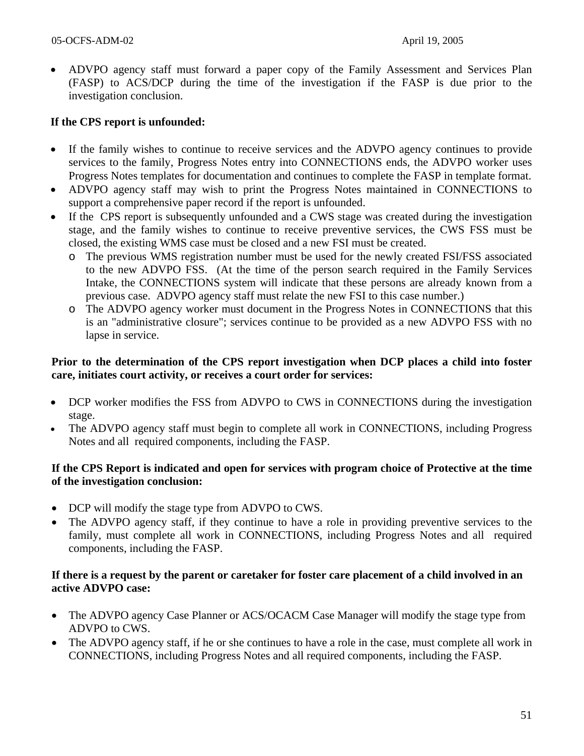- ADVPO agency staff must forward a paper copy of the Family Assessment and Services Plan (FASP) to ACS/DCP during the time of the investigation if the FASP is due prior to the investigation conclusion.

**If the CPS report is unfounded:**

- If the family wishes to continue to receive services and the ADVPO agency continues to provide services to the family, Progress Notes entry into CONNECTIONS ends, the ADVPO worker uses Progress Notes templates for documentation and continues to complete the FASP in template format.
- ADVPO agency staff may wish to print the Progress Notes maintained in CONNECTIONS to support a comprehensive paper record if the report is unfounded.
- If the CPS report is subsequently unfounded and a CWS stage was created during the investigation stage, and the family wishes to continue to receive preventive services, the CWS FSS must be closed, the existing WMS case must be closed and a new FSI must be created.
  - The previous WMS registration number must be used for the newly created FSI/FSS associated to the new ADVPO FSS. (At the time of the person search required in the Family Services Intake, the CONNECTIONS system will indicate that these persons are already known from a previous case. ADVPO agency staff must relate the new FSI to this case number.)
  - The ADVPO agency worker must document in the Progress Notes in CONNECTIONS that this is an "administrative closure"; services continue to be provided as a new ADVPO FSS with no lapse in service.

**Prior to the determination of the CPS report investigation when DCP places a child into foster care, initiates court activity, or receives a court order for services:**

- DCP worker modifies the FSS from ADVPO to CWS in CONNECTIONS during the investigation stage.
- The ADVPO agency staff must begin to complete all work in CONNECTIONS, including Progress Notes and all required components, including the FASP.

**If the CPS Report is indicated and open for services with program choice of Protective at the time of the investigation conclusion:**

- DCP will modify the stage type from ADVPO to CWS.
- The ADVPO agency staff, if they continue to have a role in providing preventive services to the family, must complete all work in CONNECTIONS, including Progress Notes and all required components, including the FASP.

**If there is a request by the parent or caretaker for foster care placement of a child involved in an active ADVPO case:**

- The ADVPO agency Case Planner or ACS/OCACM Case Manager will modify the stage type from ADVPO to CWS.
- The ADVPO agency staff, if he or she continues to have a role in the case, must complete all work in CONNECTIONS, including Progress Notes and all required components, including the FASP.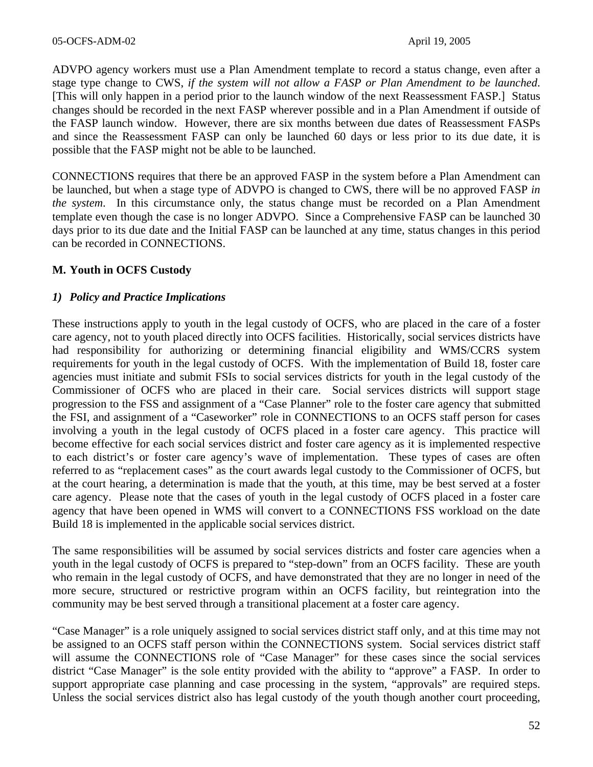ADVPO agency workers must use a Plan Amendment template to record a status change, even after a stage type change to CWS, *if the system will not allow a FASP or Plan Amendment to be launched.* [This will only happen in a period prior to the launch window of the next Reassessment FASP.] Status changes should be recorded in the next FASP wherever possible and in a Plan Amendment if outside of the FASP launch window. However, there are six months between due dates of Reassessment FASPs and since the Reassessment FASP can only be launched 60 days or less prior to its due date, it is possible that the FASP might not be able to be launched.

CONNECTIONS requires that there be an approved FASP in the system before a Plan Amendment can be launched, but when a stage type of ADVPO is changed to CWS, there will be no approved FASP *in the system*. In this circumstance only, the status change must be recorded on a Plan Amendment template even though the case is no longer ADVPO. Since a Comprehensive FASP can be launched 30 days prior to its due date and the Initial FASP can be launched at any time, status changes in this period can be recorded in CONNECTIONS.

## M. Youth in OCFS Custody

### *1) Policy and Practice Implications*

These instructions apply to youth in the legal custody of OCFS, who are placed in the care of a foster care agency, not to youth placed directly into OCFS facilities. Historically, social services districts have had responsibility for authorizing or determining financial eligibility and WMS/CCRS system requirements for youth in the legal custody of OCFS. With the implementation of Build 18, foster care agencies must initiate and submit FSIs to social services districts for youth in the legal custody of the Commissioner of OCFS who are placed in their care. Social services districts will support stage progression to the FSS and assignment of a "Case Planner" role to the foster care agency that submitted the FSI, and assignment of a "Caseworker" role in CONNECTIONS to an OCFS staff person for cases involving a youth in the legal custody of OCFS placed in a foster care agency. This practice will become effective for each social services district and foster care agency as it is implemented respective to each district's or foster care agency's wave of implementation. These types of cases are often referred to as "replacement cases" as the court awards legal custody to the Commissioner of OCFS, but at the court hearing, a determination is made that the youth, at this time, may be best served at a foster care agency. Please note that the cases of youth in the legal custody of OCFS placed in a foster care agency that have been opened in WMS will convert to a CONNECTIONS FSS workload on the date Build 18 is implemented in the applicable social services district.

The same responsibilities will be assumed by social services districts and foster care agencies when a youth in the legal custody of OCFS is prepared to "step-down" from an OCFS facility. These are youth who remain in the legal custody of OCFS, and have demonstrated that they are no longer in need of the more secure, structured or restrictive program within an OCFS facility, but reintegration into the community may be best served through a transitional placement at a foster care agency.

"Case Manager" is a role uniquely assigned to social services district staff only, and at this time may not be assigned to an OCFS staff person within the CONNECTIONS system. Social services district staff will assume the CONNECTIONS role of "Case Manager" for these cases since the social services district "Case Manager" is the sole entity provided with the ability to "approve" a FASP. In order to support appropriate case planning and case processing in the system, "approvals" are required steps. Unless the social services district also has legal custody of the youth though another court proceeding,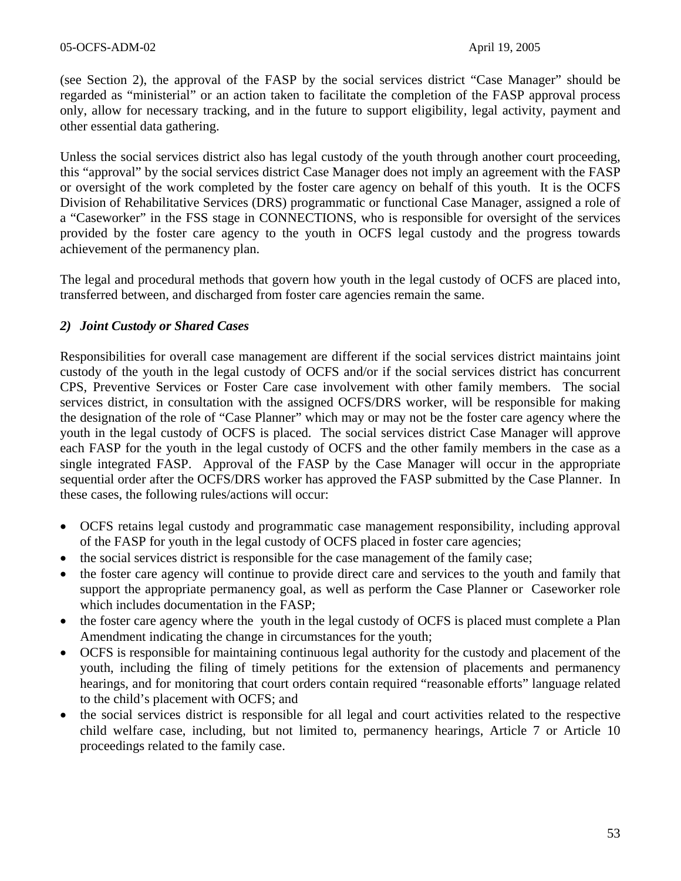(see Section 2), the approval of the FASP by the social services district "Case Manager" should be regarded as "ministerial" or an action taken to facilitate the completion of the FASP approval process only, allow for necessary tracking, and in the future to support eligibility, legal activity, payment and other essential data gathering.

Unless the social services district also has legal custody of the youth through another court proceeding, this "approval" by the social services district Case Manager does not imply an agreement with the FASP or oversight of the work completed by the foster care agency on behalf of this youth. It is the OCFS Division of Rehabilitative Services (DRS) programmatic or functional Case Manager, assigned a role of a "Caseworker" in the FSS stage in CONNECTIONS, who is responsible for oversight of the services provided by the foster care agency to the youth in OCFS legal custody and the progress towards achievement of the permanency plan.

The legal and procedural methods that govern how youth in the legal custody of OCFS are placed into, transferred between, and discharged from foster care agencies remain the same.

### *2) Joint Custody or Shared Cases*

Responsibilities for overall case management are different if the social services district maintains joint custody of the youth in the legal custody of OCFS and/or if the social services district has concurrent CPS, Preventive Services or Foster Care case involvement with other family members. The social services district, in consultation with the assigned OCFS/DRS worker, will be responsible for making the designation of the role of "Case Planner" which may or may not be the foster care agency where the youth in the legal custody of OCFS is placed. The social services district Case Manager will approve each FASP for the youth in the legal custody of OCFS and the other family members in the case as a single integrated FASP. Approval of the FASP by the Case Manager will occur in the appropriate sequential order after the OCFS/DRS worker has approved the FASP submitted by the Case Planner. In these cases, the following rules/actions will occur:

- OCFS retains legal custody and programmatic case management responsibility, including approval of the FASP for youth in the legal custody of OCFS placed in foster care agencies;
- the social services district is responsible for the case management of the family case;
- the foster care agency will continue to provide direct care and services to the youth and family that support the appropriate permanency goal, as well as perform the Case Planner or Caseworker role which includes documentation in the FASP;
- the foster care agency where the youth in the legal custody of OCFS is placed must complete a Plan Amendment indicating the change in circumstances for the youth;
- OCFS is responsible for maintaining continuous legal authority for the custody and placement of the youth, including the filing of timely petitions for the extension of placements and permanency hearings, and for monitoring that court orders contain required "reasonable efforts" language related to the child's placement with OCFS; and
- the social services district is responsible for all legal and court activities related to the respective child welfare case, including, but not limited to, permanency hearings, Article 7 or Article 10 proceedings related to the family case.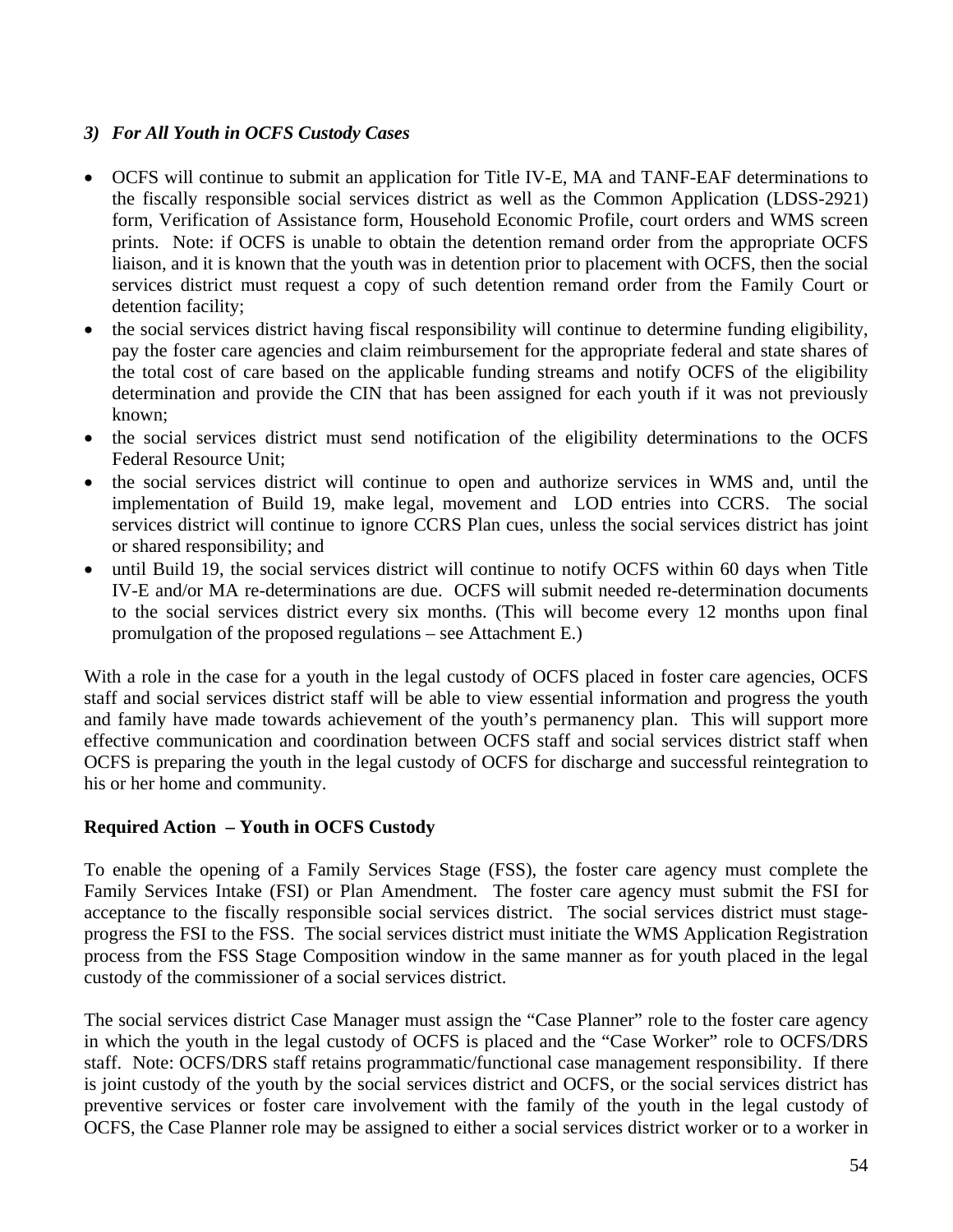### *3) For All Youth in OCFS Custody Cases*

- OCFS will continue to submit an application for Title IV-E, MA and TANF-EAF determinations to the fiscally responsible social services district as well as the Common Application (LDSS-2921) form, Verification of Assistance form, Household Economic Profile, court orders and WMS screen prints. Note: if OCFS is unable to obtain the detention remand order from the appropriate OCFS liaison, and it is known that the youth was in detention prior to placement with OCFS, then the social services district must request a copy of such detention remand order from the Family Court or detention facility;
- the social services district having fiscal responsibility will continue to determine funding eligibility, pay the foster care agencies and claim reimbursement for the appropriate federal and state shares of the total cost of care based on the applicable funding streams and notify OCFS of the eligibility determination and provide the CIN that has been assigned for each youth if it was not previously known;
- the social services district must send notification of the eligibility determinations to the OCFS Federal Resource Unit;
- the social services district will continue to open and authorize services in WMS and, until the implementation of Build 19, make legal, movement and LOD entries into CCRS. The social services district will continue to ignore CCRS Plan cues, unless the social services district has joint or shared responsibility; and
- until Build 19, the social services district will continue to notify OCFS within 60 days when Title IV-E and/or MA re-determinations are due. OCFS will submit needed re-determination documents to the social services district every six months. (This will become every 12 months upon final promulgation of the proposed regulations – see Attachment E.)

With a role in the case for a youth in the legal custody of OCFS placed in foster care agencies, OCFS staff and social services district staff will be able to view essential information and progress the youth and family have made towards achievement of the youth's permanency plan. This will support more effective communication and coordination between OCFS staff and social services district staff when OCFS is preparing the youth in the legal custody of OCFS for discharge and successful reintegration to his or her home and community.

**Required Action – Youth in OCFS Custody**

To enable the opening of a Family Services Stage (FSS), the foster care agency must complete the Family Services Intake (FSI) or Plan Amendment. The foster care agency must submit the FSI for acceptance to the fiscally responsible social services district. The social services district must stage-progress the FSI to the FSS. The social services district must initiate the WMS Application Registration process from the FSS Stage Composition window in the same manner as for youth placed in the legal custody of the commissioner of a social services district.

The social services district Case Manager must assign the "Case Planner" role to the foster care agency in which the youth in the legal custody of OCFS is placed and the "Case Worker" role to OCFS/DRS staff. Note: OCFS/DRS staff retains programmatic/functional case management responsibility. If there is joint custody of the youth by the social services district and OCFS, or the social services district has preventive services or foster care involvement with the family of the youth in the legal custody of OCFS, the Case Planner role may be assigned to either a social services district worker or to a worker in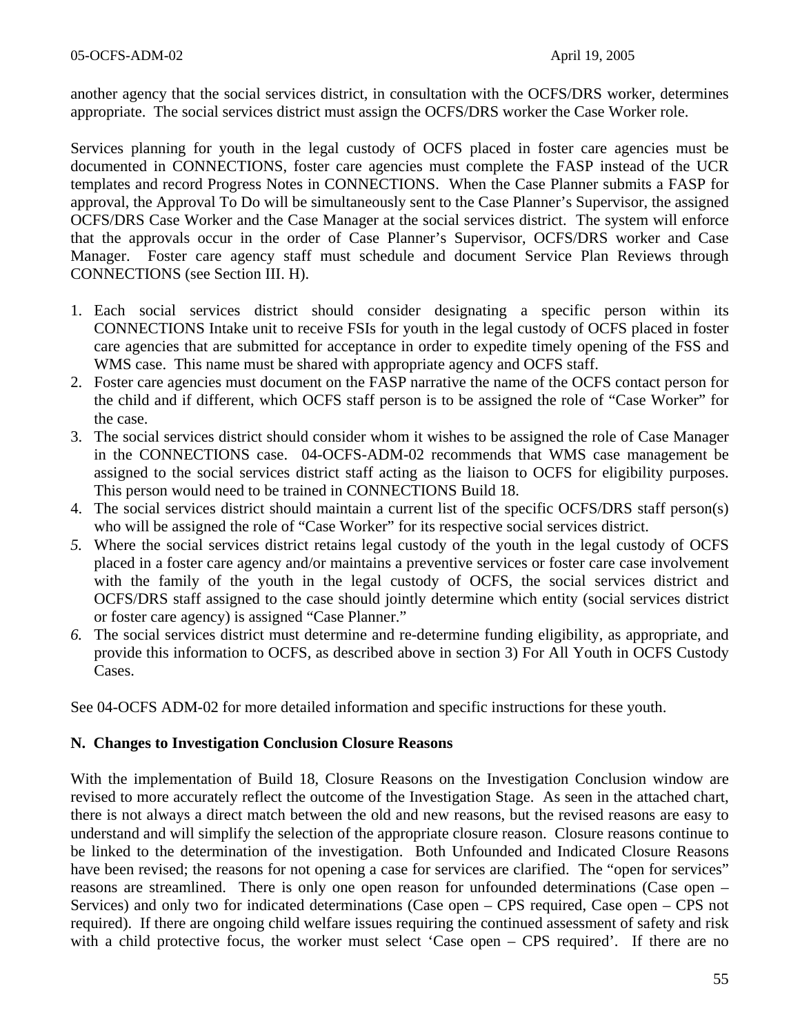another agency that the social services district, in consultation with the OCFS/DRS worker, determines appropriate. The social services district must assign the OCFS/DRS worker the Case Worker role.

Services planning for youth in the legal custody of OCFS placed in foster care agencies must be documented in CONNECTIONS, foster care agencies must complete the FASP instead of the UCR templates and record Progress Notes in CONNECTIONS. When the Case Planner submits a FASP for approval, the Approval To Do will be simultaneously sent to the Case Planner's Supervisor, the assigned OCFS/DRS Case Worker and the Case Manager at the social services district. The system will enforce that the approvals occur in the order of Case Planner's Supervisor, OCFS/DRS worker and Case Manager. Foster care agency staff must schedule and document Service Plan Reviews through CONNECTIONS (see Section III. H).

1. Each social services district should consider designating a specific person within its CONNECTIONS Intake unit to receive FSIs for youth in the legal custody of OCFS placed in foster care agencies that are submitted for acceptance in order to expedite timely opening of the FSS and WMS case. This name must be shared with appropriate agency and OCFS staff.
2. Foster care agencies must document on the FASP narrative the name of the OCFS contact person for the child and if different, which OCFS staff person is to be assigned the role of "Case Worker" for the case.
3. The social services district should consider whom it wishes to be assigned the role of Case Manager in the CONNECTIONS case. 04-OCFS-ADM-02 recommends that WMS case management be assigned to the social services district staff acting as the liaison to OCFS for eligibility purposes. This person would need to be trained in CONNECTIONS Build 18.
4. The social services district should maintain a current list of the specific OCFS/DRS staff person(s) who will be assigned the role of "Case Worker" for its respective social services district.
5. Where the social services district retains legal custody of the youth in the legal custody of OCFS placed in a foster care agency and/or maintains a preventive services or foster care case involvement with the family of the youth in the legal custody of OCFS, the social services district and OCFS/DRS staff assigned to the case should jointly determine which entity (social services district or foster care agency) is assigned "Case Planner."
6. The social services district must determine and re-determine funding eligibility, as appropriate, and provide this information to OCFS, as described above in section 3) For All Youth in OCFS Custody Cases.

See 04-OCFS ADM-02 for more detailed information and specific instructions for these youth.

## N. Changes to Investigation Conclusion Closure Reasons

With the implementation of Build 18, Closure Reasons on the Investigation Conclusion window are revised to more accurately reflect the outcome of the Investigation Stage. As seen in the attached chart, there is not always a direct match between the old and new reasons, but the revised reasons are easy to understand and will simplify the selection of the appropriate closure reason. Closure reasons continue to be linked to the determination of the investigation. Both Unfounded and Indicated Closure Reasons have been revised; the reasons for not opening a case for services are clarified. The "open for services" reasons are streamlined. There is only one open reason for unfounded determinations (Case open – Services) and only two for indicated determinations (Case open – CPS required, Case open – CPS not required). If there are ongoing child welfare issues requiring the continued assessment of safety and risk with a child protective focus, the worker must select 'Case open – CPS required'. If there are no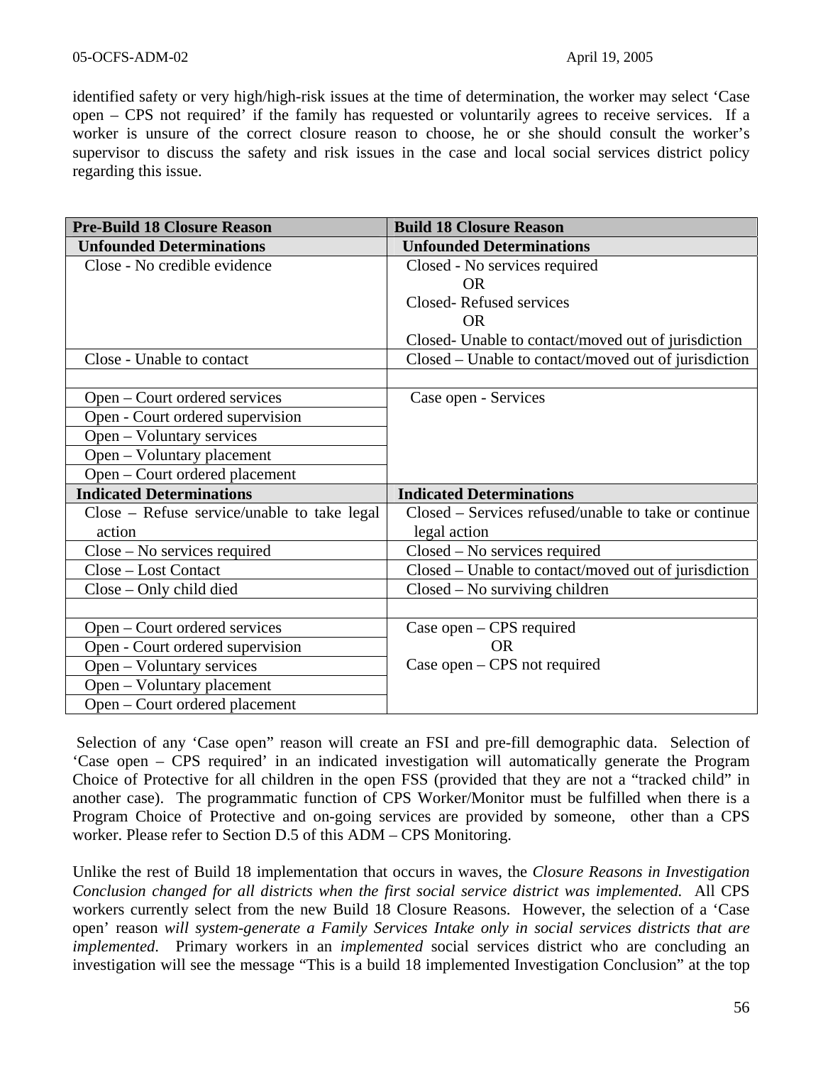identified safety or very high/high-risk issues at the time of determination, the worker may select 'Case open – CPS not required' if the family has requested or voluntarily agrees to receive services. If a worker is unsure of the correct closure reason to choose, he or she should consult the worker's supervisor to discuss the safety and risk issues in the case and local social services district policy regarding this issue.

| **Pre-Build 18 Closure Reason** | **Build 18 Closure Reason** |
|---|---|
| **Unfounded Determinations** | **Unfounded Determinations** |
| Close - No credible evidence | Closed - No services required<br>OR<br>Closed- Refused services<br>OR<br>Closed- Unable to contact/moved out of jurisdiction |
| Close - Unable to contact | Closed – Unable to contact/moved out of jurisdiction |
| | |
| Open – Court ordered services<br>Open - Court ordered supervision<br>Open – Voluntary services<br>Open – Voluntary placement<br>Open – Court ordered placement | Case open - Services |
| **Indicated Determinations** | **Indicated Determinations** |
| Close – Refuse service/unable to take legal action | Closed – Services refused/unable to take or continue legal action |
| Close – No services required | Closed – No services required |
| Close – Lost Contact | Closed – Unable to contact/moved out of jurisdiction |
| Close – Only child died | Closed – No surviving children |
| | |
| Open – Court ordered services<br>Open - Court ordered supervision<br>Open – Voluntary services<br>Open – Voluntary placement<br>Open – Court ordered placement | Case open – CPS required<br>OR<br>Case open – CPS not required |

Selection of any 'Case open" reason will create an FSI and pre-fill demographic data. Selection of 'Case open – CPS required' in an indicated investigation will automatically generate the Program Choice of Protective for all children in the open FSS (provided that they are not a "tracked child" in another case). The programmatic function of CPS Worker/Monitor must be fulfilled when there is a Program Choice of Protective and on-going services are provided by someone, other than a CPS worker. Please refer to Section D.5 of this ADM – CPS Monitoring.

Unlike the rest of Build 18 implementation that occurs in waves, the *Closure Reasons in Investigation Conclusion changed for all districts when the first social service district was implemented.* All CPS workers currently select from the new Build 18 Closure Reasons. However, the selection of a 'Case open' reason *will system-generate a Family Services Intake only in social services districts that are implemented*. Primary workers in an *implemented* social services district who are concluding an investigation will see the message "This is a build 18 implemented Investigation Conclusion" at the top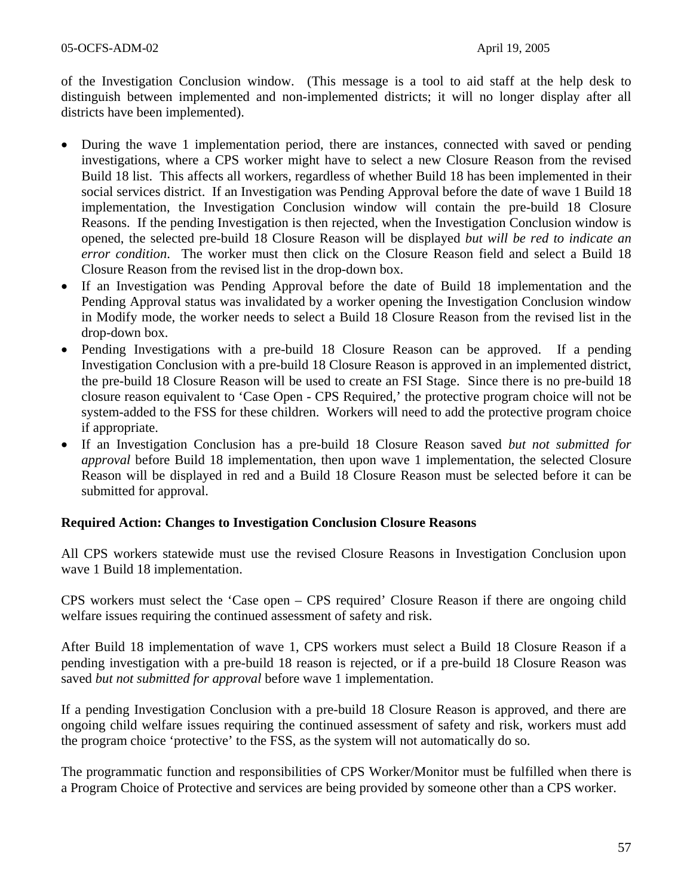of the Investigation Conclusion window. (This message is a tool to aid staff at the help desk to distinguish between implemented and non-implemented districts; it will no longer display after all districts have been implemented).

- During the wave 1 implementation period, there are instances, connected with saved or pending investigations, where a CPS worker might have to select a new Closure Reason from the revised Build 18 list. This affects all workers, regardless of whether Build 18 has been implemented in their social services district. If an Investigation was Pending Approval before the date of wave 1 Build 18 implementation, the Investigation Conclusion window will contain the pre-build 18 Closure Reasons. If the pending Investigation is then rejected, when the Investigation Conclusion window is opened, the selected pre-build 18 Closure Reason will be displayed *but will be red to indicate an error condition*. The worker must then click on the Closure Reason field and select a Build 18 Closure Reason from the revised list in the drop-down box.
- If an Investigation was Pending Approval before the date of Build 18 implementation and the Pending Approval status was invalidated by a worker opening the Investigation Conclusion window in Modify mode, the worker needs to select a Build 18 Closure Reason from the revised list in the drop-down box.
- Pending Investigations with a pre-build 18 Closure Reason can be approved. If a pending Investigation Conclusion with a pre-build 18 Closure Reason is approved in an implemented district, the pre-build 18 Closure Reason will be used to create an FSI Stage. Since there is no pre-build 18 closure reason equivalent to 'Case Open - CPS Required,' the protective program choice will not be system-added to the FSS for these children. Workers will need to add the protective program choice if appropriate.
- If an Investigation Conclusion has a pre-build 18 Closure Reason saved *but not submitted for approval* before Build 18 implementation, then upon wave 1 implementation, the selected Closure Reason will be displayed in red and a Build 18 Closure Reason must be selected before it can be submitted for approval.

**Required Action: Changes to Investigation Conclusion Closure Reasons**

All CPS workers statewide must use the revised Closure Reasons in Investigation Conclusion upon wave 1 Build 18 implementation.

CPS workers must select the 'Case open – CPS required' Closure Reason if there are ongoing child welfare issues requiring the continued assessment of safety and risk.

After Build 18 implementation of wave 1, CPS workers must select a Build 18 Closure Reason if a pending investigation with a pre-build 18 reason is rejected, or if a pre-build 18 Closure Reason was saved *but not submitted for approval* before wave 1 implementation.

If a pending Investigation Conclusion with a pre-build 18 Closure Reason is approved, and there are ongoing child welfare issues requiring the continued assessment of safety and risk, workers must add the program choice 'protective' to the FSS, as the system will not automatically do so.

The programmatic function and responsibilities of CPS Worker/Monitor must be fulfilled when there is a Program Choice of Protective and services are being provided by someone other than a CPS worker.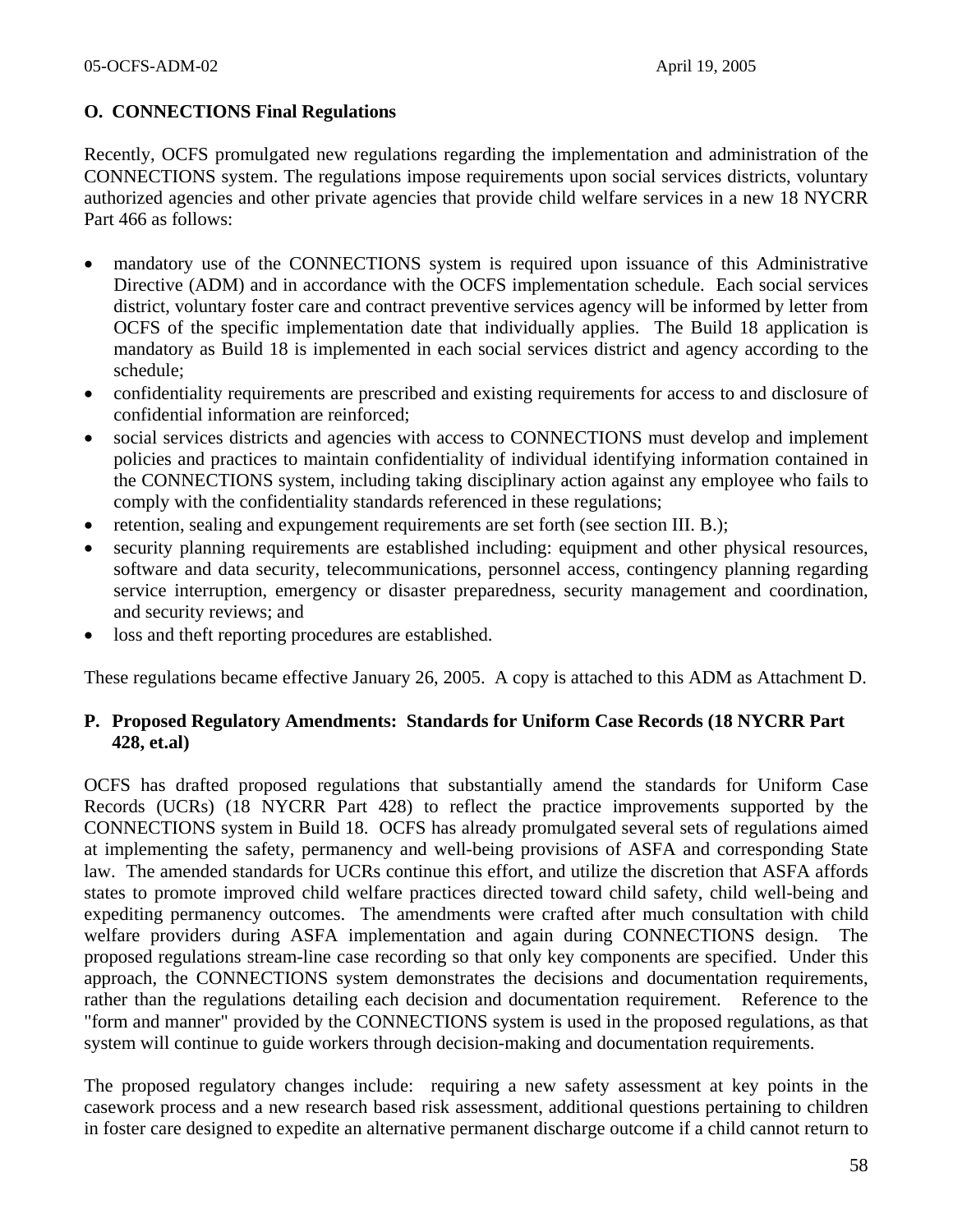## O. CONNECTIONS Final Regulations

Recently, OCFS promulgated new regulations regarding the implementation and administration of the CONNECTIONS system. The regulations impose requirements upon social services districts, voluntary authorized agencies and other private agencies that provide child welfare services in a new 18 NYCRR Part 466 as follows:

- mandatory use of the CONNECTIONS system is required upon issuance of this Administrative Directive (ADM) and in accordance with the OCFS implementation schedule. Each social services district, voluntary foster care and contract preventive services agency will be informed by letter from OCFS of the specific implementation date that individually applies. The Build 18 application is mandatory as Build 18 is implemented in each social services district and agency according to the schedule;
- confidentiality requirements are prescribed and existing requirements for access to and disclosure of confidential information are reinforced;
- social services districts and agencies with access to CONNECTIONS must develop and implement policies and practices to maintain confidentiality of individual identifying information contained in the CONNECTIONS system, including taking disciplinary action against any employee who fails to comply with the confidentiality standards referenced in these regulations;
- retention, sealing and expungement requirements are set forth (see section III. B.);
- security planning requirements are established including: equipment and other physical resources, software and data security, telecommunications, personnel access, contingency planning regarding service interruption, emergency or disaster preparedness, security management and coordination, and security reviews; and
- loss and theft reporting procedures are established.

These regulations became effective January 26, 2005. A copy is attached to this ADM as Attachment D.

## P. Proposed Regulatory Amendments: Standards for Uniform Case Records (18 NYCRR Part 428, et.al)

OCFS has drafted proposed regulations that substantially amend the standards for Uniform Case Records (UCRs) (18 NYCRR Part 428) to reflect the practice improvements supported by the CONNECTIONS system in Build 18. OCFS has already promulgated several sets of regulations aimed at implementing the safety, permanency and well-being provisions of ASFA and corresponding State law. The amended standards for UCRs continue this effort, and utilize the discretion that ASFA affords states to promote improved child welfare practices directed toward child safety, child well-being and expediting permanency outcomes. The amendments were crafted after much consultation with child welfare providers during ASFA implementation and again during CONNECTIONS design. The proposed regulations stream-line case recording so that only key components are specified. Under this approach, the CONNECTIONS system demonstrates the decisions and documentation requirements, rather than the regulations detailing each decision and documentation requirement. Reference to the "form and manner" provided by the CONNECTIONS system is used in the proposed regulations, as that system will continue to guide workers through decision-making and documentation requirements.

The proposed regulatory changes include: requiring a new safety assessment at key points in the casework process and a new research based risk assessment, additional questions pertaining to children in foster care designed to expedite an alternative permanent discharge outcome if a child cannot return to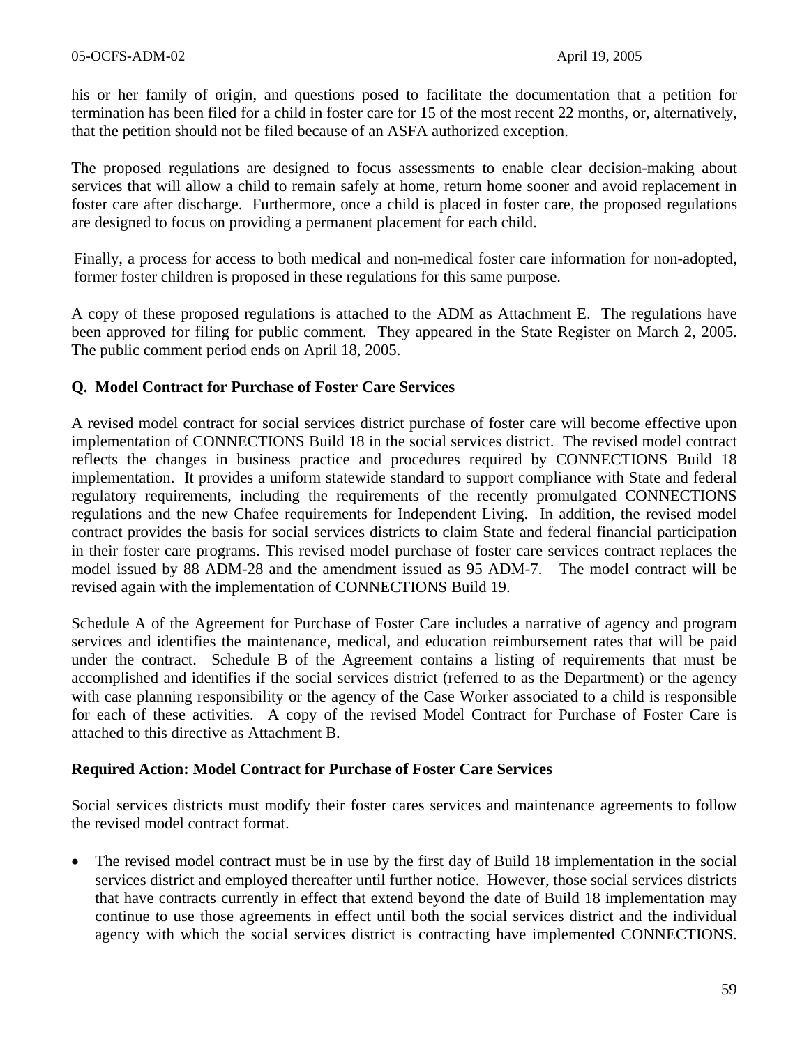his or her family of origin, and questions posed to facilitate the documentation that a petition for termination has been filed for a child in foster care for 15 of the most recent 22 months, or, alternatively, that the petition should not be filed because of an ASFA authorized exception.

The proposed regulations are designed to focus assessments to enable clear decision-making about services that will allow a child to remain safely at home, return home sooner and avoid replacement in foster care after discharge. Furthermore, once a child is placed in foster care, the proposed regulations are designed to focus on providing a permanent placement for each child.

Finally, a process for access to both medical and non-medical foster care information for non-adopted, former foster children is proposed in these regulations for this same purpose.

A copy of these proposed regulations is attached to the ADM as Attachment E. The regulations have been approved for filing for public comment. They appeared in the State Register on March 2, 2005. The public comment period ends on April 18, 2005.

**Q. Model Contract for Purchase of Foster Care Services**

A revised model contract for social services district purchase of foster care will become effective upon implementation of CONNECTIONS Build 18 in the social services district. The revised model contract reflects the changes in business practice and procedures required by CONNECTIONS Build 18 implementation. It provides a uniform statewide standard to support compliance with State and federal regulatory requirements, including the requirements of the recently promulgated CONNECTIONS regulations and the new Chafee requirements for Independent Living. In addition, the revised model contract provides the basis for social services districts to claim State and federal financial participation in their foster care programs. This revised model purchase of foster care services contract replaces the model issued by 88 ADM-28 and the amendment issued as 95 ADM-7. The model contract will be revised again with the implementation of CONNECTIONS Build 19.

Schedule A of the Agreement for Purchase of Foster Care includes a narrative of agency and program services and identifies the maintenance, medical, and education reimbursement rates that will be paid under the contract. Schedule B of the Agreement contains a listing of requirements that must be accomplished and identifies if the social services district (referred to as the Department) or the agency with case planning responsibility or the agency of the Case Worker associated to a child is responsible for each of these activities. A copy of the revised Model Contract for Purchase of Foster Care is attached to this directive as Attachment B.

**Required Action: Model Contract for Purchase of Foster Care Services**

Social services districts must modify their foster cares services and maintenance agreements to follow the revised model contract format.

- The revised model contract must be in use by the first day of Build 18 implementation in the social services district and employed thereafter until further notice. However, those social services districts that have contracts currently in effect that extend beyond the date of Build 18 implementation may continue to use those agreements in effect until both the social services district and the individual agency with which the social services district is contracting have implemented CONNECTIONS.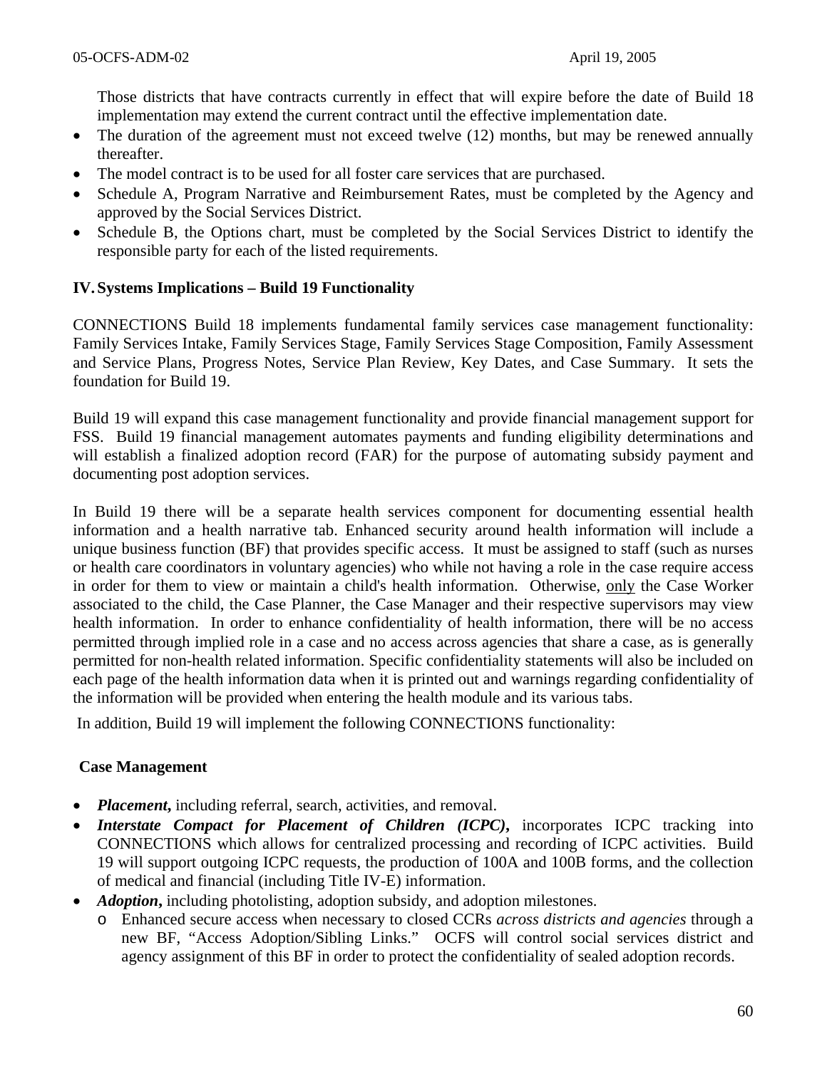Those districts that have contracts currently in effect that will expire before the date of Build 18 implementation may extend the current contract until the effective implementation date.

- The duration of the agreement must not exceed twelve (12) months, but may be renewed annually thereafter.
- The model contract is to be used for all foster care services that are purchased.
- Schedule A, Program Narrative and Reimbursement Rates, must be completed by the Agency and approved by the Social Services District.
- Schedule B, the Options chart, must be completed by the Social Services District to identify the responsible party for each of the listed requirements.

## IV. Systems Implications – Build 19 Functionality

CONNECTIONS Build 18 implements fundamental family services case management functionality: Family Services Intake, Family Services Stage, Family Services Stage Composition, Family Assessment and Service Plans, Progress Notes, Service Plan Review, Key Dates, and Case Summary. It sets the foundation for Build 19.

Build 19 will expand this case management functionality and provide financial management support for FSS. Build 19 financial management automates payments and funding eligibility determinations and will establish a finalized adoption record (FAR) for the purpose of automating subsidy payment and documenting post adoption services.

In Build 19 there will be a separate health services component for documenting essential health information and a health narrative tab. Enhanced security around health information will include a unique business function (BF) that provides specific access. It must be assigned to staff (such as nurses or health care coordinators in voluntary agencies) who while not having a role in the case require access in order for them to view or maintain a child's health information. Otherwise, only the Case Worker associated to the child, the Case Planner, the Case Manager and their respective supervisors may view health information. In order to enhance confidentiality of health information, there will be no access permitted through implied role in a case and no access across agencies that share a case, as is generally permitted for non-health related information. Specific confidentiality statements will also be included on each page of the health information data when it is printed out and warnings regarding confidentiality of the information will be provided when entering the health module and its various tabs.

In addition, Build 19 will implement the following CONNECTIONS functionality:

### Case Management

- ***Placement*,** including referral, search, activities, and removal.
- ***Interstate Compact for Placement of Children (ICPC)*,** incorporates ICPC tracking into CONNECTIONS which allows for centralized processing and recording of ICPC activities. Build 19 will support outgoing ICPC requests, the production of 100A and 100B forms, and the collection of medical and financial (including Title IV-E) information.
- ***Adoption*,** including photolisting, adoption subsidy, and adoption milestones.
  - Enhanced secure access when necessary to closed CCRs *across districts and agencies* through a new BF, "Access Adoption/Sibling Links." OCFS will control social services district and agency assignment of this BF in order to protect the confidentiality of sealed adoption records.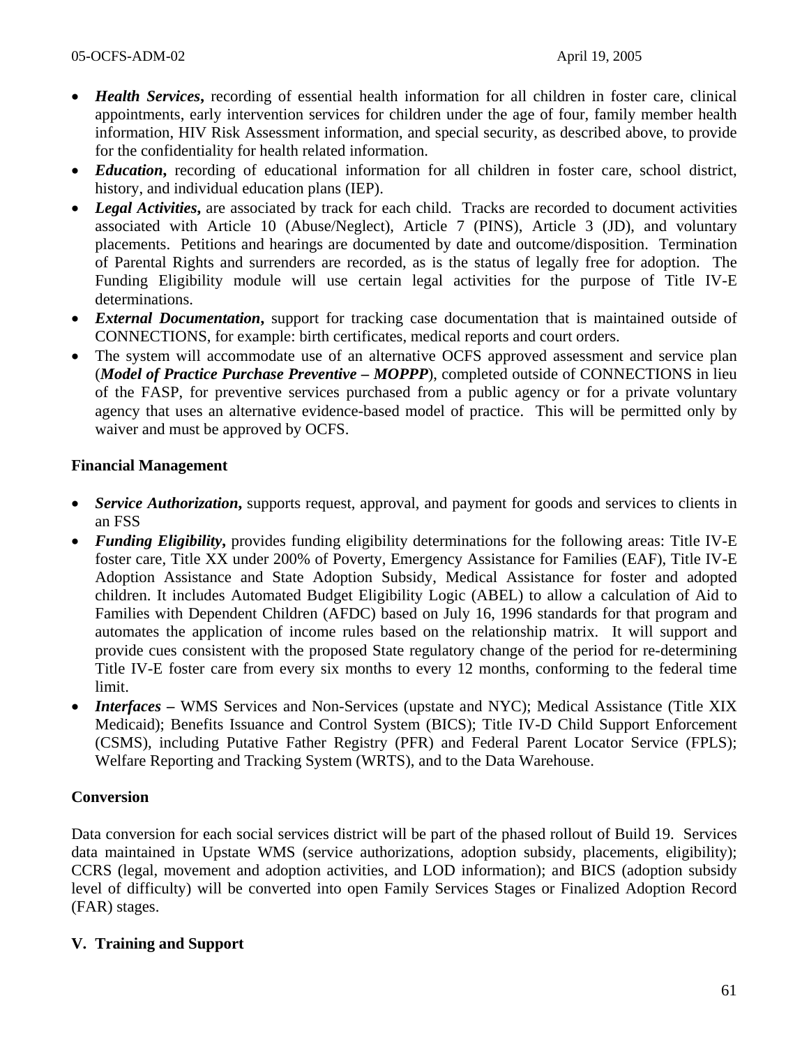- ***Health Services***, recording of essential health information for all children in foster care, clinical appointments, early intervention services for children under the age of four, family member health information, HIV Risk Assessment information, and special security, as described above, to provide for the confidentiality for health related information.
- ***Education***, recording of educational information for all children in foster care, school district, history, and individual education plans (IEP).
- ***Legal Activities***, are associated by track for each child. Tracks are recorded to document activities associated with Article 10 (Abuse/Neglect), Article 7 (PINS), Article 3 (JD), and voluntary placements. Petitions and hearings are documented by date and outcome/disposition. Termination of Parental Rights and surrenders are recorded, as is the status of legally free for adoption. The Funding Eligibility module will use certain legal activities for the purpose of Title IV-E determinations.
- ***External Documentation***, support for tracking case documentation that is maintained outside of CONNECTIONS, for example: birth certificates, medical reports and court orders.
- The system will accommodate use of an alternative OCFS approved assessment and service plan (***Model of Practice Purchase Preventive – MOPPP***), completed outside of CONNECTIONS in lieu of the FASP, for preventive services purchased from a public agency or for a private voluntary agency that uses an alternative evidence-based model of practice. This will be permitted only by waiver and must be approved by OCFS.

**Financial Management**

- ***Service Authorization***, supports request, approval, and payment for goods and services to clients in an FSS
- ***Funding Eligibility***, provides funding eligibility determinations for the following areas: Title IV-E foster care, Title XX under 200% of Poverty, Emergency Assistance for Families (EAF), Title IV-E Adoption Assistance and State Adoption Subsidy, Medical Assistance for foster and adopted children. It includes Automated Budget Eligibility Logic (ABEL) to allow a calculation of Aid to Families with Dependent Children (AFDC) based on July 16, 1996 standards for that program and automates the application of income rules based on the relationship matrix. It will support and provide cues consistent with the proposed State regulatory change of the period for re-determining Title IV-E foster care from every six months to every 12 months, conforming to the federal time limit.
- ***Interfaces*** **–** WMS Services and Non-Services (upstate and NYC); Medical Assistance (Title XIX Medicaid); Benefits Issuance and Control System (BICS); Title IV-D Child Support Enforcement (CSMS), including Putative Father Registry (PFR) and Federal Parent Locator Service (FPLS); Welfare Reporting and Tracking System (WRTS), and to the Data Warehouse.

**Conversion**

Data conversion for each social services district will be part of the phased rollout of Build 19. Services data maintained in Upstate WMS (service authorizations, adoption subsidy, placements, eligibility); CCRS (legal, movement and adoption activities, and LOD information); and BICS (adoption subsidy level of difficulty) will be converted into open Family Services Stages or Finalized Adoption Record (FAR) stages.

## V. Training and Support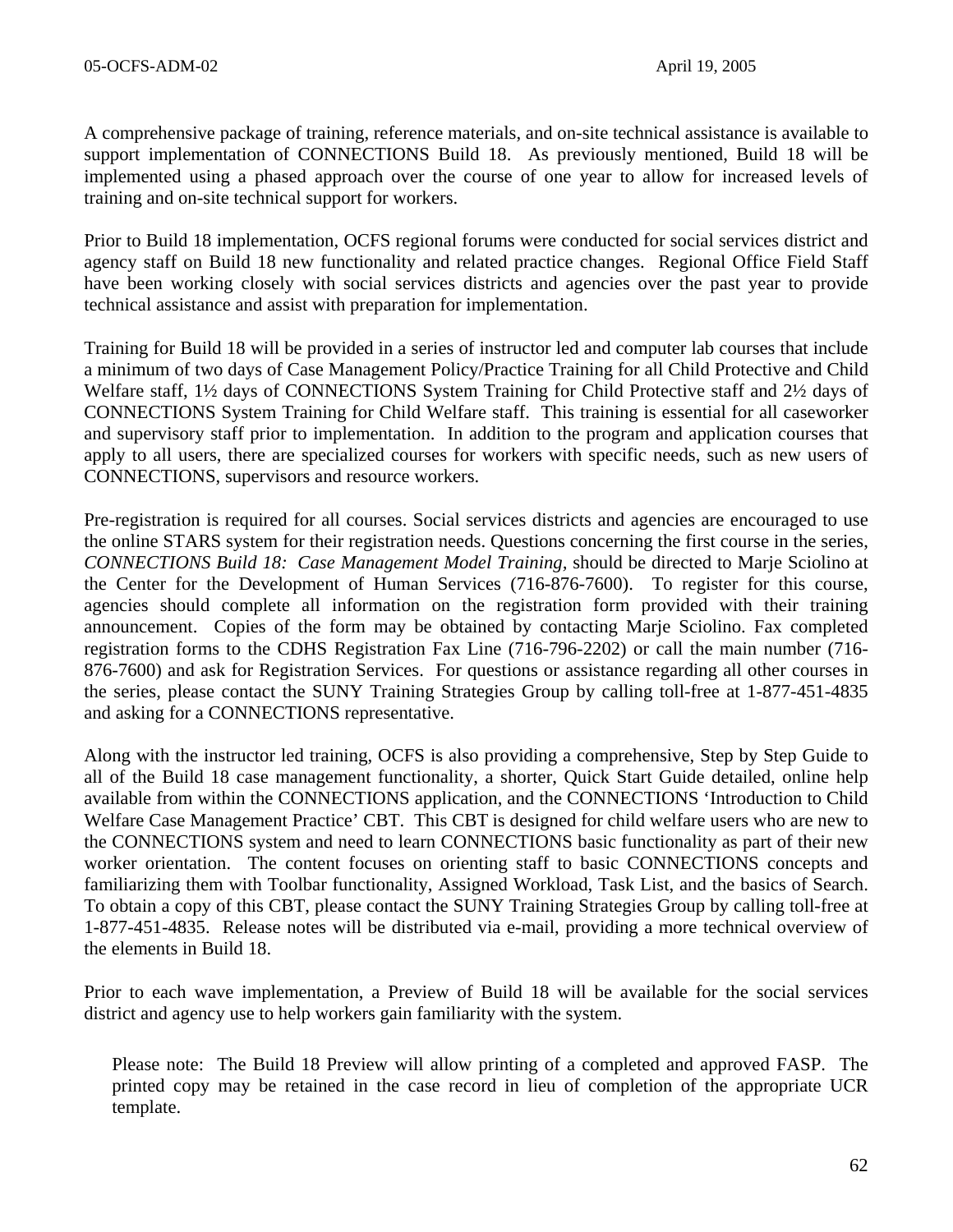A comprehensive package of training, reference materials, and on-site technical assistance is available to support implementation of CONNECTIONS Build 18. As previously mentioned, Build 18 will be implemented using a phased approach over the course of one year to allow for increased levels of training and on-site technical support for workers.

Prior to Build 18 implementation, OCFS regional forums were conducted for social services district and agency staff on Build 18 new functionality and related practice changes. Regional Office Field Staff have been working closely with social services districts and agencies over the past year to provide technical assistance and assist with preparation for implementation.

Training for Build 18 will be provided in a series of instructor led and computer lab courses that include a minimum of two days of Case Management Policy/Practice Training for all Child Protective and Child Welfare staff, 1½ days of CONNECTIONS System Training for Child Protective staff and 2½ days of CONNECTIONS System Training for Child Welfare staff. This training is essential for all caseworker and supervisory staff prior to implementation. In addition to the program and application courses that apply to all users, there are specialized courses for workers with specific needs, such as new users of CONNECTIONS, supervisors and resource workers.

Pre-registration is required for all courses. Social services districts and agencies are encouraged to use the online STARS system for their registration needs. Questions concerning the first course in the series, *CONNECTIONS Build 18: Case Management Model Training,* should be directed to Marje Sciolino at the Center for the Development of Human Services (716-876-7600). To register for this course, agencies should complete all information on the registration form provided with their training announcement. Copies of the form may be obtained by contacting Marje Sciolino. Fax completed registration forms to the CDHS Registration Fax Line (716-796-2202) or call the main number (716-876-7600) and ask for Registration Services. For questions or assistance regarding all other courses in the series, please contact the SUNY Training Strategies Group by calling toll-free at 1-877-451-4835 and asking for a CONNECTIONS representative.

Along with the instructor led training, OCFS is also providing a comprehensive, Step by Step Guide to all of the Build 18 case management functionality, a shorter, Quick Start Guide detailed, online help available from within the CONNECTIONS application, and the CONNECTIONS 'Introduction to Child Welfare Case Management Practice' CBT. This CBT is designed for child welfare users who are new to the CONNECTIONS system and need to learn CONNECTIONS basic functionality as part of their new worker orientation. The content focuses on orienting staff to basic CONNECTIONS concepts and familiarizing them with Toolbar functionality, Assigned Workload, Task List, and the basics of Search. To obtain a copy of this CBT, please contact the SUNY Training Strategies Group by calling toll-free at 1-877-451-4835. Release notes will be distributed via e-mail, providing a more technical overview of the elements in Build 18.

Prior to each wave implementation, a Preview of Build 18 will be available for the social services district and agency use to help workers gain familiarity with the system.

> Please note: The Build 18 Preview will allow printing of a completed and approved FASP. The printed copy may be retained in the case record in lieu of completion of the appropriate UCR template.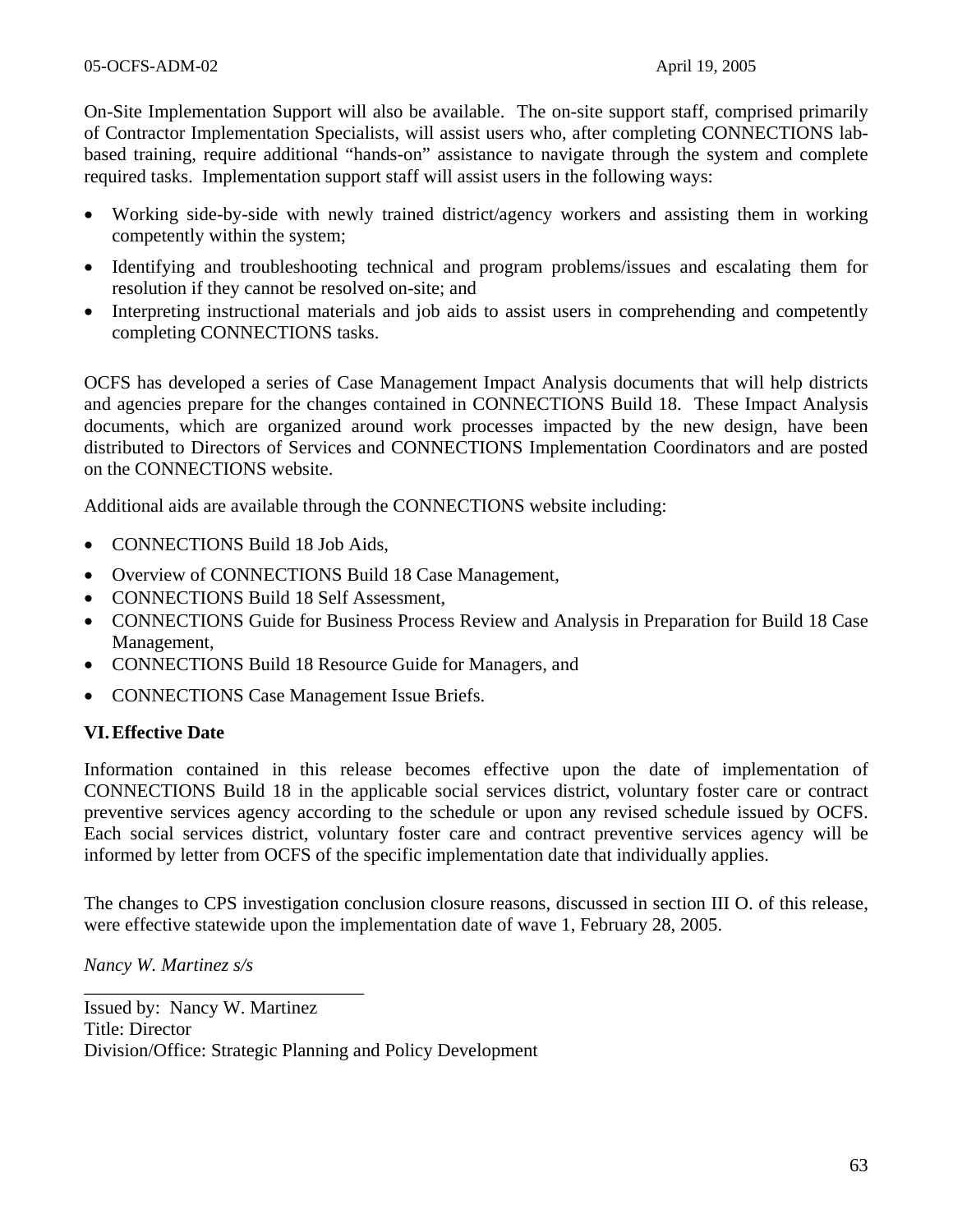On-Site Implementation Support will also be available. The on-site support staff, comprised primarily of Contractor Implementation Specialists, will assist users who, after completing CONNECTIONS lab-based training, require additional "hands-on" assistance to navigate through the system and complete required tasks. Implementation support staff will assist users in the following ways:

- Working side-by-side with newly trained district/agency workers and assisting them in working competently within the system;
- Identifying and troubleshooting technical and program problems/issues and escalating them for resolution if they cannot be resolved on-site; and
- Interpreting instructional materials and job aids to assist users in comprehending and competently completing CONNECTIONS tasks.

OCFS has developed a series of Case Management Impact Analysis documents that will help districts and agencies prepare for the changes contained in CONNECTIONS Build 18. These Impact Analysis documents, which are organized around work processes impacted by the new design, have been distributed to Directors of Services and CONNECTIONS Implementation Coordinators and are posted on the CONNECTIONS website.

Additional aids are available through the CONNECTIONS website including:

- CONNECTIONS Build 18 Job Aids,
- Overview of CONNECTIONS Build 18 Case Management,
- CONNECTIONS Build 18 Self Assessment,
- CONNECTIONS Guide for Business Process Review and Analysis in Preparation for Build 18 Case Management,
- CONNECTIONS Build 18 Resource Guide for Managers, and
- CONNECTIONS Case Management Issue Briefs.

## VI. Effective Date

Information contained in this release becomes effective upon the date of implementation of CONNECTIONS Build 18 in the applicable social services district, voluntary foster care or contract preventive services agency according to the schedule or upon any revised schedule issued by OCFS. Each social services district, voluntary foster care and contract preventive services agency will be informed by letter from OCFS of the specific implementation date that individually applies.

The changes to CPS investigation conclusion closure reasons, discussed in section III O. of this release, were effective statewide upon the implementation date of wave 1, February 28, 2005.

*Nancy W. Martinez s/s*

_______________________________

Issued by: Nancy W. Martinez
Title: Director
Division/Office: Strategic Planning and Policy Development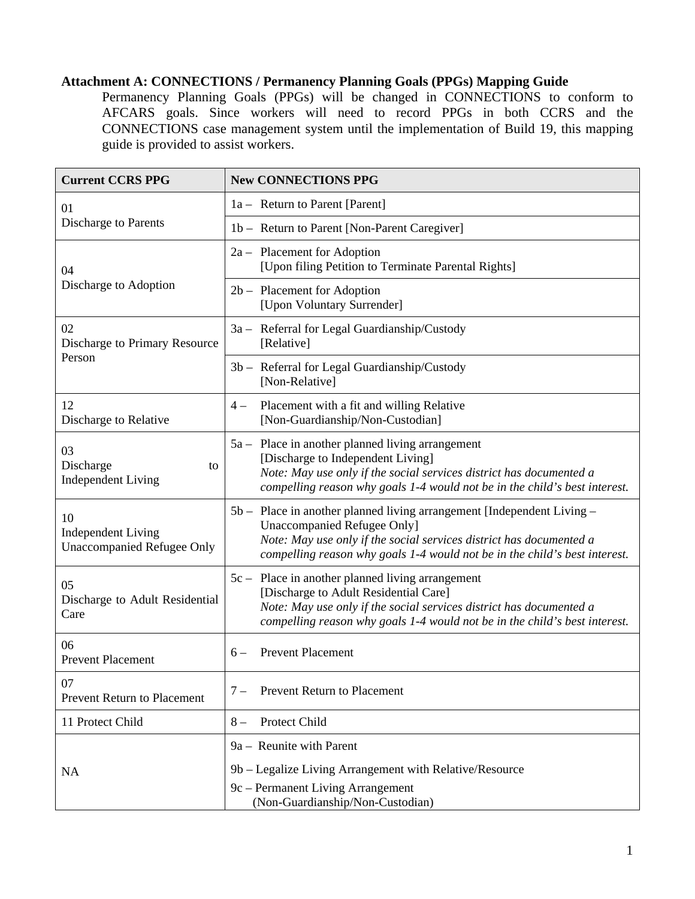**Attachment A: CONNECTIONS / Permanency Planning Goals (PPGs) Mapping Guide**

Permanency Planning Goals (PPGs) will be changed in CONNECTIONS to conform to AFCARS goals. Since workers will need to record PPGs in both CCRS and the CONNECTIONS case management system until the implementation of Build 19, this mapping guide is provided to assist workers.

| Current CCRS PPG | New CONNECTIONS PPG |
|---|---|
| 01<br>Discharge to Parents | 1a – Return to Parent [Parent] |
| | 1b – Return to Parent [Non-Parent Caregiver] |
| 04<br>Discharge to Adoption | 2a – Placement for Adoption<br>[Upon filing Petition to Terminate Parental Rights] |
| | 2b – Placement for Adoption<br>[Upon Voluntary Surrender] |
| 02<br>Discharge to Primary Resource Person | 3a – Referral for Legal Guardianship/Custody<br>[Relative] |
| | 3b – Referral for Legal Guardianship/Custody<br>[Non-Relative] |
| 12<br>Discharge to Relative | 4 – Placement with a fit and willing Relative<br>[Non-Guardianship/Non-Custodian] |
| 03<br>Discharge to Independent Living | 5a – Place in another planned living arrangement<br>[Discharge to Independent Living]<br>*Note: May use only if the social services district has documented a compelling reason why goals 1-4 would not be in the child's best interest.* |
| 10<br>Independent Living Unaccompanied Refugee Only | 5b – Place in another planned living arrangement [Independent Living – Unaccompanied Refugee Only]<br>*Note: May use only if the social services district has documented a compelling reason why goals 1-4 would not be in the child's best interest.* |
| 05<br>Discharge to Adult Residential Care | 5c – Place in another planned living arrangement<br>[Discharge to Adult Residential Care]<br>*Note: May use only if the social services district has documented a compelling reason why goals 1-4 would not be in the child's best interest.* |
| 06<br>Prevent Placement | 6 – Prevent Placement |
| 07<br>Prevent Return to Placement | 7 – Prevent Return to Placement |
| 11 Protect Child | 8 – Protect Child |
| NA | 9a – Reunite with Parent<br>9b – Legalize Living Arrangement with Relative/Resource<br>9c – Permanent Living Arrangement<br>(Non-Guardianship/Non-Custodian) |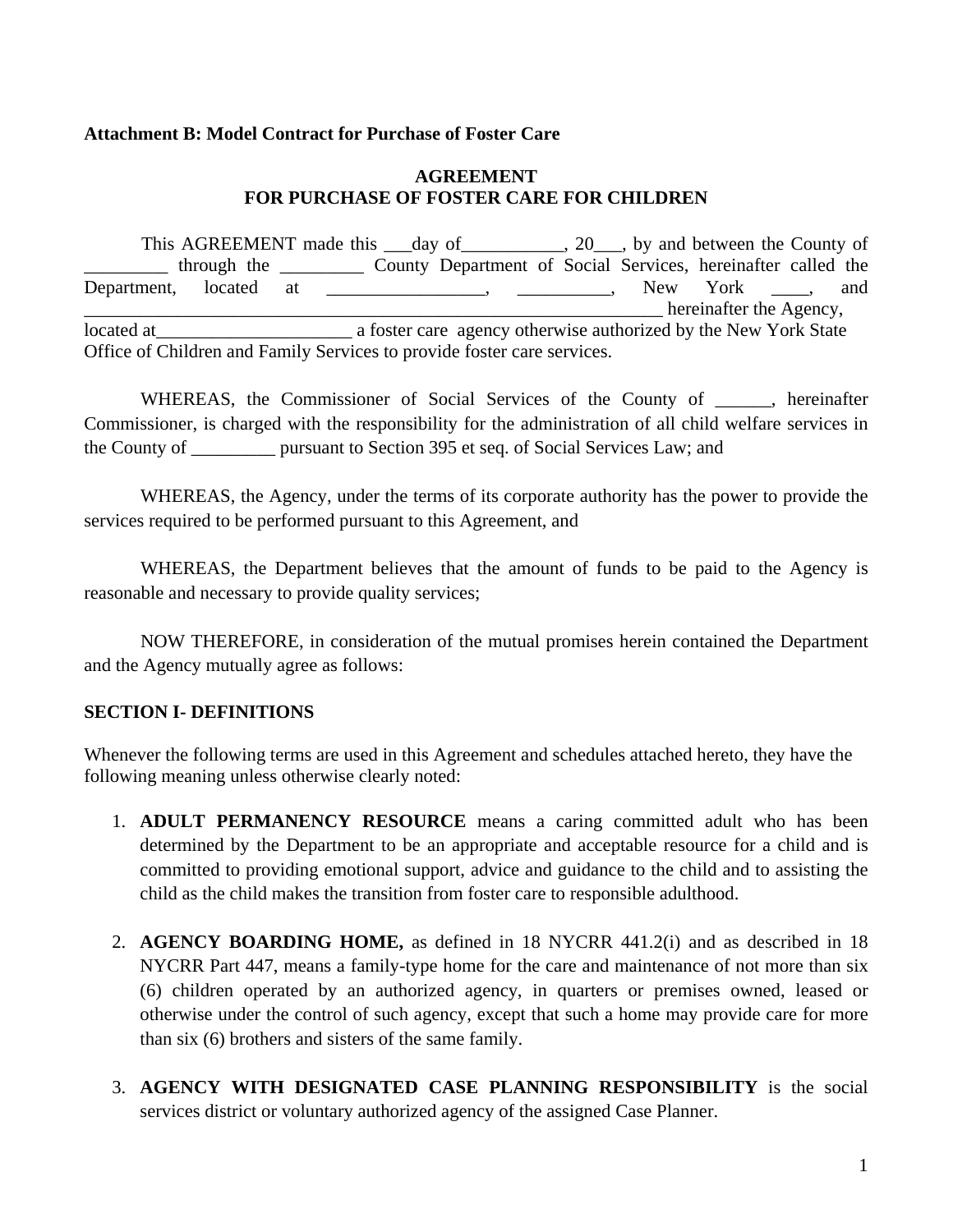**Attachment B: Model Contract for Purchase of Foster Care**

**AGREEMENT**
**FOR PURCHASE OF FOSTER CARE FOR CHILDREN**

This AGREEMENT made this ___day of___________, 20___, by and between the County of _________ through the _________ County Department of Social Services, hereinafter called the Department, located at _________________, __________, New York ____, and _________________________________________________________________ hereinafter the Agency, located at_____________________ a foster care agency otherwise authorized by the New York State Office of Children and Family Services to provide foster care services.

WHEREAS, the Commissioner of Social Services of the County of ______, hereinafter Commissioner, is charged with the responsibility for the administration of all child welfare services in the County of _________ pursuant to Section 395 et seq. of Social Services Law; and

WHEREAS, the Agency, under the terms of its corporate authority has the power to provide the services required to be performed pursuant to this Agreement, and

WHEREAS, the Department believes that the amount of funds to be paid to the Agency is reasonable and necessary to provide quality services;

NOW THEREFORE, in consideration of the mutual promises herein contained the Department and the Agency mutually agree as follows:

**SECTION I- DEFINITIONS**

Whenever the following terms are used in this Agreement and schedules attached hereto, they have the following meaning unless otherwise clearly noted:

1. **ADULT PERMANENCY RESOURCE** means a caring committed adult who has been determined by the Department to be an appropriate and acceptable resource for a child and is committed to providing emotional support, advice and guidance to the child and to assisting the child as the child makes the transition from foster care to responsible adulthood.

2. **AGENCY BOARDING HOME,** as defined in 18 NYCRR 441.2(i) and as described in 18 NYCRR Part 447, means a family-type home for the care and maintenance of not more than six (6) children operated by an authorized agency, in quarters or premises owned, leased or otherwise under the control of such agency, except that such a home may provide care for more than six (6) brothers and sisters of the same family.

3. **AGENCY WITH DESIGNATED CASE PLANNING RESPONSIBILITY** is the social services district or voluntary authorized agency of the assigned Case Planner.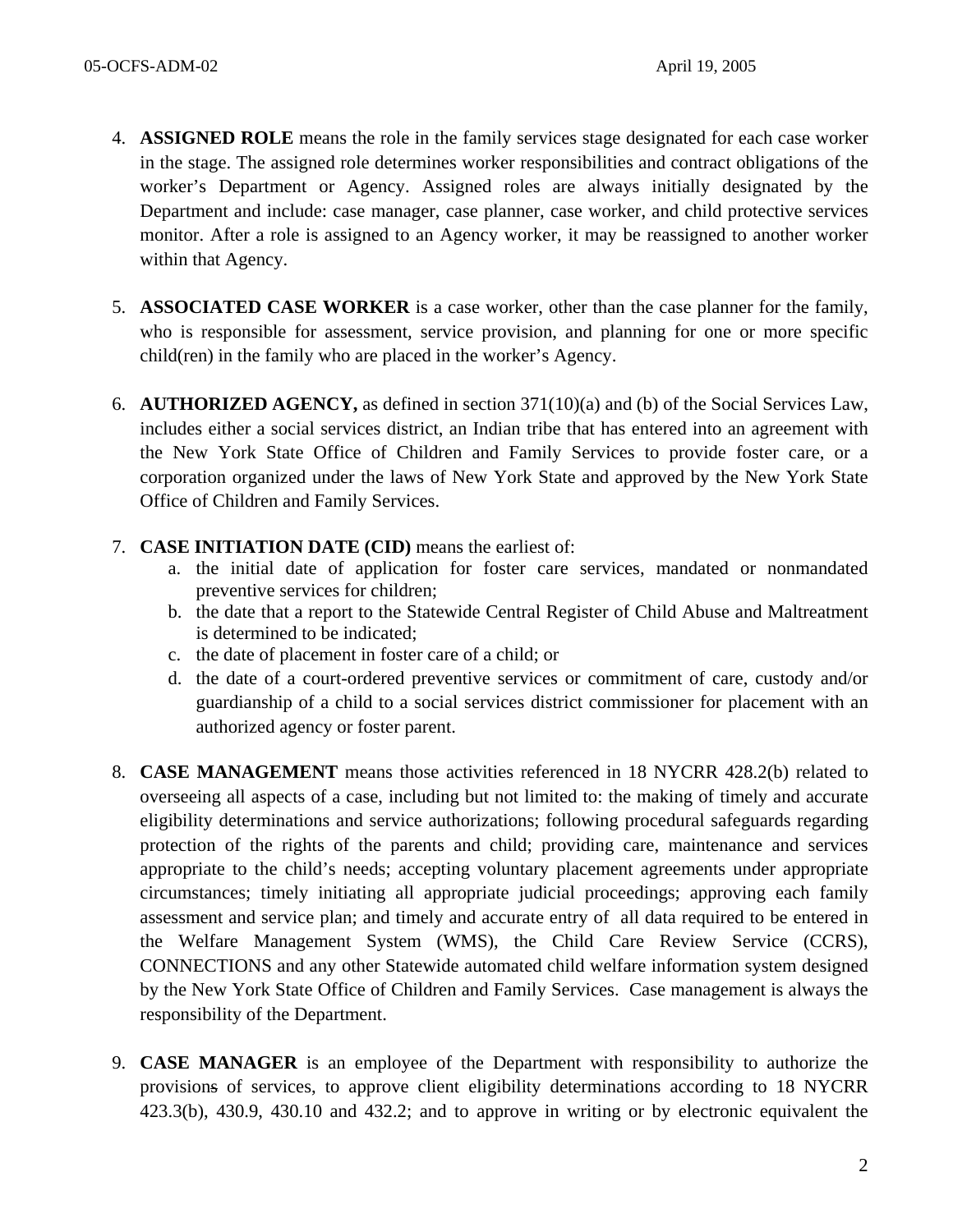4. **ASSIGNED ROLE** means the role in the family services stage designated for each case worker in the stage. The assigned role determines worker responsibilities and contract obligations of the worker's Department or Agency. Assigned roles are always initially designated by the Department and include: case manager, case planner, case worker, and child protective services monitor. After a role is assigned to an Agency worker, it may be reassigned to another worker within that Agency.

5. **ASSOCIATED CASE WORKER** is a case worker, other than the case planner for the family, who is responsible for assessment, service provision, and planning for one or more specific child(ren) in the family who are placed in the worker's Agency.

6. **AUTHORIZED AGENCY,** as defined in section 371(10)(a) and (b) of the Social Services Law, includes either a social services district, an Indian tribe that has entered into an agreement with the New York State Office of Children and Family Services to provide foster care, or a corporation organized under the laws of New York State and approved by the New York State Office of Children and Family Services.

7. **CASE INITIATION DATE (CID)** means the earliest of:
   a. the initial date of application for foster care services, mandated or nonmandated preventive services for children;
   b. the date that a report to the Statewide Central Register of Child Abuse and Maltreatment is determined to be indicated;
   c. the date of placement in foster care of a child; or
   d. the date of a court-ordered preventive services or commitment of care, custody and/or guardianship of a child to a social services district commissioner for placement with an authorized agency or foster parent.

8. **CASE MANAGEMENT** means those activities referenced in 18 NYCRR 428.2(b) related to overseeing all aspects of a case, including but not limited to: the making of timely and accurate eligibility determinations and service authorizations; following procedural safeguards regarding protection of the rights of the parents and child; providing care, maintenance and services appropriate to the child's needs; accepting voluntary placement agreements under appropriate circumstances; timely initiating all appropriate judicial proceedings; approving each family assessment and service plan; and timely and accurate entry of all data required to be entered in the Welfare Management System (WMS), the Child Care Review Service (CCRS), CONNECTIONS and any other Statewide automated child welfare information system designed by the New York State Office of Children and Family Services. Case management is always the responsibility of the Department.

9. **CASE MANAGER** is an employee of the Department with responsibility to authorize the provisions of services, to approve client eligibility determinations according to 18 NYCRR 423.3(b), 430.9, 430.10 and 432.2; and to approve in writing or by electronic equivalent the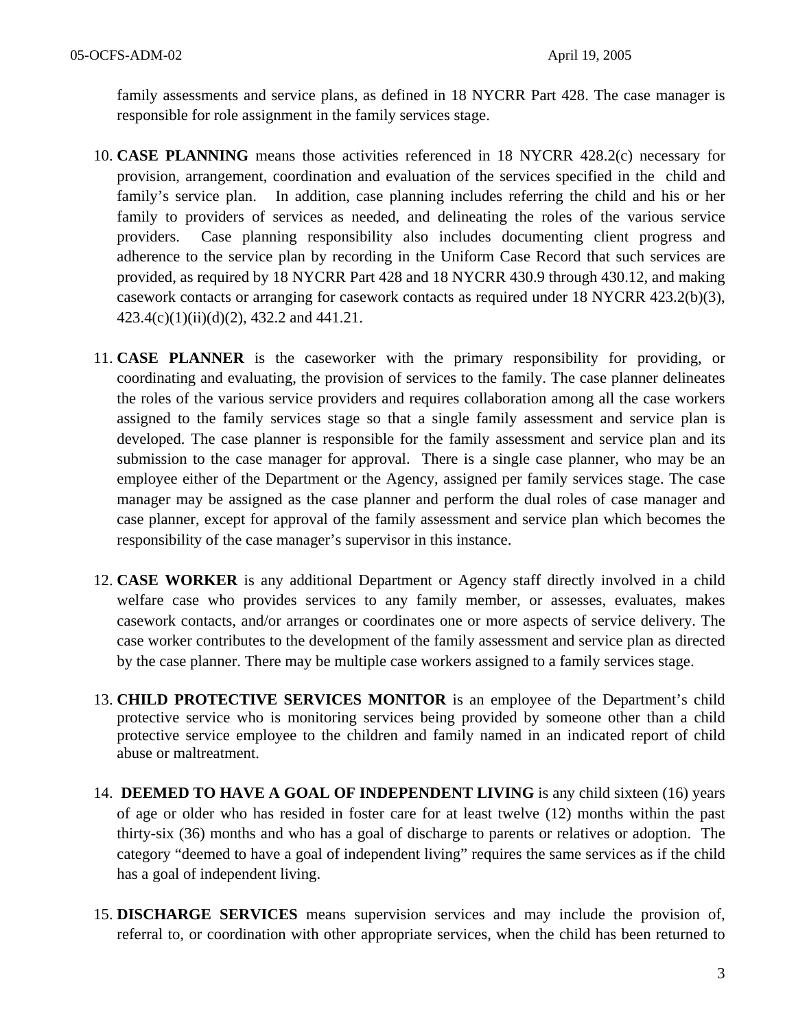family assessments and service plans, as defined in 18 NYCRR Part 428. The case manager is responsible for role assignment in the family services stage.

10. **CASE PLANNING** means those activities referenced in 18 NYCRR 428.2(c) necessary for provision, arrangement, coordination and evaluation of the services specified in the child and family's service plan. In addition, case planning includes referring the child and his or her family to providers of services as needed, and delineating the roles of the various service providers. Case planning responsibility also includes documenting client progress and adherence to the service plan by recording in the Uniform Case Record that such services are provided, as required by 18 NYCRR Part 428 and 18 NYCRR 430.9 through 430.12, and making casework contacts or arranging for casework contacts as required under 18 NYCRR 423.2(b)(3), 423.4(c)(1)(ii)(d)(2), 432.2 and 441.21.

11. **CASE PLANNER** is the caseworker with the primary responsibility for providing, or coordinating and evaluating, the provision of services to the family. The case planner delineates the roles of the various service providers and requires collaboration among all the case workers assigned to the family services stage so that a single family assessment and service plan is developed. The case planner is responsible for the family assessment and service plan and its submission to the case manager for approval. There is a single case planner, who may be an employee either of the Department or the Agency, assigned per family services stage. The case manager may be assigned as the case planner and perform the dual roles of case manager and case planner, except for approval of the family assessment and service plan which becomes the responsibility of the case manager's supervisor in this instance.

12. **CASE WORKER** is any additional Department or Agency staff directly involved in a child welfare case who provides services to any family member, or assesses, evaluates, makes casework contacts, and/or arranges or coordinates one or more aspects of service delivery. The case worker contributes to the development of the family assessment and service plan as directed by the case planner. There may be multiple case workers assigned to a family services stage.

13. **CHILD PROTECTIVE SERVICES MONITOR** is an employee of the Department's child protective service who is monitoring services being provided by someone other than a child protective service employee to the children and family named in an indicated report of child abuse or maltreatment.

14. **DEEMED TO HAVE A GOAL OF INDEPENDENT LIVING** is any child sixteen (16) years of age or older who has resided in foster care for at least twelve (12) months within the past thirty-six (36) months and who has a goal of discharge to parents or relatives or adoption. The category "deemed to have a goal of independent living" requires the same services as if the child has a goal of independent living.

15. **DISCHARGE SERVICES** means supervision services and may include the provision of, referral to, or coordination with other appropriate services, when the child has been returned to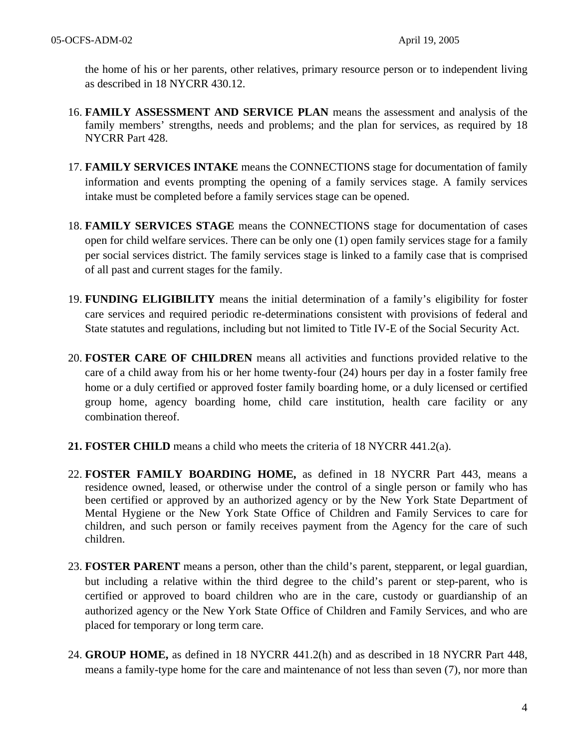the home of his or her parents, other relatives, primary resource person or to independent living as described in 18 NYCRR 430.12.

16. **FAMILY ASSESSMENT AND SERVICE PLAN** means the assessment and analysis of the family members' strengths, needs and problems; and the plan for services, as required by 18 NYCRR Part 428.

17. **FAMILY SERVICES INTAKE** means the CONNECTIONS stage for documentation of family information and events prompting the opening of a family services stage. A family services intake must be completed before a family services stage can be opened.

18. **FAMILY SERVICES STAGE** means the CONNECTIONS stage for documentation of cases open for child welfare services. There can be only one (1) open family services stage for a family per social services district. The family services stage is linked to a family case that is comprised of all past and current stages for the family.

19. **FUNDING ELIGIBILITY** means the initial determination of a family's eligibility for foster care services and required periodic re-determinations consistent with provisions of federal and State statutes and regulations, including but not limited to Title IV-E of the Social Security Act.

20. **FOSTER CARE OF CHILDREN** means all activities and functions provided relative to the care of a child away from his or her home twenty-four (24) hours per day in a foster family free home or a duly certified or approved foster family boarding home, or a duly licensed or certified group home, agency boarding home, child care institution, health care facility or any combination thereof.

21. **FOSTER CHILD** means a child who meets the criteria of 18 NYCRR 441.2(a).

22. **FOSTER FAMILY BOARDING HOME,** as defined in 18 NYCRR Part 443, means a residence owned, leased, or otherwise under the control of a single person or family who has been certified or approved by an authorized agency or by the New York State Department of Mental Hygiene or the New York State Office of Children and Family Services to care for children, and such person or family receives payment from the Agency for the care of such children.

23. **FOSTER PARENT** means a person, other than the child's parent, stepparent, or legal guardian, but including a relative within the third degree to the child's parent or step-parent, who is certified or approved to board children who are in the care, custody or guardianship of an authorized agency or the New York State Office of Children and Family Services, and who are placed for temporary or long term care.

24. **GROUP HOME,** as defined in 18 NYCRR 441.2(h) and as described in 18 NYCRR Part 448, means a family-type home for the care and maintenance of not less than seven (7), nor more than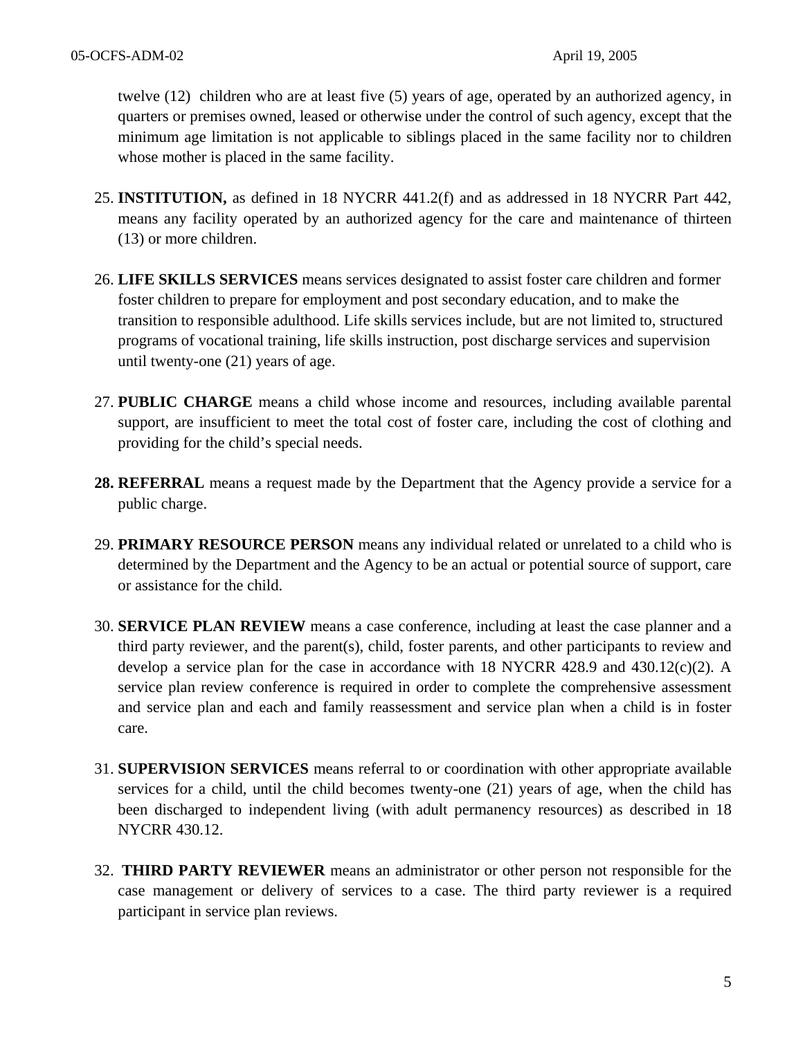twelve (12) children who are at least five (5) years of age, operated by an authorized agency, in quarters or premises owned, leased or otherwise under the control of such agency, except that the minimum age limitation is not applicable to siblings placed in the same facility nor to children whose mother is placed in the same facility.

25. **INSTITUTION,** as defined in 18 NYCRR 441.2(f) and as addressed in 18 NYCRR Part 442, means any facility operated by an authorized agency for the care and maintenance of thirteen (13) or more children.

26. **LIFE SKILLS SERVICES** means services designated to assist foster care children and former foster children to prepare for employment and post secondary education, and to make the transition to responsible adulthood. Life skills services include, but are not limited to, structured programs of vocational training, life skills instruction, post discharge services and supervision until twenty-one (21) years of age.

27. **PUBLIC CHARGE** means a child whose income and resources, including available parental support, are insufficient to meet the total cost of foster care, including the cost of clothing and providing for the child's special needs.

28. **REFERRAL** means a request made by the Department that the Agency provide a service for a public charge.

29. **PRIMARY RESOURCE PERSON** means any individual related or unrelated to a child who is determined by the Department and the Agency to be an actual or potential source of support, care or assistance for the child.

30. **SERVICE PLAN REVIEW** means a case conference, including at least the case planner and a third party reviewer, and the parent(s), child, foster parents, and other participants to review and develop a service plan for the case in accordance with 18 NYCRR 428.9 and 430.12(c)(2). A service plan review conference is required in order to complete the comprehensive assessment and service plan and each and family reassessment and service plan when a child is in foster care.

31. **SUPERVISION SERVICES** means referral to or coordination with other appropriate available services for a child, until the child becomes twenty-one (21) years of age, when the child has been discharged to independent living (with adult permanency resources) as described in 18 NYCRR 430.12.

32. **THIRD PARTY REVIEWER** means an administrator or other person not responsible for the case management or delivery of services to a case. The third party reviewer is a required participant in service plan reviews.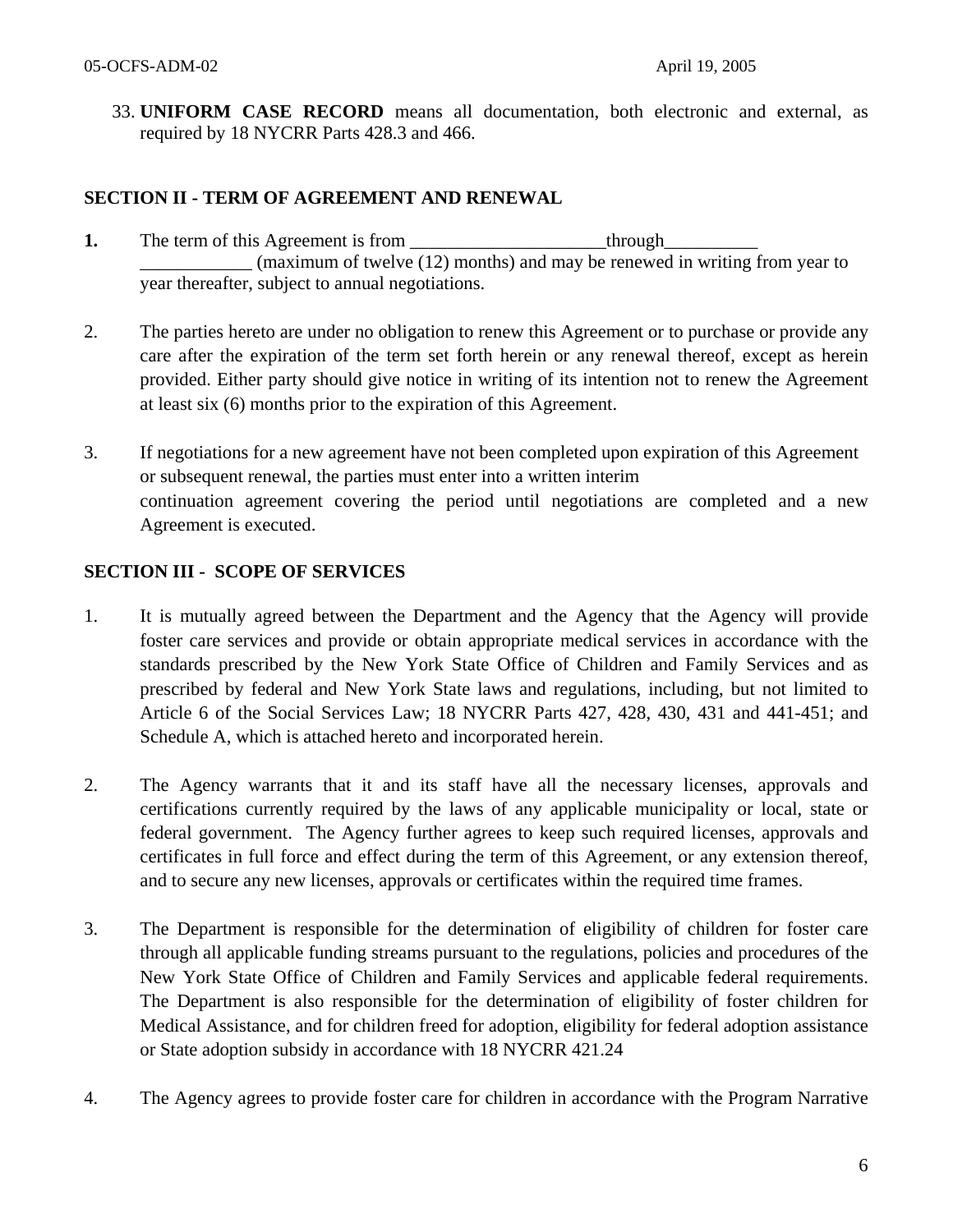33. **UNIFORM CASE RECORD** means all documentation, both electronic and external, as required by 18 NYCRR Parts 428.3 and 466.

## SECTION II - TERM OF AGREEMENT AND RENEWAL

**1.** The term of this Agreement is from _____________________through__________ ____________ (maximum of twelve (12) months) and may be renewed in writing from year to year thereafter, subject to annual negotiations.

2. The parties hereto are under no obligation to renew this Agreement or to purchase or provide any care after the expiration of the term set forth herein or any renewal thereof, except as herein provided. Either party should give notice in writing of its intention not to renew the Agreement at least six (6) months prior to the expiration of this Agreement.

3. If negotiations for a new agreement have not been completed upon expiration of this Agreement or subsequent renewal, the parties must enter into a written interim continuation agreement covering the period until negotiations are completed and a new Agreement is executed.

## SECTION III - SCOPE OF SERVICES

1. It is mutually agreed between the Department and the Agency that the Agency will provide foster care services and provide or obtain appropriate medical services in accordance with the standards prescribed by the New York State Office of Children and Family Services and as prescribed by federal and New York State laws and regulations, including, but not limited to Article 6 of the Social Services Law; 18 NYCRR Parts 427, 428, 430, 431 and 441-451; and Schedule A, which is attached hereto and incorporated herein.

2. The Agency warrants that it and its staff have all the necessary licenses, approvals and certifications currently required by the laws of any applicable municipality or local, state or federal government. The Agency further agrees to keep such required licenses, approvals and certificates in full force and effect during the term of this Agreement, or any extension thereof, and to secure any new licenses, approvals or certificates within the required time frames.

3. The Department is responsible for the determination of eligibility of children for foster care through all applicable funding streams pursuant to the regulations, policies and procedures of the New York State Office of Children and Family Services and applicable federal requirements. The Department is also responsible for the determination of eligibility of foster children for Medical Assistance, and for children freed for adoption, eligibility for federal adoption assistance or State adoption subsidy in accordance with 18 NYCRR 421.24

4. The Agency agrees to provide foster care for children in accordance with the Program Narrative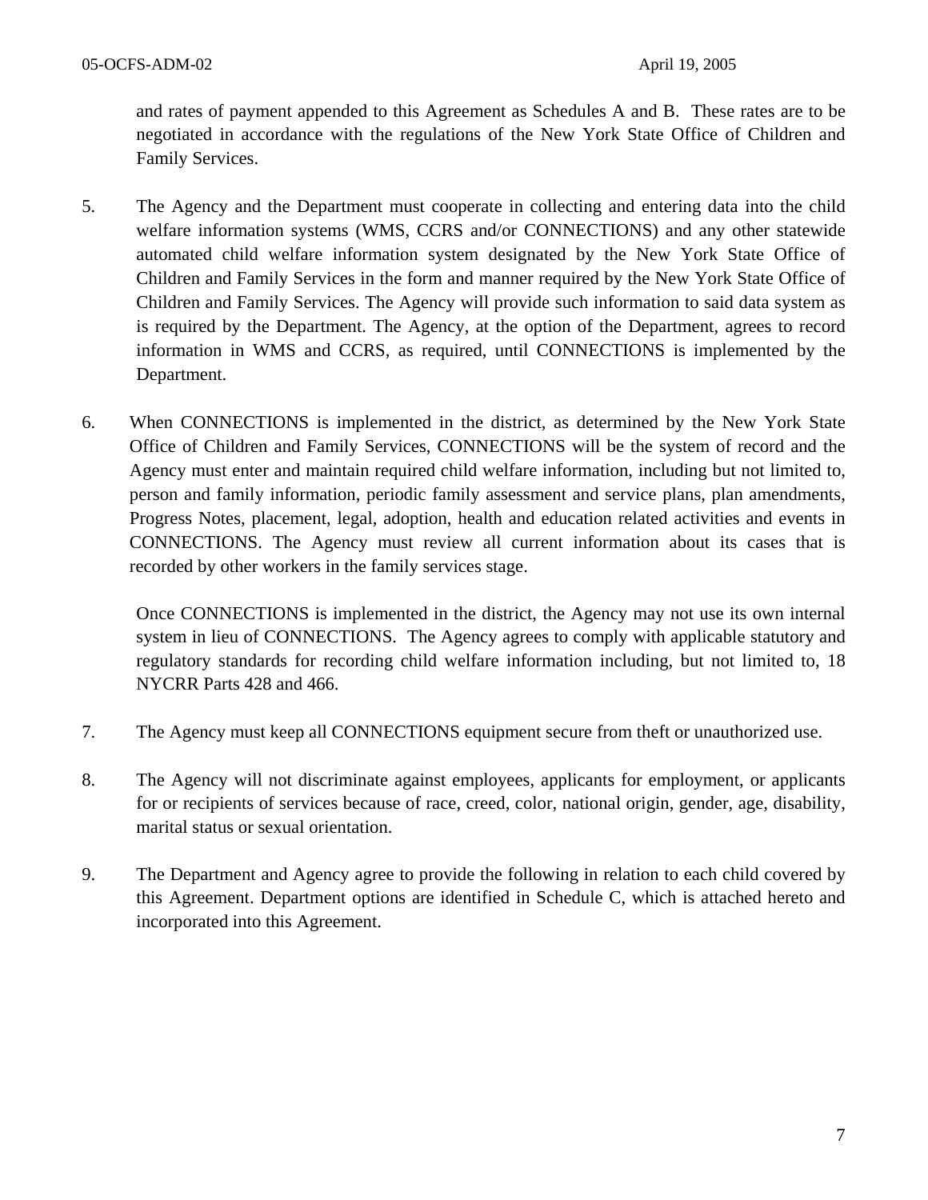and rates of payment appended to this Agreement as Schedules A and B. These rates are to be negotiated in accordance with the regulations of the New York State Office of Children and Family Services.

5. The Agency and the Department must cooperate in collecting and entering data into the child welfare information systems (WMS, CCRS and/or CONNECTIONS) and any other statewide automated child welfare information system designated by the New York State Office of Children and Family Services in the form and manner required by the New York State Office of Children and Family Services. The Agency will provide such information to said data system as is required by the Department. The Agency, at the option of the Department, agrees to record information in WMS and CCRS, as required, until CONNECTIONS is implemented by the Department.

6. When CONNECTIONS is implemented in the district, as determined by the New York State Office of Children and Family Services, CONNECTIONS will be the system of record and the Agency must enter and maintain required child welfare information, including but not limited to, person and family information, periodic family assessment and service plans, plan amendments, Progress Notes, placement, legal, adoption, health and education related activities and events in CONNECTIONS. The Agency must review all current information about its cases that is recorded by other workers in the family services stage.

   Once CONNECTIONS is implemented in the district, the Agency may not use its own internal system in lieu of CONNECTIONS. The Agency agrees to comply with applicable statutory and regulatory standards for recording child welfare information including, but not limited to, 18 NYCRR Parts 428 and 466.

7. The Agency must keep all CONNECTIONS equipment secure from theft or unauthorized use.

8. The Agency will not discriminate against employees, applicants for employment, or applicants for or recipients of services because of race, creed, color, national origin, gender, age, disability, marital status or sexual orientation.

9. The Department and Agency agree to provide the following in relation to each child covered by this Agreement. Department options are identified in Schedule C, which is attached hereto and incorporated into this Agreement.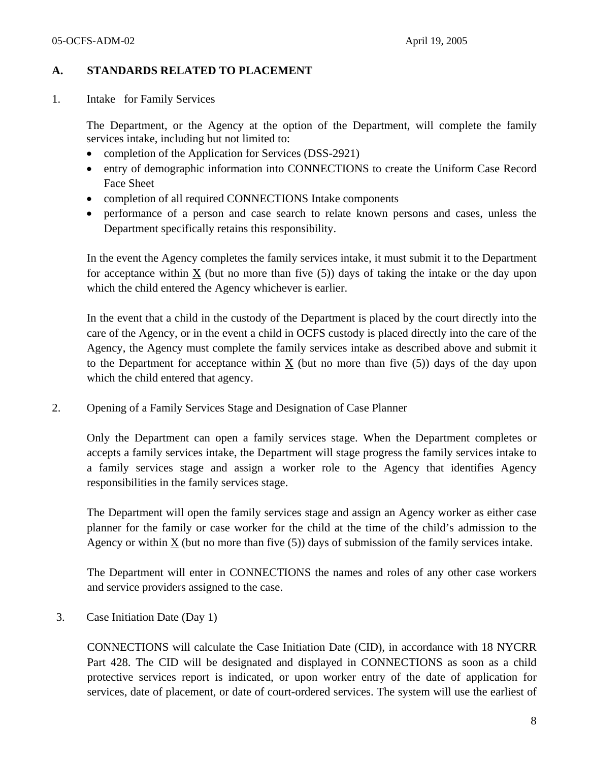## A. STANDARDS RELATED TO PLACEMENT

### 1. Intake for Family Services

The Department, or the Agency at the option of the Department, will complete the family services intake, including but not limited to:

- completion of the Application for Services (DSS-2921)
- entry of demographic information into CONNECTIONS to create the Uniform Case Record Face Sheet
- completion of all required CONNECTIONS Intake components
- performance of a person and case search to relate known persons and cases, unless the Department specifically retains this responsibility.

In the event the Agency completes the family services intake, it must submit it to the Department for acceptance within X (but no more than five (5)) days of taking the intake or the day upon which the child entered the Agency whichever is earlier.

In the event that a child in the custody of the Department is placed by the court directly into the care of the Agency, or in the event a child in OCFS custody is placed directly into the care of the Agency, the Agency must complete the family services intake as described above and submit it to the Department for acceptance within X (but no more than five (5)) days of the day upon which the child entered that agency.

### 2. Opening of a Family Services Stage and Designation of Case Planner

Only the Department can open a family services stage. When the Department completes or accepts a family services intake, the Department will stage progress the family services intake to a family services stage and assign a worker role to the Agency that identifies Agency responsibilities in the family services stage.

The Department will open the family services stage and assign an Agency worker as either case planner for the family or case worker for the child at the time of the child's admission to the Agency or within X (but no more than five (5)) days of submission of the family services intake.

The Department will enter in CONNECTIONS the names and roles of any other case workers and service providers assigned to the case.

### 3. Case Initiation Date (Day 1)

CONNECTIONS will calculate the Case Initiation Date (CID), in accordance with 18 NYCRR Part 428. The CID will be designated and displayed in CONNECTIONS as soon as a child protective services report is indicated, or upon worker entry of the date of application for services, date of placement, or date of court-ordered services. The system will use the earliest of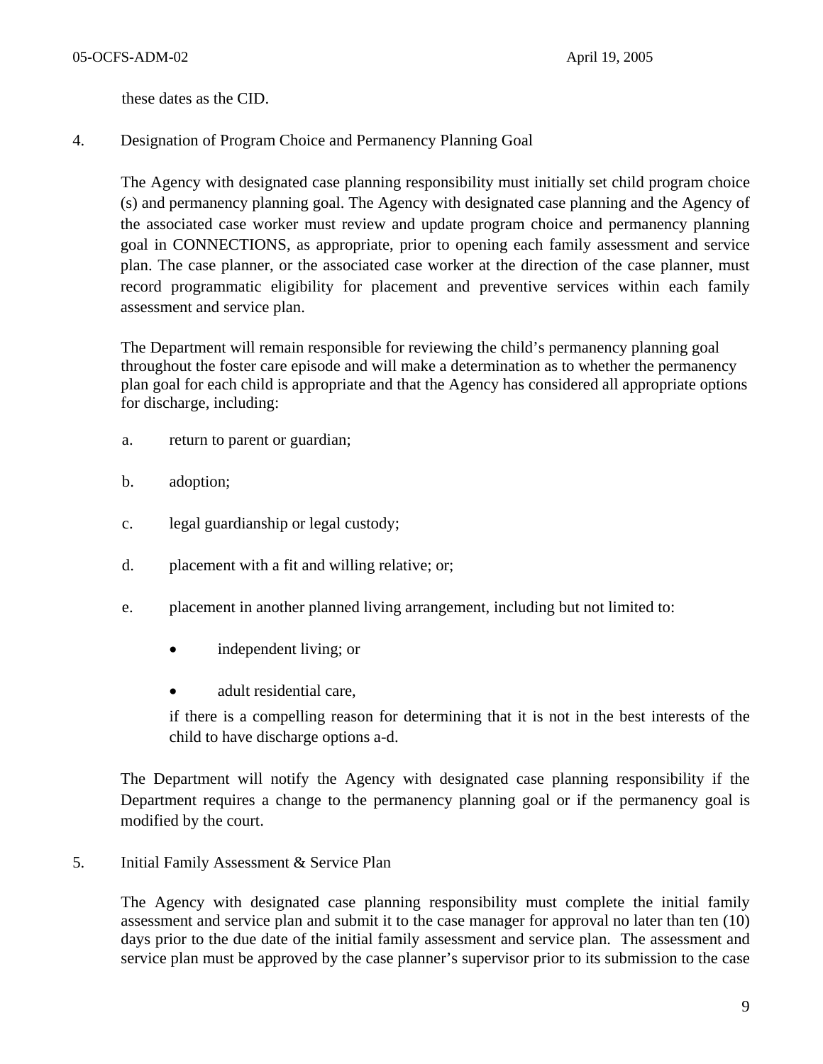these dates as the CID.

4. Designation of Program Choice and Permanency Planning Goal

The Agency with designated case planning responsibility must initially set child program choice (s) and permanency planning goal. The Agency with designated case planning and the Agency of the associated case worker must review and update program choice and permanency planning goal in CONNECTIONS, as appropriate, prior to opening each family assessment and service plan. The case planner, or the associated case worker at the direction of the case planner, must record programmatic eligibility for placement and preventive services within each family assessment and service plan.

The Department will remain responsible for reviewing the child's permanency planning goal throughout the foster care episode and will make a determination as to whether the permanency plan goal for each child is appropriate and that the Agency has considered all appropriate options for discharge, including:

a. return to parent or guardian;

b. adoption;

c. legal guardianship or legal custody;

d. placement with a fit and willing relative; or;

e. placement in another planned living arrangement, including but not limited to:

   - independent living; or
   - adult residential care,

   if there is a compelling reason for determining that it is not in the best interests of the child to have discharge options a-d.

The Department will notify the Agency with designated case planning responsibility if the Department requires a change to the permanency planning goal or if the permanency goal is modified by the court.

5. Initial Family Assessment & Service Plan

The Agency with designated case planning responsibility must complete the initial family assessment and service plan and submit it to the case manager for approval no later than ten (10) days prior to the due date of the initial family assessment and service plan. The assessment and service plan must be approved by the case planner's supervisor prior to its submission to the case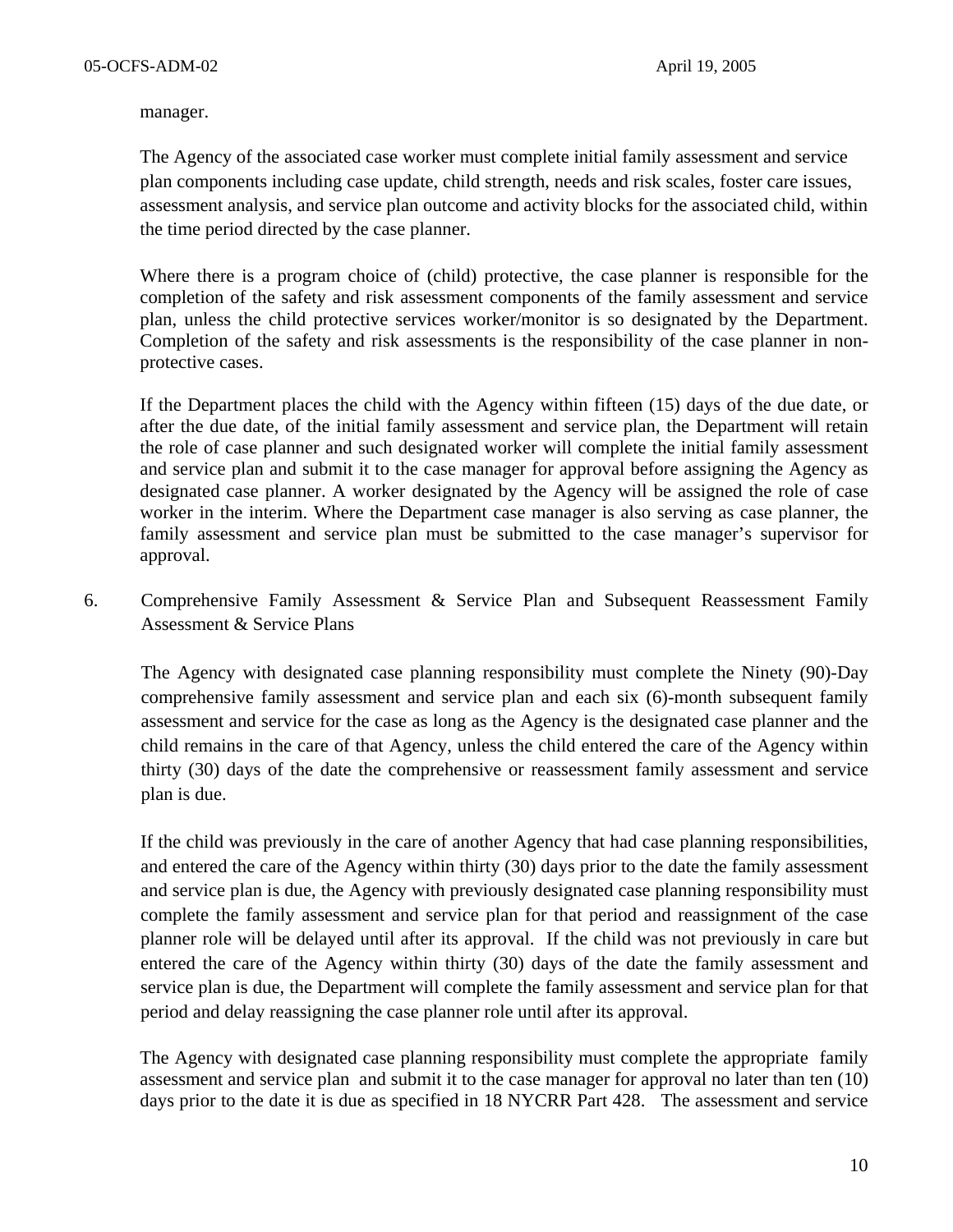manager.

The Agency of the associated case worker must complete initial family assessment and service plan components including case update, child strength, needs and risk scales, foster care issues, assessment analysis, and service plan outcome and activity blocks for the associated child, within the time period directed by the case planner.

Where there is a program choice of (child) protective, the case planner is responsible for the completion of the safety and risk assessment components of the family assessment and service plan, unless the child protective services worker/monitor is so designated by the Department. Completion of the safety and risk assessments is the responsibility of the case planner in non-protective cases.

If the Department places the child with the Agency within fifteen (15) days of the due date, or after the due date, of the initial family assessment and service plan, the Department will retain the role of case planner and such designated worker will complete the initial family assessment and service plan and submit it to the case manager for approval before assigning the Agency as designated case planner. A worker designated by the Agency will be assigned the role of case worker in the interim. Where the Department case manager is also serving as case planner, the family assessment and service plan must be submitted to the case manager's supervisor for approval.

6. Comprehensive Family Assessment & Service Plan and Subsequent Reassessment Family Assessment & Service Plans

The Agency with designated case planning responsibility must complete the Ninety (90)-Day comprehensive family assessment and service plan and each six (6)-month subsequent family assessment and service for the case as long as the Agency is the designated case planner and the child remains in the care of that Agency, unless the child entered the care of the Agency within thirty (30) days of the date the comprehensive or reassessment family assessment and service plan is due.

If the child was previously in the care of another Agency that had case planning responsibilities, and entered the care of the Agency within thirty (30) days prior to the date the family assessment and service plan is due, the Agency with previously designated case planning responsibility must complete the family assessment and service plan for that period and reassignment of the case planner role will be delayed until after its approval. If the child was not previously in care but entered the care of the Agency within thirty (30) days of the date the family assessment and service plan is due, the Department will complete the family assessment and service plan for that period and delay reassigning the case planner role until after its approval.

The Agency with designated case planning responsibility must complete the appropriate family assessment and service plan and submit it to the case manager for approval no later than ten (10) days prior to the date it is due as specified in 18 NYCRR Part 428. The assessment and service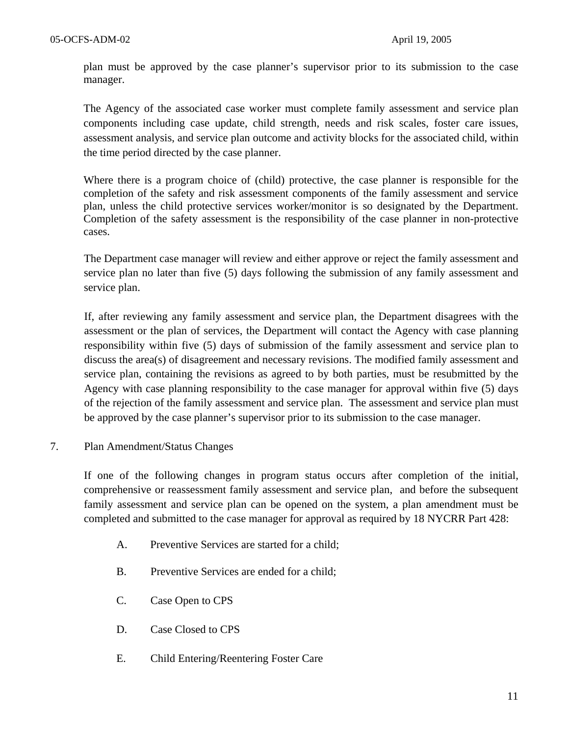plan must be approved by the case planner's supervisor prior to its submission to the case manager.

The Agency of the associated case worker must complete family assessment and service plan components including case update, child strength, needs and risk scales, foster care issues, assessment analysis, and service plan outcome and activity blocks for the associated child, within the time period directed by the case planner.

Where there is a program choice of (child) protective, the case planner is responsible for the completion of the safety and risk assessment components of the family assessment and service plan, unless the child protective services worker/monitor is so designated by the Department. Completion of the safety assessment is the responsibility of the case planner in non-protective cases.

The Department case manager will review and either approve or reject the family assessment and service plan no later than five (5) days following the submission of any family assessment and service plan.

If, after reviewing any family assessment and service plan, the Department disagrees with the assessment or the plan of services, the Department will contact the Agency with case planning responsibility within five (5) days of submission of the family assessment and service plan to discuss the area(s) of disagreement and necessary revisions. The modified family assessment and service plan, containing the revisions as agreed to by both parties, must be resubmitted by the Agency with case planning responsibility to the case manager for approval within five (5) days of the rejection of the family assessment and service plan. The assessment and service plan must be approved by the case planner's supervisor prior to its submission to the case manager.

7. Plan Amendment/Status Changes

If one of the following changes in program status occurs after completion of the initial, comprehensive or reassessment family assessment and service plan, and before the subsequent family assessment and service plan can be opened on the system, a plan amendment must be completed and submitted to the case manager for approval as required by 18 NYCRR Part 428:

A. Preventive Services are started for a child;

B. Preventive Services are ended for a child;

C. Case Open to CPS

D. Case Closed to CPS

E. Child Entering/Reentering Foster Care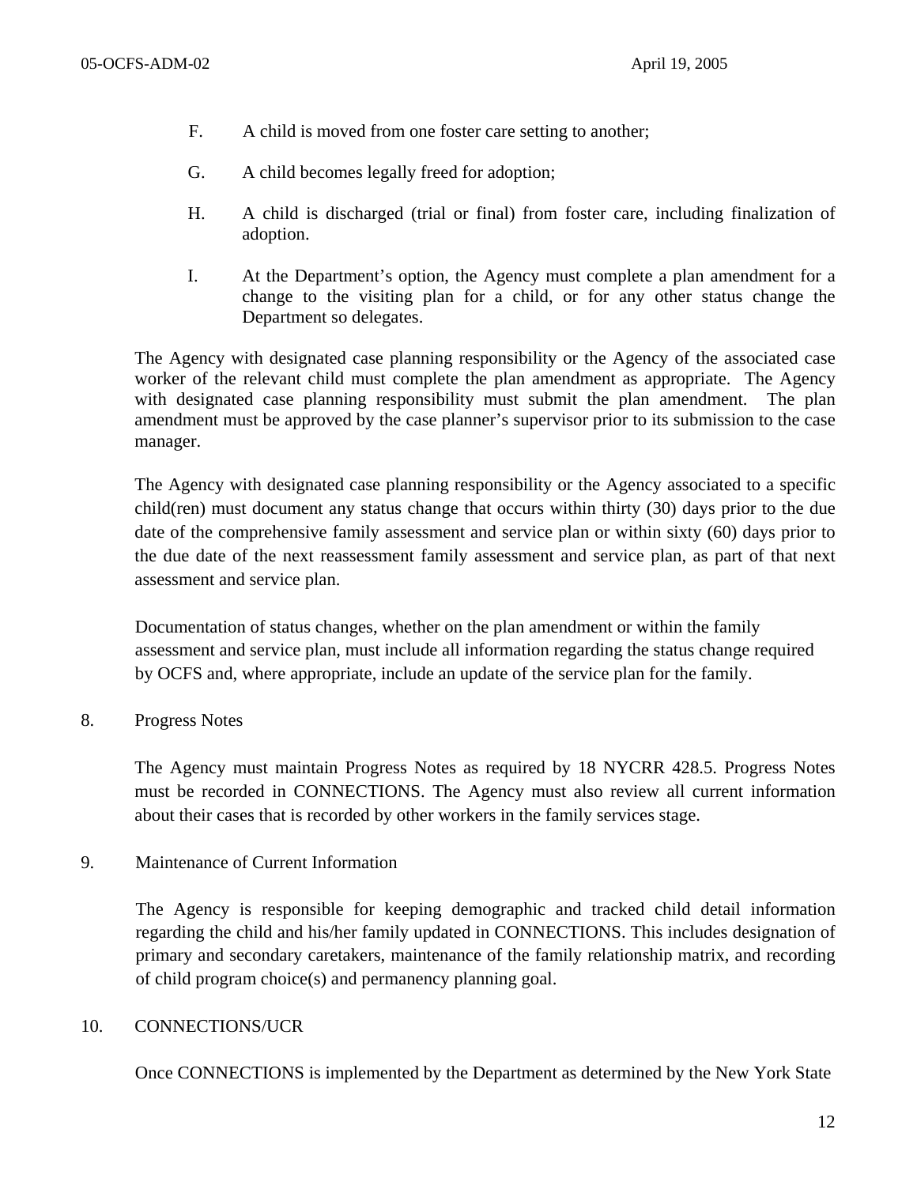F. A child is moved from one foster care setting to another;

G. A child becomes legally freed for adoption;

H. A child is discharged (trial or final) from foster care, including finalization of adoption.

I. At the Department's option, the Agency must complete a plan amendment for a change to the visiting plan for a child, or for any other status change the Department so delegates.

The Agency with designated case planning responsibility or the Agency of the associated case worker of the relevant child must complete the plan amendment as appropriate. The Agency with designated case planning responsibility must submit the plan amendment. The plan amendment must be approved by the case planner's supervisor prior to its submission to the case manager.

The Agency with designated case planning responsibility or the Agency associated to a specific child(ren) must document any status change that occurs within thirty (30) days prior to the due date of the comprehensive family assessment and service plan or within sixty (60) days prior to the due date of the next reassessment family assessment and service plan, as part of that next assessment and service plan.

Documentation of status changes, whether on the plan amendment or within the family assessment and service plan, must include all information regarding the status change required by OCFS and, where appropriate, include an update of the service plan for the family.

8. Progress Notes

The Agency must maintain Progress Notes as required by 18 NYCRR 428.5. Progress Notes must be recorded in CONNECTIONS. The Agency must also review all current information about their cases that is recorded by other workers in the family services stage.

9. Maintenance of Current Information

The Agency is responsible for keeping demographic and tracked child detail information regarding the child and his/her family updated in CONNECTIONS. This includes designation of primary and secondary caretakers, maintenance of the family relationship matrix, and recording of child program choice(s) and permanency planning goal.

10. CONNECTIONS/UCR

Once CONNECTIONS is implemented by the Department as determined by the New York State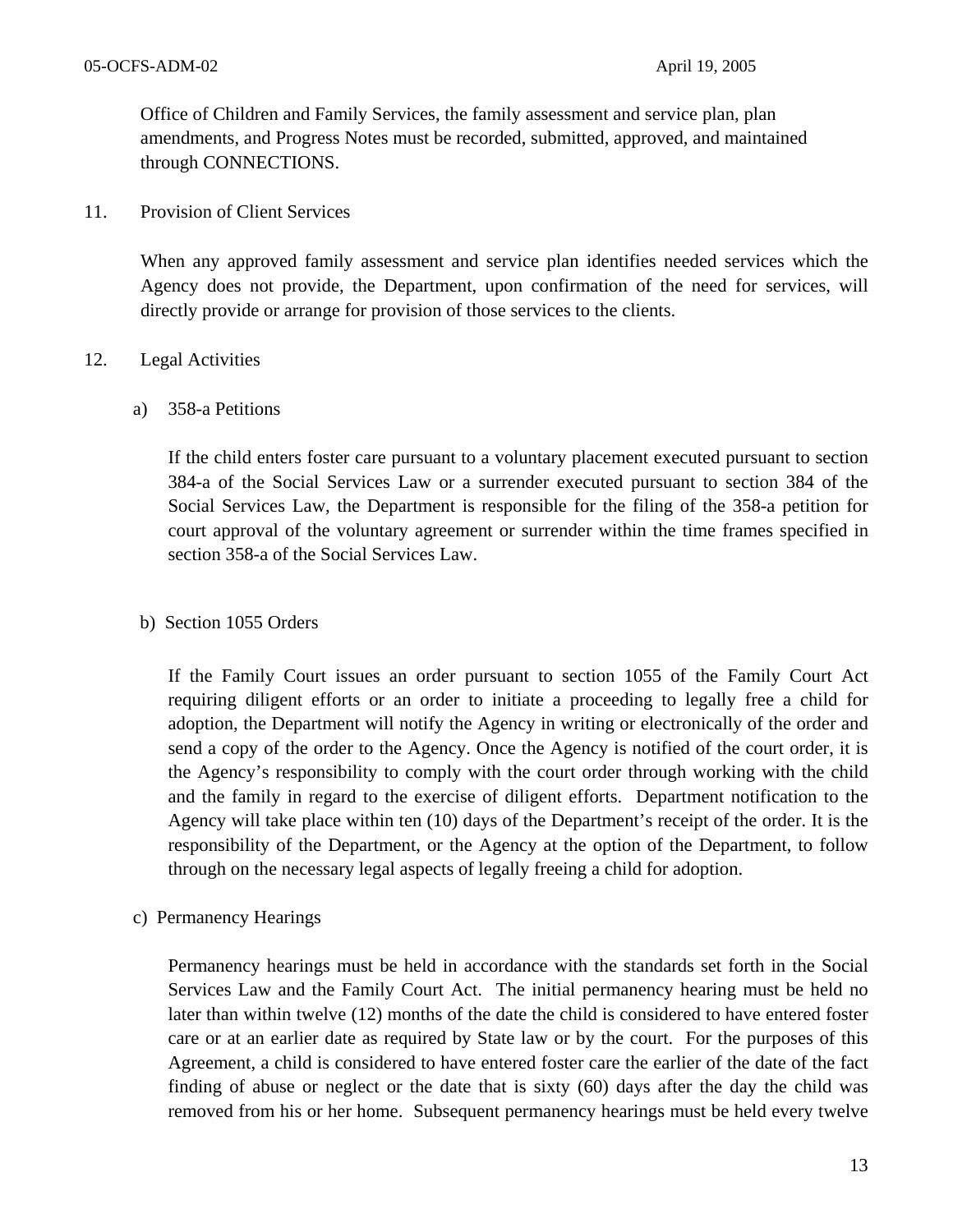Office of Children and Family Services, the family assessment and service plan, plan amendments, and Progress Notes must be recorded, submitted, approved, and maintained through CONNECTIONS.

11. Provision of Client Services

When any approved family assessment and service plan identifies needed services which the Agency does not provide, the Department, upon confirmation of the need for services, will directly provide or arrange for provision of those services to the clients.

12. Legal Activities

a) 358-a Petitions

If the child enters foster care pursuant to a voluntary placement executed pursuant to section 384-a of the Social Services Law or a surrender executed pursuant to section 384 of the Social Services Law, the Department is responsible for the filing of the 358-a petition for court approval of the voluntary agreement or surrender within the time frames specified in section 358-a of the Social Services Law.

b) Section 1055 Orders

If the Family Court issues an order pursuant to section 1055 of the Family Court Act requiring diligent efforts or an order to initiate a proceeding to legally free a child for adoption, the Department will notify the Agency in writing or electronically of the order and send a copy of the order to the Agency. Once the Agency is notified of the court order, it is the Agency's responsibility to comply with the court order through working with the child and the family in regard to the exercise of diligent efforts. Department notification to the Agency will take place within ten (10) days of the Department's receipt of the order. It is the responsibility of the Department, or the Agency at the option of the Department, to follow through on the necessary legal aspects of legally freeing a child for adoption.

c) Permanency Hearings

Permanency hearings must be held in accordance with the standards set forth in the Social Services Law and the Family Court Act. The initial permanency hearing must be held no later than within twelve (12) months of the date the child is considered to have entered foster care or at an earlier date as required by State law or by the court. For the purposes of this Agreement, a child is considered to have entered foster care the earlier of the date of the fact finding of abuse or neglect or the date that is sixty (60) days after the day the child was removed from his or her home. Subsequent permanency hearings must be held every twelve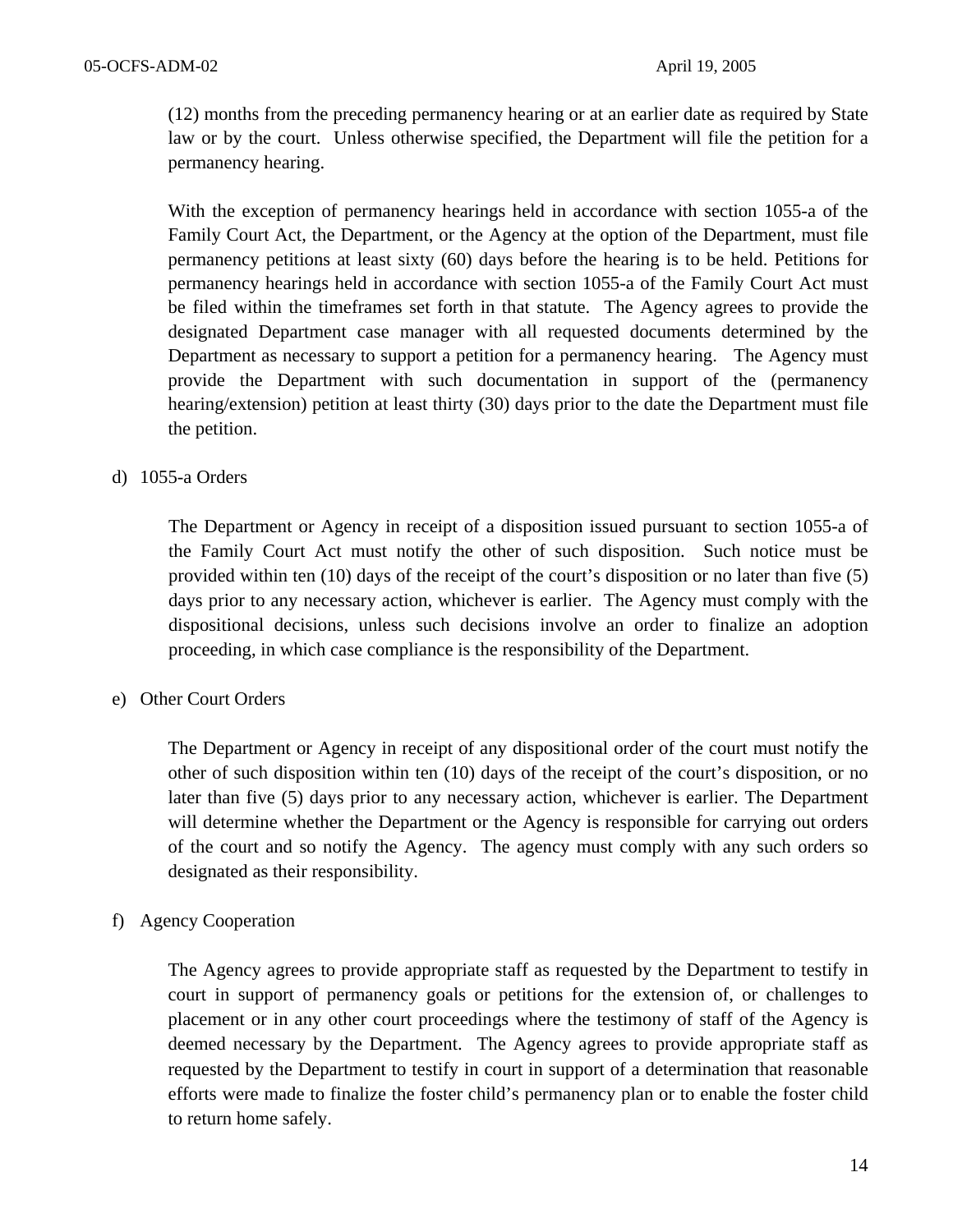(12) months from the preceding permanency hearing or at an earlier date as required by State law or by the court. Unless otherwise specified, the Department will file the petition for a permanency hearing.

With the exception of permanency hearings held in accordance with section 1055-a of the Family Court Act, the Department, or the Agency at the option of the Department, must file permanency petitions at least sixty (60) days before the hearing is to be held. Petitions for permanency hearings held in accordance with section 1055-a of the Family Court Act must be filed within the timeframes set forth in that statute. The Agency agrees to provide the designated Department case manager with all requested documents determined by the Department as necessary to support a petition for a permanency hearing. The Agency must provide the Department with such documentation in support of the (permanency hearing/extension) petition at least thirty (30) days prior to the date the Department must file the petition.

d) 1055-a Orders

The Department or Agency in receipt of a disposition issued pursuant to section 1055-a of the Family Court Act must notify the other of such disposition. Such notice must be provided within ten (10) days of the receipt of the court's disposition or no later than five (5) days prior to any necessary action, whichever is earlier. The Agency must comply with the dispositional decisions, unless such decisions involve an order to finalize an adoption proceeding, in which case compliance is the responsibility of the Department.

e) Other Court Orders

The Department or Agency in receipt of any dispositional order of the court must notify the other of such disposition within ten (10) days of the receipt of the court's disposition, or no later than five (5) days prior to any necessary action, whichever is earlier. The Department will determine whether the Department or the Agency is responsible for carrying out orders of the court and so notify the Agency. The agency must comply with any such orders so designated as their responsibility.

f) Agency Cooperation

The Agency agrees to provide appropriate staff as requested by the Department to testify in court in support of permanency goals or petitions for the extension of, or challenges to placement or in any other court proceedings where the testimony of staff of the Agency is deemed necessary by the Department. The Agency agrees to provide appropriate staff as requested by the Department to testify in court in support of a determination that reasonable efforts were made to finalize the foster child's permanency plan or to enable the foster child to return home safely.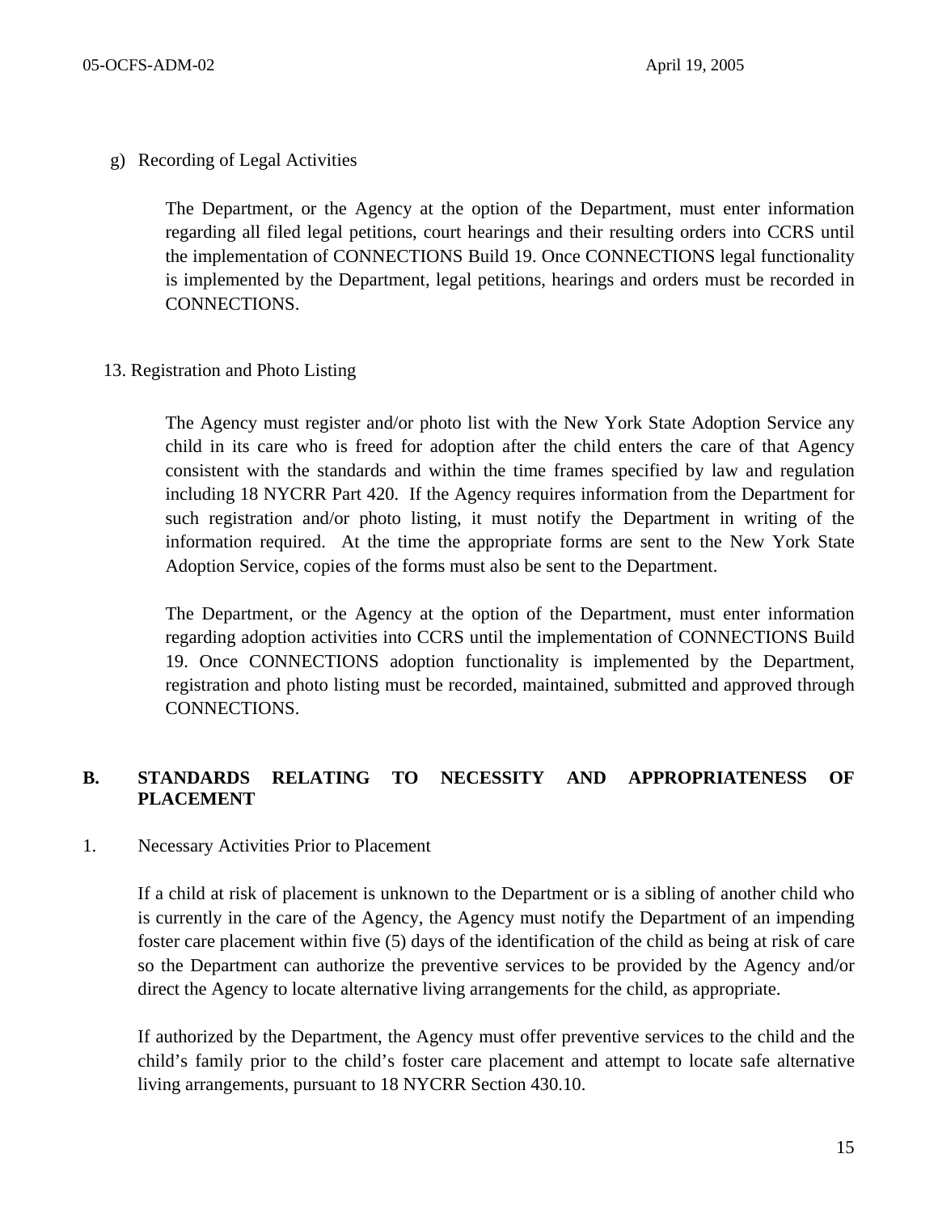g) Recording of Legal Activities

The Department, or the Agency at the option of the Department, must enter information regarding all filed legal petitions, court hearings and their resulting orders into CCRS until the implementation of CONNECTIONS Build 19. Once CONNECTIONS legal functionality is implemented by the Department, legal petitions, hearings and orders must be recorded in CONNECTIONS.

13. Registration and Photo Listing

The Agency must register and/or photo list with the New York State Adoption Service any child in its care who is freed for adoption after the child enters the care of that Agency consistent with the standards and within the time frames specified by law and regulation including 18 NYCRR Part 420. If the Agency requires information from the Department for such registration and/or photo listing, it must notify the Department in writing of the information required. At the time the appropriate forms are sent to the New York State Adoption Service, copies of the forms must also be sent to the Department.

The Department, or the Agency at the option of the Department, must enter information regarding adoption activities into CCRS until the implementation of CONNECTIONS Build 19. Once CONNECTIONS adoption functionality is implemented by the Department, registration and photo listing must be recorded, maintained, submitted and approved through CONNECTIONS.

## B. STANDARDS RELATING TO NECESSITY AND APPROPRIATENESS OF PLACEMENT

1. Necessary Activities Prior to Placement

If a child at risk of placement is unknown to the Department or is a sibling of another child who is currently in the care of the Agency, the Agency must notify the Department of an impending foster care placement within five (5) days of the identification of the child as being at risk of care so the Department can authorize the preventive services to be provided by the Agency and/or direct the Agency to locate alternative living arrangements for the child, as appropriate.

If authorized by the Department, the Agency must offer preventive services to the child and the child's family prior to the child's foster care placement and attempt to locate safe alternative living arrangements, pursuant to 18 NYCRR Section 430.10.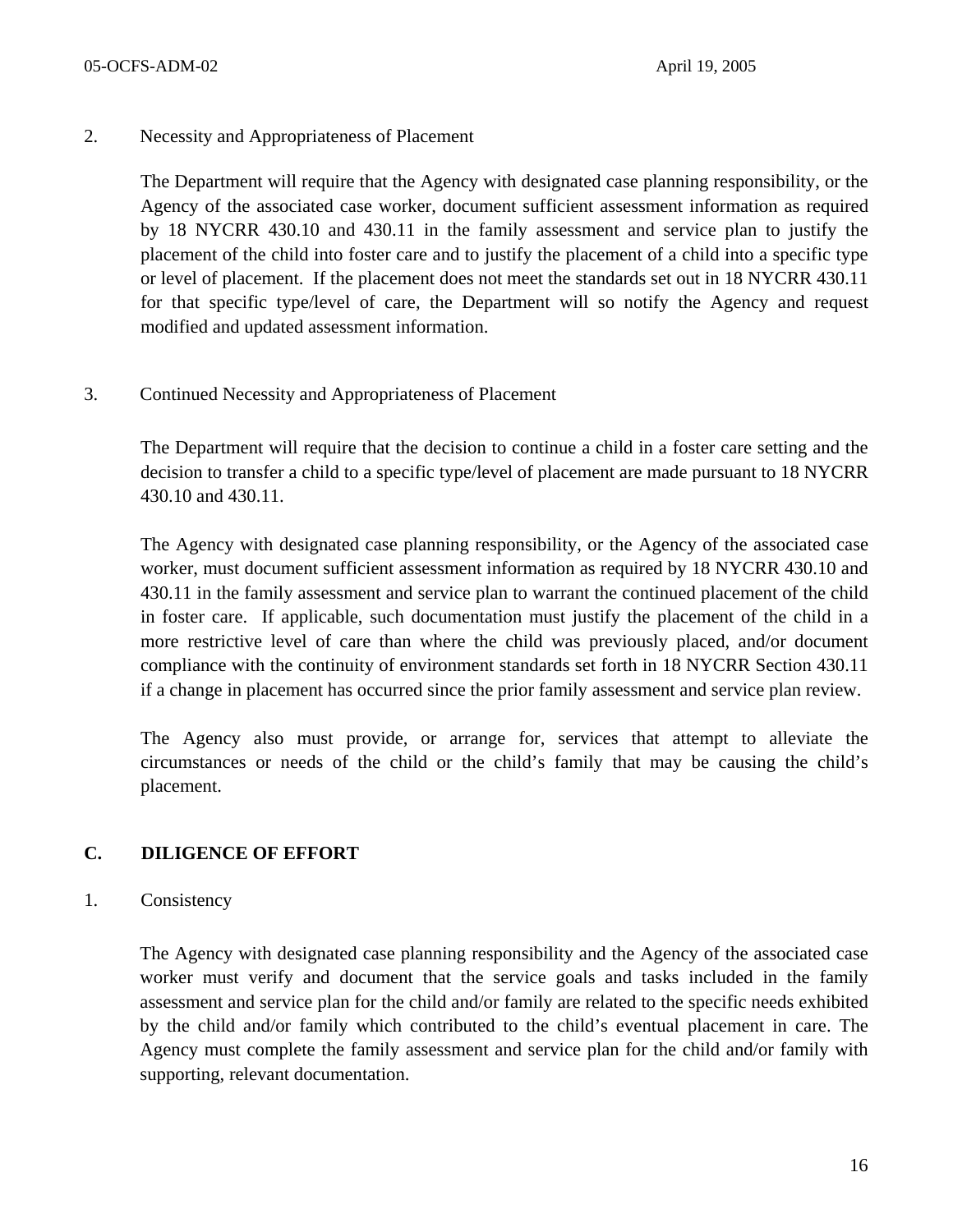2. Necessity and Appropriateness of Placement

The Department will require that the Agency with designated case planning responsibility, or the Agency of the associated case worker, document sufficient assessment information as required by 18 NYCRR 430.10 and 430.11 in the family assessment and service plan to justify the placement of the child into foster care and to justify the placement of a child into a specific type or level of placement. If the placement does not meet the standards set out in 18 NYCRR 430.11 for that specific type/level of care, the Department will so notify the Agency and request modified and updated assessment information.

3. Continued Necessity and Appropriateness of Placement

The Department will require that the decision to continue a child in a foster care setting and the decision to transfer a child to a specific type/level of placement are made pursuant to 18 NYCRR 430.10 and 430.11.

The Agency with designated case planning responsibility, or the Agency of the associated case worker, must document sufficient assessment information as required by 18 NYCRR 430.10 and 430.11 in the family assessment and service plan to warrant the continued placement of the child in foster care. If applicable, such documentation must justify the placement of the child in a more restrictive level of care than where the child was previously placed, and/or document compliance with the continuity of environment standards set forth in 18 NYCRR Section 430.11 if a change in placement has occurred since the prior family assessment and service plan review.

The Agency also must provide, or arrange for, services that attempt to alleviate the circumstances or needs of the child or the child's family that may be causing the child's placement.

## C. DILIGENCE OF EFFORT

1. Consistency

The Agency with designated case planning responsibility and the Agency of the associated case worker must verify and document that the service goals and tasks included in the family assessment and service plan for the child and/or family are related to the specific needs exhibited by the child and/or family which contributed to the child's eventual placement in care. The Agency must complete the family assessment and service plan for the child and/or family with supporting, relevant documentation.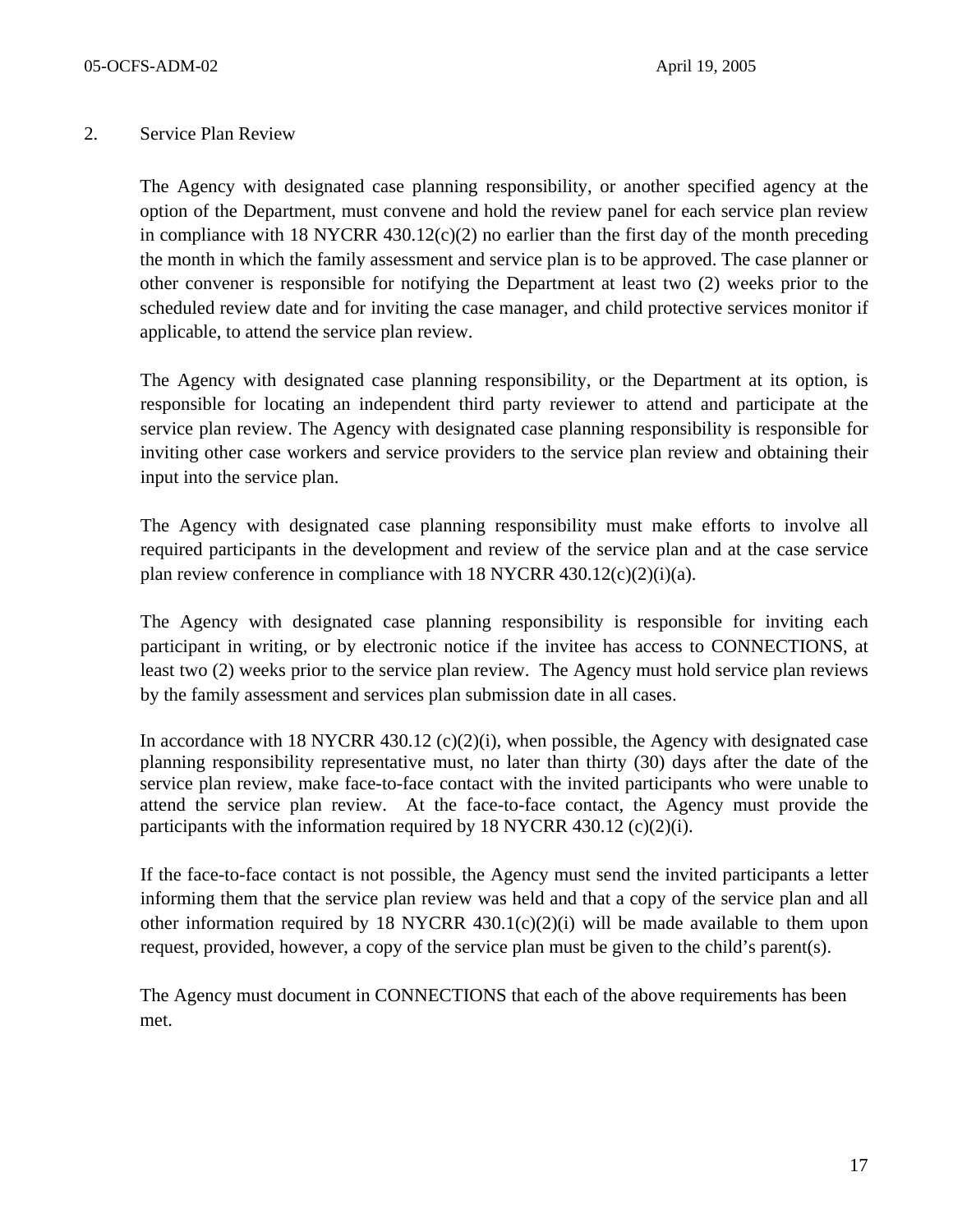2. Service Plan Review

The Agency with designated case planning responsibility, or another specified agency at the option of the Department, must convene and hold the review panel for each service plan review in compliance with 18 NYCRR 430.12(c)(2) no earlier than the first day of the month preceding the month in which the family assessment and service plan is to be approved. The case planner or other convener is responsible for notifying the Department at least two (2) weeks prior to the scheduled review date and for inviting the case manager, and child protective services monitor if applicable, to attend the service plan review.

The Agency with designated case planning responsibility, or the Department at its option, is responsible for locating an independent third party reviewer to attend and participate at the service plan review. The Agency with designated case planning responsibility is responsible for inviting other case workers and service providers to the service plan review and obtaining their input into the service plan.

The Agency with designated case planning responsibility must make efforts to involve all required participants in the development and review of the service plan and at the case service plan review conference in compliance with 18 NYCRR 430.12(c)(2)(i)(a).

The Agency with designated case planning responsibility is responsible for inviting each participant in writing, or by electronic notice if the invitee has access to CONNECTIONS, at least two (2) weeks prior to the service plan review. The Agency must hold service plan reviews by the family assessment and services plan submission date in all cases.

In accordance with 18 NYCRR 430.12 (c)(2)(i), when possible, the Agency with designated case planning responsibility representative must, no later than thirty (30) days after the date of the service plan review, make face-to-face contact with the invited participants who were unable to attend the service plan review. At the face-to-face contact, the Agency must provide the participants with the information required by 18 NYCRR 430.12 (c)(2)(i).

If the face-to-face contact is not possible, the Agency must send the invited participants a letter informing them that the service plan review was held and that a copy of the service plan and all other information required by 18 NYCRR 430.1(c)(2)(i) will be made available to them upon request, provided, however, a copy of the service plan must be given to the child's parent(s).

The Agency must document in CONNECTIONS that each of the above requirements has been met.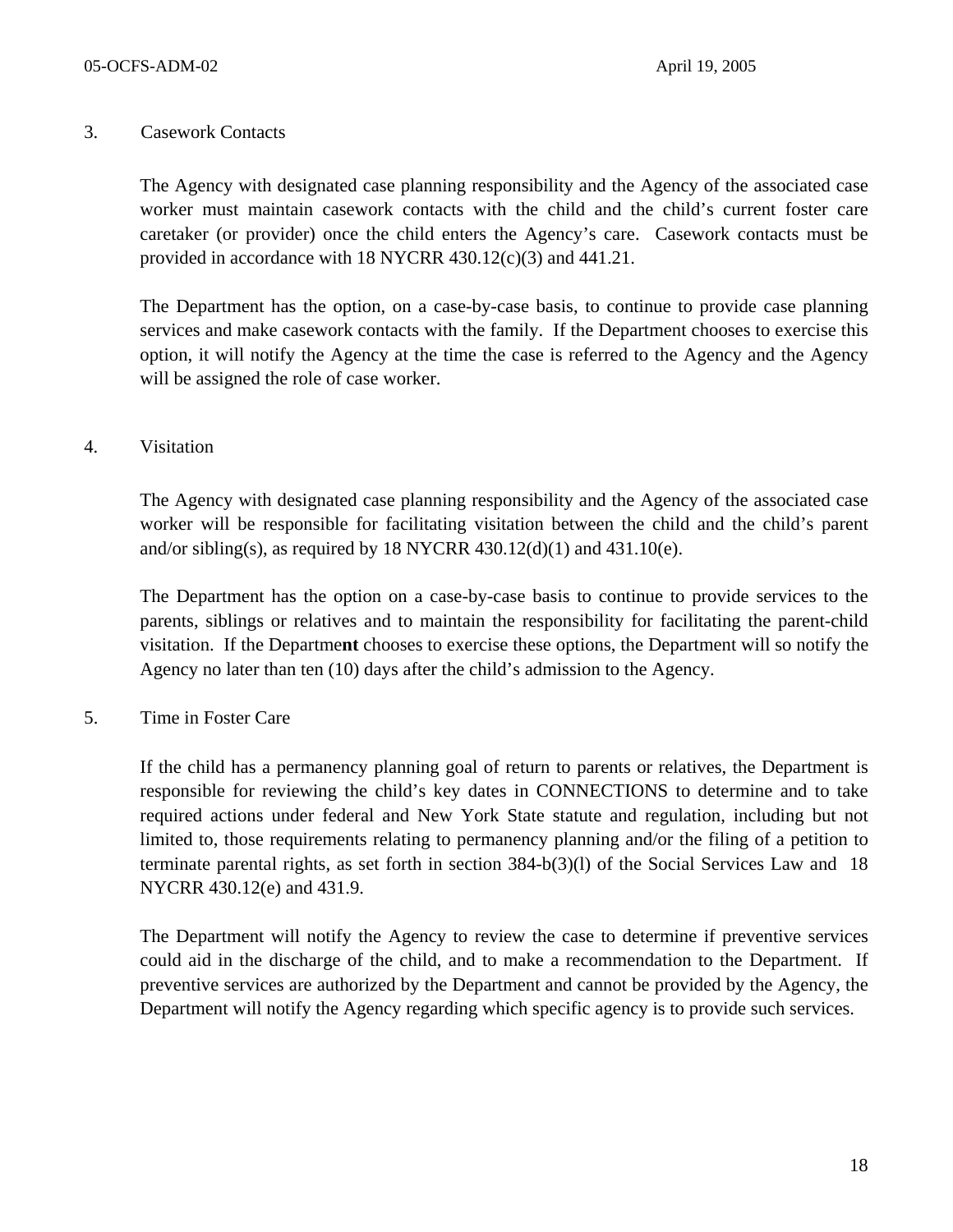3. Casework Contacts

The Agency with designated case planning responsibility and the Agency of the associated case worker must maintain casework contacts with the child and the child's current foster care caretaker (or provider) once the child enters the Agency's care. Casework contacts must be provided in accordance with 18 NYCRR 430.12(c)(3) and 441.21.

The Department has the option, on a case-by-case basis, to continue to provide case planning services and make casework contacts with the family. If the Department chooses to exercise this option, it will notify the Agency at the time the case is referred to the Agency and the Agency will be assigned the role of case worker.

4. Visitation

The Agency with designated case planning responsibility and the Agency of the associated case worker will be responsible for facilitating visitation between the child and the child's parent and/or sibling(s), as required by 18 NYCRR 430.12(d)(1) and 431.10(e).

The Department has the option on a case-by-case basis to continue to provide services to the parents, siblings or relatives and to maintain the responsibility for facilitating the parent-child visitation. If the Departme**nt** chooses to exercise these options, the Department will so notify the Agency no later than ten (10) days after the child's admission to the Agency.

5. Time in Foster Care

If the child has a permanency planning goal of return to parents or relatives, the Department is responsible for reviewing the child's key dates in CONNECTIONS to determine and to take required actions under federal and New York State statute and regulation, including but not limited to, those requirements relating to permanency planning and/or the filing of a petition to terminate parental rights, as set forth in section 384-b(3)(l) of the Social Services Law and 18 NYCRR 430.12(e) and 431.9.

The Department will notify the Agency to review the case to determine if preventive services could aid in the discharge of the child, and to make a recommendation to the Department. If preventive services are authorized by the Department and cannot be provided by the Agency, the Department will notify the Agency regarding which specific agency is to provide such services.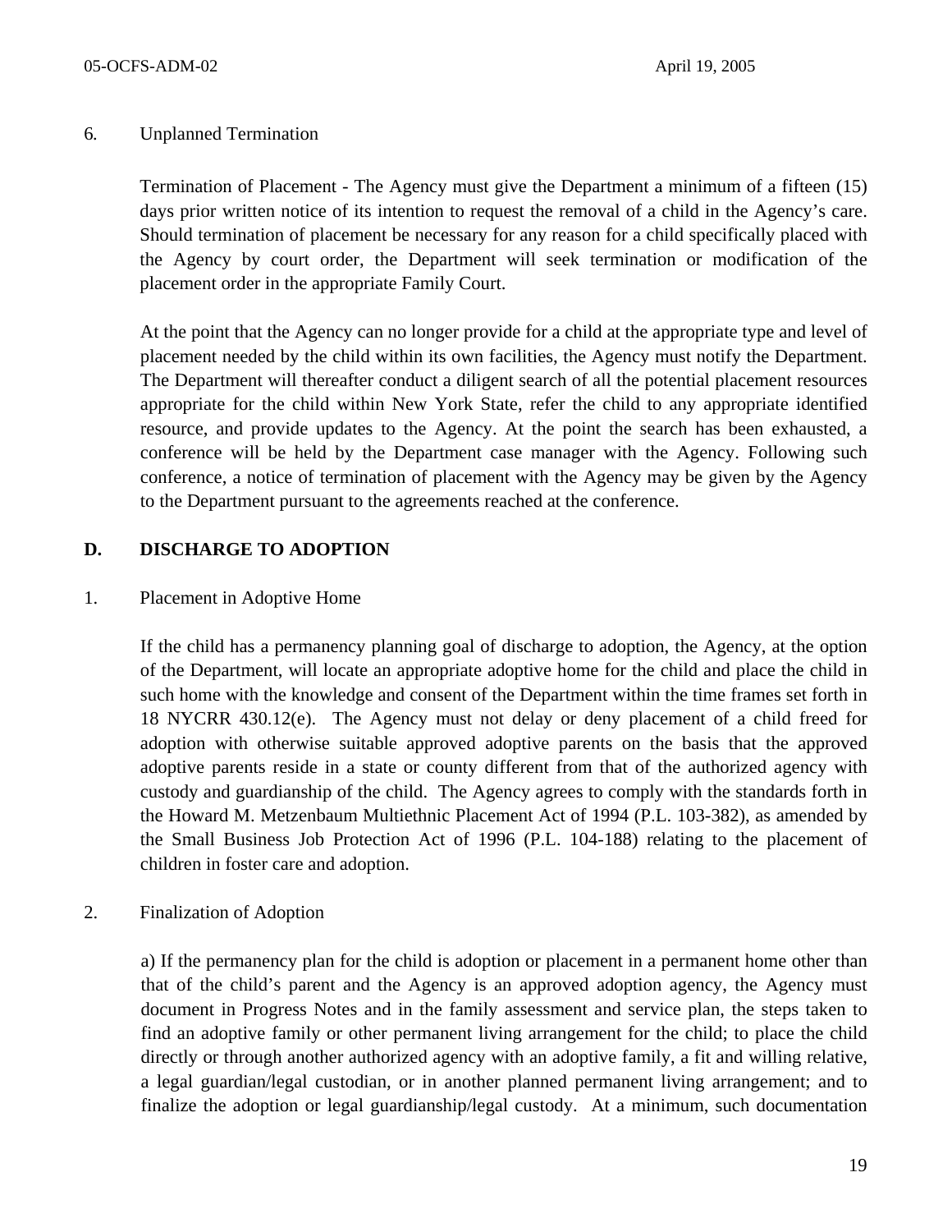6. Unplanned Termination

Termination of Placement - The Agency must give the Department a minimum of a fifteen (15) days prior written notice of its intention to request the removal of a child in the Agency's care. Should termination of placement be necessary for any reason for a child specifically placed with the Agency by court order, the Department will seek termination or modification of the placement order in the appropriate Family Court.

At the point that the Agency can no longer provide for a child at the appropriate type and level of placement needed by the child within its own facilities, the Agency must notify the Department. The Department will thereafter conduct a diligent search of all the potential placement resources appropriate for the child within New York State, refer the child to any appropriate identified resource, and provide updates to the Agency. At the point the search has been exhausted, a conference will be held by the Department case manager with the Agency. Following such conference, a notice of termination of placement with the Agency may be given by the Agency to the Department pursuant to the agreements reached at the conference.

## D. DISCHARGE TO ADOPTION

1. Placement in Adoptive Home

If the child has a permanency planning goal of discharge to adoption, the Agency, at the option of the Department, will locate an appropriate adoptive home for the child and place the child in such home with the knowledge and consent of the Department within the time frames set forth in 18 NYCRR 430.12(e). The Agency must not delay or deny placement of a child freed for adoption with otherwise suitable approved adoptive parents on the basis that the approved adoptive parents reside in a state or county different from that of the authorized agency with custody and guardianship of the child. The Agency agrees to comply with the standards forth in the Howard M. Metzenbaum Multiethnic Placement Act of 1994 (P.L. 103-382), as amended by the Small Business Job Protection Act of 1996 (P.L. 104-188) relating to the placement of children in foster care and adoption.

2. Finalization of Adoption

a) If the permanency plan for the child is adoption or placement in a permanent home other than that of the child's parent and the Agency is an approved adoption agency, the Agency must document in Progress Notes and in the family assessment and service plan, the steps taken to find an adoptive family or other permanent living arrangement for the child; to place the child directly or through another authorized agency with an adoptive family, a fit and willing relative, a legal guardian/legal custodian, or in another planned permanent living arrangement; and to finalize the adoption or legal guardianship/legal custody. At a minimum, such documentation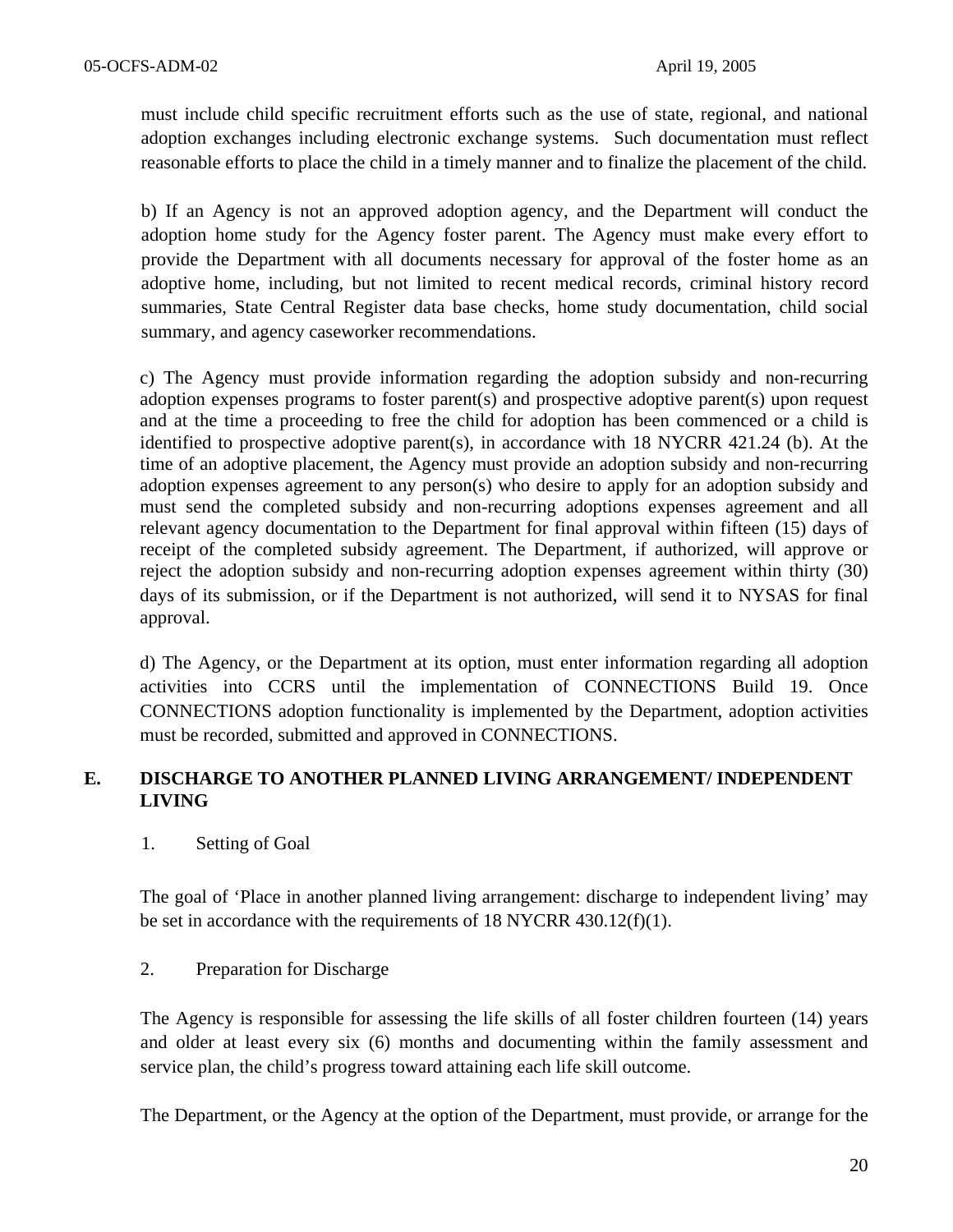must include child specific recruitment efforts such as the use of state, regional, and national adoption exchanges including electronic exchange systems. Such documentation must reflect reasonable efforts to place the child in a timely manner and to finalize the placement of the child.

b) If an Agency is not an approved adoption agency, and the Department will conduct the adoption home study for the Agency foster parent. The Agency must make every effort to provide the Department with all documents necessary for approval of the foster home as an adoptive home, including, but not limited to recent medical records, criminal history record summaries, State Central Register data base checks, home study documentation, child social summary, and agency caseworker recommendations.

c) The Agency must provide information regarding the adoption subsidy and non-recurring adoption expenses programs to foster parent(s) and prospective adoptive parent(s) upon request and at the time a proceeding to free the child for adoption has been commenced or a child is identified to prospective adoptive parent(s), in accordance with 18 NYCRR 421.24 (b). At the time of an adoptive placement, the Agency must provide an adoption subsidy and non-recurring adoption expenses agreement to any person(s) who desire to apply for an adoption subsidy and must send the completed subsidy and non-recurring adoptions expenses agreement and all relevant agency documentation to the Department for final approval within fifteen (15) days of receipt of the completed subsidy agreement. The Department, if authorized, will approve or reject the adoption subsidy and non-recurring adoption expenses agreement within thirty (30) days of its submission, or if the Department is not authorized, will send it to NYSAS for final approval.

d) The Agency, or the Department at its option, must enter information regarding all adoption activities into CCRS until the implementation of CONNECTIONS Build 19. Once CONNECTIONS adoption functionality is implemented by the Department, adoption activities must be recorded, submitted and approved in CONNECTIONS.

## E. DISCHARGE TO ANOTHER PLANNED LIVING ARRANGEMENT/ INDEPENDENT LIVING

1. Setting of Goal

The goal of 'Place in another planned living arrangement: discharge to independent living' may be set in accordance with the requirements of 18 NYCRR 430.12(f)(1).

2. Preparation for Discharge

The Agency is responsible for assessing the life skills of all foster children fourteen (14) years and older at least every six (6) months and documenting within the family assessment and service plan, the child's progress toward attaining each life skill outcome.

The Department, or the Agency at the option of the Department, must provide, or arrange for the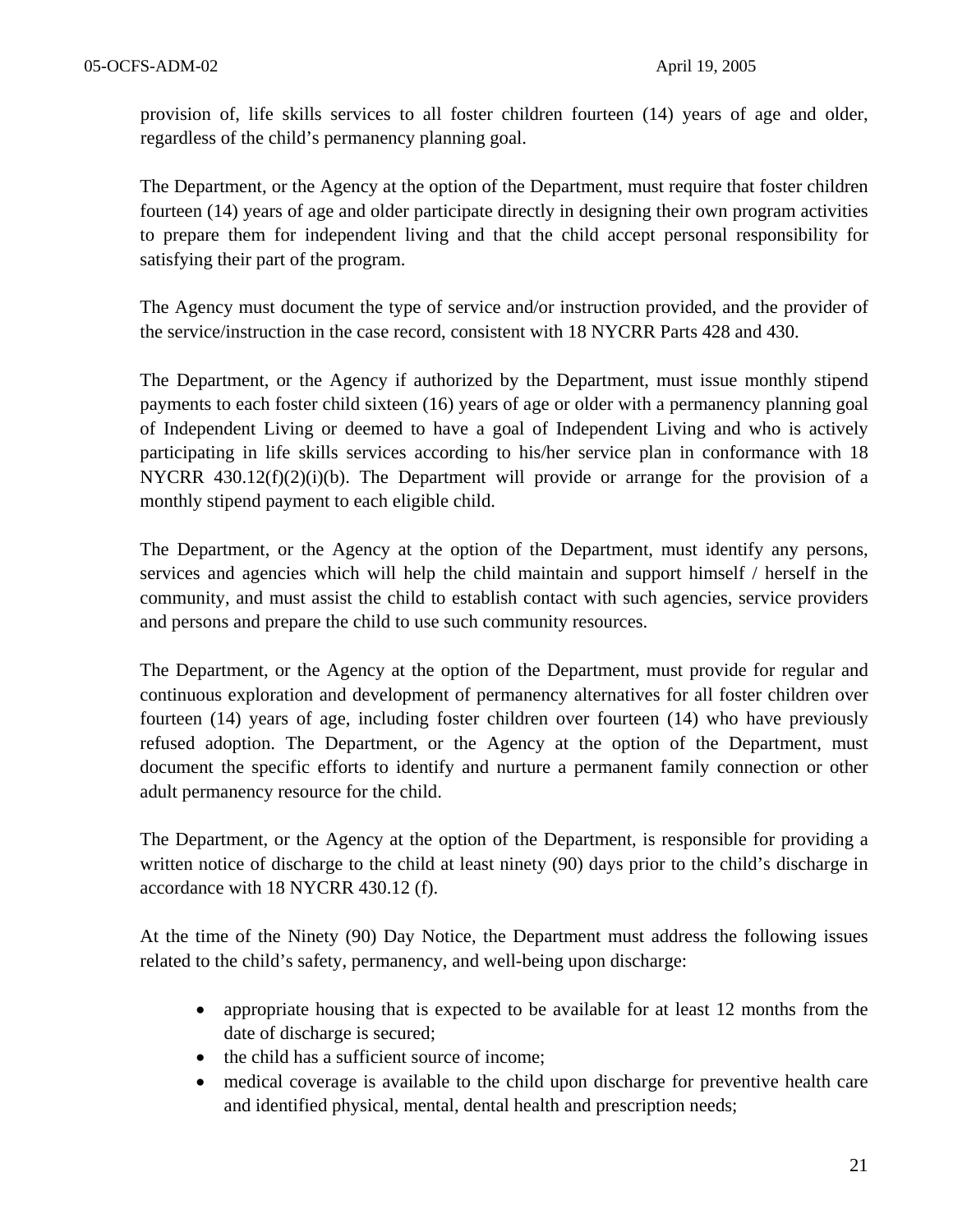provision of, life skills services to all foster children fourteen (14) years of age and older, regardless of the child's permanency planning goal.

The Department, or the Agency at the option of the Department, must require that foster children fourteen (14) years of age and older participate directly in designing their own program activities to prepare them for independent living and that the child accept personal responsibility for satisfying their part of the program.

The Agency must document the type of service and/or instruction provided, and the provider of the service/instruction in the case record, consistent with 18 NYCRR Parts 428 and 430.

The Department, or the Agency if authorized by the Department, must issue monthly stipend payments to each foster child sixteen (16) years of age or older with a permanency planning goal of Independent Living or deemed to have a goal of Independent Living and who is actively participating in life skills services according to his/her service plan in conformance with 18 NYCRR 430.12(f)(2)(i)(b). The Department will provide or arrange for the provision of a monthly stipend payment to each eligible child.

The Department, or the Agency at the option of the Department, must identify any persons, services and agencies which will help the child maintain and support himself / herself in the community, and must assist the child to establish contact with such agencies, service providers and persons and prepare the child to use such community resources.

The Department, or the Agency at the option of the Department, must provide for regular and continuous exploration and development of permanency alternatives for all foster children over fourteen (14) years of age, including foster children over fourteen (14) who have previously refused adoption. The Department, or the Agency at the option of the Department, must document the specific efforts to identify and nurture a permanent family connection or other adult permanency resource for the child.

The Department, or the Agency at the option of the Department, is responsible for providing a written notice of discharge to the child at least ninety (90) days prior to the child's discharge in accordance with 18 NYCRR 430.12 (f).

At the time of the Ninety (90) Day Notice, the Department must address the following issues related to the child's safety, permanency, and well-being upon discharge:

- appropriate housing that is expected to be available for at least 12 months from the date of discharge is secured;
- the child has a sufficient source of income;
- medical coverage is available to the child upon discharge for preventive health care and identified physical, mental, dental health and prescription needs;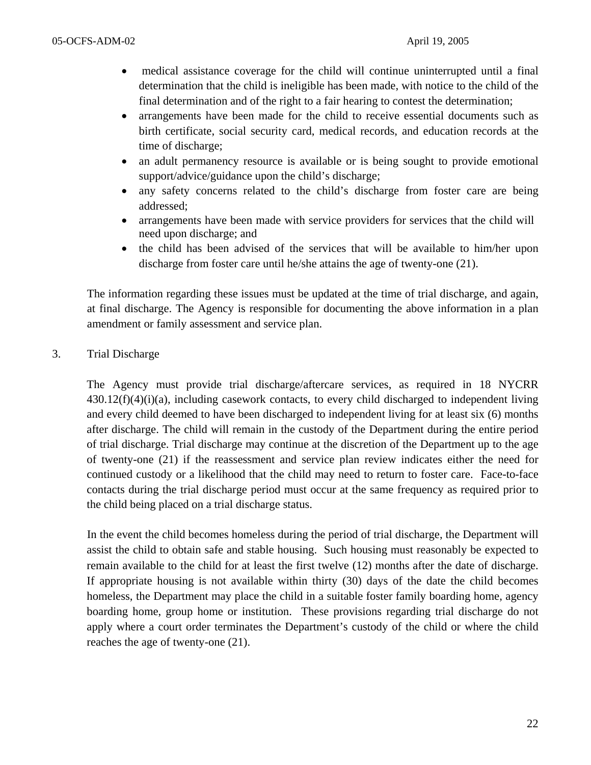- medical assistance coverage for the child will continue uninterrupted until a final determination that the child is ineligible has been made, with notice to the child of the final determination and of the right to a fair hearing to contest the determination;
- arrangements have been made for the child to receive essential documents such as birth certificate, social security card, medical records, and education records at the time of discharge;
- an adult permanency resource is available or is being sought to provide emotional support/advice/guidance upon the child's discharge;
- any safety concerns related to the child's discharge from foster care are being addressed;
- arrangements have been made with service providers for services that the child will need upon discharge; and
- the child has been advised of the services that will be available to him/her upon discharge from foster care until he/she attains the age of twenty-one (21).

The information regarding these issues must be updated at the time of trial discharge, and again, at final discharge. The Agency is responsible for documenting the above information in a plan amendment or family assessment and service plan.

3. Trial Discharge

The Agency must provide trial discharge/aftercare services, as required in 18 NYCRR 430.12(f)(4)(i)(a), including casework contacts, to every child discharged to independent living and every child deemed to have been discharged to independent living for at least six (6) months after discharge. The child will remain in the custody of the Department during the entire period of trial discharge. Trial discharge may continue at the discretion of the Department up to the age of twenty-one (21) if the reassessment and service plan review indicates either the need for continued custody or a likelihood that the child may need to return to foster care. Face-to-face contacts during the trial discharge period must occur at the same frequency as required prior to the child being placed on a trial discharge status.

In the event the child becomes homeless during the period of trial discharge, the Department will assist the child to obtain safe and stable housing. Such housing must reasonably be expected to remain available to the child for at least the first twelve (12) months after the date of discharge. If appropriate housing is not available within thirty (30) days of the date the child becomes homeless, the Department may place the child in a suitable foster family boarding home, agency boarding home, group home or institution. These provisions regarding trial discharge do not apply where a court order terminates the Department's custody of the child or where the child reaches the age of twenty-one (21).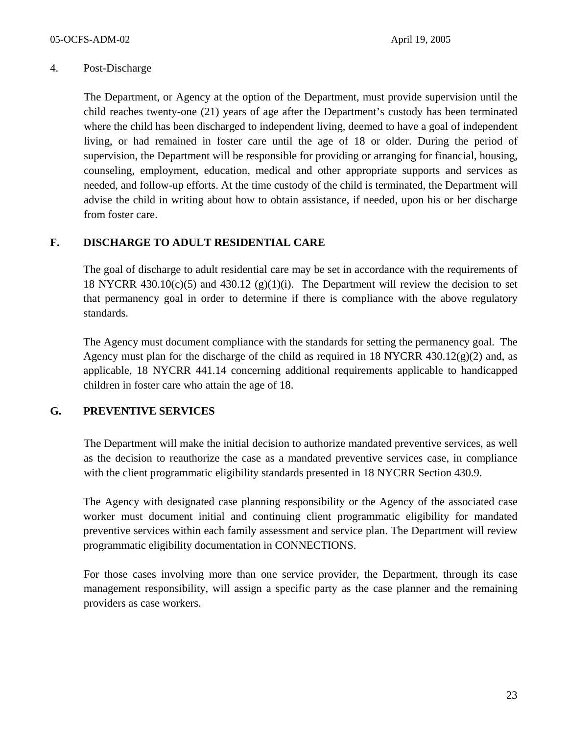4. Post-Discharge

The Department, or Agency at the option of the Department, must provide supervision until the child reaches twenty-one (21) years of age after the Department's custody has been terminated where the child has been discharged to independent living, deemed to have a goal of independent living, or had remained in foster care until the age of 18 or older. During the period of supervision, the Department will be responsible for providing or arranging for financial, housing, counseling, employment, education, medical and other appropriate supports and services as needed, and follow-up efforts. At the time custody of the child is terminated, the Department will advise the child in writing about how to obtain assistance, if needed, upon his or her discharge from foster care.

## F. DISCHARGE TO ADULT RESIDENTIAL CARE

The goal of discharge to adult residential care may be set in accordance with the requirements of 18 NYCRR 430.10(c)(5) and 430.12 (g)(1)(i). The Department will review the decision to set that permanency goal in order to determine if there is compliance with the above regulatory standards.

The Agency must document compliance with the standards for setting the permanency goal. The Agency must plan for the discharge of the child as required in 18 NYCRR 430.12(g)(2) and, as applicable, 18 NYCRR 441.14 concerning additional requirements applicable to handicapped children in foster care who attain the age of 18.

## G. PREVENTIVE SERVICES

The Department will make the initial decision to authorize mandated preventive services, as well as the decision to reauthorize the case as a mandated preventive services case, in compliance with the client programmatic eligibility standards presented in 18 NYCRR Section 430.9.

The Agency with designated case planning responsibility or the Agency of the associated case worker must document initial and continuing client programmatic eligibility for mandated preventive services within each family assessment and service plan. The Department will review programmatic eligibility documentation in CONNECTIONS.

For those cases involving more than one service provider, the Department, through its case management responsibility, will assign a specific party as the case planner and the remaining providers as case workers.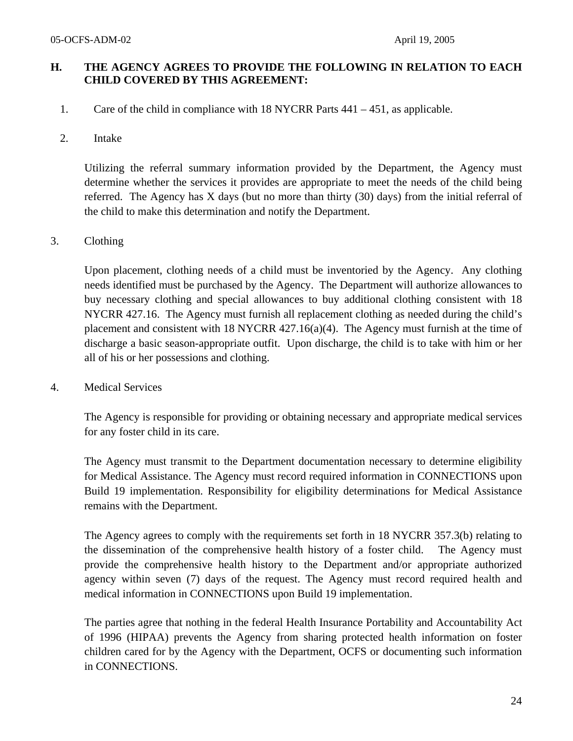## H. THE AGENCY AGREES TO PROVIDE THE FOLLOWING IN RELATION TO EACH CHILD COVERED BY THIS AGREEMENT:

1. Care of the child in compliance with 18 NYCRR Parts 441 – 451, as applicable.

2. Intake

   Utilizing the referral summary information provided by the Department, the Agency must determine whether the services it provides are appropriate to meet the needs of the child being referred. The Agency has X days (but no more than thirty (30) days) from the initial referral of the child to make this determination and notify the Department.

3. Clothing

   Upon placement, clothing needs of a child must be inventoried by the Agency. Any clothing needs identified must be purchased by the Agency. The Department will authorize allowances to buy necessary clothing and special allowances to buy additional clothing consistent with 18 NYCRR 427.16. The Agency must furnish all replacement clothing as needed during the child's placement and consistent with 18 NYCRR 427.16(a)(4). The Agency must furnish at the time of discharge a basic season-appropriate outfit. Upon discharge, the child is to take with him or her all of his or her possessions and clothing.

4. Medical Services

   The Agency is responsible for providing or obtaining necessary and appropriate medical services for any foster child in its care.

   The Agency must transmit to the Department documentation necessary to determine eligibility for Medical Assistance. The Agency must record required information in CONNECTIONS upon Build 19 implementation. Responsibility for eligibility determinations for Medical Assistance remains with the Department.

   The Agency agrees to comply with the requirements set forth in 18 NYCRR 357.3(b) relating to the dissemination of the comprehensive health history of a foster child. The Agency must provide the comprehensive health history to the Department and/or appropriate authorized agency within seven (7) days of the request. The Agency must record required health and medical information in CONNECTIONS upon Build 19 implementation.

   The parties agree that nothing in the federal Health Insurance Portability and Accountability Act of 1996 (HIPAA) prevents the Agency from sharing protected health information on foster children cared for by the Agency with the Department, OCFS or documenting such information in CONNECTIONS.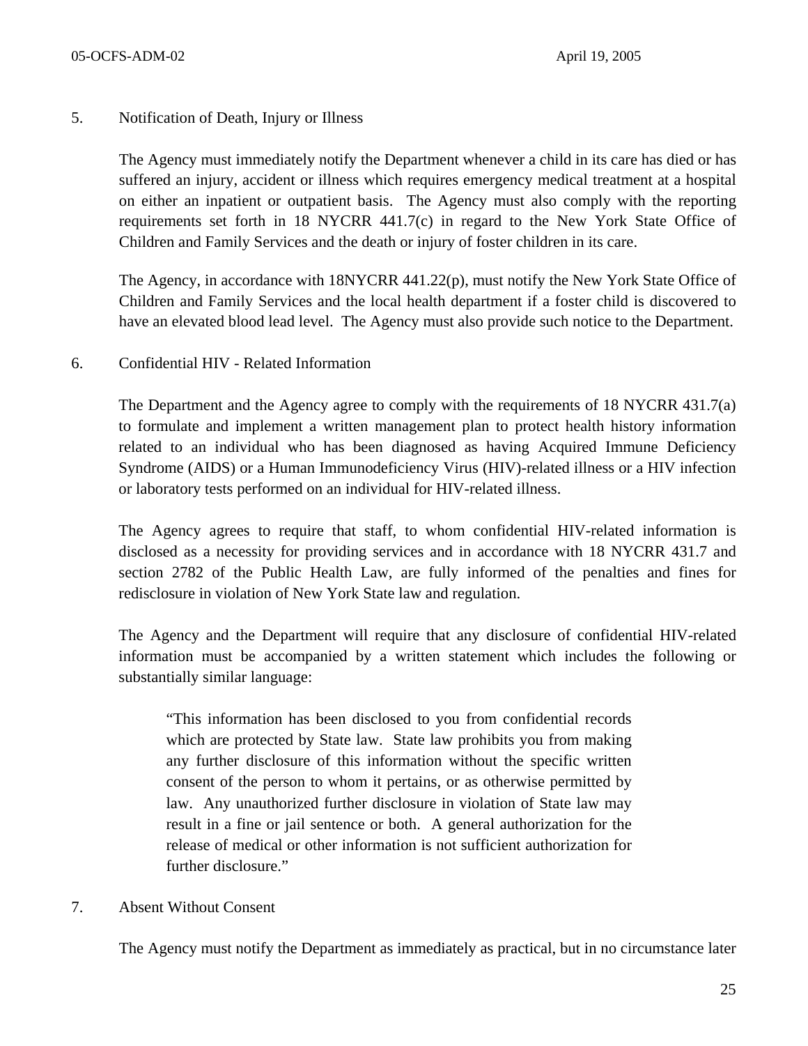5. Notification of Death, Injury or Illness

The Agency must immediately notify the Department whenever a child in its care has died or has suffered an injury, accident or illness which requires emergency medical treatment at a hospital on either an inpatient or outpatient basis. The Agency must also comply with the reporting requirements set forth in 18 NYCRR 441.7(c) in regard to the New York State Office of Children and Family Services and the death or injury of foster children in its care.

The Agency, in accordance with 18NYCRR 441.22(p), must notify the New York State Office of Children and Family Services and the local health department if a foster child is discovered to have an elevated blood lead level. The Agency must also provide such notice to the Department.

6. Confidential HIV - Related Information

The Department and the Agency agree to comply with the requirements of 18 NYCRR 431.7(a) to formulate and implement a written management plan to protect health history information related to an individual who has been diagnosed as having Acquired Immune Deficiency Syndrome (AIDS) or a Human Immunodeficiency Virus (HIV)-related illness or a HIV infection or laboratory tests performed on an individual for HIV-related illness.

The Agency agrees to require that staff, to whom confidential HIV-related information is disclosed as a necessity for providing services and in accordance with 18 NYCRR 431.7 and section 2782 of the Public Health Law, are fully informed of the penalties and fines for redisclosure in violation of New York State law and regulation.

The Agency and the Department will require that any disclosure of confidential HIV-related information must be accompanied by a written statement which includes the following or substantially similar language:

> "This information has been disclosed to you from confidential records which are protected by State law. State law prohibits you from making any further disclosure of this information without the specific written consent of the person to whom it pertains, or as otherwise permitted by law. Any unauthorized further disclosure in violation of State law may result in a fine or jail sentence or both. A general authorization for the release of medical or other information is not sufficient authorization for further disclosure."

7. Absent Without Consent

The Agency must notify the Department as immediately as practical, but in no circumstance later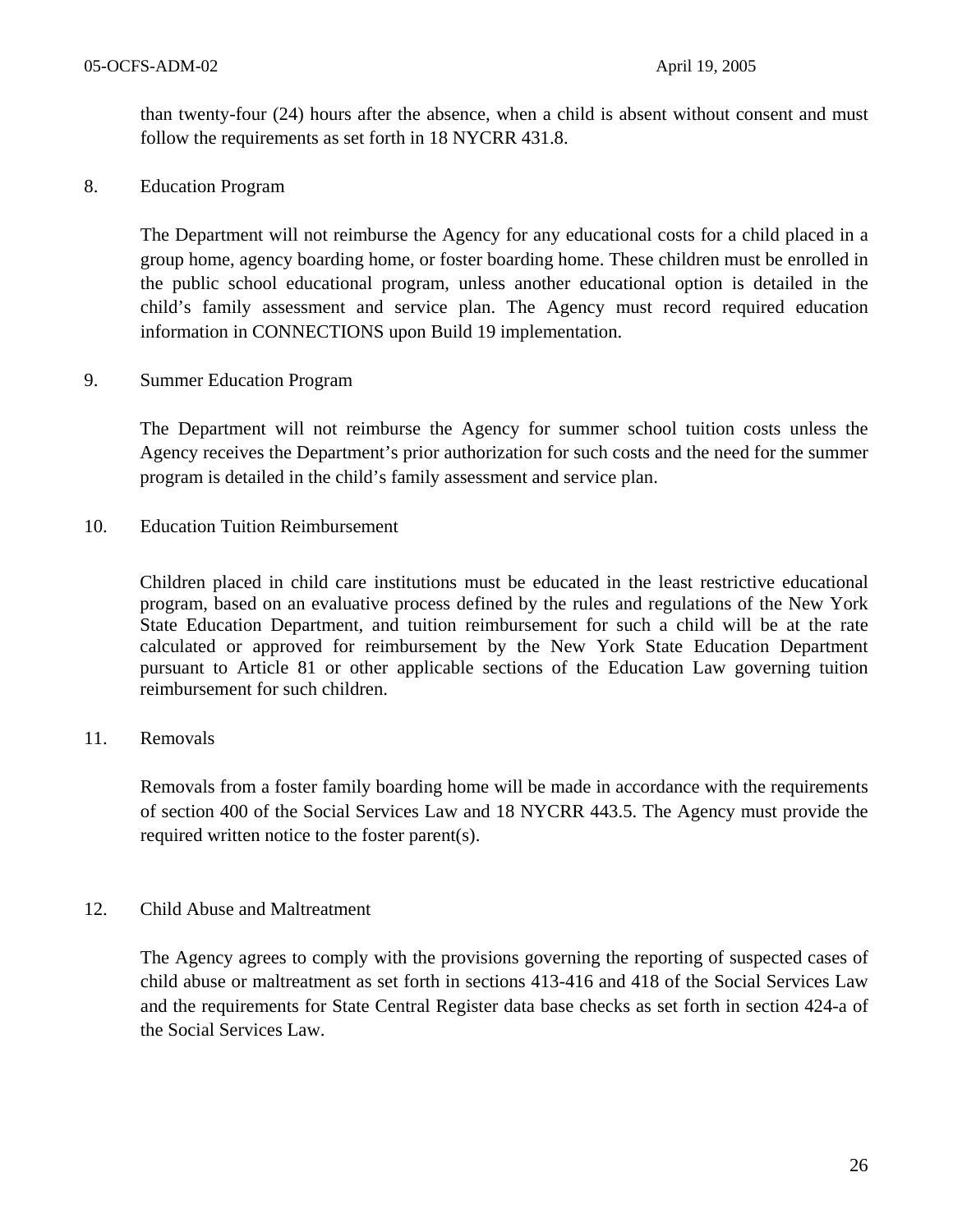than twenty-four (24) hours after the absence, when a child is absent without consent and must follow the requirements as set forth in 18 NYCRR 431.8.

8. Education Program

The Department will not reimburse the Agency for any educational costs for a child placed in a group home, agency boarding home, or foster boarding home. These children must be enrolled in the public school educational program, unless another educational option is detailed in the child's family assessment and service plan. The Agency must record required education information in CONNECTIONS upon Build 19 implementation.

9. Summer Education Program

The Department will not reimburse the Agency for summer school tuition costs unless the Agency receives the Department's prior authorization for such costs and the need for the summer program is detailed in the child's family assessment and service plan.

10. Education Tuition Reimbursement

Children placed in child care institutions must be educated in the least restrictive educational program, based on an evaluative process defined by the rules and regulations of the New York State Education Department, and tuition reimbursement for such a child will be at the rate calculated or approved for reimbursement by the New York State Education Department pursuant to Article 81 or other applicable sections of the Education Law governing tuition reimbursement for such children.

11. Removals

Removals from a foster family boarding home will be made in accordance with the requirements of section 400 of the Social Services Law and 18 NYCRR 443.5. The Agency must provide the required written notice to the foster parent(s).

12. Child Abuse and Maltreatment

The Agency agrees to comply with the provisions governing the reporting of suspected cases of child abuse or maltreatment as set forth in sections 413-416 and 418 of the Social Services Law and the requirements for State Central Register data base checks as set forth in section 424-a of the Social Services Law.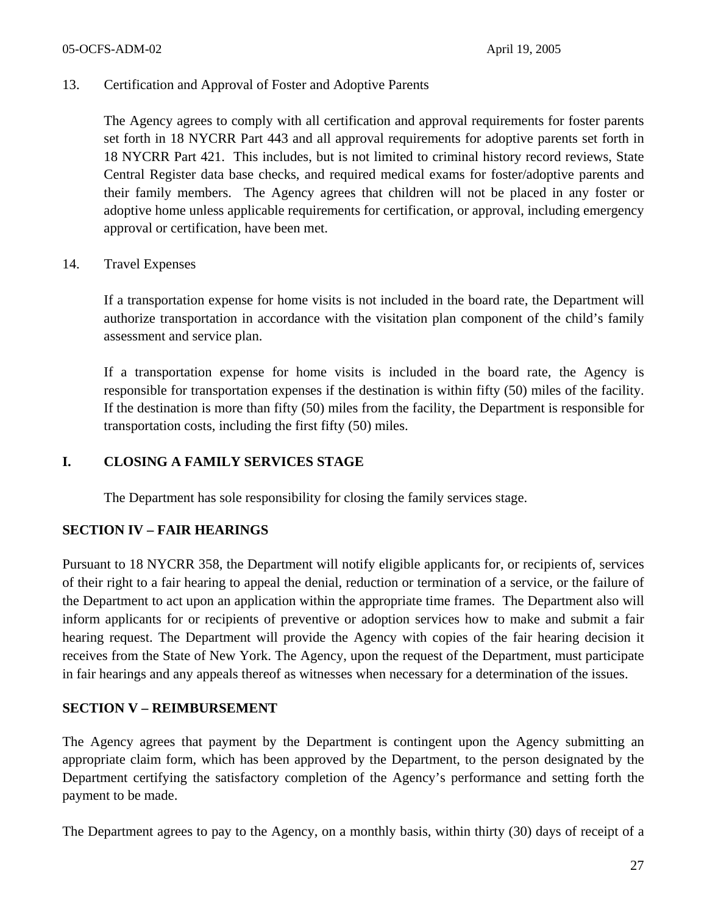13. Certification and Approval of Foster and Adoptive Parents

    The Agency agrees to comply with all certification and approval requirements for foster parents set forth in 18 NYCRR Part 443 and all approval requirements for adoptive parents set forth in 18 NYCRR Part 421. This includes, but is not limited to criminal history record reviews, State Central Register data base checks, and required medical exams for foster/adoptive parents and their family members. The Agency agrees that children will not be placed in any foster or adoptive home unless applicable requirements for certification, or approval, including emergency approval or certification, have been met.

14. Travel Expenses

    If a transportation expense for home visits is not included in the board rate, the Department will authorize transportation in accordance with the visitation plan component of the child's family assessment and service plan.

    If a transportation expense for home visits is included in the board rate, the Agency is responsible for transportation expenses if the destination is within fifty (50) miles of the facility. If the destination is more than fifty (50) miles from the facility, the Department is responsible for transportation costs, including the first fifty (50) miles.

### I. CLOSING A FAMILY SERVICES STAGE

The Department has sole responsibility for closing the family services stage.

## SECTION IV – FAIR HEARINGS

Pursuant to 18 NYCRR 358, the Department will notify eligible applicants for, or recipients of, services of their right to a fair hearing to appeal the denial, reduction or termination of a service, or the failure of the Department to act upon an application within the appropriate time frames. The Department also will inform applicants for or recipients of preventive or adoption services how to make and submit a fair hearing request. The Department will provide the Agency with copies of the fair hearing decision it receives from the State of New York. The Agency, upon the request of the Department, must participate in fair hearings and any appeals thereof as witnesses when necessary for a determination of the issues.

## SECTION V – REIMBURSEMENT

The Agency agrees that payment by the Department is contingent upon the Agency submitting an appropriate claim form, which has been approved by the Department, to the person designated by the Department certifying the satisfactory completion of the Agency's performance and setting forth the payment to be made.

The Department agrees to pay to the Agency, on a monthly basis, within thirty (30) days of receipt of a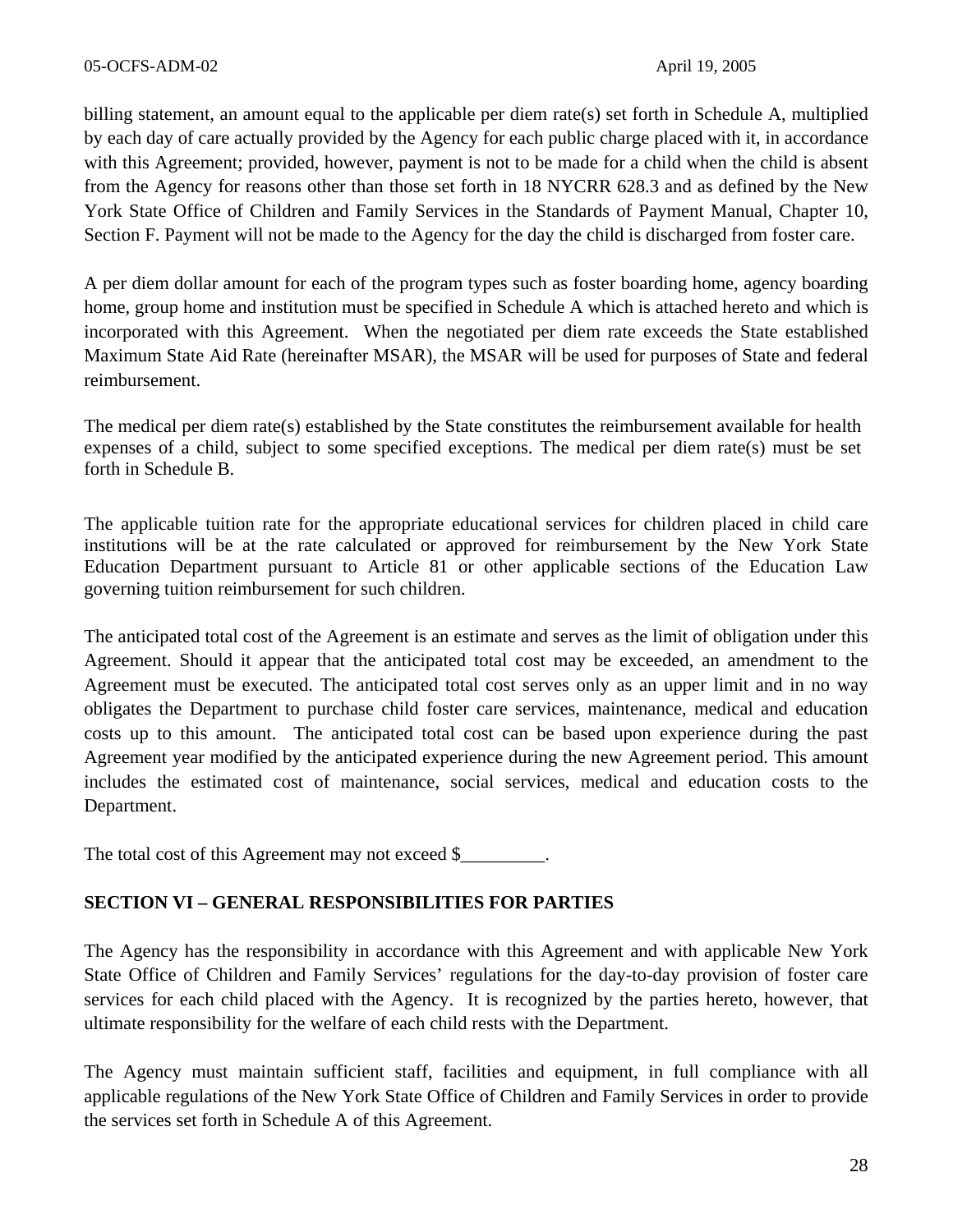billing statement, an amount equal to the applicable per diem rate(s) set forth in Schedule A, multiplied by each day of care actually provided by the Agency for each public charge placed with it, in accordance with this Agreement; provided, however, payment is not to be made for a child when the child is absent from the Agency for reasons other than those set forth in 18 NYCRR 628.3 and as defined by the New York State Office of Children and Family Services in the Standards of Payment Manual, Chapter 10, Section F. Payment will not be made to the Agency for the day the child is discharged from foster care.

A per diem dollar amount for each of the program types such as foster boarding home, agency boarding home, group home and institution must be specified in Schedule A which is attached hereto and which is incorporated with this Agreement. When the negotiated per diem rate exceeds the State established Maximum State Aid Rate (hereinafter MSAR), the MSAR will be used for purposes of State and federal reimbursement.

The medical per diem rate(s) established by the State constitutes the reimbursement available for health expenses of a child, subject to some specified exceptions. The medical per diem rate(s) must be set forth in Schedule B.

The applicable tuition rate for the appropriate educational services for children placed in child care institutions will be at the rate calculated or approved for reimbursement by the New York State Education Department pursuant to Article 81 or other applicable sections of the Education Law governing tuition reimbursement for such children.

The anticipated total cost of the Agreement is an estimate and serves as the limit of obligation under this Agreement. Should it appear that the anticipated total cost may be exceeded, an amendment to the Agreement must be executed. The anticipated total cost serves only as an upper limit and in no way obligates the Department to purchase child foster care services, maintenance, medical and education costs up to this amount. The anticipated total cost can be based upon experience during the past Agreement year modified by the anticipated experience during the new Agreement period. This amount includes the estimated cost of maintenance, social services, medical and education costs to the Department.

The total cost of this Agreement may not exceed $_________.

**SECTION VI – GENERAL RESPONSIBILITIES FOR PARTIES**

The Agency has the responsibility in accordance with this Agreement and with applicable New York State Office of Children and Family Services' regulations for the day-to-day provision of foster care services for each child placed with the Agency. It is recognized by the parties hereto, however, that ultimate responsibility for the welfare of each child rests with the Department.

The Agency must maintain sufficient staff, facilities and equipment, in full compliance with all applicable regulations of the New York State Office of Children and Family Services in order to provide the services set forth in Schedule A of this Agreement.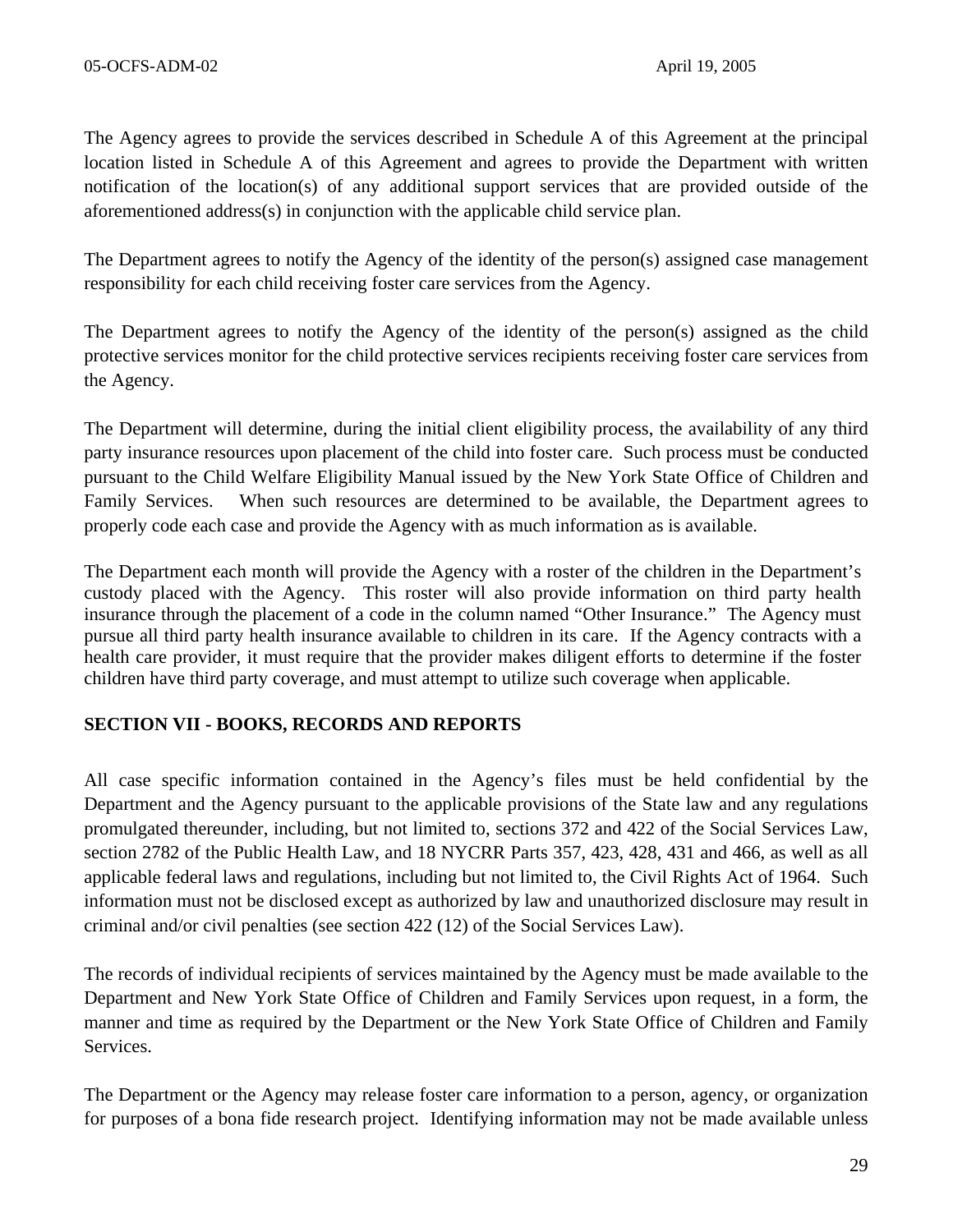The Agency agrees to provide the services described in Schedule A of this Agreement at the principal location listed in Schedule A of this Agreement and agrees to provide the Department with written notification of the location(s) of any additional support services that are provided outside of the aforementioned address(s) in conjunction with the applicable child service plan.

The Department agrees to notify the Agency of the identity of the person(s) assigned case management responsibility for each child receiving foster care services from the Agency.

The Department agrees to notify the Agency of the identity of the person(s) assigned as the child protective services monitor for the child protective services recipients receiving foster care services from the Agency.

The Department will determine, during the initial client eligibility process, the availability of any third party insurance resources upon placement of the child into foster care. Such process must be conducted pursuant to the Child Welfare Eligibility Manual issued by the New York State Office of Children and Family Services. When such resources are determined to be available, the Department agrees to properly code each case and provide the Agency with as much information as is available.

The Department each month will provide the Agency with a roster of the children in the Department's custody placed with the Agency. This roster will also provide information on third party health insurance through the placement of a code in the column named "Other Insurance." The Agency must pursue all third party health insurance available to children in its care. If the Agency contracts with a health care provider, it must require that the provider makes diligent efforts to determine if the foster children have third party coverage, and must attempt to utilize such coverage when applicable.

## SECTION VII - BOOKS, RECORDS AND REPORTS

All case specific information contained in the Agency's files must be held confidential by the Department and the Agency pursuant to the applicable provisions of the State law and any regulations promulgated thereunder, including, but not limited to, sections 372 and 422 of the Social Services Law, section 2782 of the Public Health Law, and 18 NYCRR Parts 357, 423, 428, 431 and 466, as well as all applicable federal laws and regulations, including but not limited to, the Civil Rights Act of 1964. Such information must not be disclosed except as authorized by law and unauthorized disclosure may result in criminal and/or civil penalties (see section 422 (12) of the Social Services Law).

The records of individual recipients of services maintained by the Agency must be made available to the Department and New York State Office of Children and Family Services upon request, in a form, the manner and time as required by the Department or the New York State Office of Children and Family Services.

The Department or the Agency may release foster care information to a person, agency, or organization for purposes of a bona fide research project. Identifying information may not be made available unless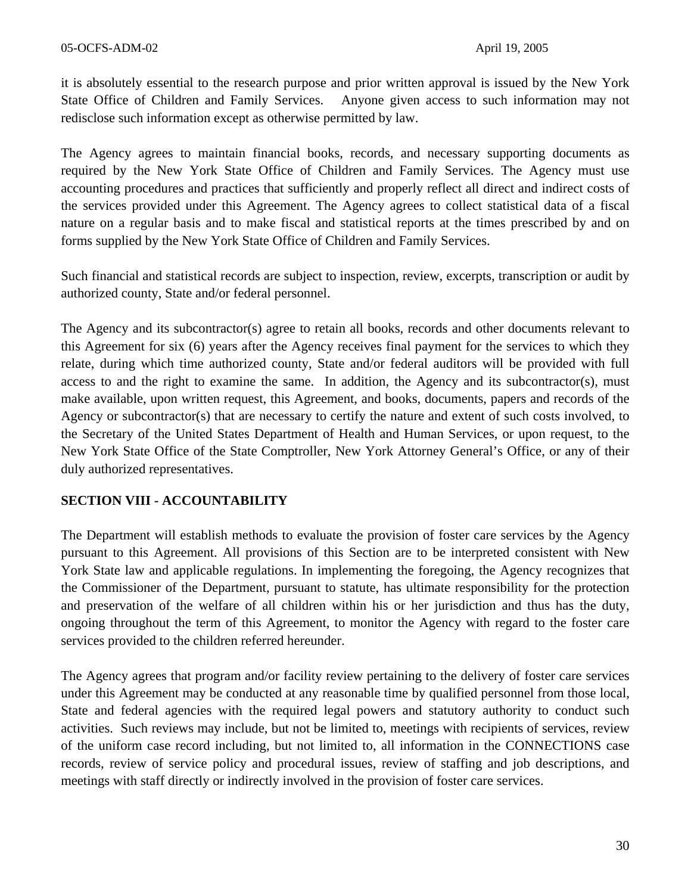it is absolutely essential to the research purpose and prior written approval is issued by the New York State Office of Children and Family Services. Anyone given access to such information may not redisclose such information except as otherwise permitted by law.

The Agency agrees to maintain financial books, records, and necessary supporting documents as required by the New York State Office of Children and Family Services. The Agency must use accounting procedures and practices that sufficiently and properly reflect all direct and indirect costs of the services provided under this Agreement. The Agency agrees to collect statistical data of a fiscal nature on a regular basis and to make fiscal and statistical reports at the times prescribed by and on forms supplied by the New York State Office of Children and Family Services.

Such financial and statistical records are subject to inspection, review, excerpts, transcription or audit by authorized county, State and/or federal personnel.

The Agency and its subcontractor(s) agree to retain all books, records and other documents relevant to this Agreement for six (6) years after the Agency receives final payment for the services to which they relate, during which time authorized county, State and/or federal auditors will be provided with full access to and the right to examine the same. In addition, the Agency and its subcontractor(s), must make available, upon written request, this Agreement, and books, documents, papers and records of the Agency or subcontractor(s) that are necessary to certify the nature and extent of such costs involved, to the Secretary of the United States Department of Health and Human Services, or upon request, to the New York State Office of the State Comptroller, New York Attorney General's Office, or any of their duly authorized representatives.

## SECTION VIII - ACCOUNTABILITY

The Department will establish methods to evaluate the provision of foster care services by the Agency pursuant to this Agreement. All provisions of this Section are to be interpreted consistent with New York State law and applicable regulations. In implementing the foregoing, the Agency recognizes that the Commissioner of the Department, pursuant to statute, has ultimate responsibility for the protection and preservation of the welfare of all children within his or her jurisdiction and thus has the duty, ongoing throughout the term of this Agreement, to monitor the Agency with regard to the foster care services provided to the children referred hereunder.

The Agency agrees that program and/or facility review pertaining to the delivery of foster care services under this Agreement may be conducted at any reasonable time by qualified personnel from those local, State and federal agencies with the required legal powers and statutory authority to conduct such activities. Such reviews may include, but not be limited to, meetings with recipients of services, review of the uniform case record including, but not limited to, all information in the CONNECTIONS case records, review of service policy and procedural issues, review of staffing and job descriptions, and meetings with staff directly or indirectly involved in the provision of foster care services.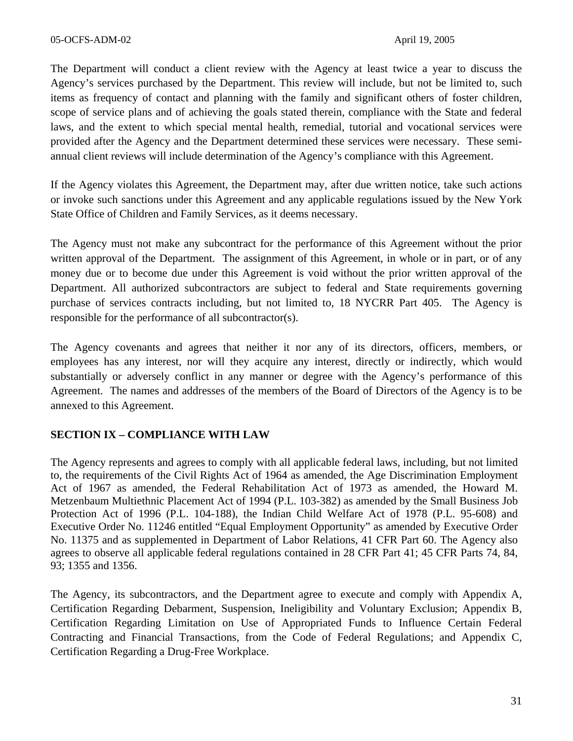The Department will conduct a client review with the Agency at least twice a year to discuss the Agency's services purchased by the Department. This review will include, but not be limited to, such items as frequency of contact and planning with the family and significant others of foster children, scope of service plans and of achieving the goals stated therein, compliance with the State and federal laws, and the extent to which special mental health, remedial, tutorial and vocational services were provided after the Agency and the Department determined these services were necessary. These semi-annual client reviews will include determination of the Agency's compliance with this Agreement.

If the Agency violates this Agreement, the Department may, after due written notice, take such actions or invoke such sanctions under this Agreement and any applicable regulations issued by the New York State Office of Children and Family Services, as it deems necessary.

The Agency must not make any subcontract for the performance of this Agreement without the prior written approval of the Department. The assignment of this Agreement, in whole or in part, or of any money due or to become due under this Agreement is void without the prior written approval of the Department. All authorized subcontractors are subject to federal and State requirements governing purchase of services contracts including, but not limited to, 18 NYCRR Part 405. The Agency is responsible for the performance of all subcontractor(s).

The Agency covenants and agrees that neither it nor any of its directors, officers, members, or employees has any interest, nor will they acquire any interest, directly or indirectly, which would substantially or adversely conflict in any manner or degree with the Agency's performance of this Agreement. The names and addresses of the members of the Board of Directors of the Agency is to be annexed to this Agreement.

**SECTION IX – COMPLIANCE WITH LAW**

The Agency represents and agrees to comply with all applicable federal laws, including, but not limited to, the requirements of the Civil Rights Act of 1964 as amended, the Age Discrimination Employment Act of 1967 as amended, the Federal Rehabilitation Act of 1973 as amended, the Howard M. Metzenbaum Multiethnic Placement Act of 1994 (P.L. 103-382) as amended by the Small Business Job Protection Act of 1996 (P.L. 104-188), the Indian Child Welfare Act of 1978 (P.L. 95-608) and Executive Order No. 11246 entitled "Equal Employment Opportunity" as amended by Executive Order No. 11375 and as supplemented in Department of Labor Relations, 41 CFR Part 60. The Agency also agrees to observe all applicable federal regulations contained in 28 CFR Part 41; 45 CFR Parts 74, 84, 93; 1355 and 1356.

The Agency, its subcontractors, and the Department agree to execute and comply with Appendix A, Certification Regarding Debarment, Suspension, Ineligibility and Voluntary Exclusion; Appendix B, Certification Regarding Limitation on Use of Appropriated Funds to Influence Certain Federal Contracting and Financial Transactions, from the Code of Federal Regulations; and Appendix C, Certification Regarding a Drug-Free Workplace.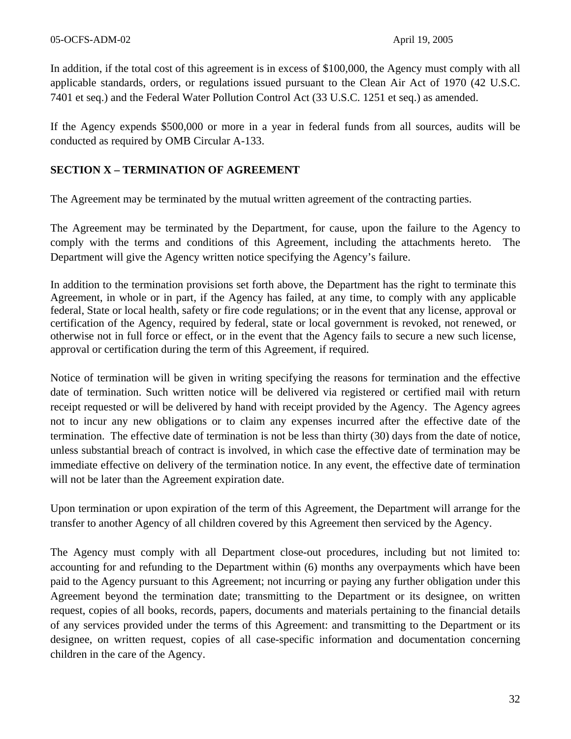In addition, if the total cost of this agreement is in excess of $100,000, the Agency must comply with all applicable standards, orders, or regulations issued pursuant to the Clean Air Act of 1970 (42 U.S.C. 7401 et seq.) and the Federal Water Pollution Control Act (33 U.S.C. 1251 et seq.) as amended.

If the Agency expends $500,000 or more in a year in federal funds from all sources, audits will be conducted as required by OMB Circular A-133.

## SECTION X – TERMINATION OF AGREEMENT

The Agreement may be terminated by the mutual written agreement of the contracting parties.

The Agreement may be terminated by the Department, for cause, upon the failure to the Agency to comply with the terms and conditions of this Agreement, including the attachments hereto. The Department will give the Agency written notice specifying the Agency's failure.

In addition to the termination provisions set forth above, the Department has the right to terminate this Agreement, in whole or in part, if the Agency has failed, at any time, to comply with any applicable federal, State or local health, safety or fire code regulations; or in the event that any license, approval or certification of the Agency, required by federal, state or local government is revoked, not renewed, or otherwise not in full force or effect, or in the event that the Agency fails to secure a new such license, approval or certification during the term of this Agreement, if required.

Notice of termination will be given in writing specifying the reasons for termination and the effective date of termination. Such written notice will be delivered via registered or certified mail with return receipt requested or will be delivered by hand with receipt provided by the Agency. The Agency agrees not to incur any new obligations or to claim any expenses incurred after the effective date of the termination. The effective date of termination is not be less than thirty (30) days from the date of notice, unless substantial breach of contract is involved, in which case the effective date of termination may be immediate effective on delivery of the termination notice. In any event, the effective date of termination will not be later than the Agreement expiration date.

Upon termination or upon expiration of the term of this Agreement, the Department will arrange for the transfer to another Agency of all children covered by this Agreement then serviced by the Agency.

The Agency must comply with all Department close-out procedures, including but not limited to: accounting for and refunding to the Department within (6) months any overpayments which have been paid to the Agency pursuant to this Agreement; not incurring or paying any further obligation under this Agreement beyond the termination date; transmitting to the Department or its designee, on written request, copies of all books, records, papers, documents and materials pertaining to the financial details of any services provided under the terms of this Agreement: and transmitting to the Department or its designee, on written request, copies of all case-specific information and documentation concerning children in the care of the Agency.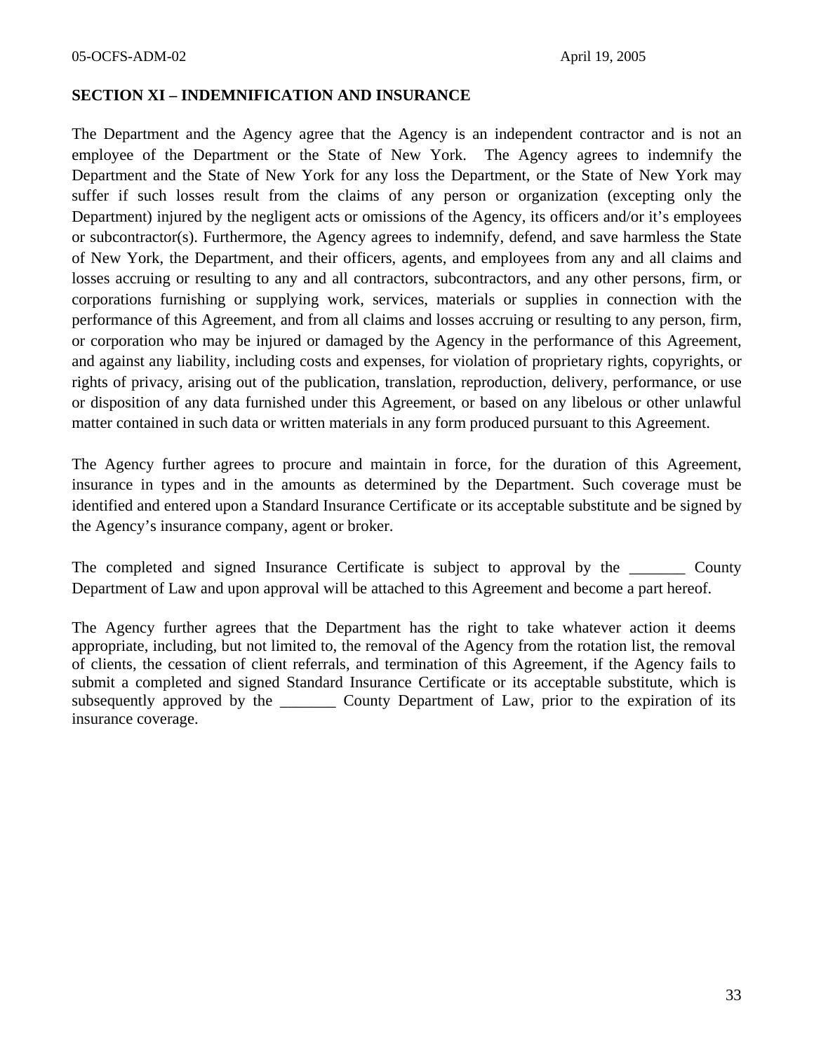## SECTION XI – INDEMNIFICATION AND INSURANCE

The Department and the Agency agree that the Agency is an independent contractor and is not an employee of the Department or the State of New York. The Agency agrees to indemnify the Department and the State of New York for any loss the Department, or the State of New York may suffer if such losses result from the claims of any person or organization (excepting only the Department) injured by the negligent acts or omissions of the Agency, its officers and/or it's employees or subcontractor(s). Furthermore, the Agency agrees to indemnify, defend, and save harmless the State of New York, the Department, and their officers, agents, and employees from any and all claims and losses accruing or resulting to any and all contractors, subcontractors, and any other persons, firm, or corporations furnishing or supplying work, services, materials or supplies in connection with the performance of this Agreement, and from all claims and losses accruing or resulting to any person, firm, or corporation who may be injured or damaged by the Agency in the performance of this Agreement, and against any liability, including costs and expenses, for violation of proprietary rights, copyrights, or rights of privacy, arising out of the publication, translation, reproduction, delivery, performance, or use or disposition of any data furnished under this Agreement, or based on any libelous or other unlawful matter contained in such data or written materials in any form produced pursuant to this Agreement.

The Agency further agrees to procure and maintain in force, for the duration of this Agreement, insurance in types and in the amounts as determined by the Department. Such coverage must be identified and entered upon a Standard Insurance Certificate or its acceptable substitute and be signed by the Agency's insurance company, agent or broker.

The completed and signed Insurance Certificate is subject to approval by the _______ County Department of Law and upon approval will be attached to this Agreement and become a part hereof.

The Agency further agrees that the Department has the right to take whatever action it deems appropriate, including, but not limited to, the removal of the Agency from the rotation list, the removal of clients, the cessation of client referrals, and termination of this Agreement, if the Agency fails to submit a completed and signed Standard Insurance Certificate or its acceptable substitute, which is subsequently approved by the _______ County Department of Law, prior to the expiration of its insurance coverage.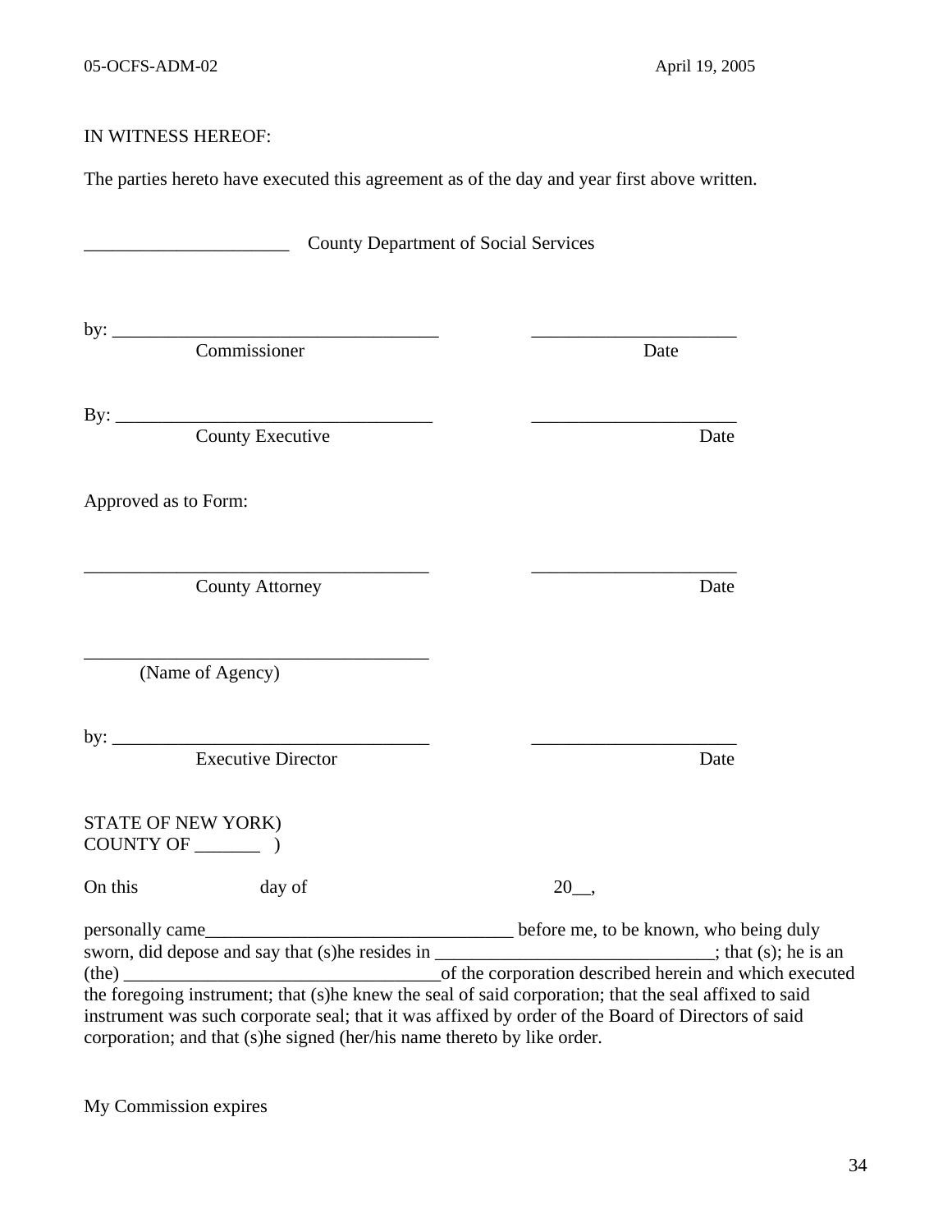IN WITNESS HEREOF:

The parties hereto have executed this agreement as of the day and year first above written.

______________________ County Department of Social Services

by: ___________________________________ ______________________
Commissioner Date

By: __________________________________ ______________________
County Executive Date

Approved as to Form:

_____________________________________ ______________________
County Attorney Date

_____________________________________
(Name of Agency)

by: __________________________________ ______________________
Executive Director Date

STATE OF NEW YORK)
COUNTY OF _______ )

On this day of 20__,

personally came_________________________________ before me, to be known, who being duly sworn, did depose and say that (s)he resides in ______________________________; that (s); he is an (the) __________________________________of the corporation described herein and which executed the foregoing instrument; that (s)he knew the seal of said corporation; that the seal affixed to said instrument was such corporate seal; that it was affixed by order of the Board of Directors of said corporation; and that (s)he signed (her/his name thereto by like order.

My Commission expires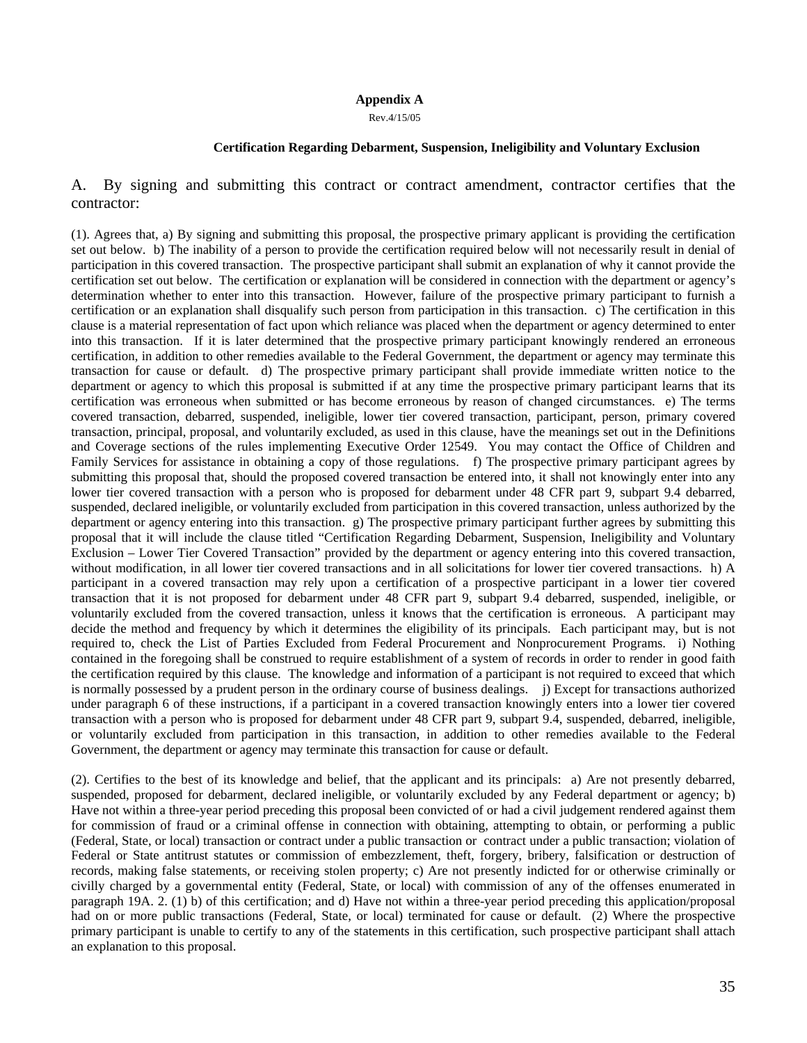# Appendix A

Rev.4/15/05

### Certification Regarding Debarment, Suspension, Ineligibility and Voluntary Exclusion

A. By signing and submitting this contract or contract amendment, contractor certifies that the contractor:

(1). Agrees that, a) By signing and submitting this proposal, the prospective primary applicant is providing the certification set out below. b) The inability of a person to provide the certification required below will not necessarily result in denial of participation in this covered transaction. The prospective participant shall submit an explanation of why it cannot provide the certification set out below. The certification or explanation will be considered in connection with the department or agency's determination whether to enter into this transaction. However, failure of the prospective primary participant to furnish a certification or an explanation shall disqualify such person from participation in this transaction. c) The certification in this clause is a material representation of fact upon which reliance was placed when the department or agency determined to enter into this transaction. If it is later determined that the prospective primary participant knowingly rendered an erroneous certification, in addition to other remedies available to the Federal Government, the department or agency may terminate this transaction for cause or default. d) The prospective primary participant shall provide immediate written notice to the department or agency to which this proposal is submitted if at any time the prospective primary participant learns that its certification was erroneous when submitted or has become erroneous by reason of changed circumstances. e) The terms covered transaction, debarred, suspended, ineligible, lower tier covered transaction, participant, person, primary covered transaction, principal, proposal, and voluntarily excluded, as used in this clause, have the meanings set out in the Definitions and Coverage sections of the rules implementing Executive Order 12549. You may contact the Office of Children and Family Services for assistance in obtaining a copy of those regulations. f) The prospective primary participant agrees by submitting this proposal that, should the proposed covered transaction be entered into, it shall not knowingly enter into any lower tier covered transaction with a person who is proposed for debarment under 48 CFR part 9, subpart 9.4 debarred, suspended, declared ineligible, or voluntarily excluded from participation in this covered transaction, unless authorized by the department or agency entering into this transaction. g) The prospective primary participant further agrees by submitting this proposal that it will include the clause titled "Certification Regarding Debarment, Suspension, Ineligibility and Voluntary Exclusion – Lower Tier Covered Transaction" provided by the department or agency entering into this covered transaction, without modification, in all lower tier covered transactions and in all solicitations for lower tier covered transactions. h) A participant in a covered transaction may rely upon a certification of a prospective participant in a lower tier covered transaction that it is not proposed for debarment under 48 CFR part 9, subpart 9.4 debarred, suspended, ineligible, or voluntarily excluded from the covered transaction, unless it knows that the certification is erroneous. A participant may decide the method and frequency by which it determines the eligibility of its principals. Each participant may, but is not required to, check the List of Parties Excluded from Federal Procurement and Nonprocurement Programs. i) Nothing contained in the foregoing shall be construed to require establishment of a system of records in order to render in good faith the certification required by this clause. The knowledge and information of a participant is not required to exceed that which is normally possessed by a prudent person in the ordinary course of business dealings. j) Except for transactions authorized under paragraph 6 of these instructions, if a participant in a covered transaction knowingly enters into a lower tier covered transaction with a person who is proposed for debarment under 48 CFR part 9, subpart 9.4, suspended, debarred, ineligible, or voluntarily excluded from participation in this transaction, in addition to other remedies available to the Federal Government, the department or agency may terminate this transaction for cause or default.

(2). Certifies to the best of its knowledge and belief, that the applicant and its principals: a) Are not presently debarred, suspended, proposed for debarment, declared ineligible, or voluntarily excluded by any Federal department or agency; b) Have not within a three-year period preceding this proposal been convicted of or had a civil judgement rendered against them for commission of fraud or a criminal offense in connection with obtaining, attempting to obtain, or performing a public (Federal, State, or local) transaction or contract under a public transaction or contract under a public transaction; violation of Federal or State antitrust statutes or commission of embezzlement, theft, forgery, bribery, falsification or destruction of records, making false statements, or receiving stolen property; c) Are not presently indicted for or otherwise criminally or civilly charged by a governmental entity (Federal, State, or local) with commission of any of the offenses enumerated in paragraph 19A. 2. (1) b) of this certification; and d) Have not within a three-year period preceding this application/proposal had on or more public transactions (Federal, State, or local) terminated for cause or default. (2) Where the prospective primary participant is unable to certify to any of the statements in this certification, such prospective participant shall attach an explanation to this proposal.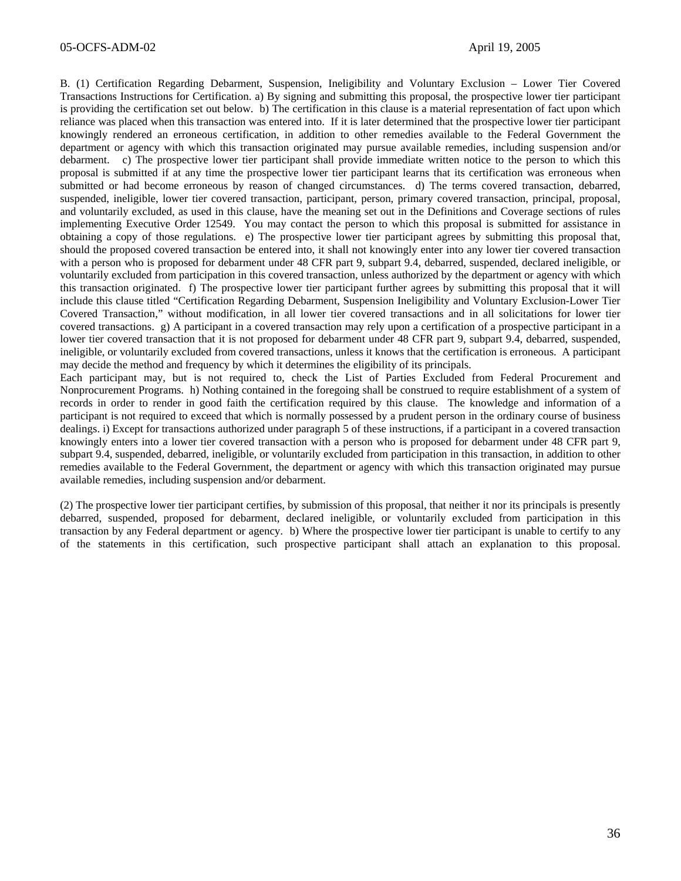B. (1) Certification Regarding Debarment, Suspension, Ineligibility and Voluntary Exclusion – Lower Tier Covered Transactions Instructions for Certification. a) By signing and submitting this proposal, the prospective lower tier participant is providing the certification set out below. b) The certification in this clause is a material representation of fact upon which reliance was placed when this transaction was entered into. If it is later determined that the prospective lower tier participant knowingly rendered an erroneous certification, in addition to other remedies available to the Federal Government the department or agency with which this transaction originated may pursue available remedies, including suspension and/or debarment. c) The prospective lower tier participant shall provide immediate written notice to the person to which this proposal is submitted if at any time the prospective lower tier participant learns that its certification was erroneous when submitted or had become erroneous by reason of changed circumstances. d) The terms covered transaction, debarred, suspended, ineligible, lower tier covered transaction, participant, person, primary covered transaction, principal, proposal, and voluntarily excluded, as used in this clause, have the meaning set out in the Definitions and Coverage sections of rules implementing Executive Order 12549. You may contact the person to which this proposal is submitted for assistance in obtaining a copy of those regulations. e) The prospective lower tier participant agrees by submitting this proposal that, should the proposed covered transaction be entered into, it shall not knowingly enter into any lower tier covered transaction with a person who is proposed for debarment under 48 CFR part 9, subpart 9.4, debarred, suspended, declared ineligible, or voluntarily excluded from participation in this covered transaction, unless authorized by the department or agency with which this transaction originated. f) The prospective lower tier participant further agrees by submitting this proposal that it will include this clause titled "Certification Regarding Debarment, Suspension Ineligibility and Voluntary Exclusion-Lower Tier Covered Transaction," without modification, in all lower tier covered transactions and in all solicitations for lower tier covered transactions. g) A participant in a covered transaction may rely upon a certification of a prospective participant in a lower tier covered transaction that it is not proposed for debarment under 48 CFR part 9, subpart 9.4, debarred, suspended, ineligible, or voluntarily excluded from covered transactions, unless it knows that the certification is erroneous. A participant may decide the method and frequency by which it determines the eligibility of its principals.
Each participant may, but is not required to, check the List of Parties Excluded from Federal Procurement and Nonprocurement Programs. h) Nothing contained in the foregoing shall be construed to require establishment of a system of records in order to render in good faith the certification required by this clause. The knowledge and information of a participant is not required to exceed that which is normally possessed by a prudent person in the ordinary course of business dealings. i) Except for transactions authorized under paragraph 5 of these instructions, if a participant in a covered transaction knowingly enters into a lower tier covered transaction with a person who is proposed for debarment under 48 CFR part 9, subpart 9.4, suspended, debarred, ineligible, or voluntarily excluded from participation in this transaction, in addition to other remedies available to the Federal Government, the department or agency with which this transaction originated may pursue available remedies, including suspension and/or debarment.

(2) The prospective lower tier participant certifies, by submission of this proposal, that neither it nor its principals is presently debarred, suspended, proposed for debarment, declared ineligible, or voluntarily excluded from participation in this transaction by any Federal department or agency. b) Where the prospective lower tier participant is unable to certify to any of the statements in this certification, such prospective participant shall attach an explanation to this proposal.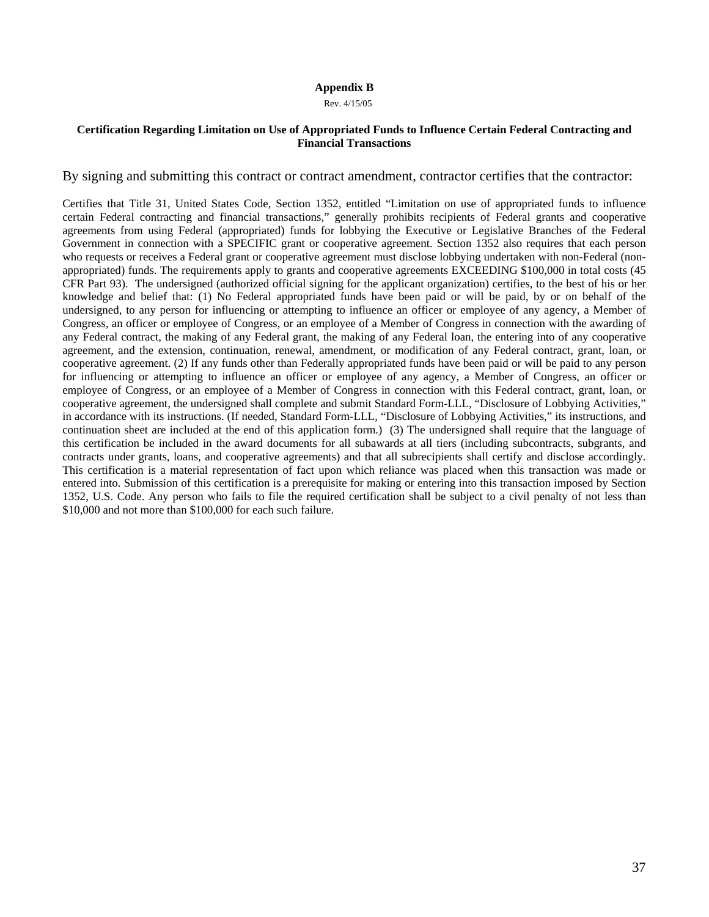**Appendix B**

Rev. 4/15/05

**Certification Regarding Limitation on Use of Appropriated Funds to Influence Certain Federal Contracting and Financial Transactions**

By signing and submitting this contract or contract amendment, contractor certifies that the contractor:

Certifies that Title 31, United States Code, Section 1352, entitled "Limitation on use of appropriated funds to influence certain Federal contracting and financial transactions," generally prohibits recipients of Federal grants and cooperative agreements from using Federal (appropriated) funds for lobbying the Executive or Legislative Branches of the Federal Government in connection with a SPECIFIC grant or cooperative agreement. Section 1352 also requires that each person who requests or receives a Federal grant or cooperative agreement must disclose lobbying undertaken with non-Federal (non-appropriated) funds. The requirements apply to grants and cooperative agreements EXCEEDING $100,000 in total costs (45 CFR Part 93). The undersigned (authorized official signing for the applicant organization) certifies, to the best of his or her knowledge and belief that: (1) No Federal appropriated funds have been paid or will be paid, by or on behalf of the undersigned, to any person for influencing or attempting to influence an officer or employee of any agency, a Member of Congress, an officer or employee of Congress, or an employee of a Member of Congress in connection with the awarding of any Federal contract, the making of any Federal grant, the making of any Federal loan, the entering into of any cooperative agreement, and the extension, continuation, renewal, amendment, or modification of any Federal contract, grant, loan, or cooperative agreement. (2) If any funds other than Federally appropriated funds have been paid or will be paid to any person for influencing or attempting to influence an officer or employee of any agency, a Member of Congress, an officer or employee of Congress, or an employee of a Member of Congress in connection with this Federal contract, grant, loan, or cooperative agreement, the undersigned shall complete and submit Standard Form-LLL, "Disclosure of Lobbying Activities," in accordance with its instructions. (If needed, Standard Form-LLL, "Disclosure of Lobbying Activities," its instructions, and continuation sheet are included at the end of this application form.) (3) The undersigned shall require that the language of this certification be included in the award documents for all subawards at all tiers (including subcontracts, subgrants, and contracts under grants, loans, and cooperative agreements) and that all subrecipients shall certify and disclose accordingly. This certification is a material representation of fact upon which reliance was placed when this transaction was made or entered into. Submission of this certification is a prerequisite for making or entering into this transaction imposed by Section 1352, U.S. Code. Any person who fails to file the required certification shall be subject to a civil penalty of not less than $10,000 and not more than $100,000 for each such failure.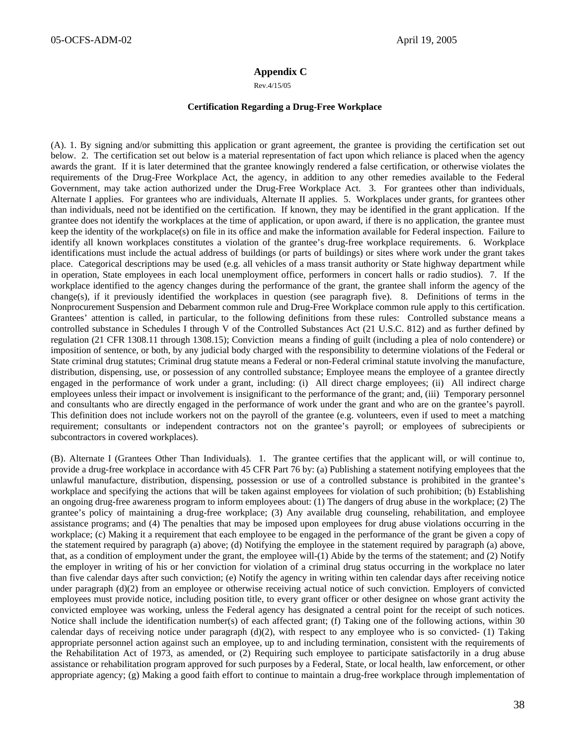## Appendix C

Rev.4/15/05

### Certification Regarding a Drug-Free Workplace

(A). 1. By signing and/or submitting this application or grant agreement, the grantee is providing the certification set out below. 2. The certification set out below is a material representation of fact upon which reliance is placed when the agency awards the grant. If it is later determined that the grantee knowingly rendered a false certification, or otherwise violates the requirements of the Drug-Free Workplace Act, the agency, in addition to any other remedies available to the Federal Government, may take action authorized under the Drug-Free Workplace Act. 3. For grantees other than individuals, Alternate I applies. For grantees who are individuals, Alternate II applies. 5. Workplaces under grants, for grantees other than individuals, need not be identified on the certification. If known, they may be identified in the grant application. If the grantee does not identify the workplaces at the time of application, or upon award, if there is no application, the grantee must keep the identity of the workplace(s) on file in its office and make the information available for Federal inspection. Failure to identify all known workplaces constitutes a violation of the grantee's drug-free workplace requirements. 6. Workplace identifications must include the actual address of buildings (or parts of buildings) or sites where work under the grant takes place. Categorical descriptions may be used (e.g. all vehicles of a mass transit authority or State highway department while in operation, State employees in each local unemployment office, performers in concert halls or radio studios). 7. If the workplace identified to the agency changes during the performance of the grant, the grantee shall inform the agency of the change(s), if it previously identified the workplaces in question (see paragraph five). 8. Definitions of terms in the Nonprocurement Suspension and Debarment common rule and Drug-Free Workplace common rule apply to this certification. Grantees' attention is called, in particular, to the following definitions from these rules: Controlled substance means a controlled substance in Schedules I through V of the Controlled Substances Act (21 U.S.C. 812) and as further defined by regulation (21 CFR 1308.11 through 1308.15); Conviction means a finding of guilt (including a plea of nolo contendere) or imposition of sentence, or both, by any judicial body charged with the responsibility to determine violations of the Federal or State criminal drug statutes; Criminal drug statute means a Federal or non-Federal criminal statute involving the manufacture, distribution, dispensing, use, or possession of any controlled substance; Employee means the employee of a grantee directly engaged in the performance of work under a grant, including: (i) All direct charge employees; (ii) All indirect charge employees unless their impact or involvement is insignificant to the performance of the grant; and, (iii) Temporary personnel and consultants who are directly engaged in the performance of work under the grant and who are on the grantee's payroll. This definition does not include workers not on the payroll of the grantee (e.g. volunteers, even if used to meet a matching requirement; consultants or independent contractors not on the grantee's payroll; or employees of subrecipients or subcontractors in covered workplaces).

(B). Alternate I (Grantees Other Than Individuals). 1. The grantee certifies that the applicant will, or will continue to, provide a drug-free workplace in accordance with 45 CFR Part 76 by: (a) Publishing a statement notifying employees that the unlawful manufacture, distribution, dispensing, possession or use of a controlled substance is prohibited in the grantee's workplace and specifying the actions that will be taken against employees for violation of such prohibition; (b) Establishing an ongoing drug-free awareness program to inform employees about: (1) The dangers of drug abuse in the workplace; (2) The grantee's policy of maintaining a drug-free workplace; (3) Any available drug counseling, rehabilitation, and employee assistance programs; and (4) The penalties that may be imposed upon employees for drug abuse violations occurring in the workplace; (c) Making it a requirement that each employee to be engaged in the performance of the grant be given a copy of the statement required by paragraph (a) above; (d) Notifying the employee in the statement required by paragraph (a) above, that, as a condition of employment under the grant, the employee will-(1) Abide by the terms of the statement; and (2) Notify the employer in writing of his or her conviction for violation of a criminal drug status occurring in the workplace no later than five calendar days after such conviction; (e) Notify the agency in writing within ten calendar days after receiving notice under paragraph (d)(2) from an employee or otherwise receiving actual notice of such conviction. Employers of convicted employees must provide notice, including position title, to every grant officer or other designee on whose grant activity the convicted employee was working, unless the Federal agency has designated a central point for the receipt of such notices. Notice shall include the identification number(s) of each affected grant; (f) Taking one of the following actions, within 30 calendar days of receiving notice under paragraph (d)(2), with respect to any employee who is so convicted- (1) Taking appropriate personnel action against such an employee, up to and including termination, consistent with the requirements of the Rehabilitation Act of 1973, as amended, or (2) Requiring such employee to participate satisfactorily in a drug abuse assistance or rehabilitation program approved for such purposes by a Federal, State, or local health, law enforcement, or other appropriate agency; (g) Making a good faith effort to continue to maintain a drug-free workplace through implementation of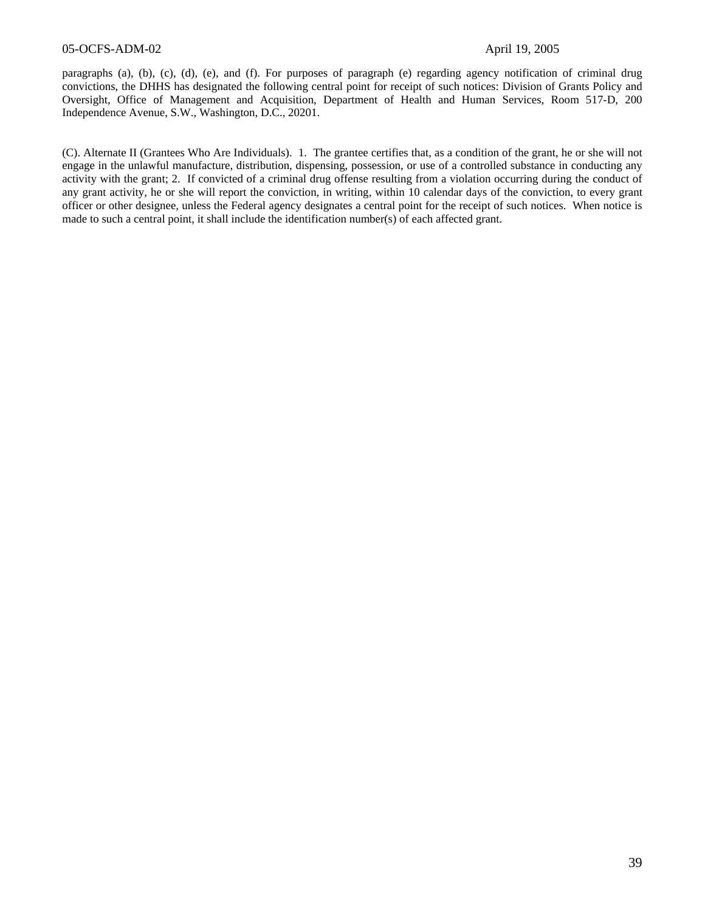paragraphs (a), (b), (c), (d), (e), and (f). For purposes of paragraph (e) regarding agency notification of criminal drug convictions, the DHHS has designated the following central point for receipt of such notices: Division of Grants Policy and Oversight, Office of Management and Acquisition, Department of Health and Human Services, Room 517-D, 200 Independence Avenue, S.W., Washington, D.C., 20201.

(C). Alternate II (Grantees Who Are Individuals). 1. The grantee certifies that, as a condition of the grant, he or she will not engage in the unlawful manufacture, distribution, dispensing, possession, or use of a controlled substance in conducting any activity with the grant; 2. If convicted of a criminal drug offense resulting from a violation occurring during the conduct of any grant activity, he or she will report the conviction, in writing, within 10 calendar days of the conviction, to every grant officer or other designee, unless the Federal agency designates a central point for the receipt of such notices. When notice is made to such a central point, it shall include the identification number(s) of each affected grant.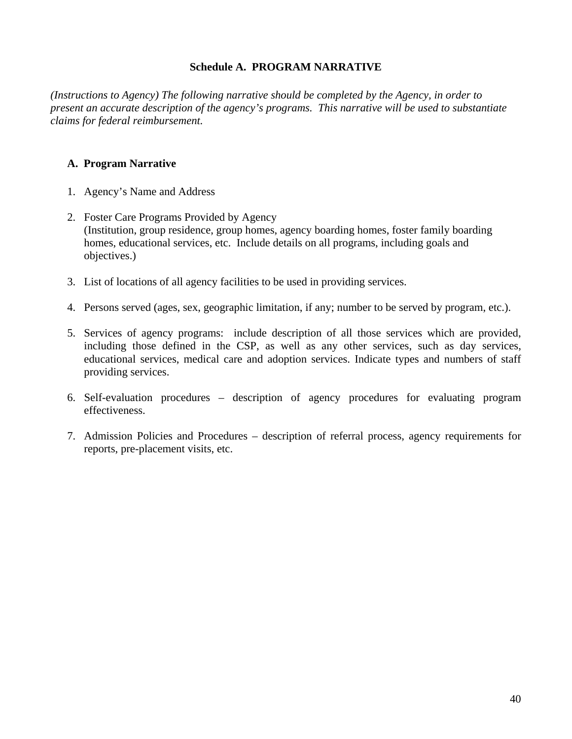## Schedule A. PROGRAM NARRATIVE

*(Instructions to Agency) The following narrative should be completed by the Agency, in order to present an accurate description of the agency's programs. This narrative will be used to substantiate claims for federal reimbursement.*

### A. Program Narrative

1. Agency's Name and Address

2. Foster Care Programs Provided by Agency
   (Institution, group residence, group homes, agency boarding homes, foster family boarding homes, educational services, etc. Include details on all programs, including goals and objectives.)

3. List of locations of all agency facilities to be used in providing services.

4. Persons served (ages, sex, geographic limitation, if any; number to be served by program, etc.).

5. Services of agency programs: include description of all those services which are provided, including those defined in the CSP, as well as any other services, such as day services, educational services, medical care and adoption services. Indicate types and numbers of staff providing services.

6. Self-evaluation procedures – description of agency procedures for evaluating program effectiveness.

7. Admission Policies and Procedures – description of referral process, agency requirements for reports, pre-placement visits, etc.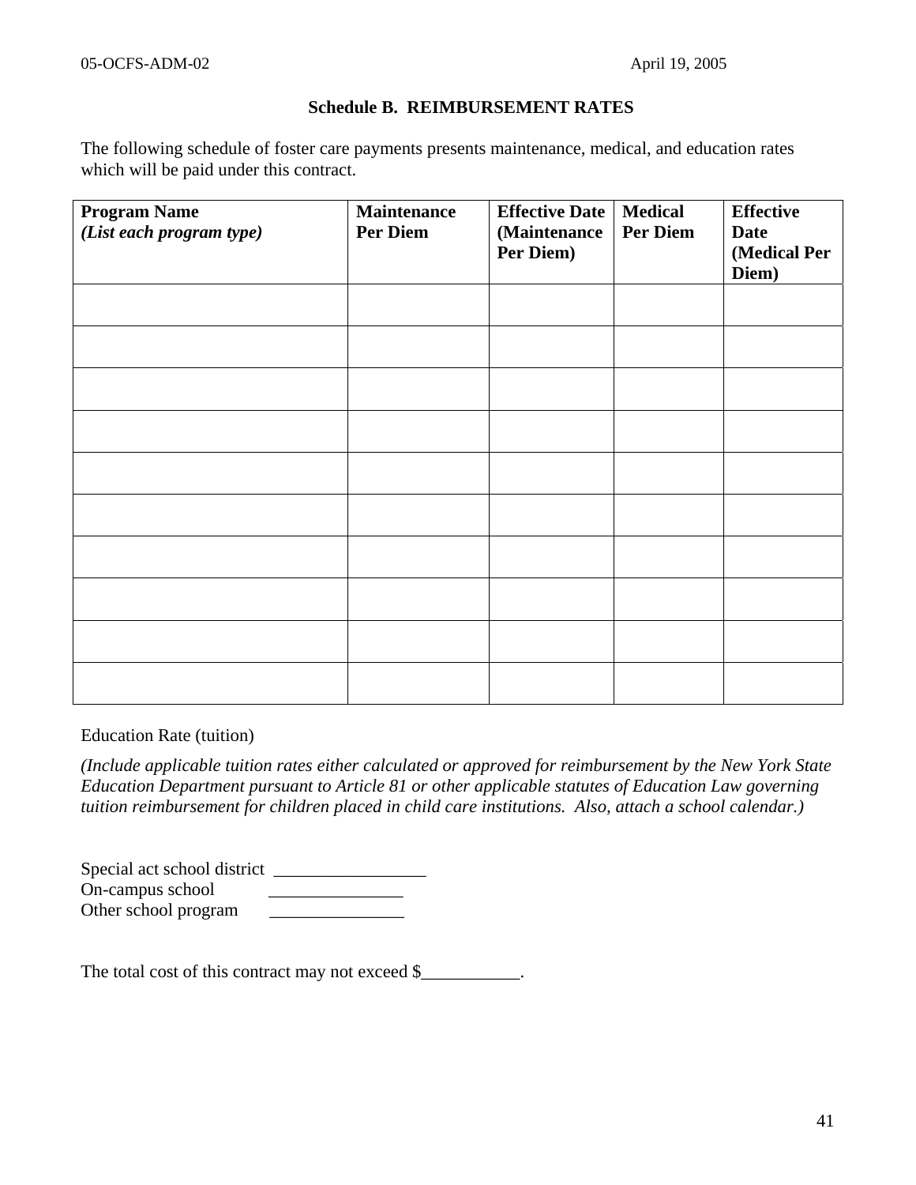### Schedule B. REIMBURSEMENT RATES

The following schedule of foster care payments presents maintenance, medical, and education rates which will be paid under this contract.

| **Program Name** *(List each program type)* | **Maintenance Per Diem** | **Effective Date (Maintenance Per Diem)** | **Medical Per Diem** | **Effective Date (Medical Per Diem)** |
|---|---|---|---|---|
| | | | | |
| | | | | |
| | | | | |
| | | | | |
| | | | | |
| | | | | |
| | | | | |
| | | | | |
| | | | | |
| | | | | |

Education Rate (tuition)

*(Include applicable tuition rates either calculated or approved for reimbursement by the New York State Education Department pursuant to Article 81 or other applicable statutes of Education Law governing tuition reimbursement for children placed in child care institutions. Also, attach a school calendar.)*

Special act school district _________________
On-campus school _______________
Other school program _______________

The total cost of this contract may not exceed $___________.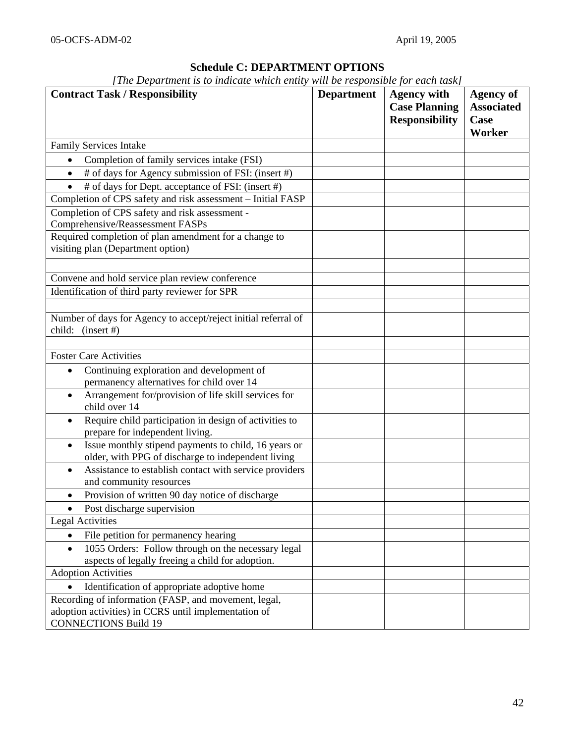**Schedule C: DEPARTMENT OPTIONS**

*[The Department is to indicate which entity will be responsible for each task]*

| Contract Task / Responsibility | Department | Agency with Case Planning Responsibility | Agency of Associated Case Worker |
|---|---|---|---|
| Family Services Intake | | | |
| • Completion of family services intake (FSI) | | | |
| • # of days for Agency submission of FSI: (insert #) | | | |
| • # of days for Dept. acceptance of FSI: (insert #) | | | |
| Completion of CPS safety and risk assessment – Initial FASP | | | |
| Completion of CPS safety and risk assessment - Comprehensive/Reassessment FASPs | | | |
| Required completion of plan amendment for a change to visiting plan (Department option) | | | |
| | | | |
| Convene and hold service plan review conference | | | |
| Identification of third party reviewer for SPR | | | |
| | | | |
| Number of days for Agency to accept/reject initial referral of child: (insert #) | | | |
| | | | |
| Foster Care Activities | | | |
| • Continuing exploration and development of permanency alternatives for child over 14 | | | |
| • Arrangement for/provision of life skill services for child over 14 | | | |
| • Require child participation in design of activities to prepare for independent living. | | | |
| • Issue monthly stipend payments to child, 16 years or older, with PPG of discharge to independent living | | | |
| • Assistance to establish contact with service providers and community resources | | | |
| • Provision of written 90 day notice of discharge | | | |
| • Post discharge supervision | | | |
| Legal Activities | | | |
| • File petition for permanency hearing | | | |
| • 1055 Orders: Follow through on the necessary legal aspects of legally freeing a child for adoption. | | | |
| Adoption Activities | | | |
| • Identification of appropriate adoptive home | | | |
| Recording of information (FASP, and movement, legal, adoption activities) in CCRS until implementation of CONNECTIONS Build 19 | | | |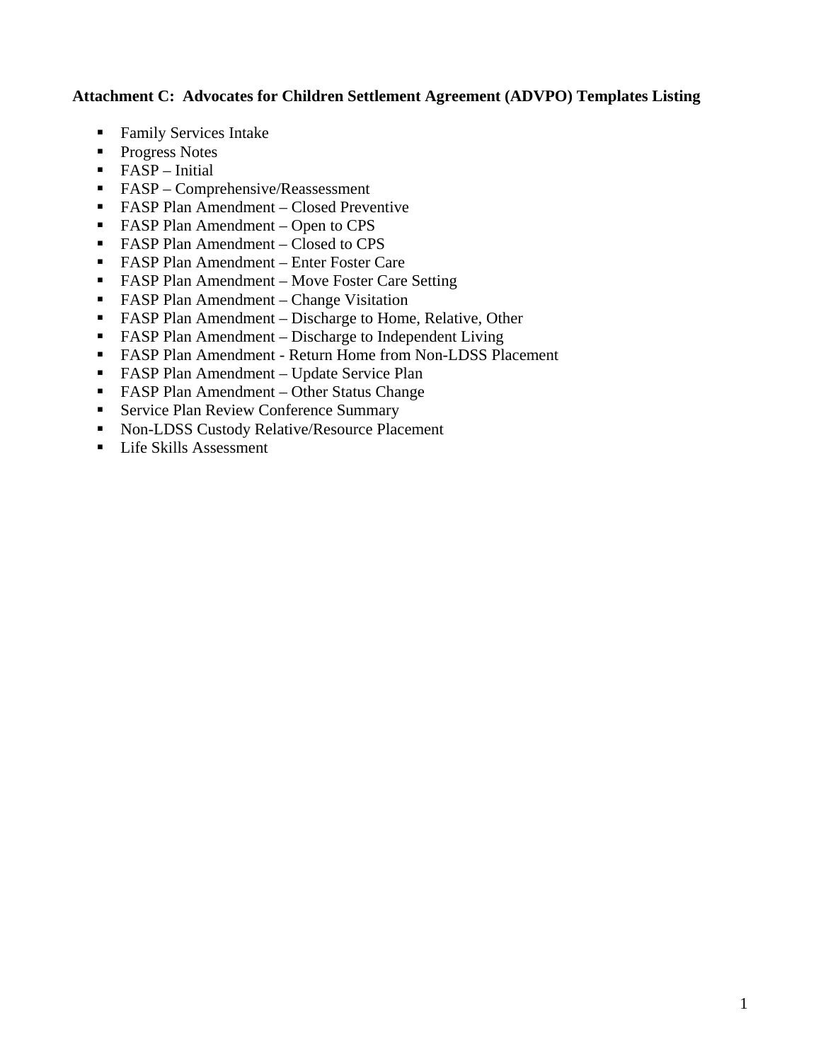**Attachment C: Advocates for Children Settlement Agreement (ADVPO) Templates Listing**

- Family Services Intake
- Progress Notes
- FASP – Initial
- FASP – Comprehensive/Reassessment
- FASP Plan Amendment – Closed Preventive
- FASP Plan Amendment – Open to CPS
- FASP Plan Amendment – Closed to CPS
- FASP Plan Amendment – Enter Foster Care
- FASP Plan Amendment – Move Foster Care Setting
- FASP Plan Amendment – Change Visitation
- FASP Plan Amendment – Discharge to Home, Relative, Other
- FASP Plan Amendment – Discharge to Independent Living
- FASP Plan Amendment - Return Home from Non-LDSS Placement
- FASP Plan Amendment – Update Service Plan
- FASP Plan Amendment – Other Status Change
- Service Plan Review Conference Summary
- Non-LDSS Custody Relative/Resource Placement
- Life Skills Assessment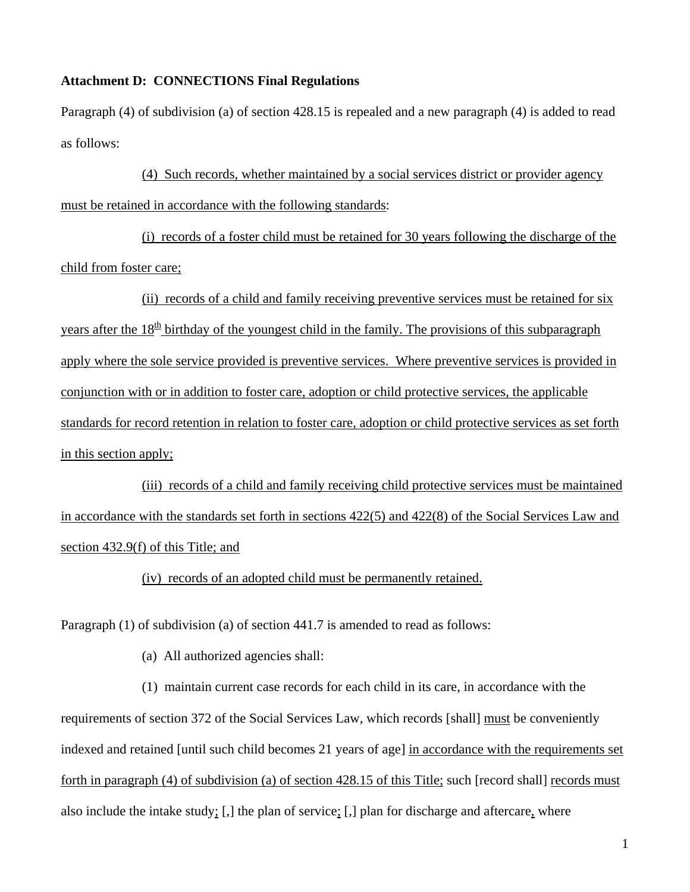**Attachment D: CONNECTIONS Final Regulations**

Paragraph (4) of subdivision (a) of section 428.15 is repealed and a new paragraph (4) is added to read as follows:

(4) Such records, whether maintained by a social services district or provider agency must be retained in accordance with the following standards:

(i) records of a foster child must be retained for 30 years following the discharge of the child from foster care;

(ii) records of a child and family receiving preventive services must be retained for six years after the 18th birthday of the youngest child in the family. The provisions of this subparagraph apply where the sole service provided is preventive services. Where preventive services is provided in conjunction with or in addition to foster care, adoption or child protective services, the applicable standards for record retention in relation to foster care, adoption or child protective services as set forth in this section apply;

(iii) records of a child and family receiving child protective services must be maintained in accordance with the standards set forth in sections 422(5) and 422(8) of the Social Services Law and section 432.9(f) of this Title; and

(iv) records of an adopted child must be permanently retained.

Paragraph (1) of subdivision (a) of section 441.7 is amended to read as follows:

(a) All authorized agencies shall:

(1) maintain current case records for each child in its care, in accordance with the requirements of section 372 of the Social Services Law, which records [shall] must be conveniently indexed and retained [until such child becomes 21 years of age] in accordance with the requirements set forth in paragraph (4) of subdivision (a) of section 428.15 of this Title; such [record shall] records must also include the intake study; [,] the plan of service; [,] plan for discharge and aftercare, where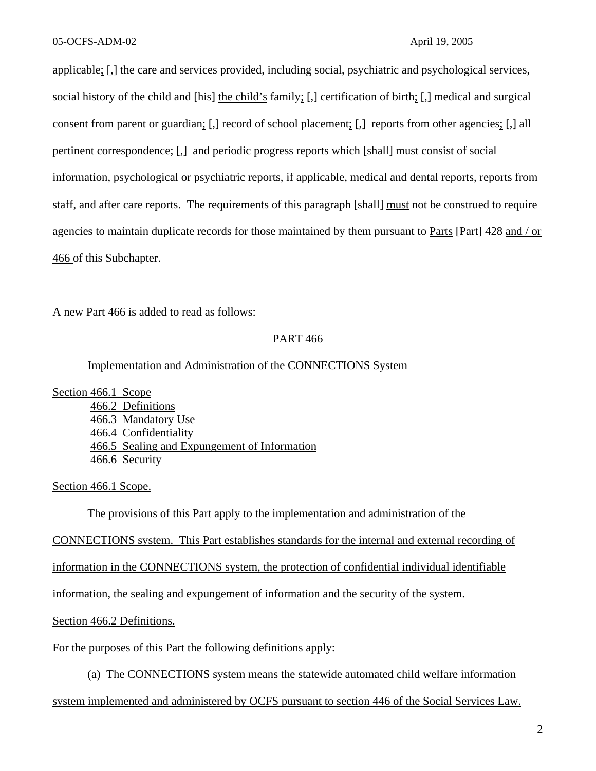applicable; [,] the care and services provided, including social, psychiatric and psychological services, social history of the child and [his] <u>the child's</u> family; [,] certification of birth; [,] medical and surgical consent from parent or guardian; [,] record of school placement; [,] reports from other agencies; [,] all pertinent correspondence; [,] and periodic progress reports which [shall] <u>must</u> consist of social information, psychological or psychiatric reports, if applicable, medical and dental reports, reports from staff, and after care reports. The requirements of this paragraph [shall] <u>must</u> not be construed to require agencies to maintain duplicate records for those maintained by them pursuant to <u>Parts</u> [Part] 428 <u>and / or 466</u> of this Subchapter.

A new Part 466 is added to read as follows:

<u>PART 466</u>

<u>Implementation and Administration of the CONNECTIONS System</u>

<u>Section 466.1 Scope</u>
<u>466.2 Definitions</u>
<u>466.3 Mandatory Use</u>
<u>466.4 Confidentiality</u>
<u>466.5 Sealing and Expungement of Information</u>
<u>466.6 Security</u>

<u>Section 466.1 Scope.</u>

<u>The provisions of this Part apply to the implementation and administration of the CONNECTIONS system. This Part establishes standards for the internal and external recording of information in the CONNECTIONS system, the protection of confidential individual identifiable information, the sealing and expungement of information and the security of the system.</u>

<u>Section 466.2 Definitions.</u>

<u>For the purposes of this Part the following definitions apply:</u>

<u>(a) The CONNECTIONS system means the statewide automated child welfare information system implemented and administered by OCFS pursuant to section 446 of the Social Services Law.</u>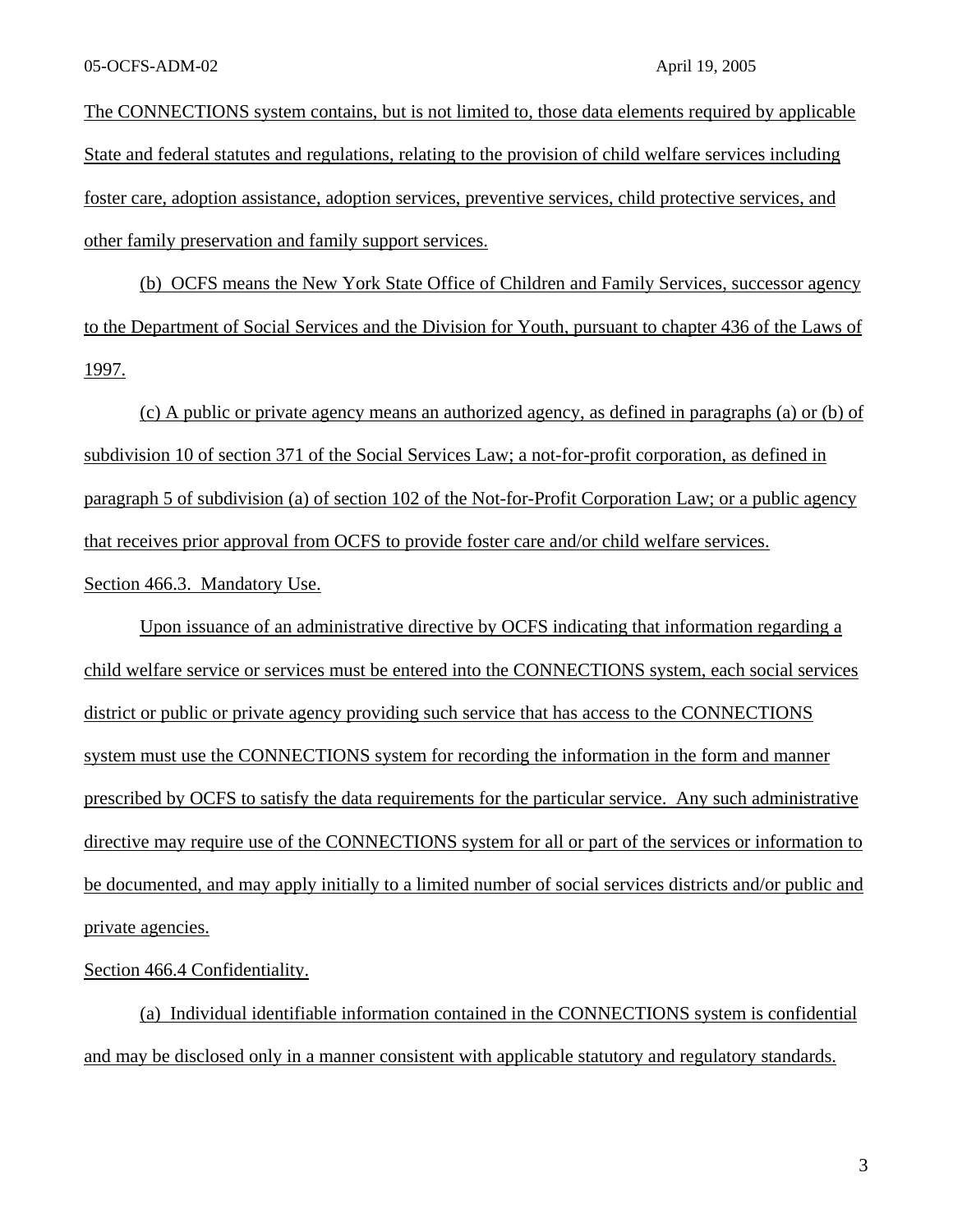The CONNECTIONS system contains, but is not limited to, those data elements required by applicable State and federal statutes and regulations, relating to the provision of child welfare services including foster care, adoption assistance, adoption services, preventive services, child protective services, and other family preservation and family support services.

(b) OCFS means the New York State Office of Children and Family Services, successor agency to the Department of Social Services and the Division for Youth, pursuant to chapter 436 of the Laws of 1997.

(c) A public or private agency means an authorized agency, as defined in paragraphs (a) or (b) of subdivision 10 of section 371 of the Social Services Law; a not-for-profit corporation, as defined in paragraph 5 of subdivision (a) of section 102 of the Not-for-Profit Corporation Law; or a public agency that receives prior approval from OCFS to provide foster care and/or child welfare services.

Section 466.3. Mandatory Use.

Upon issuance of an administrative directive by OCFS indicating that information regarding a child welfare service or services must be entered into the CONNECTIONS system, each social services district or public or private agency providing such service that has access to the CONNECTIONS system must use the CONNECTIONS system for recording the information in the form and manner prescribed by OCFS to satisfy the data requirements for the particular service. Any such administrative directive may require use of the CONNECTIONS system for all or part of the services or information to be documented, and may apply initially to a limited number of social services districts and/or public and private agencies.

Section 466.4 Confidentiality.

(a) Individual identifiable information contained in the CONNECTIONS system is confidential and may be disclosed only in a manner consistent with applicable statutory and regulatory standards.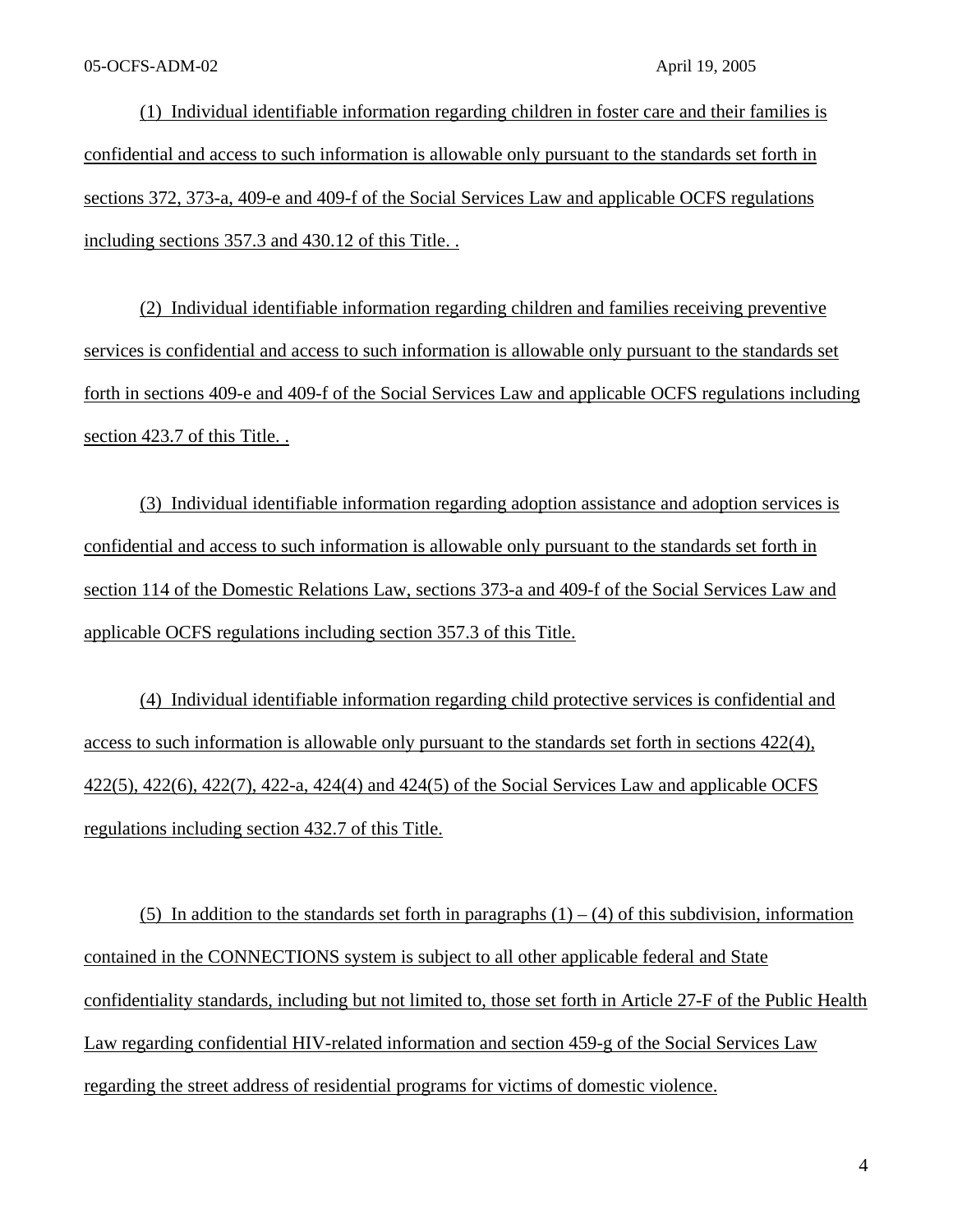(1) Individual identifiable information regarding children in foster care and their families is confidential and access to such information is allowable only pursuant to the standards set forth in sections 372, 373-a, 409-e and 409-f of the Social Services Law and applicable OCFS regulations including sections 357.3 and 430.12 of this Title. .

(2) Individual identifiable information regarding children and families receiving preventive services is confidential and access to such information is allowable only pursuant to the standards set forth in sections 409-e and 409-f of the Social Services Law and applicable OCFS regulations including section 423.7 of this Title. .

(3) Individual identifiable information regarding adoption assistance and adoption services is confidential and access to such information is allowable only pursuant to the standards set forth in section 114 of the Domestic Relations Law, sections 373-a and 409-f of the Social Services Law and applicable OCFS regulations including section 357.3 of this Title.

(4) Individual identifiable information regarding child protective services is confidential and access to such information is allowable only pursuant to the standards set forth in sections 422(4), 422(5), 422(6), 422(7), 422-a, 424(4) and 424(5) of the Social Services Law and applicable OCFS regulations including section 432.7 of this Title.

(5) In addition to the standards set forth in paragraphs (1) – (4) of this subdivision, information contained in the CONNECTIONS system is subject to all other applicable federal and State confidentiality standards, including but not limited to, those set forth in Article 27-F of the Public Health Law regarding confidential HIV-related information and section 459-g of the Social Services Law regarding the street address of residential programs for victims of domestic violence.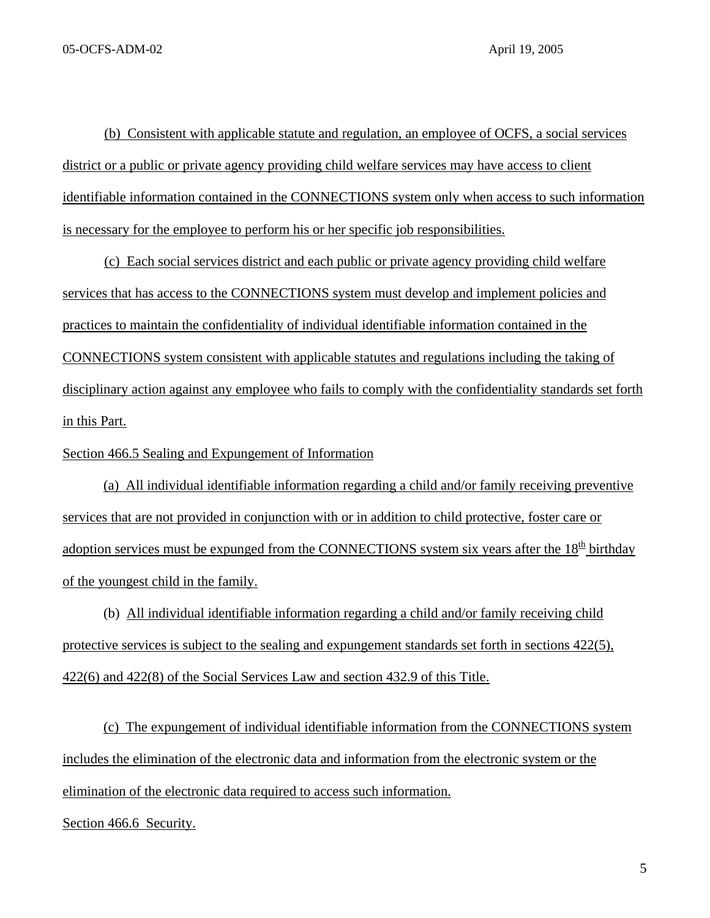(b) Consistent with applicable statute and regulation, an employee of OCFS, a social services district or a public or private agency providing child welfare services may have access to client identifiable information contained in the CONNECTIONS system only when access to such information is necessary for the employee to perform his or her specific job responsibilities.

(c) Each social services district and each public or private agency providing child welfare services that has access to the CONNECTIONS system must develop and implement policies and practices to maintain the confidentiality of individual identifiable information contained in the CONNECTIONS system consistent with applicable statutes and regulations including the taking of disciplinary action against any employee who fails to comply with the confidentiality standards set forth in this Part.

Section 466.5 Sealing and Expungement of Information

(a) All individual identifiable information regarding a child and/or family receiving preventive services that are not provided in conjunction with or in addition to child protective, foster care or adoption services must be expunged from the CONNECTIONS system six years after the 18th birthday of the youngest child in the family.

(b) All individual identifiable information regarding a child and/or family receiving child protective services is subject to the sealing and expungement standards set forth in sections 422(5), 422(6) and 422(8) of the Social Services Law and section 432.9 of this Title.

(c) The expungement of individual identifiable information from the CONNECTIONS system includes the elimination of the electronic data and information from the electronic system or the elimination of the electronic data required to access such information.

Section 466.6 Security.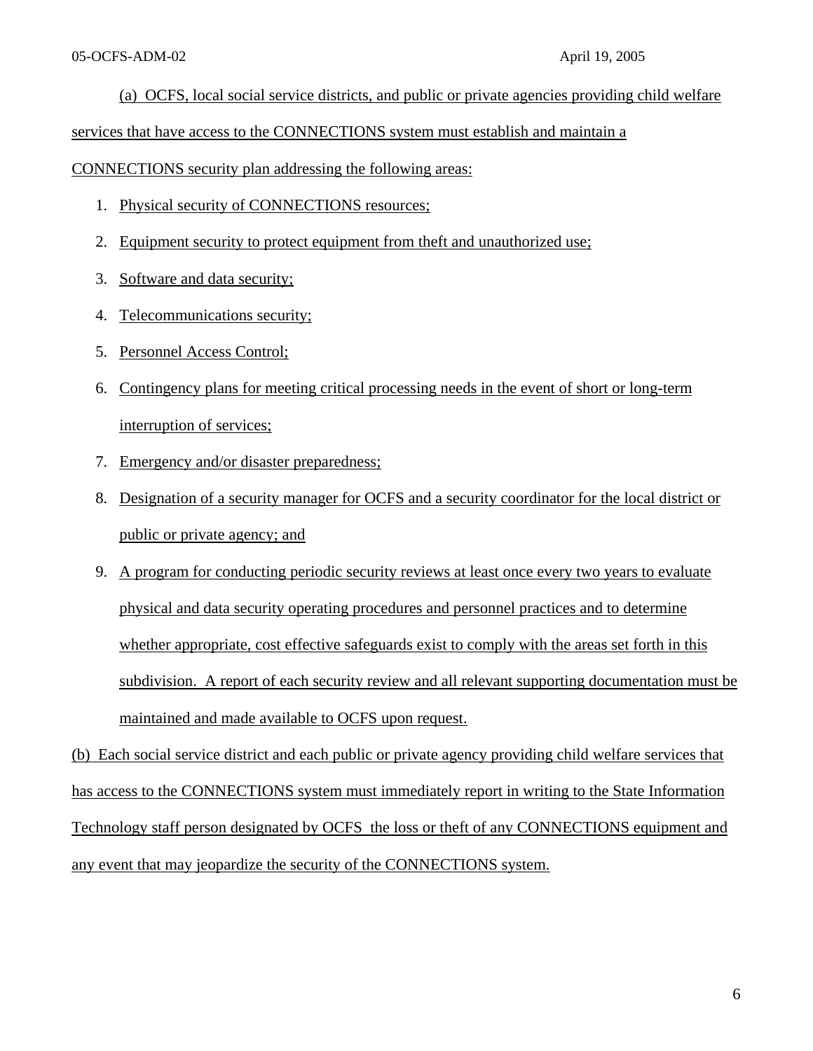(a) OCFS, local social service districts, and public or private agencies providing child welfare services that have access to the CONNECTIONS system must establish and maintain a CONNECTIONS security plan addressing the following areas:

1. Physical security of CONNECTIONS resources;
2. Equipment security to protect equipment from theft and unauthorized use;
3. Software and data security;
4. Telecommunications security;
5. Personnel Access Control;
6. Contingency plans for meeting critical processing needs in the event of short or long-term interruption of services;
7. Emergency and/or disaster preparedness;
8. Designation of a security manager for OCFS and a security coordinator for the local district or public or private agency; and
9. A program for conducting periodic security reviews at least once every two years to evaluate physical and data security operating procedures and personnel practices and to determine whether appropriate, cost effective safeguards exist to comply with the areas set forth in this subdivision. A report of each security review and all relevant supporting documentation must be maintained and made available to OCFS upon request.

(b) Each social service district and each public or private agency providing child welfare services that has access to the CONNECTIONS system must immediately report in writing to the State Information Technology staff person designated by OCFS the loss or theft of any CONNECTIONS equipment and any event that may jeopardize the security of the CONNECTIONS system.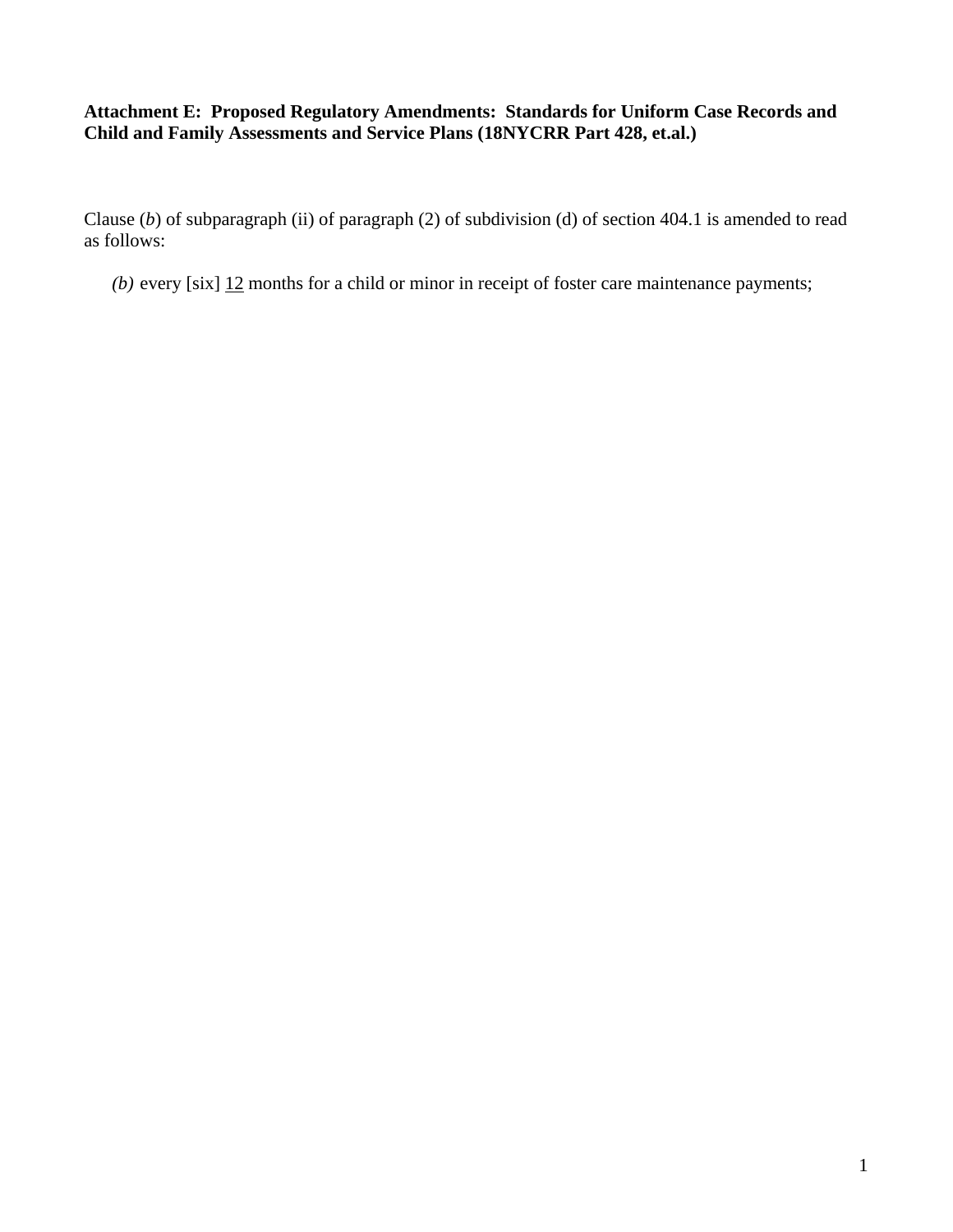**Attachment E: Proposed Regulatory Amendments: Standards for Uniform Case Records and Child and Family Assessments and Service Plans (18NYCRR Part 428, et.al.)**

Clause (*b*) of subparagraph (ii) of paragraph (2) of subdivision (d) of section 404.1 is amended to read as follows:

*(b)* every [six] <u>12</u> months for a child or minor in receipt of foster care maintenance payments;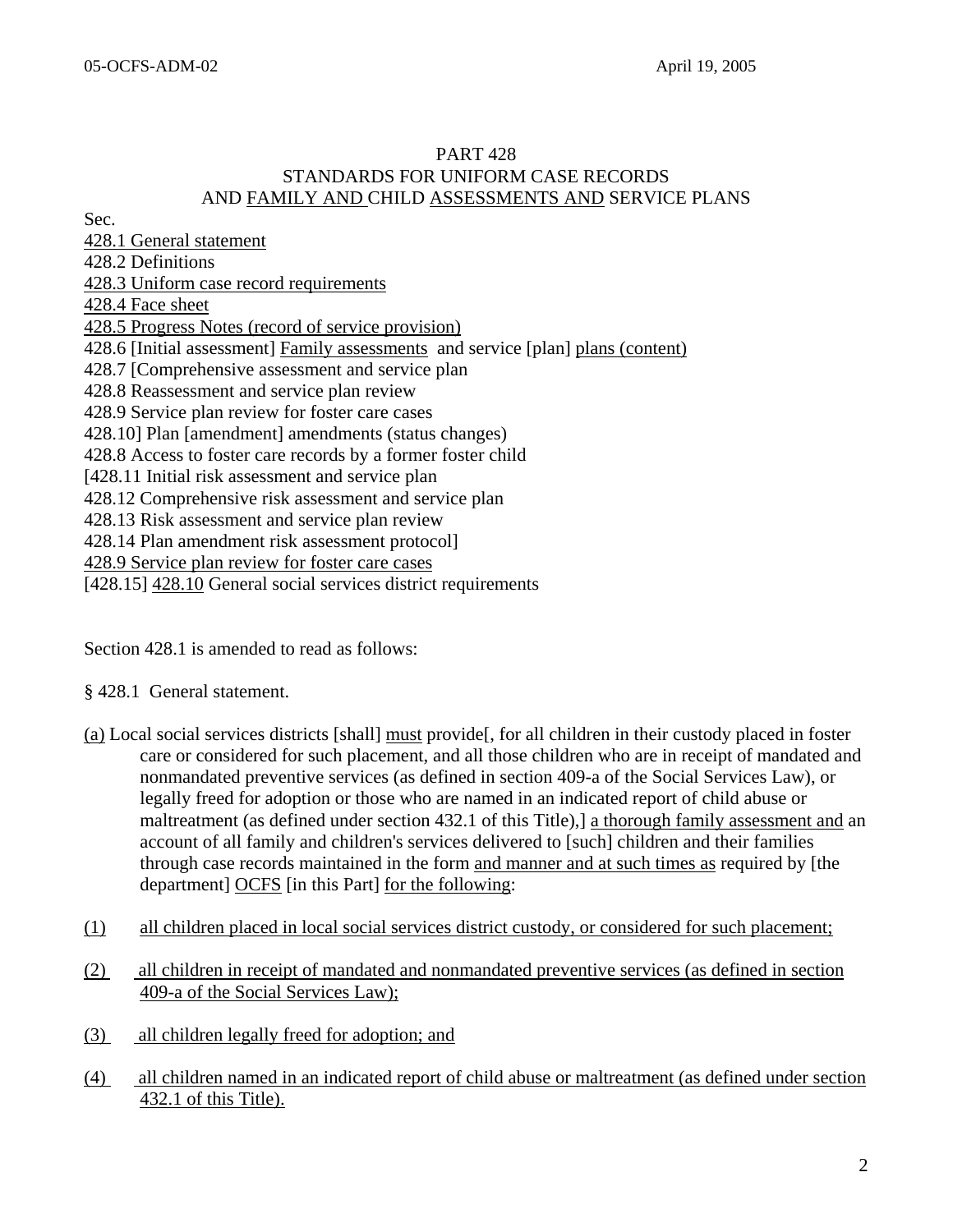PART 428

STANDARDS FOR UNIFORM CASE RECORDS
AND FAMILY AND CHILD ASSESSMENTS AND SERVICE PLANS

Sec.

428.1 General statement
428.2 Definitions
428.3 Uniform case record requirements
428.4 Face sheet
428.5 Progress Notes (record of service provision)
428.6 [Initial assessment] Family assessments and service [plan] plans (content)
428.7 [Comprehensive assessment and service plan
428.8 Reassessment and service plan review
428.9 Service plan review for foster care cases
428.10] Plan [amendment] amendments (status changes)
428.8 Access to foster care records by a former foster child
[428.11 Initial risk assessment and service plan
428.12 Comprehensive risk assessment and service plan
428.13 Risk assessment and service plan review
428.14 Plan amendment risk assessment protocol]
428.9 Service plan review for foster care cases
[428.15] 428.10 General social services district requirements

Section 428.1 is amended to read as follows:

§ 428.1 General statement.

(a) Local social services districts [shall] must provide[, for all children in their custody placed in foster care or considered for such placement, and all those children who are in receipt of mandated and nonmandated preventive services (as defined in section 409-a of the Social Services Law), or legally freed for adoption or those who are named in an indicated report of child abuse or maltreatment (as defined under section 432.1 of this Title),] a thorough family assessment and an account of all family and children's services delivered to [such] children and their families through case records maintained in the form and manner and at such times as required by [the department] OCFS [in this Part] for the following:

(1) all children placed in local social services district custody, or considered for such placement;

(2) all children in receipt of mandated and nonmandated preventive services (as defined in section 409-a of the Social Services Law);

(3) all children legally freed for adoption; and

(4) all children named in an indicated report of child abuse or maltreatment (as defined under section 432.1 of this Title).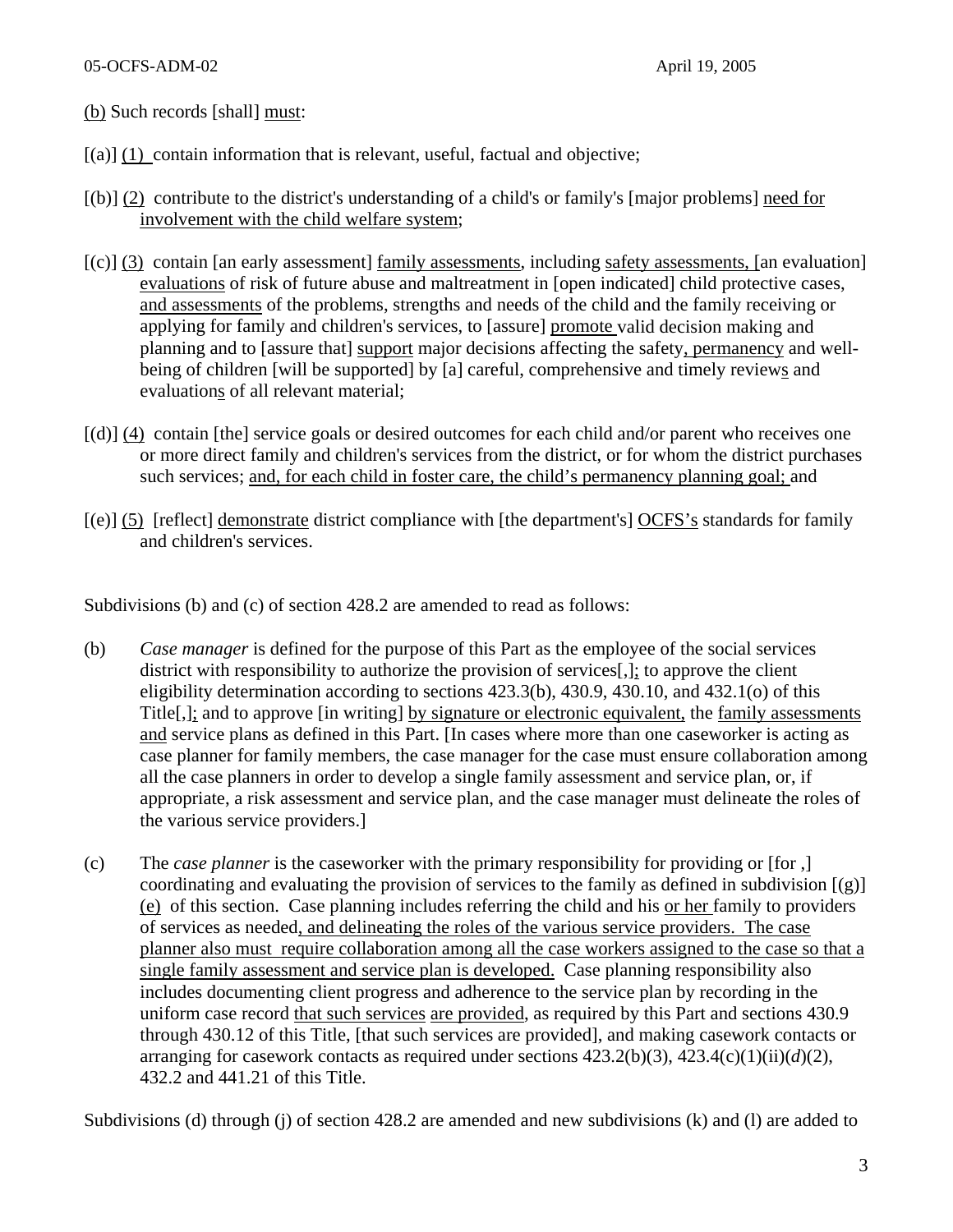(b) Such records [shall] must:

[(a)] (1) contain information that is relevant, useful, factual and objective;

[(b)] (2) contribute to the district's understanding of a child's or family's [major problems] need for involvement with the child welfare system;

[(c)] (3) contain [an early assessment] family assessments, including safety assessments, [an evaluation] evaluations of risk of future abuse and maltreatment in [open indicated] child protective cases, and assessments of the problems, strengths and needs of the child and the family receiving or applying for family and children's services, to [assure] promote valid decision making and planning and to [assure that] support major decisions affecting the safety, permanency and well-being of children [will be supported] by [a] careful, comprehensive and timely reviews and evaluations of all relevant material;

[(d)] (4) contain [the] service goals or desired outcomes for each child and/or parent who receives one or more direct family and children's services from the district, or for whom the district purchases such services; and, for each child in foster care, the child's permanency planning goal; and

[(e)] (5) [reflect] demonstrate district compliance with [the department's] OCFS's standards for family and children's services.

Subdivisions (b) and (c) of section 428.2 are amended to read as follows:

(b) *Case manager* is defined for the purpose of this Part as the employee of the social services district with responsibility to authorize the provision of services[,]; to approve the client eligibility determination according to sections 423.3(b), 430.9, 430.10, and 432.1(o) of this Title[,]; and to approve [in writing] by signature or electronic equivalent, the family assessments and service plans as defined in this Part. [In cases where more than one caseworker is acting as case planner for family members, the case manager for the case must ensure collaboration among all the case planners in order to develop a single family assessment and service plan, or, if appropriate, a risk assessment and service plan, and the case manager must delineate the roles of the various service providers.]

(c) The *case planner* is the caseworker with the primary responsibility for providing or [for ,] coordinating and evaluating the provision of services to the family as defined in subdivision [(g)] (e) of this section. Case planning includes referring the child and his or her family to providers of services as needed, and delineating the roles of the various service providers. The case planner also must require collaboration among all the case workers assigned to the case so that a single family assessment and service plan is developed. Case planning responsibility also includes documenting client progress and adherence to the service plan by recording in the uniform case record that such services are provided, as required by this Part and sections 430.9 through 430.12 of this Title, [that such services are provided], and making casework contacts or arranging for casework contacts as required under sections 423.2(b)(3), 423.4(c)(1)(ii)(*d*)(2), 432.2 and 441.21 of this Title.

Subdivisions (d) through (j) of section 428.2 are amended and new subdivisions (k) and (l) are added to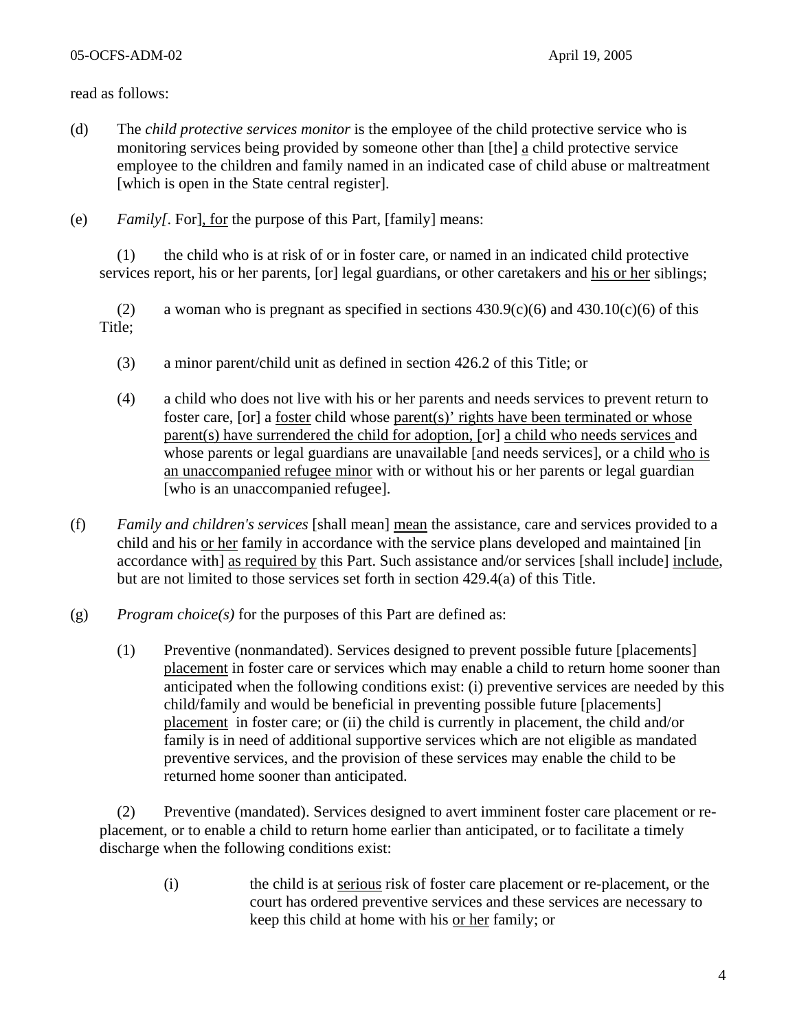read as follows:

(d) The *child protective services monitor* is the employee of the child protective service who is monitoring services being provided by someone other than [the] <u>a</u> child protective service employee to the children and family named in an indicated case of child abuse or maltreatment [which is open in the State central register].

(e) *Family[*. For]<u>, for</u> the purpose of this Part, [family] means:

(1) the child who is at risk of or in foster care, or named in an indicated child protective services report, his or her parents, [or] legal guardians, or other caretakers and <u>his or her</u> siblings;

(2) a woman who is pregnant as specified in sections 430.9(c)(6) and 430.10(c)(6) of this Title;

(3) a minor parent/child unit as defined in section 426.2 of this Title; or

(4) a child who does not live with his or her parents and needs services to prevent return to foster care, [or] a <u>foster</u> child whose <u>parent(s)' rights have been terminated or whose parent(s) have surrendered the child for adoption,</u> [or] <u>a child who needs services</u> and whose parents or legal guardians are unavailable [and needs services], or a child <u>who is an unaccompanied refugee minor</u> with or without his or her parents or legal guardian [who is an unaccompanied refugee].

(f) *Family and children's services* [shall mean] <u>mean</u> the assistance, care and services provided to a child and his <u>or her</u> family in accordance with the service plans developed and maintained [in accordance with] <u>as required by</u> this Part. Such assistance and/or services [shall include] <u>include</u>, but are not limited to those services set forth in section 429.4(a) of this Title.

(g) *Program choice(s)* for the purposes of this Part are defined as:

(1) Preventive (nonmandated). Services designed to prevent possible future [placements] <u>placement</u> in foster care or services which may enable a child to return home sooner than anticipated when the following conditions exist: (i) preventive services are needed by this child/family and would be beneficial in preventing possible future [placements] <u>placement</u> in foster care; or (ii) the child is currently in placement, the child and/or family is in need of additional supportive services which are not eligible as mandated preventive services, and the provision of these services may enable the child to be returned home sooner than anticipated.

(2) Preventive (mandated). Services designed to avert imminent foster care placement or re-placement, or to enable a child to return home earlier than anticipated, or to facilitate a timely discharge when the following conditions exist:

(i) the child is at <u>serious</u> risk of foster care placement or re-placement, or the court has ordered preventive services and these services are necessary to keep this child at home with his <u>or her</u> family; or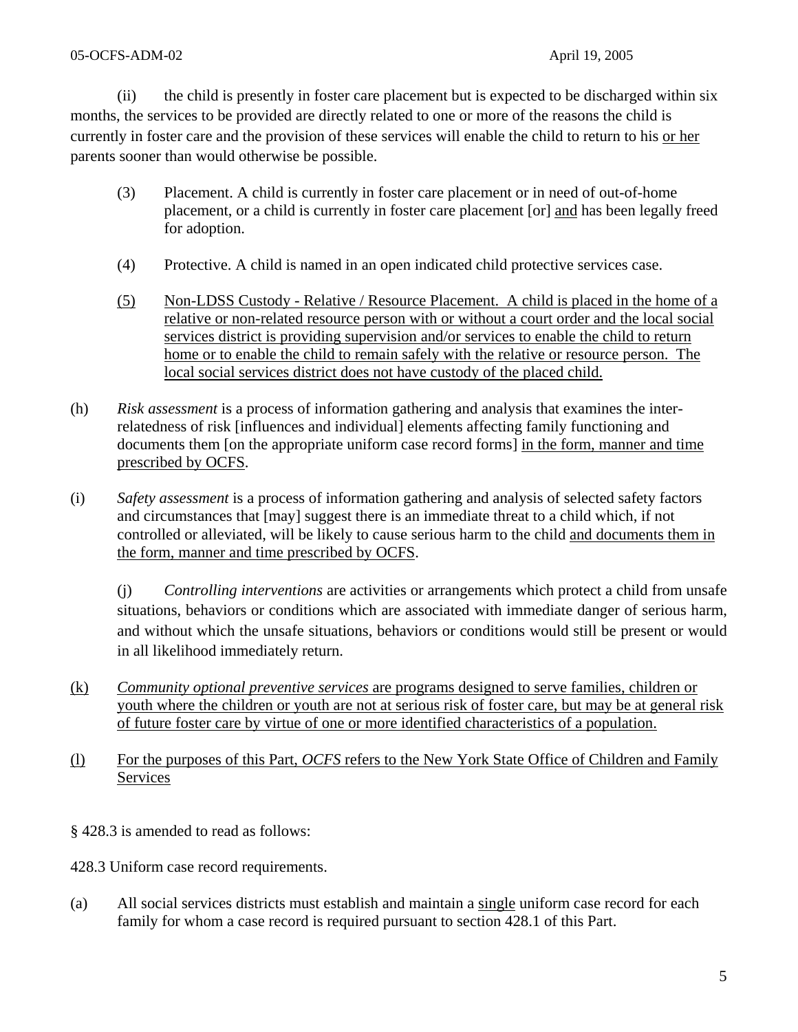(ii) the child is presently in foster care placement but is expected to be discharged within six months, the services to be provided are directly related to one or more of the reasons the child is currently in foster care and the provision of these services will enable the child to return to his <u>or her</u> parents sooner than would otherwise be possible.

(3) Placement. A child is currently in foster care placement or in need of out-of-home placement, or a child is currently in foster care placement [or] <u>and</u> has been legally freed for adoption.

(4) Protective. A child is named in an open indicated child protective services case.

<u>(5) Non-LDSS Custody - Relative / Resource Placement. A child is placed in the home of a relative or non-related resource person with or without a court order and the local social services district is providing supervision and/or services to enable the child to return home or to enable the child to remain safely with the relative or resource person. The local social services district does not have custody of the placed child.</u>

(h) *Risk assessment* is a process of information gathering and analysis that examines the inter-relatedness of risk [influences and individual] elements affecting family functioning and documents them [on the appropriate uniform case record forms] <u>in the form, manner and time prescribed by OCFS</u>.

(i) *Safety assessment* is a process of information gathering and analysis of selected safety factors and circumstances that [may] suggest there is an immediate threat to a child which, if not controlled or alleviated, will be likely to cause serious harm to the child <u>and documents them in the form, manner and time prescribed by OCFS</u>.

(j) *Controlling interventions* are activities or arrangements which protect a child from unsafe situations, behaviors or conditions which are associated with immediate danger of serious harm, and without which the unsafe situations, behaviors or conditions would still be present or would in all likelihood immediately return.

<u>(k) *Community optional preventive services* are programs designed to serve families, children or youth where the children or youth are not at serious risk of foster care, but may be at general risk of future foster care by virtue of one or more identified characteristics of a population.</u>

<u>(l) For the purposes of this Part, *OCFS* refers to the New York State Office of Children and Family Services</u>

§ 428.3 is amended to read as follows:

428.3 Uniform case record requirements.

(a) All social services districts must establish and maintain a <u>single</u> uniform case record for each family for whom a case record is required pursuant to section 428.1 of this Part.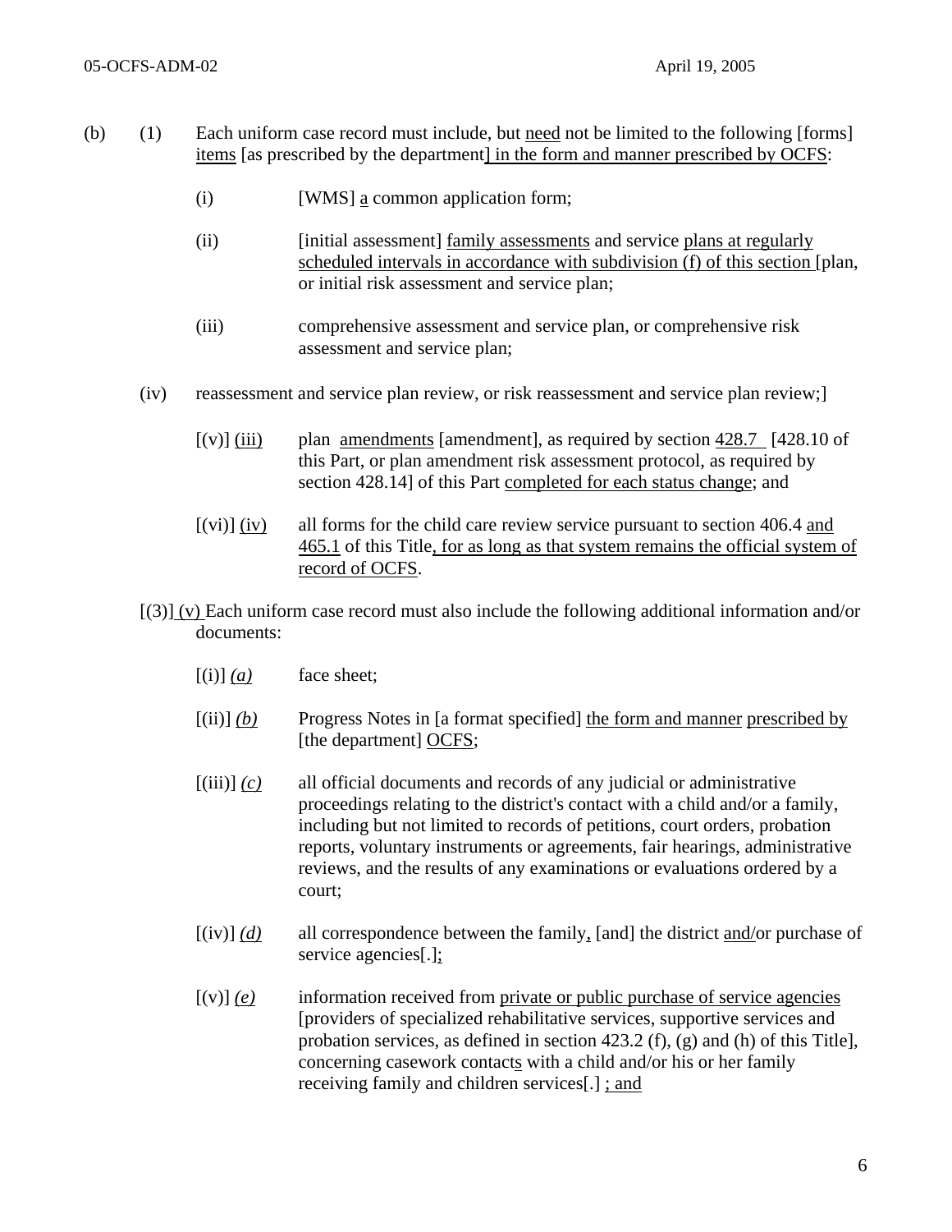(b) (1) Each uniform case record must include, but need not be limited to the following [forms] items [as prescribed by the department] in the form and manner prescribed by OCFS:

(i) [WMS] a common application form;

(ii) [initial assessment] family assessments and service plans at regularly scheduled intervals in accordance with subdivision (f) of this section [plan, or initial risk assessment and service plan;

(iii) comprehensive assessment and service plan, or comprehensive risk assessment and service plan;

(iv) reassessment and service plan review, or risk reassessment and service plan review;]

[(v)] (iii) plan amendments [amendment], as required by section 428.7 [428.10 of this Part, or plan amendment risk assessment protocol, as required by section 428.14] of this Part completed for each status change; and

[(vi)] (iv) all forms for the child care review service pursuant to section 406.4 and 465.1 of this Title, for as long as that system remains the official system of record of OCFS.

[(3)] (v) Each uniform case record must also include the following additional information and/or documents:

[(i)] *(a)* face sheet;

[(ii)] *(b)* Progress Notes in [a format specified] the form and manner prescribed by [the department] OCFS;

[(iii)] *(c)* all official documents and records of any judicial or administrative proceedings relating to the district's contact with a child and/or a family, including but not limited to records of petitions, court orders, probation reports, voluntary instruments or agreements, fair hearings, administrative reviews, and the results of any examinations or evaluations ordered by a court;

[(iv)] *(d)* all correspondence between the family, [and] the district and/or purchase of service agencies[.];

[(v)] *(e)* information received from private or public purchase of service agencies [providers of specialized rehabilitative services, supportive services and probation services, as defined in section 423.2 (f), (g) and (h) of this Title], concerning casework contacts with a child and/or his or her family receiving family and children services[.] ; and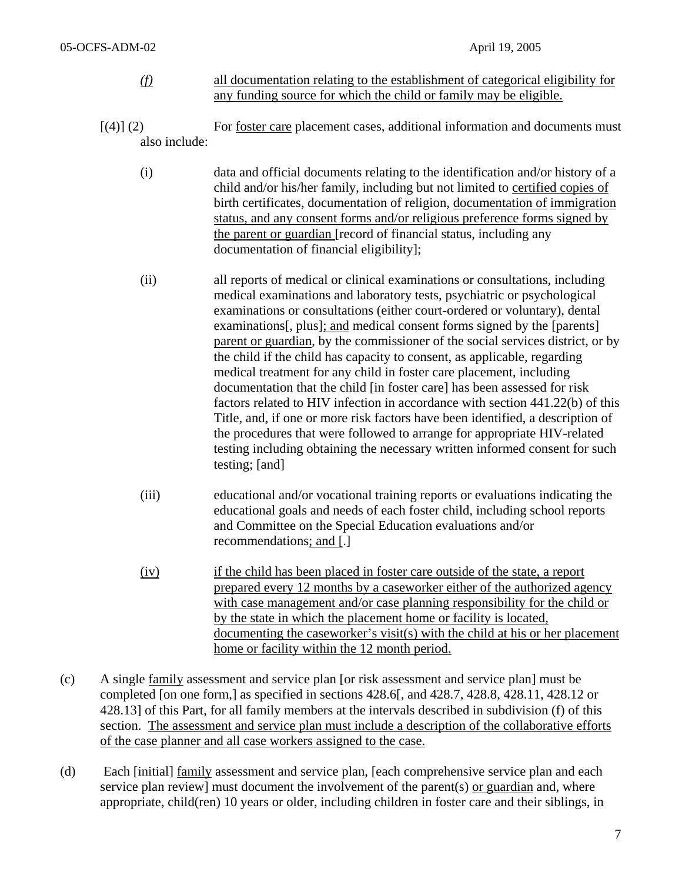*(f)* all documentation relating to the establishment of categorical eligibility for any funding source for which the child or family may be eligible.

[(4)] (2) For foster care placement cases, additional information and documents must also include:

(i) data and official documents relating to the identification and/or history of a child and/or his/her family, including but not limited to certified copies of birth certificates, documentation of religion, documentation of immigration status, and any consent forms and/or religious preference forms signed by the parent or guardian [record of financial status, including any documentation of financial eligibility];

(ii) all reports of medical or clinical examinations or consultations, including medical examinations and laboratory tests, psychiatric or psychological examinations or consultations (either court-ordered or voluntary), dental examinations[, plus]; and medical consent forms signed by the [parents] parent or guardian, by the commissioner of the social services district, or by the child if the child has capacity to consent, as applicable, regarding medical treatment for any child in foster care placement, including documentation that the child [in foster care] has been assessed for risk factors related to HIV infection in accordance with section 441.22(b) of this Title, and, if one or more risk factors have been identified, a description of the procedures that were followed to arrange for appropriate HIV-related testing including obtaining the necessary written informed consent for such testing; [and]

(iii) educational and/or vocational training reports or evaluations indicating the educational goals and needs of each foster child, including school reports and Committee on the Special Education evaluations and/or recommendations; and [.]

(iv) if the child has been placed in foster care outside of the state, a report prepared every 12 months by a caseworker either of the authorized agency with case management and/or case planning responsibility for the child or by the state in which the placement home or facility is located, documenting the caseworker's visit(s) with the child at his or her placement home or facility within the 12 month period.

(c) A single family assessment and service plan [or risk assessment and service plan] must be completed [on one form,] as specified in sections 428.6[, and 428.7, 428.8, 428.11, 428.12 or 428.13] of this Part, for all family members at the intervals described in subdivision (f) of this section. The assessment and service plan must include a description of the collaborative efforts of the case planner and all case workers assigned to the case.

(d) Each [initial] family assessment and service plan, [each comprehensive service plan and each service plan review] must document the involvement of the parent(s) or guardian and, where appropriate, child(ren) 10 years or older, including children in foster care and their siblings, in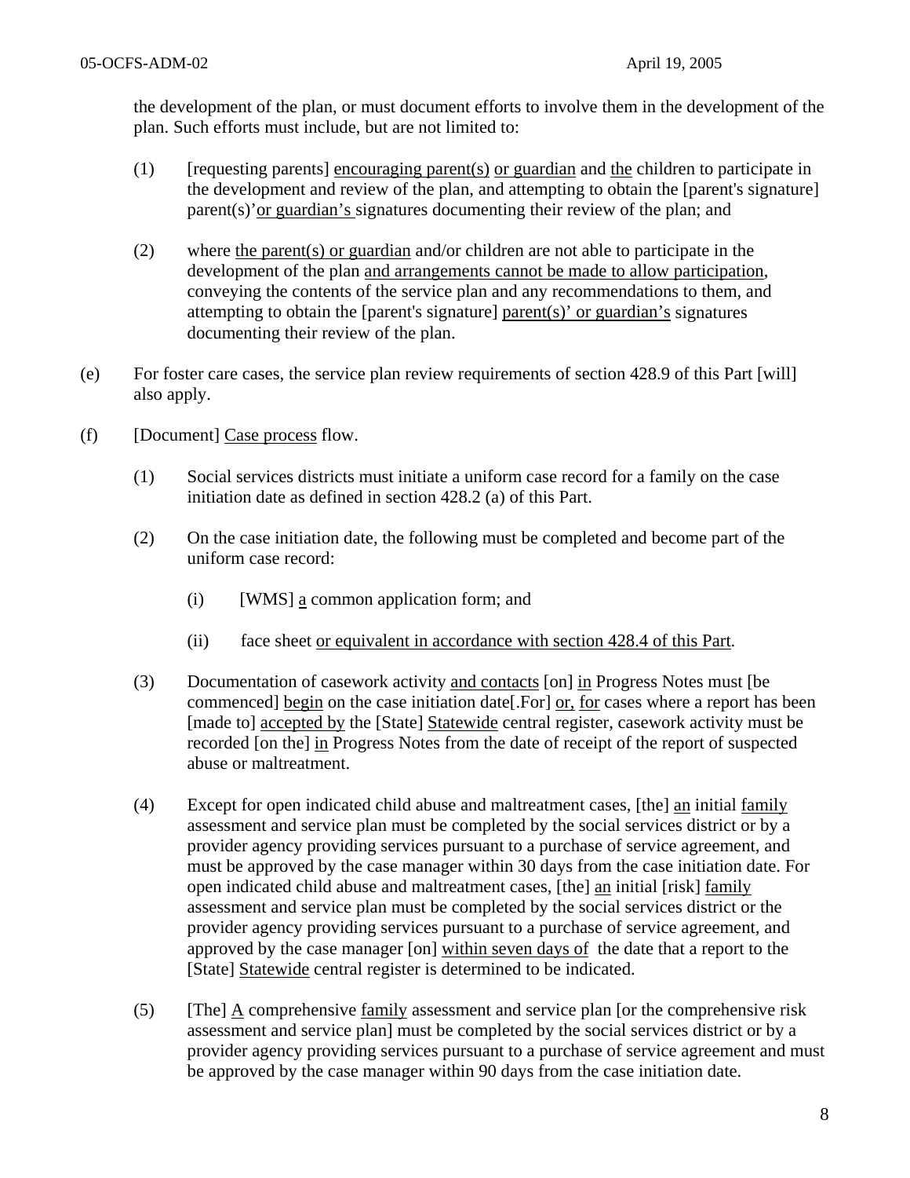the development of the plan, or must document efforts to involve them in the development of the plan. Such efforts must include, but are not limited to:

(1) [requesting parents] <u>encouraging parent(s)</u> <u>or guardian</u> and <u>the</u> children to participate in the development and review of the plan, and attempting to obtain the [parent's signature] parent(s)'<u>or guardian's</u> signatures documenting their review of the plan; and

(2) where <u>the parent(s) or guardian</u> and/or children are not able to participate in the development of the plan <u>and arrangements cannot be made to allow participation</u>, conveying the contents of the service plan and any recommendations to them, and attempting to obtain the [parent's signature] <u>parent(s)' or guardian's</u> signatures documenting their review of the plan.

(e) For foster care cases, the service plan review requirements of section 428.9 of this Part [will] also apply.

(f) [Document] <u>Case process</u> flow.

(1) Social services districts must initiate a uniform case record for a family on the case initiation date as defined in section 428.2 (a) of this Part.

(2) On the case initiation date, the following must be completed and become part of the uniform case record:

(i) [WMS] <u>a</u> common application form; and

(ii) face sheet <u>or equivalent in accordance with section 428.4 of this Part</u>.

(3) Documentation of casework activity <u>and contacts</u> [on] <u>in</u> Progress Notes must [be commenced] <u>begin</u> on the case initiation date[.For] <u>or, for</u> cases where a report has been [made to] <u>accepted by</u> the [State] <u>Statewide</u> central register, casework activity must be recorded [on the] <u>in</u> Progress Notes from the date of receipt of the report of suspected abuse or maltreatment.

(4) Except for open indicated child abuse and maltreatment cases, [the] <u>an</u> initial <u>family</u> assessment and service plan must be completed by the social services district or by a provider agency providing services pursuant to a purchase of service agreement, and must be approved by the case manager within 30 days from the case initiation date. For open indicated child abuse and maltreatment cases, [the] <u>an</u> initial [risk] <u>family</u> assessment and service plan must be completed by the social services district or the provider agency providing services pursuant to a purchase of service agreement, and approved by the case manager [on] <u>within seven days of</u> the date that a report to the [State] <u>Statewide</u> central register is determined to be indicated.

(5) [The] <u>A</u> comprehensive <u>family</u> assessment and service plan [or the comprehensive risk assessment and service plan] must be completed by the social services district or by a provider agency providing services pursuant to a purchase of service agreement and must be approved by the case manager within 90 days from the case initiation date.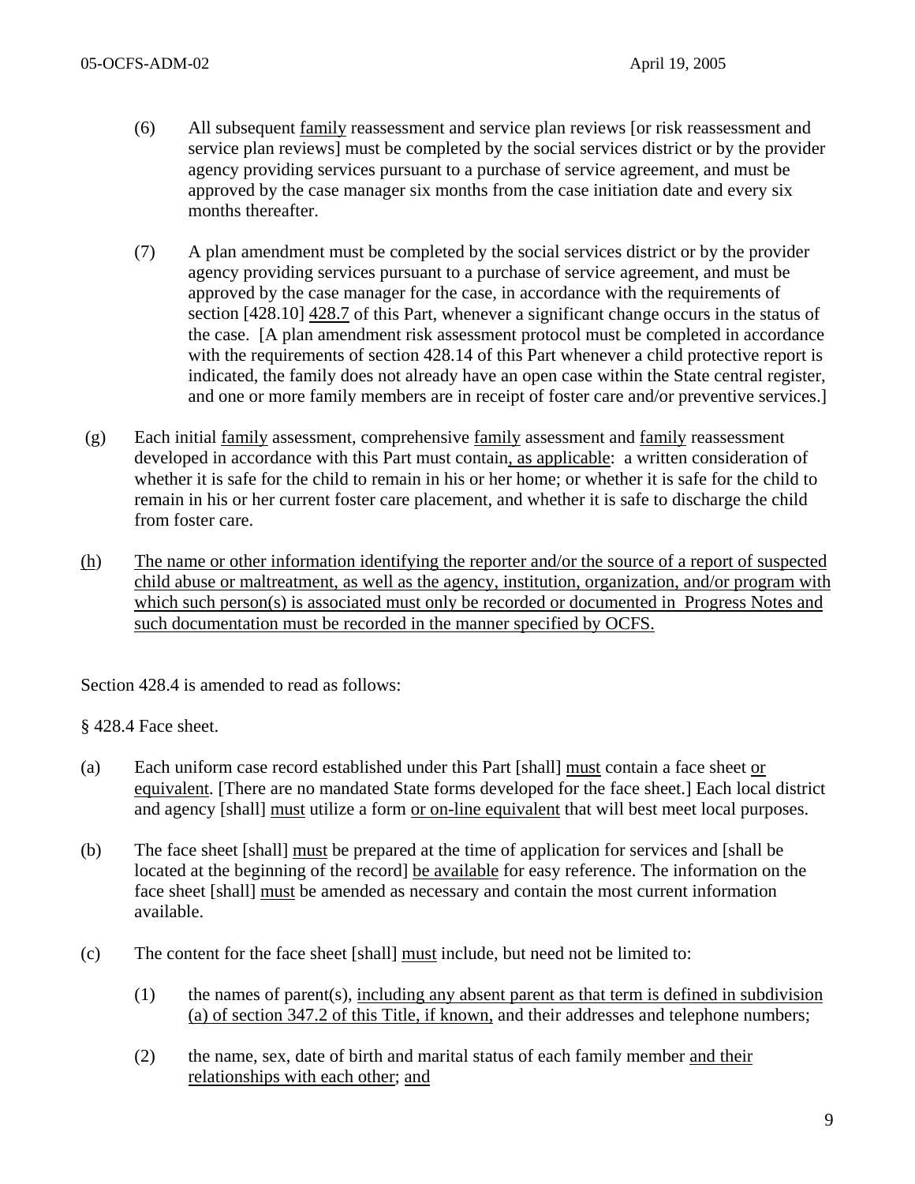(6) All subsequent family reassessment and service plan reviews [or risk reassessment and service plan reviews] must be completed by the social services district or by the provider agency providing services pursuant to a purchase of service agreement, and must be approved by the case manager six months from the case initiation date and every six months thereafter.

(7) A plan amendment must be completed by the social services district or by the provider agency providing services pursuant to a purchase of service agreement, and must be approved by the case manager for the case, in accordance with the requirements of section [428.10] 428.7 of this Part, whenever a significant change occurs in the status of the case. [A plan amendment risk assessment protocol must be completed in accordance with the requirements of section 428.14 of this Part whenever a child protective report is indicated, the family does not already have an open case within the State central register, and one or more family members are in receipt of foster care and/or preventive services.]

(g) Each initial family assessment, comprehensive family assessment and family reassessment developed in accordance with this Part must contain, as applicable: a written consideration of whether it is safe for the child to remain in his or her home; or whether it is safe for the child to remain in his or her current foster care placement, and whether it is safe to discharge the child from foster care.

(h) The name or other information identifying the reporter and/or the source of a report of suspected child abuse or maltreatment, as well as the agency, institution, organization, and/or program with which such person(s) is associated must only be recorded or documented in Progress Notes and such documentation must be recorded in the manner specified by OCFS.

Section 428.4 is amended to read as follows:

§ 428.4 Face sheet.

(a) Each uniform case record established under this Part [shall] must contain a face sheet or equivalent. [There are no mandated State forms developed for the face sheet.] Each local district and agency [shall] must utilize a form or on-line equivalent that will best meet local purposes.

(b) The face sheet [shall] must be prepared at the time of application for services and [shall be located at the beginning of the record] be available for easy reference. The information on the face sheet [shall] must be amended as necessary and contain the most current information available.

(c) The content for the face sheet [shall] must include, but need not be limited to:

(1) the names of parent(s), including any absent parent as that term is defined in subdivision (a) of section 347.2 of this Title, if known, and their addresses and telephone numbers;

(2) the name, sex, date of birth and marital status of each family member and their relationships with each other; and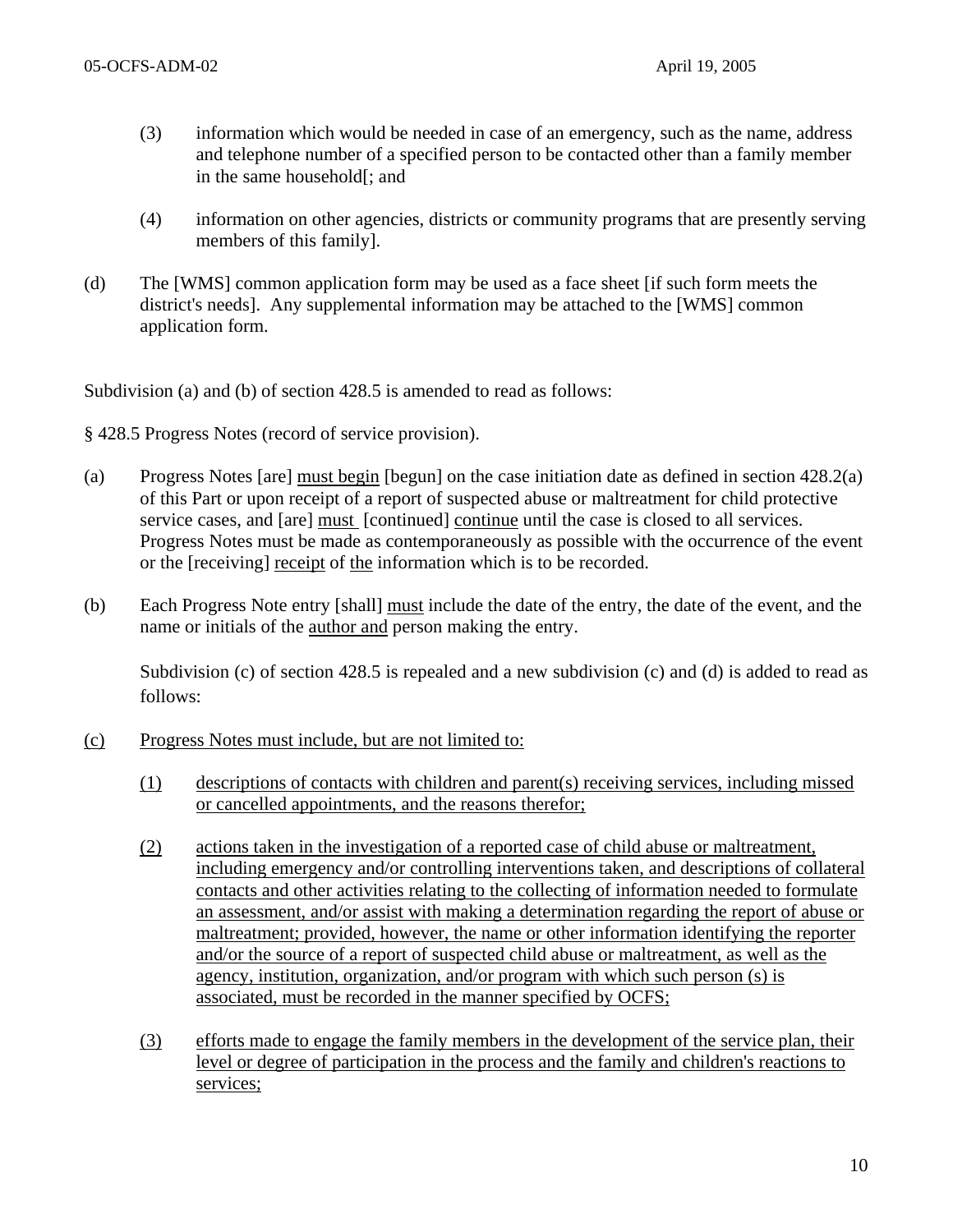(3) information which would be needed in case of an emergency, such as the name, address and telephone number of a specified person to be contacted other than a family member in the same household[; and

(4) information on other agencies, districts or community programs that are presently serving members of this family].

(d) The [WMS] common application form may be used as a face sheet [if such form meets the district's needs]. Any supplemental information may be attached to the [WMS] common application form.

Subdivision (a) and (b) of section 428.5 is amended to read as follows:

§ 428.5 Progress Notes (record of service provision).

(a) Progress Notes [are] must begin [begun] on the case initiation date as defined in section 428.2(a) of this Part or upon receipt of a report of suspected abuse or maltreatment for child protective service cases, and [are] must [continued] continue until the case is closed to all services. Progress Notes must be made as contemporaneously as possible with the occurrence of the event or the [receiving] receipt of the information which is to be recorded.

(b) Each Progress Note entry [shall] must include the date of the entry, the date of the event, and the name or initials of the author and person making the entry.

Subdivision (c) of section 428.5 is repealed and a new subdivision (c) and (d) is added to read as follows:

(c) Progress Notes must include, but are not limited to:

(1) descriptions of contacts with children and parent(s) receiving services, including missed or cancelled appointments, and the reasons therefor;

(2) actions taken in the investigation of a reported case of child abuse or maltreatment, including emergency and/or controlling interventions taken, and descriptions of collateral contacts and other activities relating to the collecting of information needed to formulate an assessment, and/or assist with making a determination regarding the report of abuse or maltreatment; provided, however, the name or other information identifying the reporter and/or the source of a report of suspected child abuse or maltreatment, as well as the agency, institution, organization, and/or program with which such person (s) is associated, must be recorded in the manner specified by OCFS;

(3) efforts made to engage the family members in the development of the service plan, their level or degree of participation in the process and the family and children's reactions to services;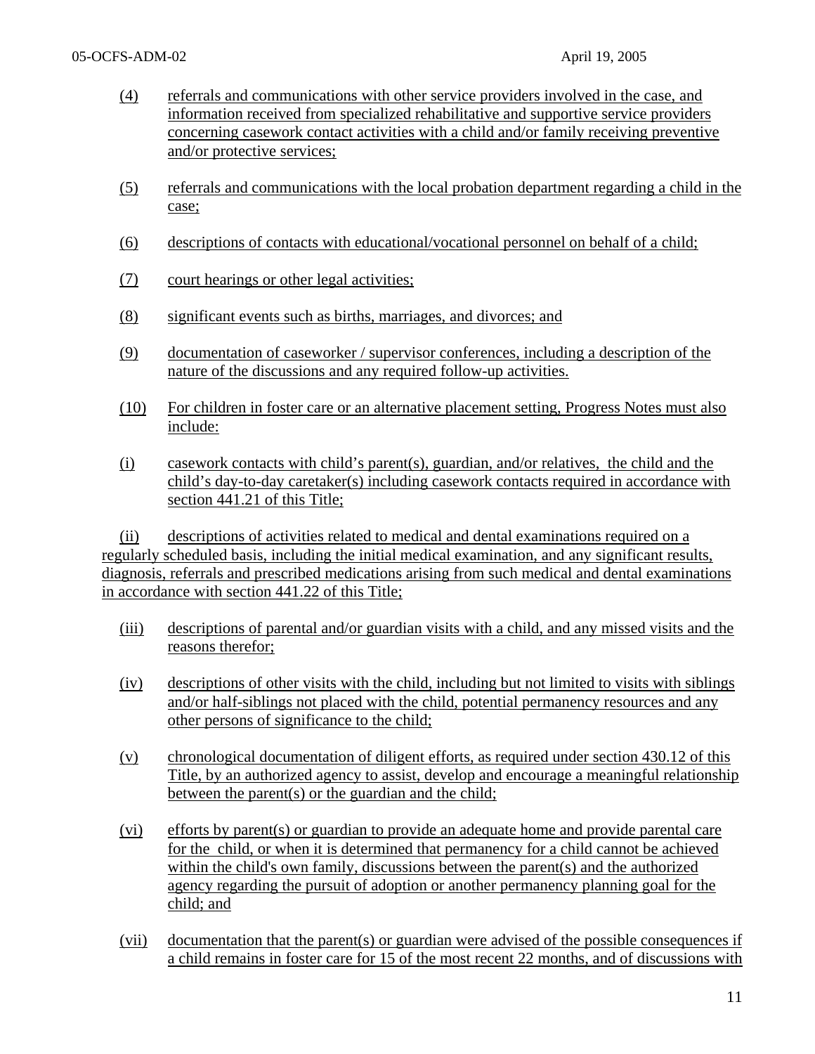(4) referrals and communications with other service providers involved in the case, and information received from specialized rehabilitative and supportive service providers concerning casework contact activities with a child and/or family receiving preventive and/or protective services;

(5) referrals and communications with the local probation department regarding a child in the case;

(6) descriptions of contacts with educational/vocational personnel on behalf of a child;

(7) court hearings or other legal activities;

(8) significant events such as births, marriages, and divorces; and

(9) documentation of caseworker / supervisor conferences, including a description of the nature of the discussions and any required follow-up activities.

(10) For children in foster care or an alternative placement setting, Progress Notes must also include:

(i) casework contacts with child's parent(s), guardian, and/or relatives, the child and the child's day-to-day caretaker(s) including casework contacts required in accordance with section 441.21 of this Title;

(ii) descriptions of activities related to medical and dental examinations required on a regularly scheduled basis, including the initial medical examination, and any significant results, diagnosis, referrals and prescribed medications arising from such medical and dental examinations in accordance with section 441.22 of this Title;

(iii) descriptions of parental and/or guardian visits with a child, and any missed visits and the reasons therefor;

(iv) descriptions of other visits with the child, including but not limited to visits with siblings and/or half-siblings not placed with the child, potential permanency resources and any other persons of significance to the child;

(v) chronological documentation of diligent efforts, as required under section 430.12 of this Title, by an authorized agency to assist, develop and encourage a meaningful relationship between the parent(s) or the guardian and the child;

(vi) efforts by parent(s) or guardian to provide an adequate home and provide parental care for the child, or when it is determined that permanency for a child cannot be achieved within the child's own family, discussions between the parent(s) and the authorized agency regarding the pursuit of adoption or another permanency planning goal for the child; and

(vii) documentation that the parent(s) or guardian were advised of the possible consequences if a child remains in foster care for 15 of the most recent 22 months, and of discussions with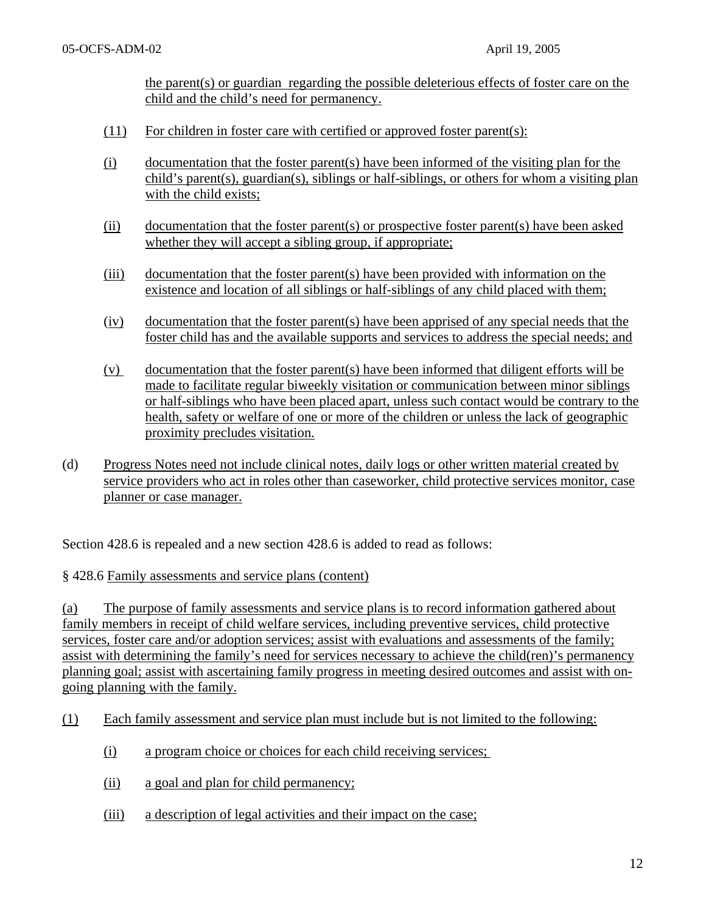the parent(s) or guardian regarding the possible deleterious effects of foster care on the child and the child's need for permanency.

(11) For children in foster care with certified or approved foster parent(s):

(i) documentation that the foster parent(s) have been informed of the visiting plan for the child's parent(s), guardian(s), siblings or half-siblings, or others for whom a visiting plan with the child exists;

(ii) documentation that the foster parent(s) or prospective foster parent(s) have been asked whether they will accept a sibling group, if appropriate;

(iii) documentation that the foster parent(s) have been provided with information on the existence and location of all siblings or half-siblings of any child placed with them;

(iv) documentation that the foster parent(s) have been apprised of any special needs that the foster child has and the available supports and services to address the special needs; and

(v) documentation that the foster parent(s) have been informed that diligent efforts will be made to facilitate regular biweekly visitation or communication between minor siblings or half-siblings who have been placed apart, unless such contact would be contrary to the health, safety or welfare of one or more of the children or unless the lack of geographic proximity precludes visitation.

(d) Progress Notes need not include clinical notes, daily logs or other written material created by service providers who act in roles other than caseworker, child protective services monitor, case planner or case manager.

Section 428.6 is repealed and a new section 428.6 is added to read as follows:

§ 428.6 Family assessments and service plans (content)

(a) The purpose of family assessments and service plans is to record information gathered about family members in receipt of child welfare services, including preventive services, child protective services, foster care and/or adoption services; assist with evaluations and assessments of the family; assist with determining the family's need for services necessary to achieve the child(ren)'s permanency planning goal; assist with ascertaining family progress in meeting desired outcomes and assist with on-going planning with the family.

(1) Each family assessment and service plan must include but is not limited to the following:

(i) a program choice or choices for each child receiving services;

(ii) a goal and plan for child permanency;

(iii) a description of legal activities and their impact on the case;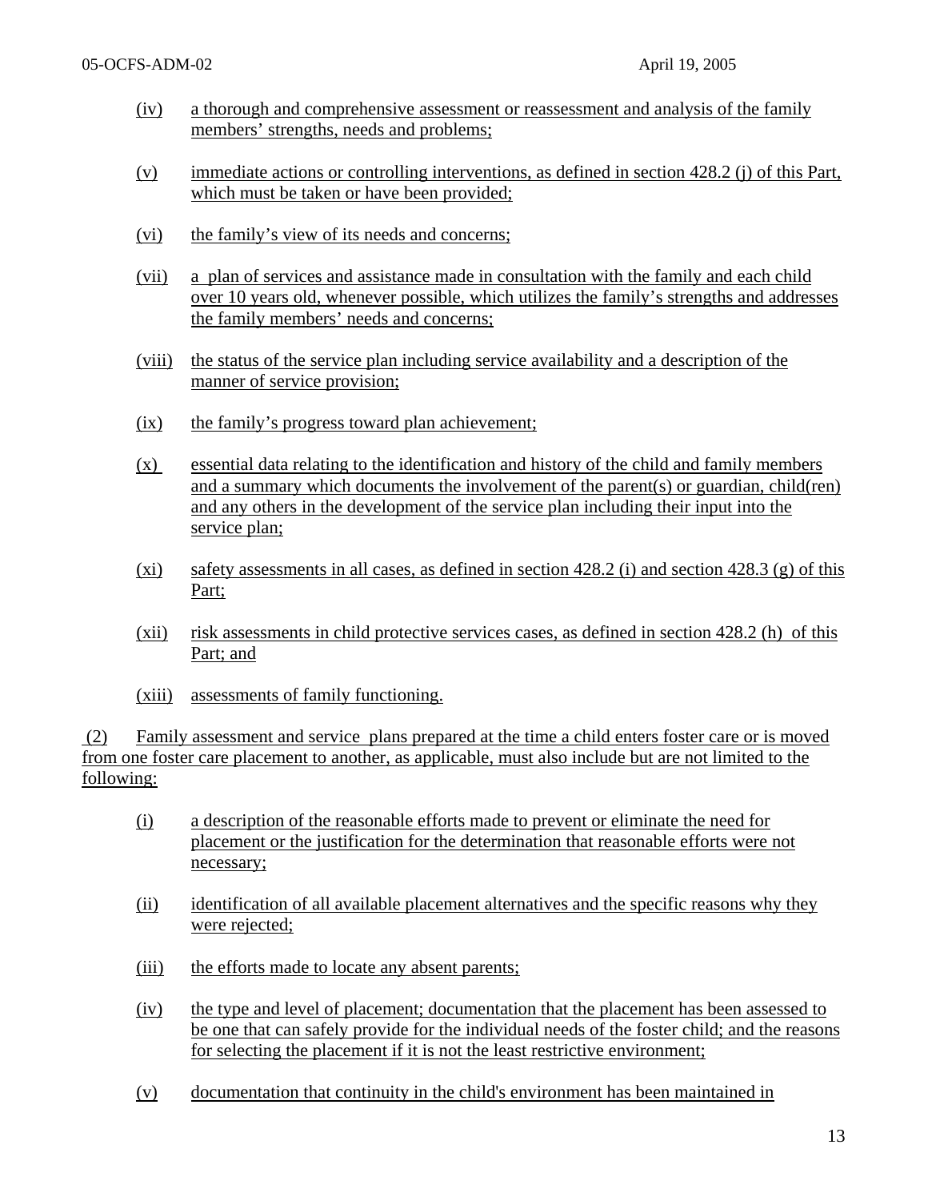(iv) a thorough and comprehensive assessment or reassessment and analysis of the family members' strengths, needs and problems;

(v) immediate actions or controlling interventions, as defined in section 428.2 (j) of this Part, which must be taken or have been provided;

(vi) the family's view of its needs and concerns;

(vii) a plan of services and assistance made in consultation with the family and each child over 10 years old, whenever possible, which utilizes the family's strengths and addresses the family members' needs and concerns;

(viii) the status of the service plan including service availability and a description of the manner of service provision;

(ix) the family's progress toward plan achievement;

(x) essential data relating to the identification and history of the child and family members and a summary which documents the involvement of the parent(s) or guardian, child(ren) and any others in the development of the service plan including their input into the service plan;

(xi) safety assessments in all cases, as defined in section 428.2 (i) and section 428.3 (g) of this Part;

(xii) risk assessments in child protective services cases, as defined in section 428.2 (h) of this Part; and

(xiii) assessments of family functioning.

(2) Family assessment and service plans prepared at the time a child enters foster care or is moved from one foster care placement to another, as applicable, must also include but are not limited to the following:

(i) a description of the reasonable efforts made to prevent or eliminate the need for placement or the justification for the determination that reasonable efforts were not necessary;

(ii) identification of all available placement alternatives and the specific reasons why they were rejected;

(iii) the efforts made to locate any absent parents;

(iv) the type and level of placement; documentation that the placement has been assessed to be one that can safely provide for the individual needs of the foster child; and the reasons for selecting the placement if it is not the least restrictive environment;

(v) documentation that continuity in the child's environment has been maintained in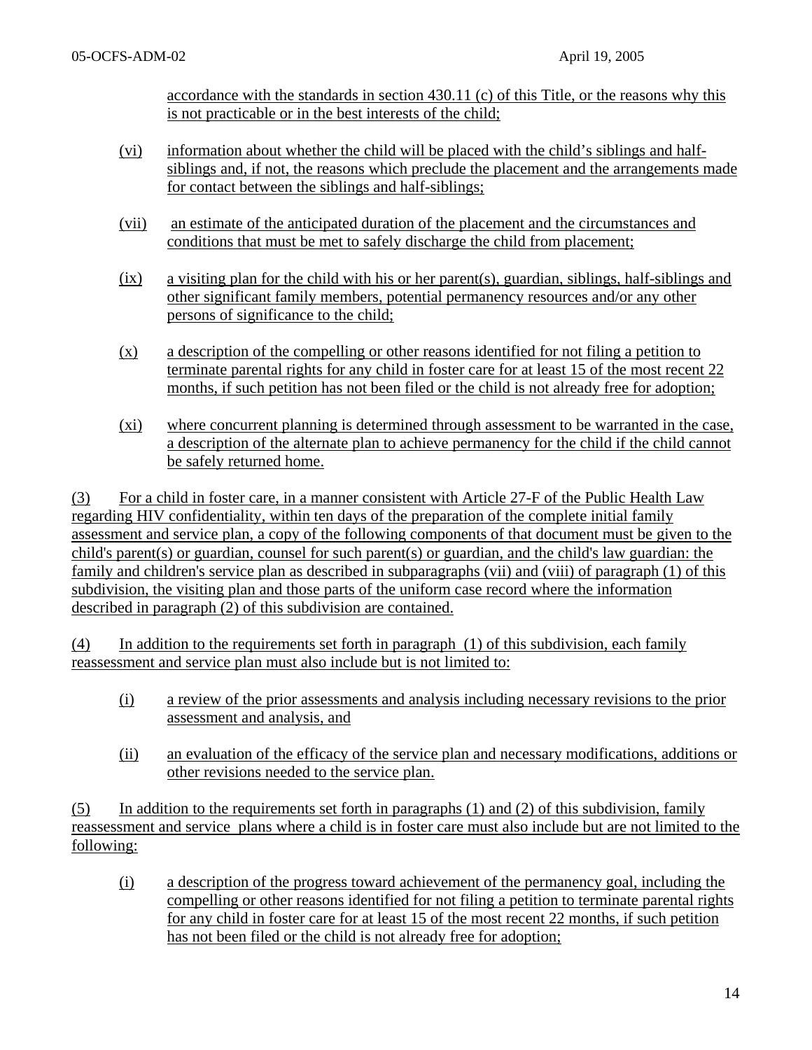accordance with the standards in section 430.11 (c) of this Title, or the reasons why this is not practicable or in the best interests of the child;

(vi) information about whether the child will be placed with the child's siblings and half-siblings and, if not, the reasons which preclude the placement and the arrangements made for contact between the siblings and half-siblings;

(vii) an estimate of the anticipated duration of the placement and the circumstances and conditions that must be met to safely discharge the child from placement;

(ix) a visiting plan for the child with his or her parent(s), guardian, siblings, half-siblings and other significant family members, potential permanency resources and/or any other persons of significance to the child;

(x) a description of the compelling or other reasons identified for not filing a petition to terminate parental rights for any child in foster care for at least 15 of the most recent 22 months, if such petition has not been filed or the child is not already free for adoption;

(xi) where concurrent planning is determined through assessment to be warranted in the case, a description of the alternate plan to achieve permanency for the child if the child cannot be safely returned home.

(3) For a child in foster care, in a manner consistent with Article 27-F of the Public Health Law regarding HIV confidentiality, within ten days of the preparation of the complete initial family assessment and service plan, a copy of the following components of that document must be given to the child's parent(s) or guardian, counsel for such parent(s) or guardian, and the child's law guardian: the family and children's service plan as described in subparagraphs (vii) and (viii) of paragraph (1) of this subdivision, the visiting plan and those parts of the uniform case record where the information described in paragraph (2) of this subdivision are contained.

(4) In addition to the requirements set forth in paragraph (1) of this subdivision, each family reassessment and service plan must also include but is not limited to:

(i) a review of the prior assessments and analysis including necessary revisions to the prior assessment and analysis, and

(ii) an evaluation of the efficacy of the service plan and necessary modifications, additions or other revisions needed to the service plan.

(5) In addition to the requirements set forth in paragraphs (1) and (2) of this subdivision, family reassessment and service plans where a child is in foster care must also include but are not limited to the following:

(i) a description of the progress toward achievement of the permanency goal, including the compelling or other reasons identified for not filing a petition to terminate parental rights for any child in foster care for at least 15 of the most recent 22 months, if such petition has not been filed or the child is not already free for adoption;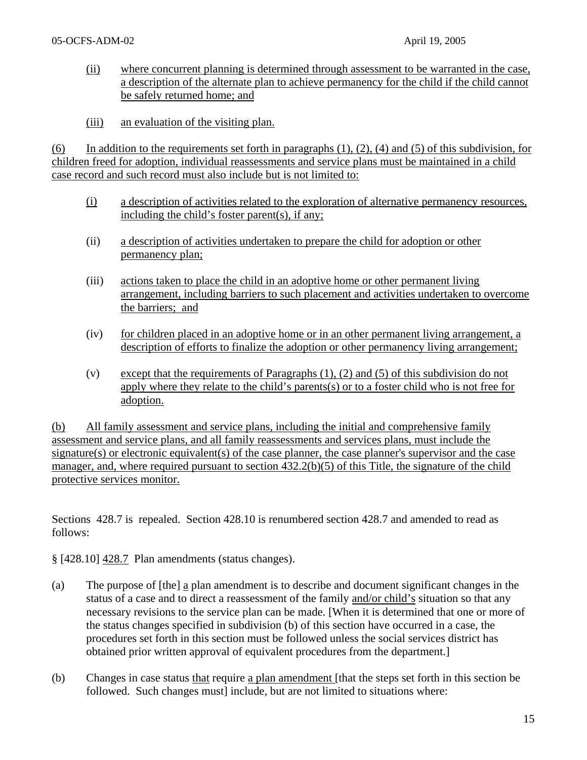(ii) where concurrent planning is determined through assessment to be warranted in the case, a description of the alternate plan to achieve permanency for the child if the child cannot be safely returned home; and

(iii) an evaluation of the visiting plan.

(6) In addition to the requirements set forth in paragraphs (1), (2), (4) and (5) of this subdivision, for children freed for adoption, individual reassessments and service plans must be maintained in a child case record and such record must also include but is not limited to:

(i) a description of activities related to the exploration of alternative permanency resources, including the child's foster parent(s), if any;

(ii) a description of activities undertaken to prepare the child for adoption or other permanency plan;

(iii) actions taken to place the child in an adoptive home or other permanent living arrangement, including barriers to such placement and activities undertaken to overcome the barriers; and

(iv) for children placed in an adoptive home or in an other permanent living arrangement, a description of efforts to finalize the adoption or other permanency living arrangement;

(v) except that the requirements of Paragraphs (1), (2) and (5) of this subdivision do not apply where they relate to the child's parents(s) or to a foster child who is not free for adoption.

(b) All family assessment and service plans, including the initial and comprehensive family assessment and service plans, and all family reassessments and services plans, must include the signature(s) or electronic equivalent(s) of the case planner, the case planner's supervisor and the case manager, and, where required pursuant to section 432.2(b)(5) of this Title, the signature of the child protective services monitor.

Sections 428.7 is repealed. Section 428.10 is renumbered section 428.7 and amended to read as follows:

§ [428.10] 428.7 Plan amendments (status changes).

(a) The purpose of [the] a plan amendment is to describe and document significant changes in the status of a case and to direct a reassessment of the family and/or child's situation so that any necessary revisions to the service plan can be made. [When it is determined that one or more of the status changes specified in subdivision (b) of this section have occurred in a case, the procedures set forth in this section must be followed unless the social services district has obtained prior written approval of equivalent procedures from the department.]

(b) Changes in case status that require a plan amendment [that the steps set forth in this section be followed. Such changes must] include, but are not limited to situations where: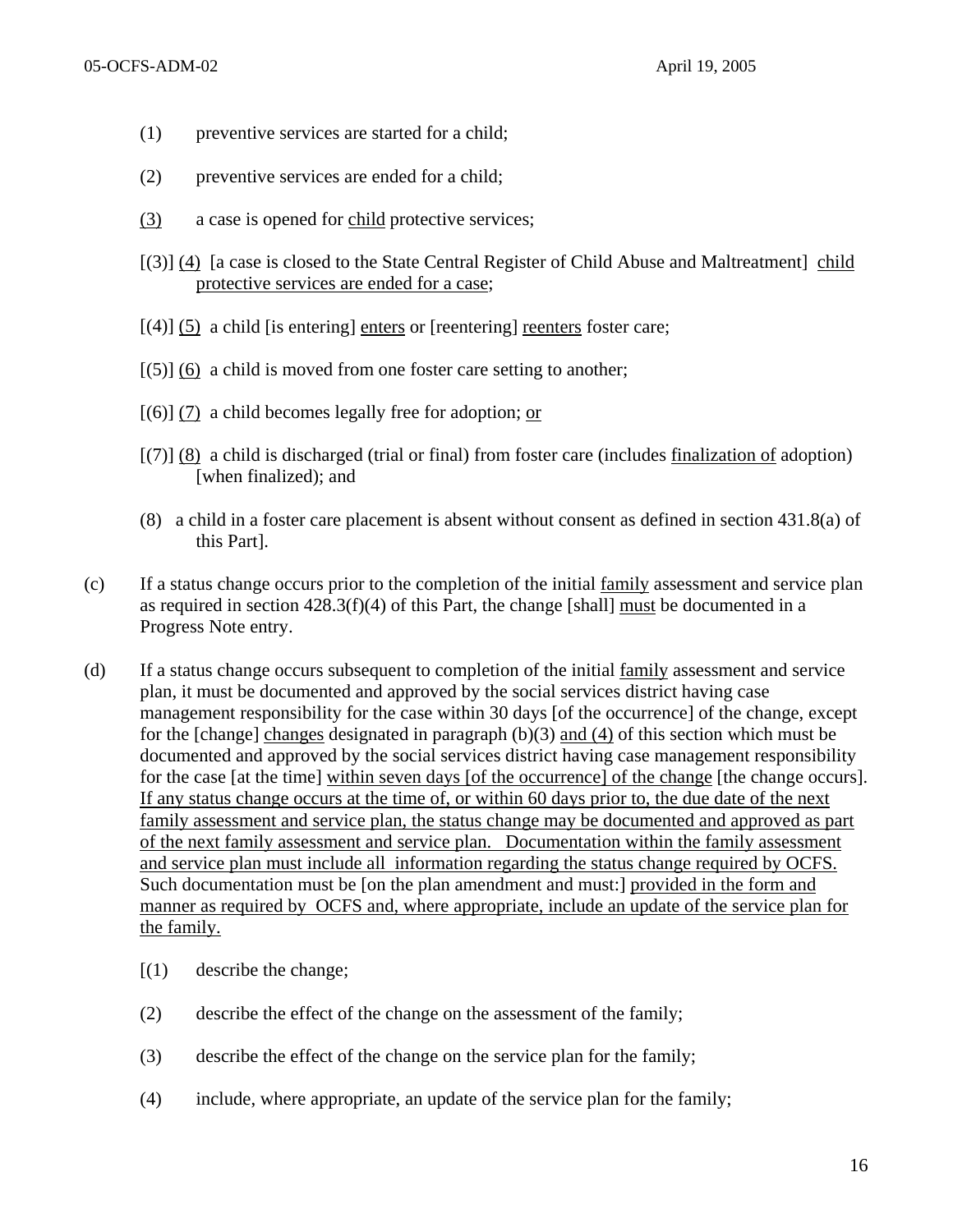(1) preventive services are started for a child;

(2) preventive services are ended for a child;

<u>(3)</u> a case is opened for <u>child</u> protective services;

[(3)] <u>(4)</u> [a case is closed to the State Central Register of Child Abuse and Maltreatment] <u>child protective services are ended for a case</u>;

[(4)] <u>(5)</u> a child [is entering] <u>enters</u> or [reentering] <u>reenters</u> foster care;

[(5)] <u>(6)</u> a child is moved from one foster care setting to another;

[(6)] <u>(7)</u> a child becomes legally free for adoption; <u>or</u>

[(7)] <u>(8)</u> a child is discharged (trial or final) from foster care (includes <u>finalization of</u> adoption) [when finalized); and

(8) a child in a foster care placement is absent without consent as defined in section 431.8(a) of this Part].

(c) If a status change occurs prior to the completion of the initial <u>family</u> assessment and service plan as required in section 428.3(f)(4) of this Part, the change [shall] <u>must</u> be documented in a Progress Note entry.

(d) If a status change occurs subsequent to completion of the initial <u>family</u> assessment and service plan, it must be documented and approved by the social services district having case management responsibility for the case within 30 days [of the occurrence] of the change, except for the [change] <u>changes</u> designated in paragraph (b)(3) <u>and (4)</u> of this section which must be documented and approved by the social services district having case management responsibility for the case [at the time] <u>within seven days [of the occurrence] of the change</u> [the change occurs]. <u>If any status change occurs at the time of, or within 60 days prior to, the due date of the next family assessment and service plan, the status change may be documented and approved as part of the next family assessment and service plan. Documentation within the family assessment and service plan must include all information regarding the status change required by OCFS.</u> Such documentation must be [on the plan amendment and must:] <u>provided in the form and manner as required by OCFS and, where appropriate, include an update of the service plan for the family.</u>

[(1) describe the change;

(2) describe the effect of the change on the assessment of the family;

(3) describe the effect of the change on the service plan for the family;

(4) include, where appropriate, an update of the service plan for the family;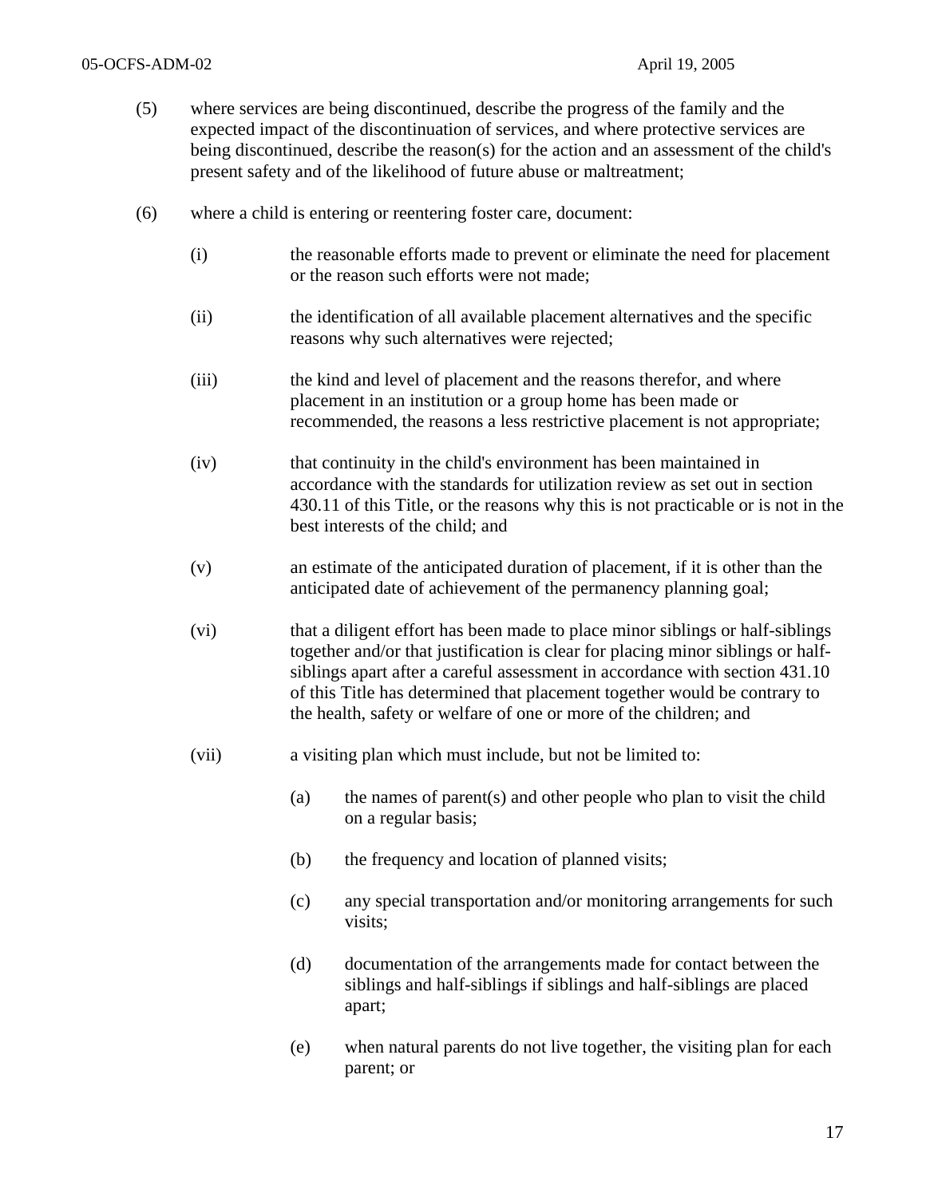(5) where services are being discontinued, describe the progress of the family and the expected impact of the discontinuation of services, and where protective services are being discontinued, describe the reason(s) for the action and an assessment of the child's present safety and of the likelihood of future abuse or maltreatment;

(6) where a child is entering or reentering foster care, document:

(i) the reasonable efforts made to prevent or eliminate the need for placement or the reason such efforts were not made;

(ii) the identification of all available placement alternatives and the specific reasons why such alternatives were rejected;

(iii) the kind and level of placement and the reasons therefor, and where placement in an institution or a group home has been made or recommended, the reasons a less restrictive placement is not appropriate;

(iv) that continuity in the child's environment has been maintained in accordance with the standards for utilization review as set out in section 430.11 of this Title, or the reasons why this is not practicable or is not in the best interests of the child; and

(v) an estimate of the anticipated duration of placement, if it is other than the anticipated date of achievement of the permanency planning goal;

(vi) that a diligent effort has been made to place minor siblings or half-siblings together and/or that justification is clear for placing minor siblings or half-siblings apart after a careful assessment in accordance with section 431.10 of this Title has determined that placement together would be contrary to the health, safety or welfare of one or more of the children; and

(vii) a visiting plan which must include, but not be limited to:

(a) the names of parent(s) and other people who plan to visit the child on a regular basis;

(b) the frequency and location of planned visits;

(c) any special transportation and/or monitoring arrangements for such visits;

(d) documentation of the arrangements made for contact between the siblings and half-siblings if siblings and half-siblings are placed apart;

(e) when natural parents do not live together, the visiting plan for each parent; or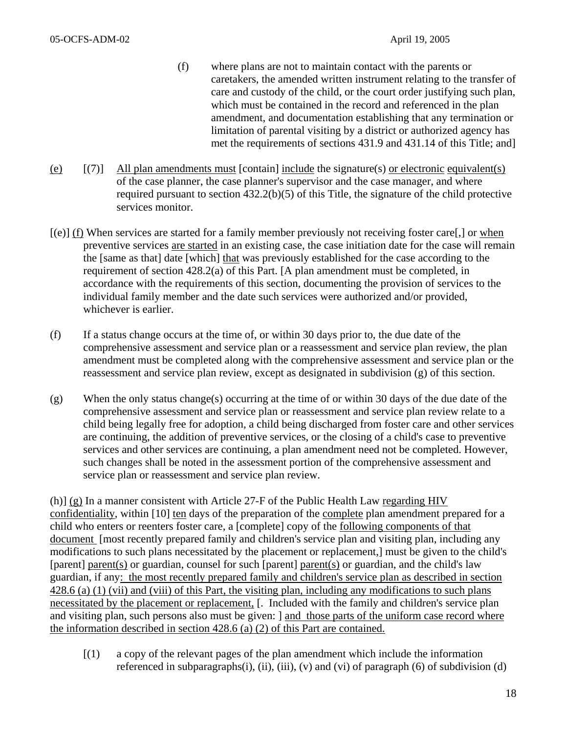(f) where plans are not to maintain contact with the parents or caretakers, the amended written instrument relating to the transfer of care and custody of the child, or the court order justifying such plan, which must be contained in the record and referenced in the plan amendment, and documentation establishing that any termination or limitation of parental visiting by a district or authorized agency has met the requirements of sections 431.9 and 431.14 of this Title; and]

(e) [(7)] All plan amendments must [contain] include the signature(s) or electronic equivalent(s) of the case planner, the case planner's supervisor and the case manager, and where required pursuant to section 432.2(b)(5) of this Title, the signature of the child protective services monitor.

[(e)] (f) When services are started for a family member previously not receiving foster care[,] or when preventive services are started in an existing case, the case initiation date for the case will remain the [same as that] date [which] that was previously established for the case according to the requirement of section 428.2(a) of this Part. [A plan amendment must be completed, in accordance with the requirements of this section, documenting the provision of services to the individual family member and the date such services were authorized and/or provided, whichever is earlier.

(f) If a status change occurs at the time of, or within 30 days prior to, the due date of the comprehensive assessment and service plan or a reassessment and service plan review, the plan amendment must be completed along with the comprehensive assessment and service plan or the reassessment and service plan review, except as designated in subdivision (g) of this section.

(g) When the only status change(s) occurring at the time of or within 30 days of the due date of the comprehensive assessment and service plan or reassessment and service plan review relate to a child being legally free for adoption, a child being discharged from foster care and other services are continuing, the addition of preventive services, or the closing of a child's case to preventive services and other services are continuing, a plan amendment need not be completed. However, such changes shall be noted in the assessment portion of the comprehensive assessment and service plan or reassessment and service plan review.

(h)] (g) In a manner consistent with Article 27-F of the Public Health Law regarding HIV confidentiality, within [10] ten days of the preparation of the complete plan amendment prepared for a child who enters or reenters foster care, a [complete] copy of the following components of that document [most recently prepared family and children's service plan and visiting plan, including any modifications to such plans necessitated by the placement or replacement,] must be given to the child's [parent] parent(s) or guardian, counsel for such [parent] parent(s) or guardian, and the child's law guardian, if any: the most recently prepared family and children's service plan as described in section 428.6 (a) (1) (vii) and (viii) of this Part, the visiting plan, including any modifications to such plans necessitated by the placement or replacement, [. Included with the family and children's service plan and visiting plan, such persons also must be given: ] and those parts of the uniform case record where the information described in section 428.6 (a) (2) of this Part are contained.

[(1) a copy of the relevant pages of the plan amendment which include the information referenced in subparagraphs(i), (ii), (iii), (v) and (vi) of paragraph (6) of subdivision (d)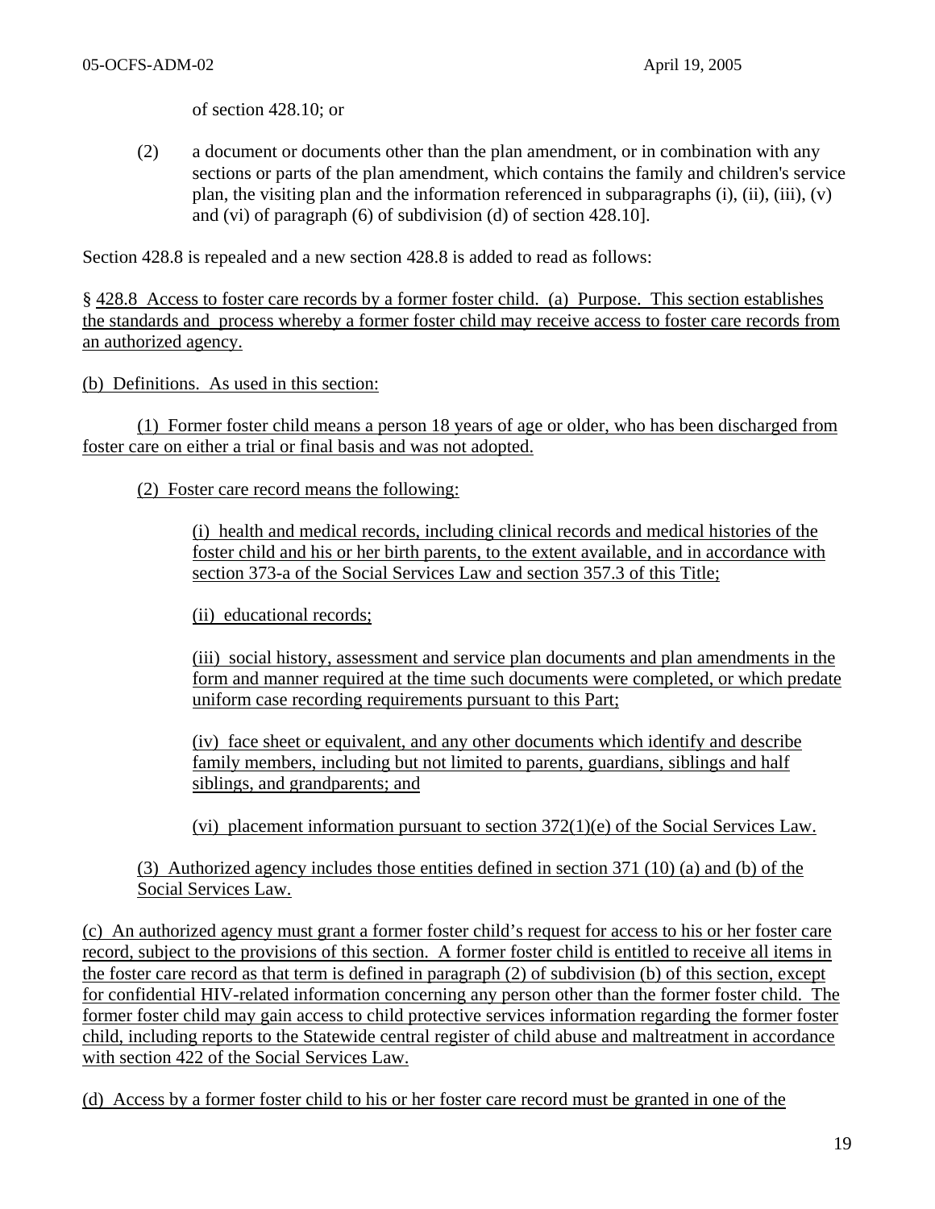of section 428.10; or

(2) a document or documents other than the plan amendment, or in combination with any sections or parts of the plan amendment, which contains the family and children's service plan, the visiting plan and the information referenced in subparagraphs (i), (ii), (iii), (v) and (vi) of paragraph (6) of subdivision (d) of section 428.10].

Section 428.8 is repealed and a new section 428.8 is added to read as follows:

§ <u>428.8 Access to foster care records by a former foster child. (a) Purpose. This section establishes the standards and process whereby a former foster child may receive access to foster care records from an authorized agency.</u>

<u>(b) Definitions. As used in this section:</u>

<u>(1) Former foster child means a person 18 years of age or older, who has been discharged from foster care on either a trial or final basis and was not adopted.</u>

<u>(2) Foster care record means the following:</u>

<u>(i) health and medical records, including clinical records and medical histories of the foster child and his or her birth parents, to the extent available, and in accordance with section 373-a of the Social Services Law and section 357.3 of this Title;</u>

<u>(ii) educational records;</u>

<u>(iii) social history, assessment and service plan documents and plan amendments in the form and manner required at the time such documents were completed, or which predate uniform case recording requirements pursuant to this Part;</u>

<u>(iv) face sheet or equivalent, and any other documents which identify and describe family members, including but not limited to parents, guardians, siblings and half siblings, and grandparents; and</u>

<u>(vi) placement information pursuant to section 372(1)(e) of the Social Services Law.</u>

<u>(3) Authorized agency includes those entities defined in section 371 (10) (a) and (b) of the Social Services Law.</u>

<u>(c) An authorized agency must grant a former foster child's request for access to his or her foster care record, subject to the provisions of this section. A former foster child is entitled to receive all items in the foster care record as that term is defined in paragraph (2) of subdivision (b) of this section, except for confidential HIV-related information concerning any person other than the former foster child. The former foster child may gain access to child protective services information regarding the former foster child, including reports to the Statewide central register of child abuse and maltreatment in accordance with section 422 of the Social Services Law.</u>

<u>(d) Access by a former foster child to his or her foster care record must be granted in one of the</u>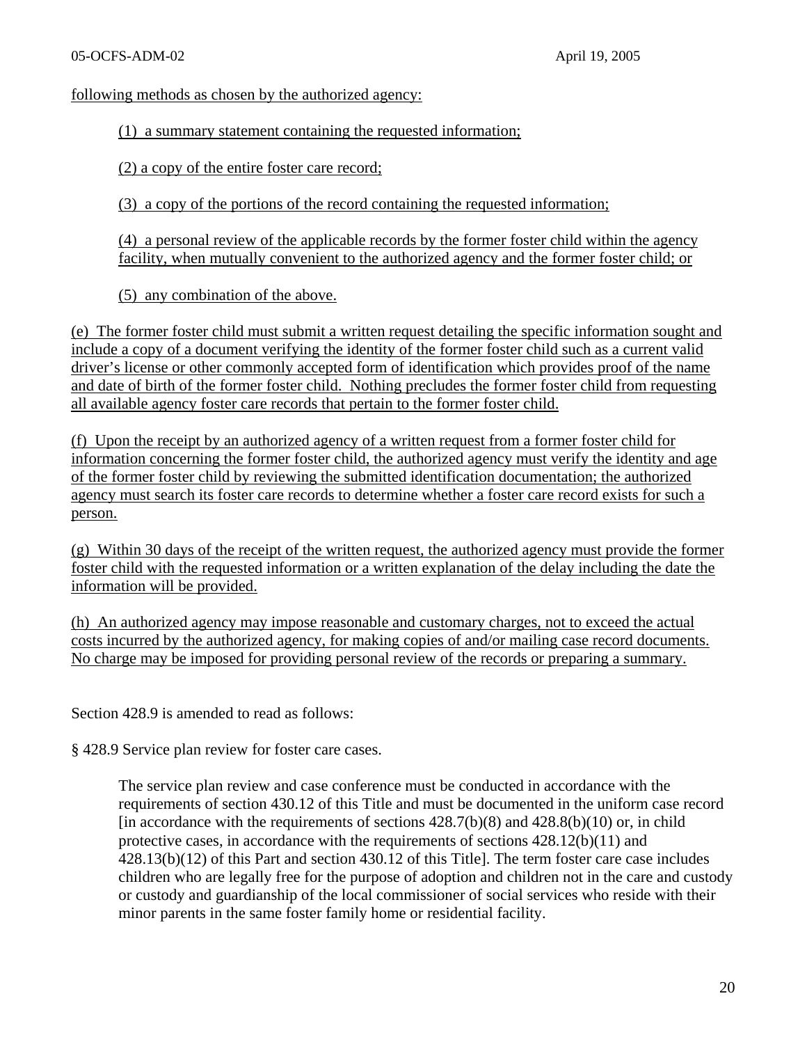following methods as chosen by the authorized agency:

(1) a summary statement containing the requested information;

(2) a copy of the entire foster care record;

(3) a copy of the portions of the record containing the requested information;

(4) a personal review of the applicable records by the former foster child within the agency facility, when mutually convenient to the authorized agency and the former foster child; or

(5) any combination of the above.

(e) The former foster child must submit a written request detailing the specific information sought and include a copy of a document verifying the identity of the former foster child such as a current valid driver's license or other commonly accepted form of identification which provides proof of the name and date of birth of the former foster child. Nothing precludes the former foster child from requesting all available agency foster care records that pertain to the former foster child.

(f) Upon the receipt by an authorized agency of a written request from a former foster child for information concerning the former foster child, the authorized agency must verify the identity and age of the former foster child by reviewing the submitted identification documentation; the authorized agency must search its foster care records to determine whether a foster care record exists for such a person.

(g) Within 30 days of the receipt of the written request, the authorized agency must provide the former foster child with the requested information or a written explanation of the delay including the date the information will be provided.

(h) An authorized agency may impose reasonable and customary charges, not to exceed the actual costs incurred by the authorized agency, for making copies of and/or mailing case record documents. No charge may be imposed for providing personal review of the records or preparing a summary.

Section 428.9 is amended to read as follows:

§ 428.9 Service plan review for foster care cases.

The service plan review and case conference must be conducted in accordance with the requirements of section 430.12 of this Title and must be documented in the uniform case record [in accordance with the requirements of sections 428.7(b)(8) and 428.8(b)(10) or, in child protective cases, in accordance with the requirements of sections 428.12(b)(11) and 428.13(b)(12) of this Part and section 430.12 of this Title]. The term foster care case includes children who are legally free for the purpose of adoption and children not in the care and custody or custody and guardianship of the local commissioner of social services who reside with their minor parents in the same foster family home or residential facility.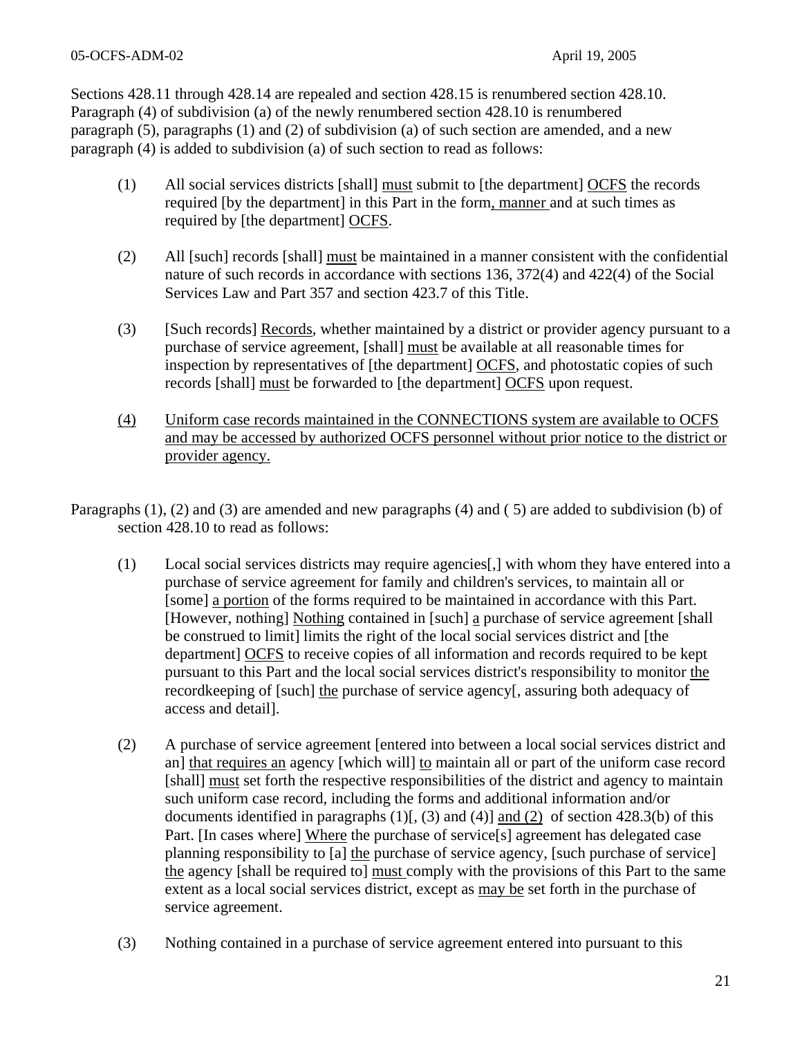Sections 428.11 through 428.14 are repealed and section 428.15 is renumbered section 428.10. Paragraph (4) of subdivision (a) of the newly renumbered section 428.10 is renumbered paragraph (5), paragraphs (1) and (2) of subdivision (a) of such section are amended, and a new paragraph (4) is added to subdivision (a) of such section to read as follows:

(1) All social services districts [shall] <u>must</u> submit to [the department] <u>OCFS</u> the records required [by the department] in this Part in the form<u>, manner</u> and at such times as required by [the department] <u>OCFS</u>.

(2) All [such] records [shall] <u>must</u> be maintained in a manner consistent with the confidential nature of such records in accordance with sections 136, 372(4) and 422(4) of the Social Services Law and Part 357 and section 423.7 of this Title.

(3) [Such records] <u>Records</u>, whether maintained by a district or provider agency pursuant to a purchase of service agreement, [shall] <u>must</u> be available at all reasonable times for inspection by representatives of [the department] <u>OCFS</u>, and photostatic copies of such records [shall] <u>must</u> be forwarded to [the department] <u>OCFS</u> upon request.

<u>(4) Uniform case records maintained in the CONNECTIONS system are available to OCFS and may be accessed by authorized OCFS personnel without prior notice to the district or provider agency.</u>

Paragraphs (1), (2) and (3) are amended and new paragraphs (4) and ( 5) are added to subdivision (b) of section 428.10 to read as follows:

(1) Local social services districts may require agencies[,] with whom they have entered into a purchase of service agreement for family and children's services, to maintain all or [some] <u>a portion</u> of the forms required to be maintained in accordance with this Part. [However, nothing] <u>Nothing</u> contained in [such] <u>a</u> purchase of service agreement [shall be construed to limit] limits the right of the local social services district and [the department] <u>OCFS</u> to receive copies of all information and records required to be kept pursuant to this Part and the local social services district's responsibility to monitor <u>the</u> recordkeeping of [such] <u>the</u> purchase of service agency[, assuring both adequacy of access and detail].

(2) A purchase of service agreement [entered into between a local social services district and an] <u>that requires an</u> agency [which will] <u>to</u> maintain all or part of the uniform case record [shall] <u>must</u> set forth the respective responsibilities of the district and agency to maintain such uniform case record, including the forms and additional information and/or documents identified in paragraphs (1)[, (3) and (4)] <u>and (2)</u> of section 428.3(b) of this Part. [In cases where] <u>Where</u> the purchase of service[s] agreement has delegated case planning responsibility to [a] <u>the</u> purchase of service agency, [such purchase of service] <u>the</u> agency [shall be required to] <u>must</u> comply with the provisions of this Part to the same extent as a local social services district, except as <u>may be</u> set forth in the purchase of service agreement.

(3) Nothing contained in a purchase of service agreement entered into pursuant to this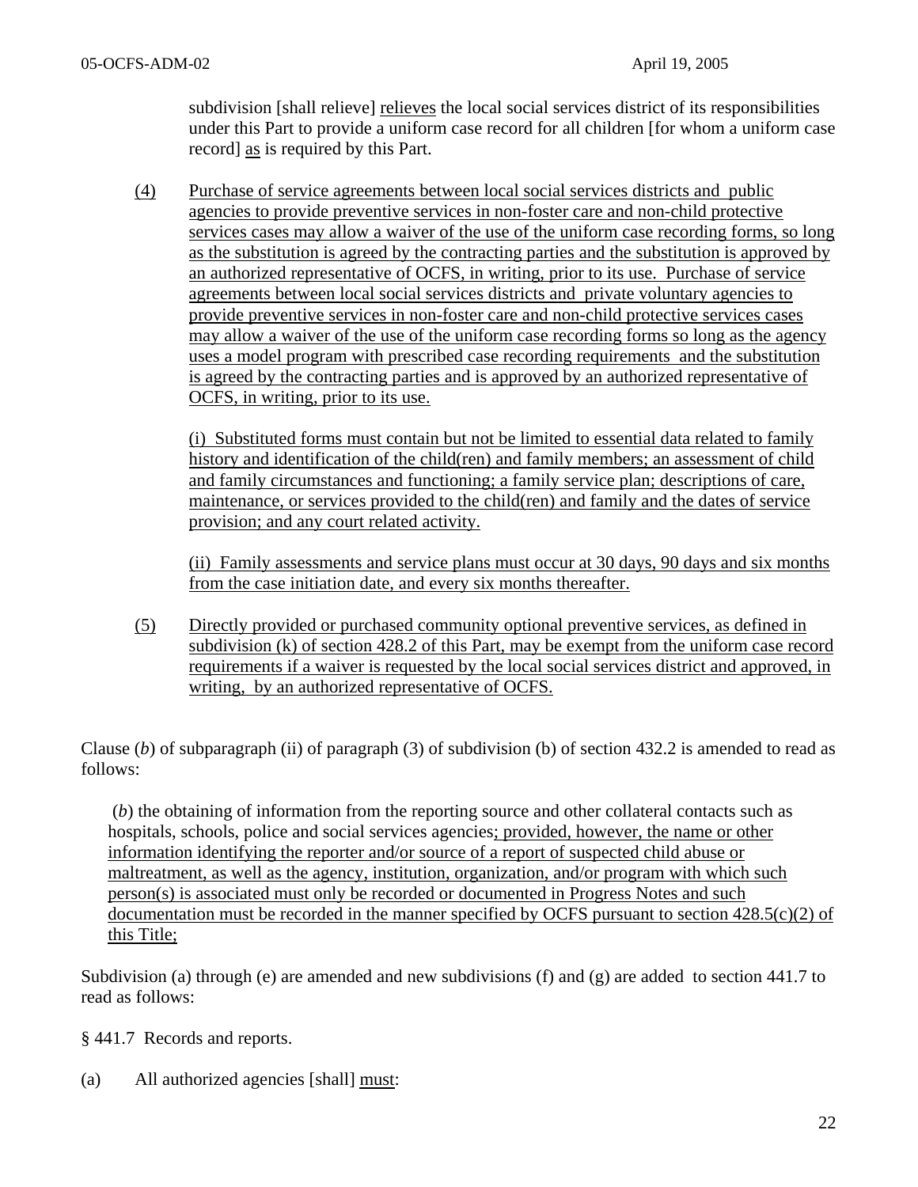subdivision [shall relieve] relieves the local social services district of its responsibilities under this Part to provide a uniform case record for all children [for whom a uniform case record] as is required by this Part.

(4) Purchase of service agreements between local social services districts and public agencies to provide preventive services in non-foster care and non-child protective services cases may allow a waiver of the use of the uniform case recording forms, so long as the substitution is agreed by the contracting parties and the substitution is approved by an authorized representative of OCFS, in writing, prior to its use. Purchase of service agreements between local social services districts and private voluntary agencies to provide preventive services in non-foster care and non-child protective services cases may allow a waiver of the use of the uniform case recording forms so long as the agency uses a model program with prescribed case recording requirements and the substitution is agreed by the contracting parties and is approved by an authorized representative of OCFS, in writing, prior to its use.

(i) Substituted forms must contain but not be limited to essential data related to family history and identification of the child(ren) and family members; an assessment of child and family circumstances and functioning; a family service plan; descriptions of care, maintenance, or services provided to the child(ren) and family and the dates of service provision; and any court related activity.

(ii) Family assessments and service plans must occur at 30 days, 90 days and six months from the case initiation date, and every six months thereafter.

(5) Directly provided or purchased community optional preventive services, as defined in subdivision (k) of section 428.2 of this Part, may be exempt from the uniform case record requirements if a waiver is requested by the local social services district and approved, in writing, by an authorized representative of OCFS.

Clause (*b*) of subparagraph (ii) of paragraph (3) of subdivision (b) of section 432.2 is amended to read as follows:

(*b*) the obtaining of information from the reporting source and other collateral contacts such as hospitals, schools, police and social services agencies; provided, however, the name or other information identifying the reporter and/or source of a report of suspected child abuse or maltreatment, as well as the agency, institution, organization, and/or program with which such person(s) is associated must only be recorded or documented in Progress Notes and such documentation must be recorded in the manner specified by OCFS pursuant to section 428.5(c)(2) of this Title;

Subdivision (a) through (e) are amended and new subdivisions (f) and (g) are added to section 441.7 to read as follows:

§ 441.7 Records and reports.

(a) All authorized agencies [shall] must: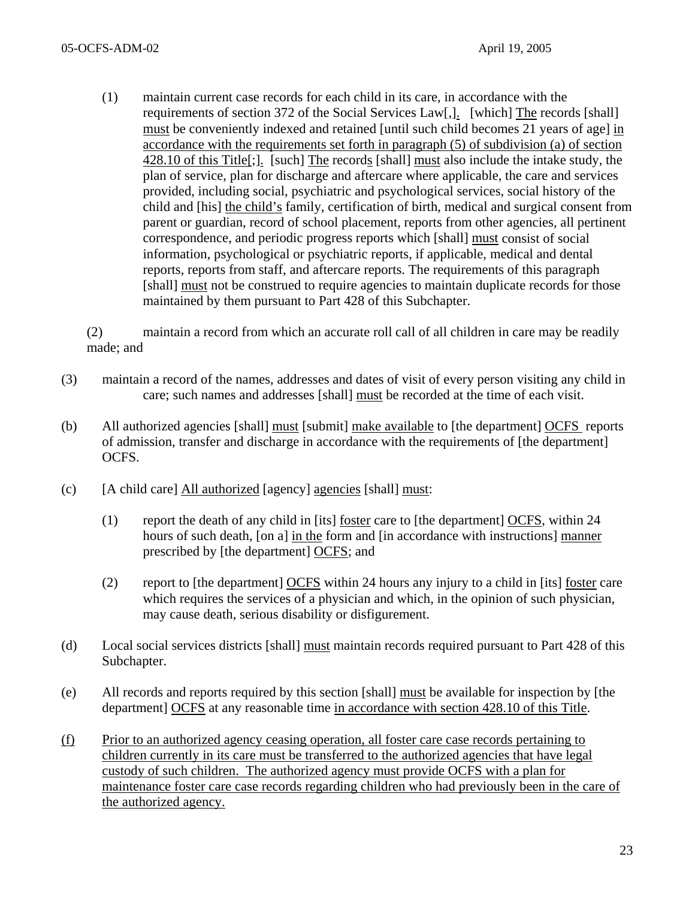(1) maintain current case records for each child in its care, in accordance with the requirements of section 372 of the Social Services Law[,]<u>.</u> [which] <u>The</u> records [shall] <u>must</u> be conveniently indexed and retained [until such child becomes 21 years of age] <u>in accordance with the requirements set forth in paragraph (5) of subdivision (a) of section 428.10 of this Title</u>[;]<u>.</u> [such] <u>The</u> record<u>s</u> [shall] <u>must</u> also include the intake study, the plan of service, plan for discharge and aftercare where applicable, the care and services provided, including social, psychiatric and psychological services, social history of the child and [his] <u>the child's</u> family, certification of birth, medical and surgical consent from parent or guardian, record of school placement, reports from other agencies, all pertinent correspondence, and periodic progress reports which [shall] <u>must</u> consist of social information, psychological or psychiatric reports, if applicable, medical and dental reports, reports from staff, and aftercare reports. The requirements of this paragraph [shall] <u>must</u> not be construed to require agencies to maintain duplicate records for those maintained by them pursuant to Part 428 of this Subchapter.

(2) maintain a record from which an accurate roll call of all children in care may be readily made; and

(3) maintain a record of the names, addresses and dates of visit of every person visiting any child in care; such names and addresses [shall] <u>must</u> be recorded at the time of each visit.

(b) All authorized agencies [shall] <u>must</u> [submit] <u>make available</u> to [the department] <u>OCFS</u> reports of admission, transfer and discharge in accordance with the requirements of [the department] OCFS.

(c) [A child care] <u>All authorized</u> [agency] <u>agencies</u> [shall] <u>must</u>:

(1) report the death of any child in [its] <u>foster</u> care to [the department] <u>OCFS</u>, within 24 hours of such death, [on a] <u>in the</u> form and [in accordance with instructions] <u>manner</u> prescribed by [the department] <u>OCFS</u>; and

(2) report to [the department] <u>OCFS</u> within 24 hours any injury to a child in [its] <u>foster</u> care which requires the services of a physician and which, in the opinion of such physician, may cause death, serious disability or disfigurement.

(d) Local social services districts [shall] <u>must</u> maintain records required pursuant to Part 428 of this Subchapter.

(e) All records and reports required by this section [shall] <u>must</u> be available for inspection by [the department] <u>OCFS</u> at any reasonable time <u>in accordance with section 428.10 of this Title</u>.

<u>(f) Prior to an authorized agency ceasing operation, all foster care case records pertaining to children currently in its care must be transferred to the authorized agencies that have legal custody of such children. The authorized agency must provide OCFS with a plan for maintenance foster care case records regarding children who had previously been in the care of the authorized agency.</u>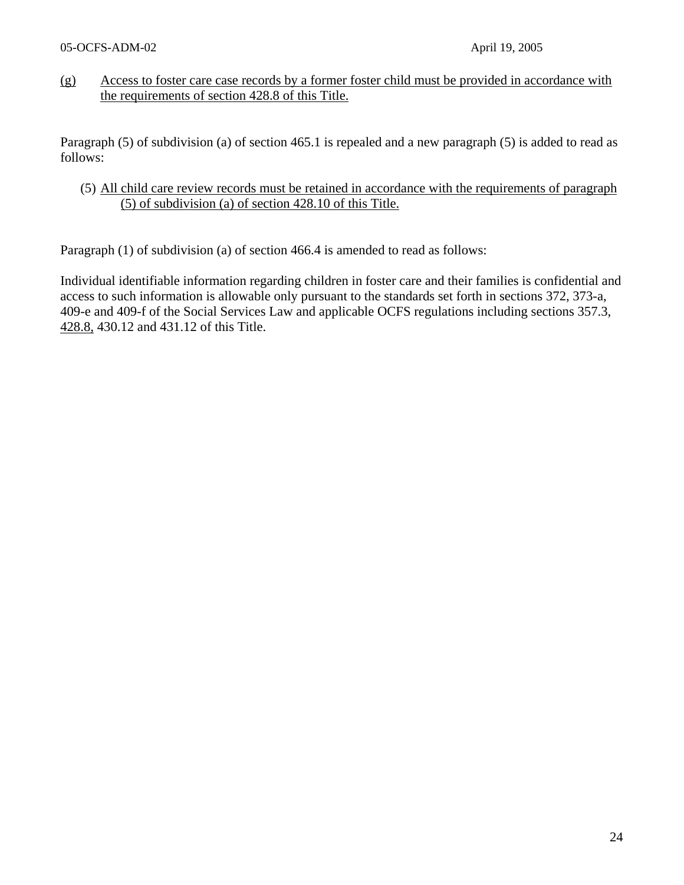(g) Access to foster care case records by a former foster child must be provided in accordance with the requirements of section 428.8 of this Title.

Paragraph (5) of subdivision (a) of section 465.1 is repealed and a new paragraph (5) is added to read as follows:

(5) All child care review records must be retained in accordance with the requirements of paragraph (5) of subdivision (a) of section 428.10 of this Title.

Paragraph (1) of subdivision (a) of section 466.4 is amended to read as follows:

Individual identifiable information regarding children in foster care and their families is confidential and access to such information is allowable only pursuant to the standards set forth in sections 372, 373-a, 409-e and 409-f of the Social Services Law and applicable OCFS regulations including sections 357.3, 428.8, 430.12 and 431.12 of this Title.